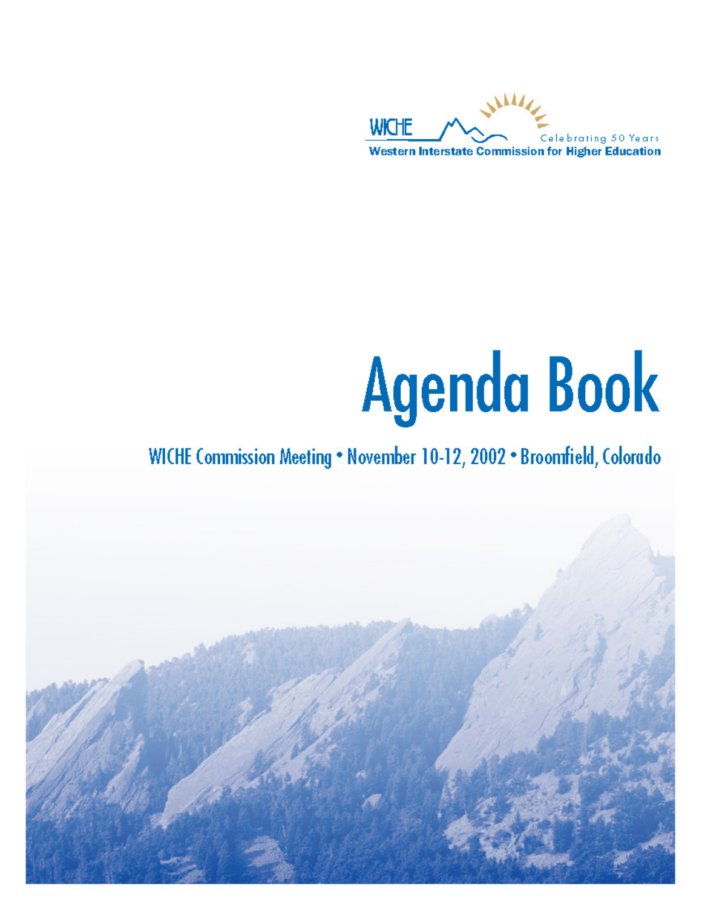WICHE

Celebrating 50 Years

Western Interstate Commission for Higher Education

# Agenda Book

## WICHE Commission Meeting • November 10-12, 2002 • Broomfield, Colorado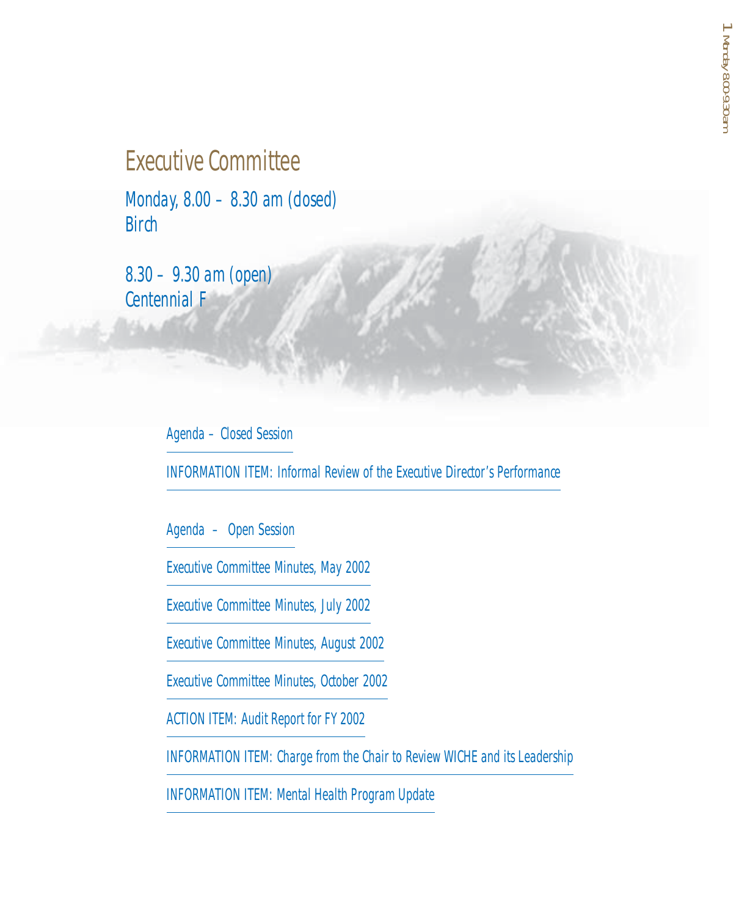# Executive Committee

Monday, 8.00 – 8.30 am (closed)
Birch

8.30 – 9.30 am (open)
Centennial F

## Agenda – Closed Session

INFORMATION ITEM: Informal Review of the Executive Director's Performance

## Agenda – Open Session

Executive Committee Minutes, May 2002

Executive Committee Minutes, July 2002

Executive Committee Minutes, August 2002

Executive Committee Minutes, October 2002

ACTION ITEM: Audit Report for FY 2002

INFORMATION ITEM: Charge from the Chair to Review WICHE and its Leadership

INFORMATION ITEM: Mental Health Program Update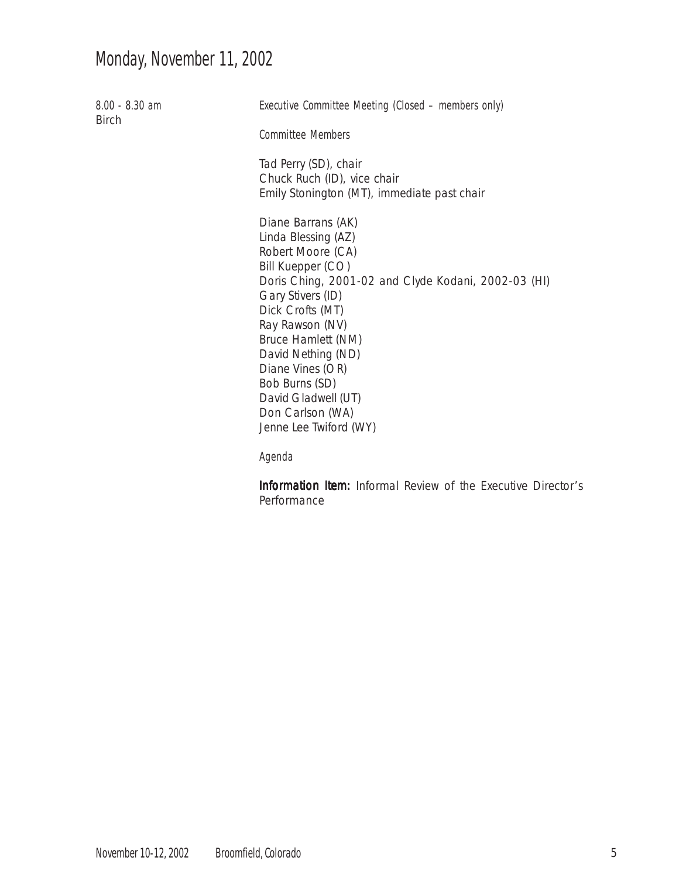# Monday, November 11, 2002

*8.00 - 8.30 am*
Birch

*Executive Committee Meeting (Closed – members only)*

*Committee Members*

Tad Perry (SD), chair
Chuck Ruch (ID), vice chair
Emily Stonington (MT), immediate past chair

Diane Barrans (AK)
Linda Blessing (AZ)
Robert Moore (CA)
Bill Kuepper (CO)
Doris Ching, 2001-02 and Clyde Kodani, 2002-03 (HI)
Gary Stivers (ID)
Dick Crofts (MT)
Ray Rawson (NV)
Bruce Hamlett (NM)
David Nething (ND)
Diane Vines (OR)
Bob Burns (SD)
David Gladwell (UT)
Don Carlson (WA)
Jenne Lee Twiford (WY)

*Agenda*

**Information Item:** Informal Review of the Executive Director's Performance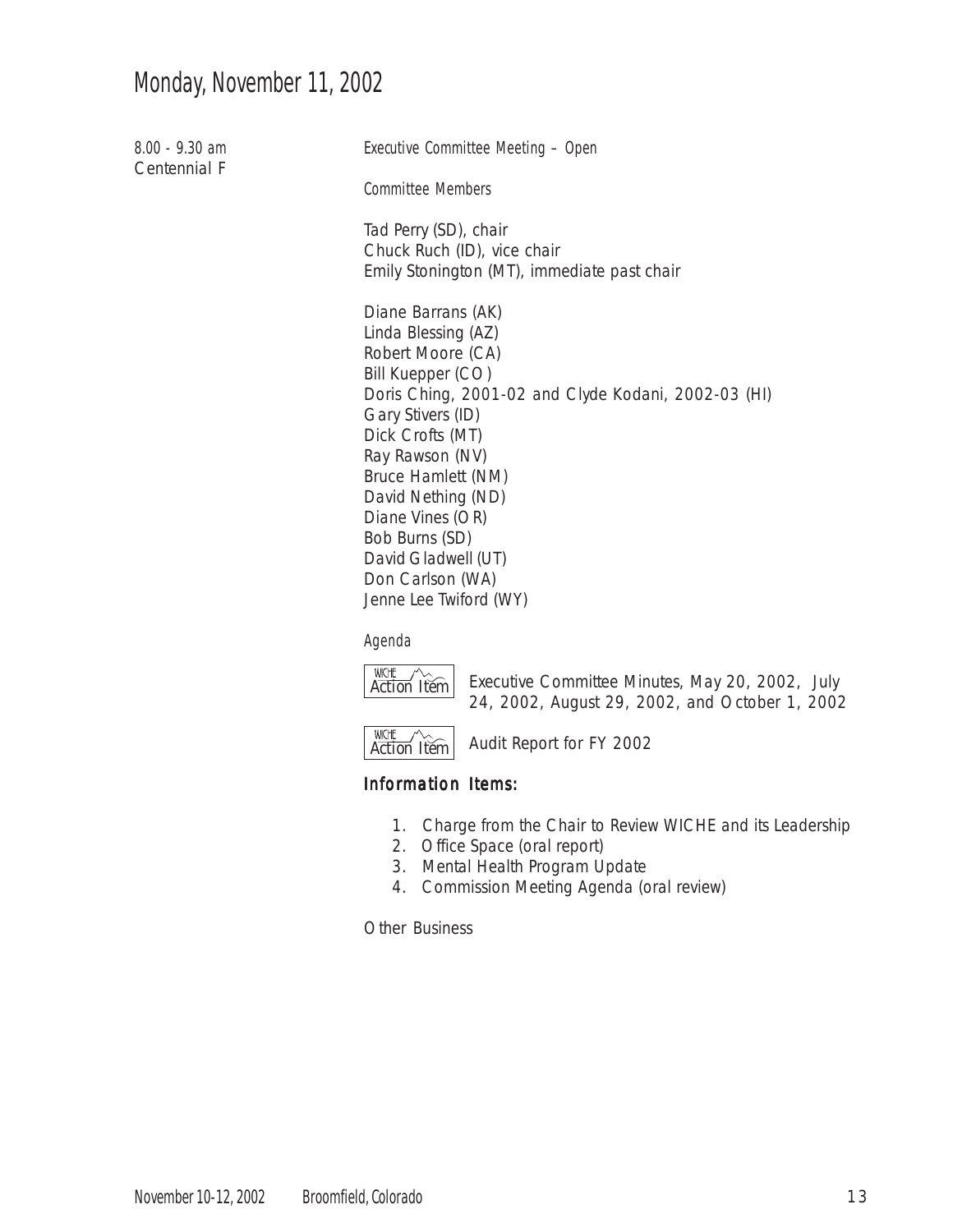# Monday, November 11, 2002

*8.00 - 9.30 am*
Centennial F

*Executive Committee Meeting – Open*

*Committee Members*

Tad Perry (SD), chair
Chuck Ruch (ID), vice chair
Emily Stonington (MT), immediate past chair

Diane Barrans (AK)
Linda Blessing (AZ)
Robert Moore (CA)
Bill Kuepper (CO)
Doris Ching, 2001-02 and Clyde Kodani, 2002-03 (HI)
Gary Stivers (ID)
Dick Crofts (MT)
Ray Rawson (NV)
Bruce Hamlett (NM)
David Nething (ND)
Diane Vines (OR)
Bob Burns (SD)
David Gladwell (UT)
Don Carlson (WA)
Jenne Lee Twiford (WY)

*Agenda*

WICHE Action Item — Executive Committee Minutes, May 20, 2002, July 24, 2002, August 29, 2002, and October 1, 2002

WICHE Action Item — Audit Report for FY 2002

**Information Items:**

1. Charge from the Chair to Review WICHE and its Leadership
2. Office Space (oral report)
3. Mental Health Program Update
4. Commission Meeting Agenda (oral review)

Other Business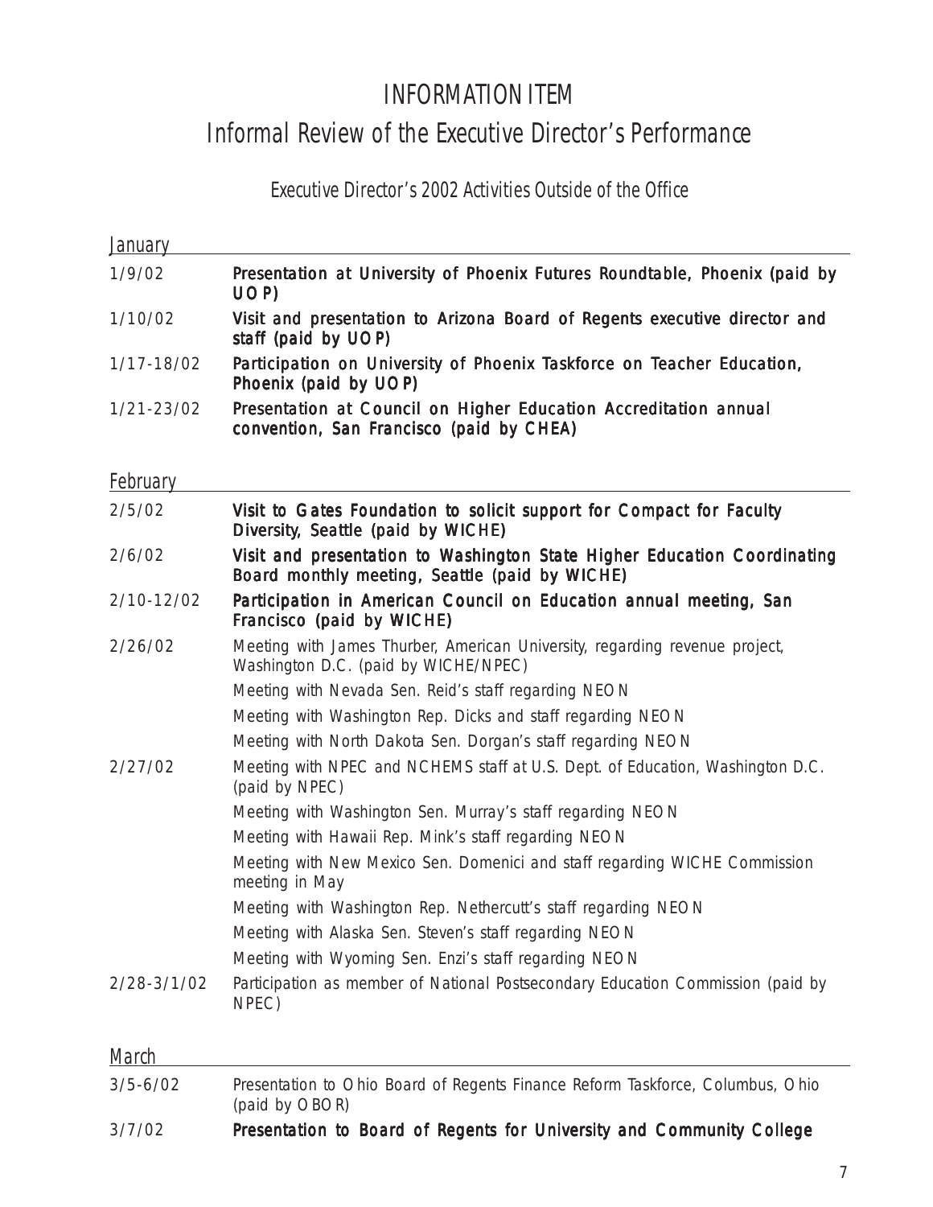# INFORMATION ITEM

## Informal Review of the Executive Director's Performance

### Executive Director's 2002 Activities Outside of the Office

#### January

| | |
|---|---|
| 1/9/02 | **Presentation at University of Phoenix Futures Roundtable, Phoenix (paid by UOP)** |
| 1/10/02 | **Visit and presentation to Arizona Board of Regents executive director and staff (paid by UOP)** |
| 1/17-18/02 | **Participation on University of Phoenix Taskforce on Teacher Education, Phoenix (paid by UOP)** |
| 1/21-23/02 | **Presentation at Council on Higher Education Accreditation annual convention, San Francisco (paid by CHEA)** |

#### February

| | |
|---|---|
| 2/5/02 | **Visit to Gates Foundation to solicit support for Compact for Faculty Diversity, Seattle (paid by WICHE)** |
| 2/6/02 | **Visit and presentation to Washington State Higher Education Coordinating Board monthly meeting, Seattle (paid by WICHE)** |
| 2/10-12/02 | **Participation in American Council on Education annual meeting, San Francisco (paid by WICHE)** |
| 2/26/02 | Meeting with James Thurber, American University, regarding revenue project, Washington D.C. (paid by WICHE/NPEC) |
| | Meeting with Nevada Sen. Reid's staff regarding NEON |
| | Meeting with Washington Rep. Dicks and staff regarding NEON |
| | Meeting with North Dakota Sen. Dorgan's staff regarding NEON |
| 2/27/02 | Meeting with NPEC and NCHEMS staff at U.S. Dept. of Education, Washington D.C. (paid by NPEC) |
| | Meeting with Washington Sen. Murray's staff regarding NEON |
| | Meeting with Hawaii Rep. Mink's staff regarding NEON |
| | Meeting with New Mexico Sen. Domenici and staff regarding WICHE Commission meeting in May |
| | Meeting with Washington Rep. Nethercutt's staff regarding NEON |
| | Meeting with Alaska Sen. Steven's staff regarding NEON |
| | Meeting with Wyoming Sen. Enzi's staff regarding NEON |
| 2/28-3/1/02 | Participation as member of National Postsecondary Education Commission (paid by NPEC) |

#### March

| | |
|---|---|
| 3/5-6/02 | Presentation to Ohio Board of Regents Finance Reform Taskforce, Columbus, Ohio (paid by OBOR) |
| 3/7/02 | **Presentation to Board of Regents for University and Community College** |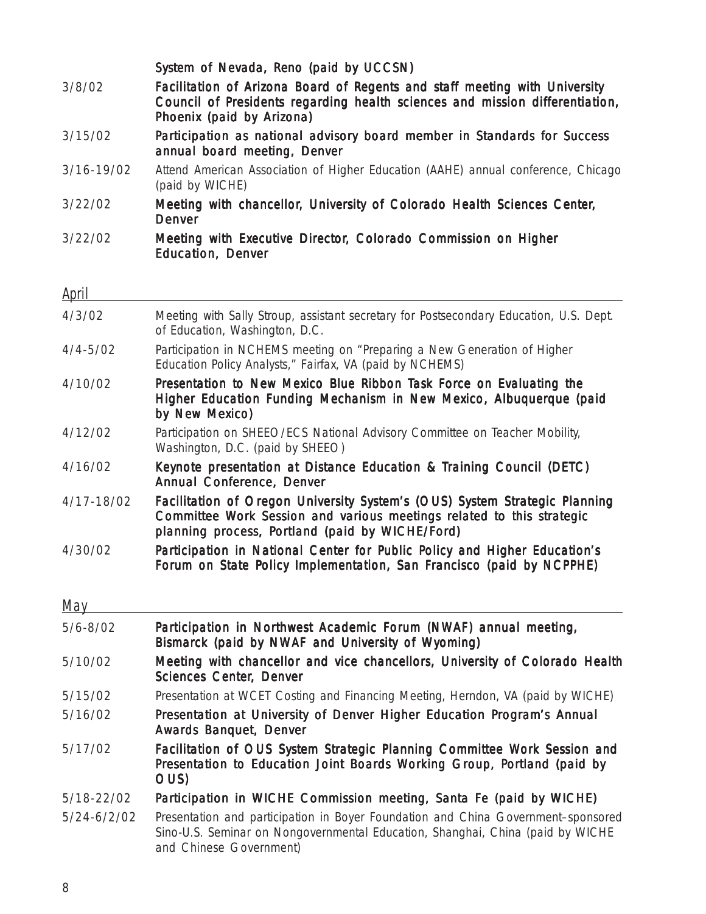| | |
|---|---|
| | **System of Nevada, Reno (paid by UCCSN)** |
| 3/8/02 | **Facilitation of Arizona Board of Regents and staff meeting with University Council of Presidents regarding health sciences and mission differentiation, Phoenix (paid by Arizona)** |
| 3/15/02 | **Participation as national advisory board member in Standards for Success annual board meeting, Denver** |
| 3/16-19/02 | Attend American Association of Higher Education (AAHE) annual conference, Chicago (paid by WICHE) |
| 3/22/02 | **Meeting with chancellor, University of Colorado Health Sciences Center, Denver** |
| 3/22/02 | **Meeting with Executive Director, Colorado Commission on Higher Education, Denver** |

## April

| | |
|---|---|
| 4/3/02 | Meeting with Sally Stroup, assistant secretary for Postsecondary Education, U.S. Dept. of Education, Washington, D.C. |
| 4/4-5/02 | Participation in NCHEMS meeting on "Preparing a New Generation of Higher Education Policy Analysts," Fairfax, VA (paid by NCHEMS) |
| 4/10/02 | **Presentation to New Mexico Blue Ribbon Task Force on Evaluating the Higher Education Funding Mechanism in New Mexico, Albuquerque (paid by New Mexico)** |
| 4/12/02 | Participation on SHEEO/ECS National Advisory Committee on Teacher Mobility, Washington, D.C. (paid by SHEEO) |
| 4/16/02 | **Keynote presentation at Distance Education & Training Council (DETC) Annual Conference, Denver** |
| 4/17-18/02 | **Facilitation of Oregon University System's (OUS) System Strategic Planning Committee Work Session and various meetings related to this strategic planning process, Portland (paid by WICHE/Ford)** |
| 4/30/02 | **Participation in National Center for Public Policy and Higher Education's Forum on State Policy Implementation, San Francisco (paid by NCPPHE)** |

## May

| | |
|---|---|
| 5/6-8/02 | **Participation in Northwest Academic Forum (NWAF) annual meeting, Bismarck (paid by NWAF and University of Wyoming)** |
| 5/10/02 | **Meeting with chancellor and vice chancellors, University of Colorado Health Sciences Center, Denver** |
| 5/15/02 | Presentation at WCET Costing and Financing Meeting, Herndon, VA (paid by WICHE) |
| 5/16/02 | **Presentation at University of Denver Higher Education Program's Annual Awards Banquet, Denver** |
| 5/17/02 | **Facilitation of OUS System Strategic Planning Committee Work Session and Presentation to Education Joint Boards Working Group, Portland (paid by OUS)** |
| 5/18-22/02 | **Participation in WICHE Commission meeting, Santa Fe (paid by WICHE)** |
| 5/24-6/2/02 | Presentation and participation in Boyer Foundation and China Government–sponsored Sino-U.S. Seminar on Nongovernmental Education, Shanghai, China (paid by WICHE and Chinese Government) |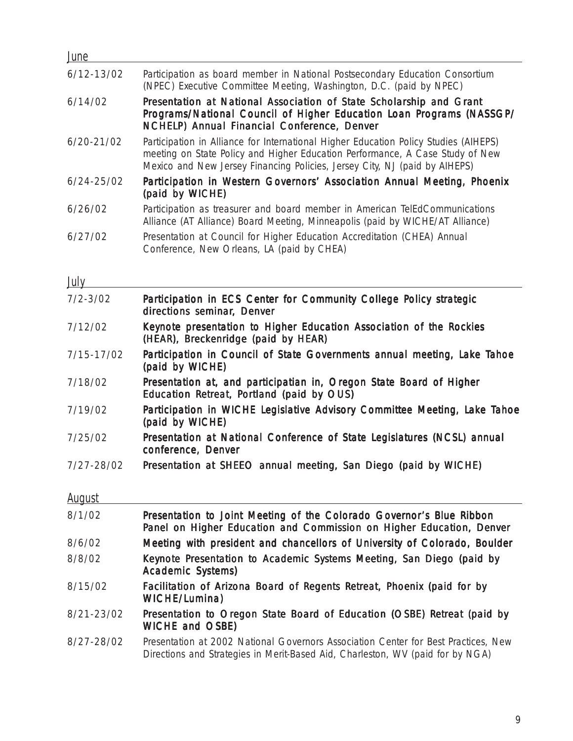## June

| | |
|---|---|
| 6/12-13/02 | Participation as board member in National Postsecondary Education Consortium (NPEC) Executive Committee Meeting, Washington, D.C. (paid by NPEC) |
| 6/14/02 | **Presentation at National Association of State Scholarship and Grant Programs/National Council of Higher Education Loan Programs (NASSGP/NCHELP) Annual Financial Conference, Denver** |
| 6/20-21/02 | Participation in Alliance for International Higher Education Policy Studies (AIHEPS) meeting on State Policy and Higher Education Performance, A Case Study of New Mexico and New Jersey Financing Policies, Jersey City, NJ (paid by AIHEPS) |
| 6/24-25/02 | **Participation in Western Governors' Association Annual Meeting, Phoenix (paid by WICHE)** |
| 6/26/02 | Participation as treasurer and board member in American TelEdCommunications Alliance (AT Alliance) Board Meeting, Minneapolis (paid by WICHE/AT Alliance) |
| 6/27/02 | Presentation at Council for Higher Education Accreditation (CHEA) Annual Conference, New Orleans, LA (paid by CHEA) |

## July

| | |
|---|---|
| 7/2-3/02 | **Participation in ECS Center for Community College Policy strategic directions seminar, Denver** |
| 7/12/02 | **Keynote presentation to Higher Education Association of the Rockies (HEAR), Breckenridge (paid by HEAR)** |
| 7/15-17/02 | **Participation in Council of State Governments annual meeting, Lake Tahoe (paid by WICHE)** |
| 7/18/02 | **Presentation at, and participatian in, Oregon State Board of Higher Education Retreat, Portland (paid by OUS)** |
| 7/19/02 | **Participation in WICHE Legislative Advisory Committee Meeting, Lake Tahoe (paid by WICHE)** |
| 7/25/02 | **Presentation at National Conference of State Legislatures (NCSL) annual conference, Denver** |
| 7/27-28/02 | **Presentation at SHEEO annual meeting, San Diego (paid by WICHE)** |

## August

| | |
|---|---|
| 8/1/02 | **Presentation to Joint Meeting of the Colorado Governor's Blue Ribbon Panel on Higher Education and Commission on Higher Education, Denver** |
| 8/6/02 | **Meeting with president and chancellors of University of Colorado, Boulder** |
| 8/8/02 | **Keynote Presentation to Academic Systems Meeting, San Diego (paid by Academic Systems)** |
| 8/15/02 | **Facilitation of Arizona Board of Regents Retreat, Phoenix (paid for by WICHE/Lumina)** |
| 8/21-23/02 | **Presentation to Oregon State Board of Education (OSBE) Retreat (paid by WICHE and OSBE)** |
| 8/27-28/02 | Presentation at 2002 National Governors Association Center for Best Practices, New Directions and Strategies in Merit-Based Aid, Charleston, WV (paid for by NGA) |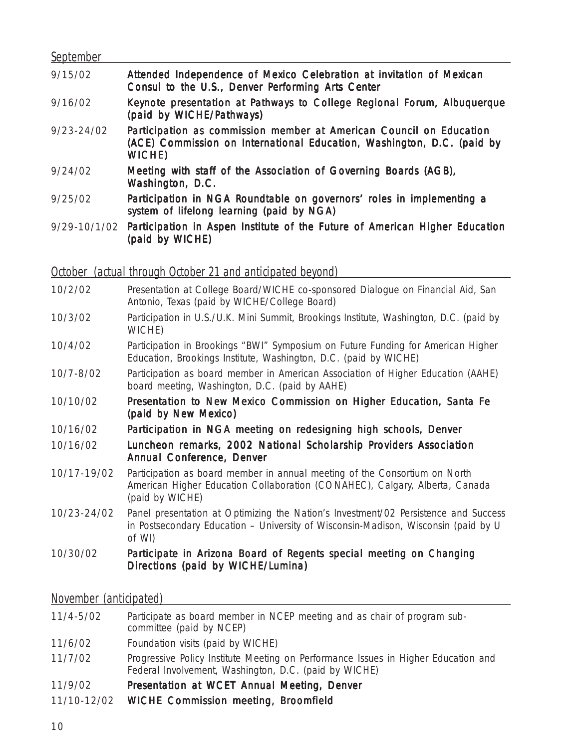## September

| | |
|---|---|
| 9/15/02 | **Attended Independence of Mexico Celebration at invitation of Mexican Consul to the U.S., Denver Performing Arts Center** |
| 9/16/02 | **Keynote presentation at Pathways to College Regional Forum, Albuquerque (paid by WICHE/Pathways)** |
| 9/23-24/02 | **Participation as commission member at American Council on Education (ACE) Commission on International Education, Washington, D.C. (paid by WICHE)** |
| 9/24/02 | **Meeting with staff of the Association of Governing Boards (AGB), Washington, D.C.** |
| 9/25/02 | **Participation in NGA Roundtable on governors' roles in implementing a system of lifelong learning (paid by NGA)** |
| 9/29-10/1/02 | **Participation in Aspen Institute of the Future of American Higher Education (paid by WICHE)** |

## October (actual through October 21 and anticipated beyond)

| | |
|---|---|
| 10/2/02 | Presentation at College Board/WICHE co-sponsored Dialogue on Financial Aid, San Antonio, Texas (paid by WICHE/College Board) |
| 10/3/02 | Participation in U.S./U.K. Mini Summit, Brookings Institute, Washington, D.C. (paid by WICHE) |
| 10/4/02 | Participation in Brookings "BWI" Symposium on Future Funding for American Higher Education, Brookings Institute, Washington, D.C. (paid by WICHE) |
| 10/7-8/02 | Participation as board member in American Association of Higher Education (AAHE) board meeting, Washington, D.C. (paid by AAHE) |
| 10/10/02 | **Presentation to New Mexico Commission on Higher Education, Santa Fe (paid by New Mexico)** |
| 10/16/02 | **Participation in NGA meeting on redesigning high schools, Denver** |
| 10/16/02 | **Luncheon remarks, 2002 National Scholarship Providers Association Annual Conference, Denver** |
| 10/17-19/02 | Participation as board member in annual meeting of the Consortium on North American Higher Education Collaboration (CONAHEC), Calgary, Alberta, Canada (paid by WICHE) |
| 10/23-24/02 | Panel presentation at Optimizing the Nation's Investment/02 Persistence and Success in Postsecondary Education – University of Wisconsin-Madison, Wisconsin (paid by U of WI) |
| 10/30/02 | **Participate in Arizona Board of Regents special meeting on Changing Directions (paid by WICHE/Lumina)** |

## November (anticipated)

| | |
|---|---|
| 11/4-5/02 | Participate as board member in NCEP meeting and as chair of program sub-committee (paid by NCEP) |
| 11/6/02 | Foundation visits (paid by WICHE) |
| 11/7/02 | Progressive Policy Institute Meeting on Performance Issues in Higher Education and Federal Involvement, Washington, D.C. (paid by WICHE) |
| 11/9/02 | **Presentation at WCET Annual Meeting, Denver** |
| 11/10-12/02 | **WICHE Commission meeting, Broomfield** |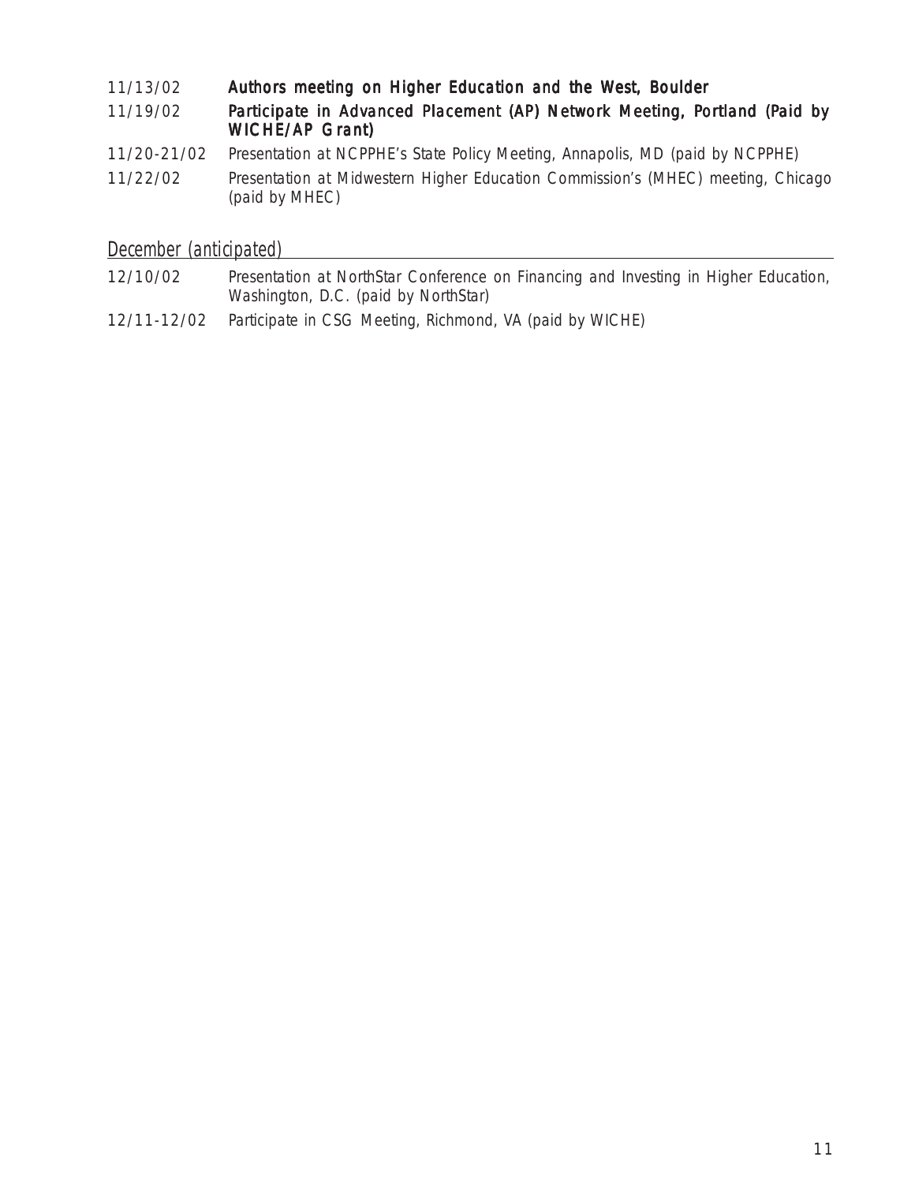11/13/02 **Authors meeting on Higher Education and the West, Boulder**

11/19/02 **Participate in Advanced Placement (AP) Network Meeting, Portland (Paid by WICHE/AP Grant)**

11/20-21/02 *Presentation at NCPPHE's State Policy Meeting, Annapolis, MD (paid by NCPPHE)*

11/22/02 *Presentation at Midwestern Higher Education Commission's (MHEC) meeting, Chicago (paid by MHEC)*

## *December (anticipated)*

12/10/02 *Presentation at NorthStar Conference on Financing and Investing in Higher Education, Washington, D.C. (paid by NorthStar)*

12/11-12/02 *Participate in CSG Meeting, Richmond, VA (paid by WICHE)*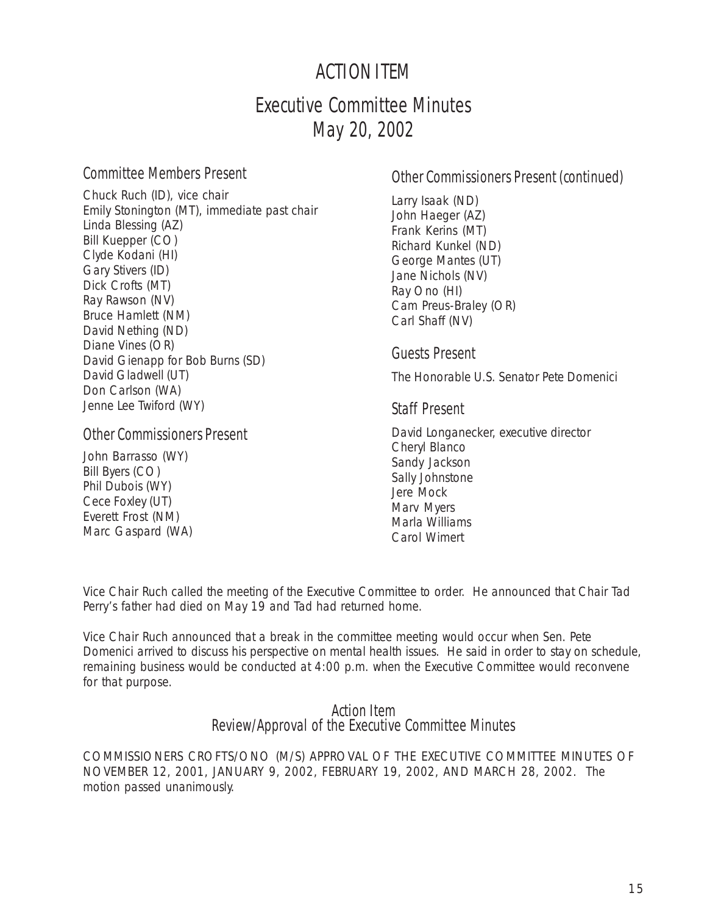# ACTION ITEM

# Executive Committee Minutes
# May 20, 2002

## Committee Members Present

Chuck Ruch (ID), vice chair
Emily Stonington (MT), immediate past chair
Linda Blessing (AZ)
Bill Kuepper (CO)
Clyde Kodani (HI)
Gary Stivers (ID)
Dick Crofts (MT)
Ray Rawson (NV)
Bruce Hamlett (NM)
David Nething (ND)
Diane Vines (OR)
David Gienapp for Bob Burns (SD)
David Gladwell (UT)
Don Carlson (WA)
Jenne Lee Twiford (WY)

## Other Commissioners Present

John Barrasso (WY)
Bill Byers (CO)
Phil Dubois (WY)
Cece Foxley (UT)
Everett Frost (NM)
Marc Gaspard (WA)

## Other Commissioners Present (continued)

Larry Isaak (ND)
John Haeger (AZ)
Frank Kerins (MT)
Richard Kunkel (ND)
George Mantes (UT)
Jane Nichols (NV)
Ray Ono (HI)
Cam Preus-Braley (OR)
Carl Shaff (NV)

## Guests Present

The Honorable U.S. Senator Pete Domenici

## Staff Present

David Longanecker, executive director
Cheryl Blanco
Sandy Jackson
Sally Johnstone
Jere Mock
Marv Myers
Marla Williams
Carol Wimert

Vice Chair Ruch called the meeting of the Executive Committee to order. He announced that Chair Tad Perry's father had died on May 19 and Tad had returned home.

Vice Chair Ruch announced that a break in the committee meeting would occur when Sen. Pete Domenici arrived to discuss his perspective on mental health issues. He said in order to stay on schedule, remaining business would be conducted at 4:00 p.m. when the Executive Committee would reconvene for that purpose.

### Action Item
### Review/Approval of the Executive Committee Minutes

COMMISSIONERS CROFTS/ONO (M/S) APPROVAL OF THE EXECUTIVE COMMITTEE MINUTES OF NOVEMBER 12, 2001, JANUARY 9, 2002, FEBRUARY 19, 2002, AND MARCH 28, 2002. The motion passed unanimously.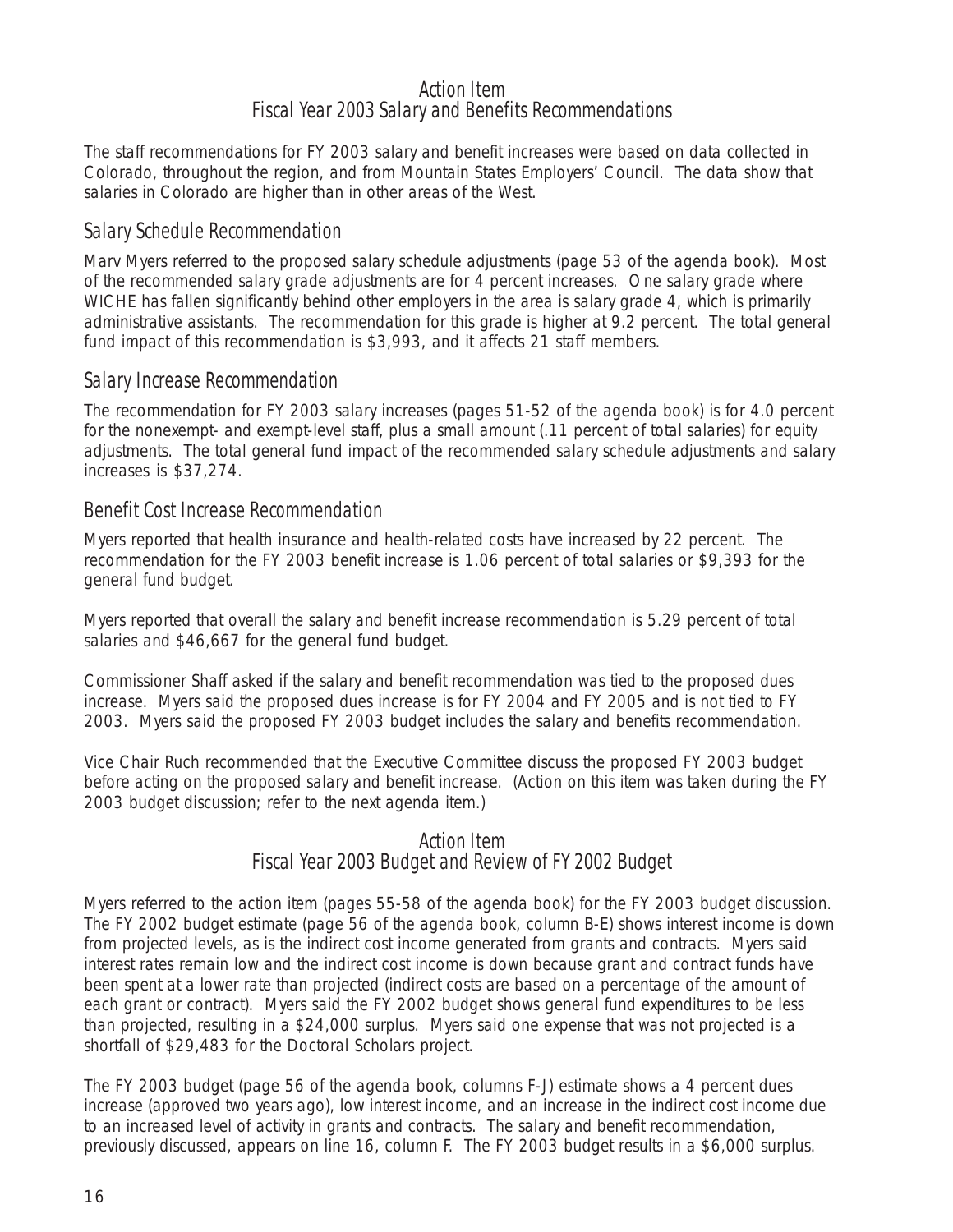## Action Item
## Fiscal Year 2003 Salary and Benefits Recommendations

The staff recommendations for FY 2003 salary and benefit increases were based on data collected in Colorado, throughout the region, and from Mountain States Employers' Council. The data show that salaries in Colorado are higher than in other areas of the West.

### Salary Schedule Recommendation

Marv Myers referred to the proposed salary schedule adjustments (page 53 of the agenda book). Most of the recommended salary grade adjustments are for 4 percent increases. One salary grade where WICHE has fallen significantly behind other employers in the area is salary grade 4, which is primarily administrative assistants. The recommendation for this grade is higher at 9.2 percent. The total general fund impact of this recommendation is $3,993, and it affects 21 staff members.

### Salary Increase Recommendation

The recommendation for FY 2003 salary increases (pages 51-52 of the agenda book) is for 4.0 percent for the nonexempt- and exempt-level staff, plus a small amount (.11 percent of total salaries) for equity adjustments. The total general fund impact of the recommended salary schedule adjustments and salary increases is $37,274.

### Benefit Cost Increase Recommendation

Myers reported that health insurance and health-related costs have increased by 22 percent. The recommendation for the FY 2003 benefit increase is 1.06 percent of total salaries or $9,393 for the general fund budget.

Myers reported that overall the salary and benefit increase recommendation is 5.29 percent of total salaries and $46,667 for the general fund budget.

Commissioner Shaff asked if the salary and benefit recommendation was tied to the proposed dues increase. Myers said the proposed dues increase is for FY 2004 and FY 2005 and is not tied to FY 2003. Myers said the proposed FY 2003 budget includes the salary and benefits recommendation.

Vice Chair Ruch recommended that the Executive Committee discuss the proposed FY 2003 budget before acting on the proposed salary and benefit increase. (Action on this item was taken during the FY 2003 budget discussion; refer to the next agenda item.)

## Action Item
## Fiscal Year 2003 Budget and Review of FY 2002 Budget

Myers referred to the action item (pages 55-58 of the agenda book) for the FY 2003 budget discussion. The FY 2002 budget estimate (page 56 of the agenda book, column B-E) shows interest income is down from projected levels, as is the indirect cost income generated from grants and contracts. Myers said interest rates remain low and the indirect cost income is down because grant and contract funds have been spent at a lower rate than projected (indirect costs are based on a percentage of the amount of each grant or contract). Myers said the FY 2002 budget shows general fund expenditures to be less than projected, resulting in a $24,000 surplus. Myers said one expense that was not projected is a shortfall of $29,483 for the Doctoral Scholars project.

The FY 2003 budget (page 56 of the agenda book, columns F-J) estimate shows a 4 percent dues increase (approved two years ago), low interest income, and an increase in the indirect cost income due to an increased level of activity in grants and contracts. The salary and benefit recommendation, previously discussed, appears on line 16, column F. The FY 2003 budget results in a $6,000 surplus.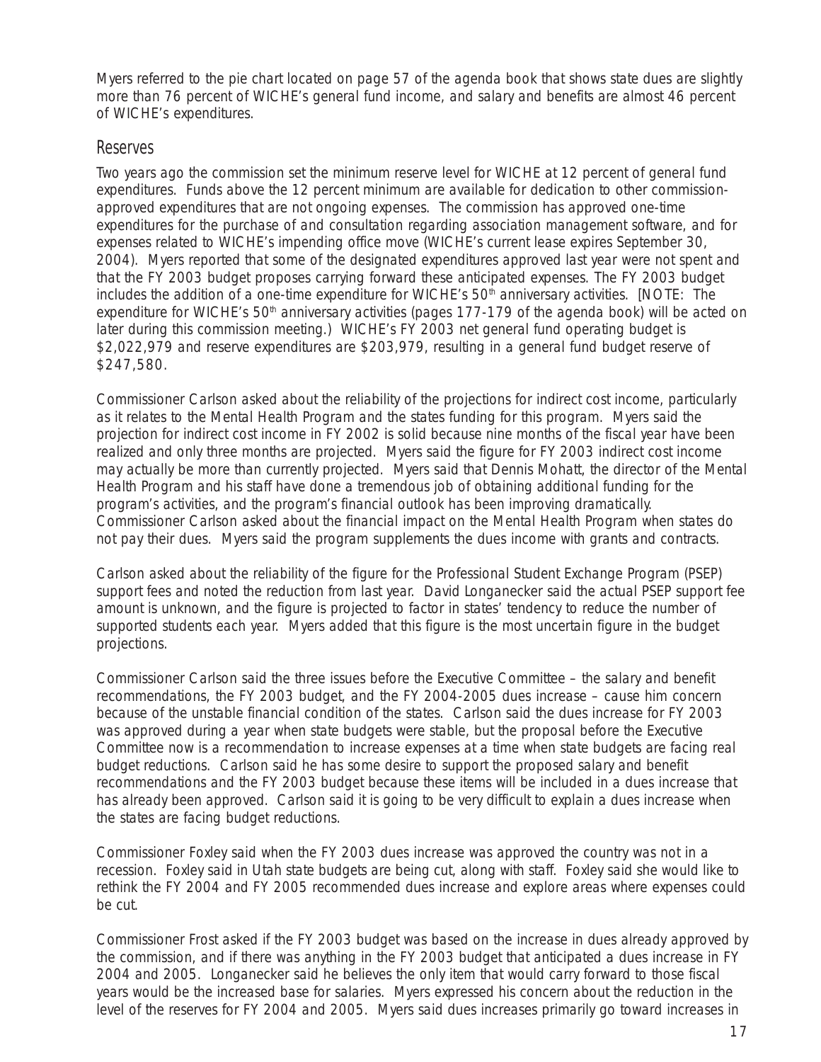Myers referred to the pie chart located on page 57 of the agenda book that shows state dues are slightly more than 76 percent of WICHE's general fund income, and salary and benefits are almost 46 percent of WICHE's expenditures.

## Reserves

Two years ago the commission set the minimum reserve level for WICHE at 12 percent of general fund expenditures. Funds above the 12 percent minimum are available for dedication to other commission-approved expenditures that are not ongoing expenses. The commission has approved one-time expenditures for the purchase of and consultation regarding association management software, and for expenses related to WICHE's impending office move (WICHE's current lease expires September 30, 2004). Myers reported that some of the designated expenditures approved last year were not spent and that the FY 2003 budget proposes carrying forward these anticipated expenses. The FY 2003 budget includes the addition of a one-time expenditure for WICHE's 50th anniversary activities. [NOTE: The expenditure for WICHE's 50th anniversary activities (pages 177-179 of the agenda book) will be acted on later during this commission meeting.) WICHE's FY 2003 net general fund operating budget is $2,022,979 and reserve expenditures are $203,979, resulting in a general fund budget reserve of $247,580.

Commissioner Carlson asked about the reliability of the projections for indirect cost income, particularly as it relates to the Mental Health Program and the states funding for this program. Myers said the projection for indirect cost income in FY 2002 is solid because nine months of the fiscal year have been realized and only three months are projected. Myers said the figure for FY 2003 indirect cost income may actually be more than currently projected. Myers said that Dennis Mohatt, the director of the Mental Health Program and his staff have done a tremendous job of obtaining additional funding for the program's activities, and the program's financial outlook has been improving dramatically. Commissioner Carlson asked about the financial impact on the Mental Health Program when states do not pay their dues. Myers said the program supplements the dues income with grants and contracts.

Carlson asked about the reliability of the figure for the Professional Student Exchange Program (PSEP) support fees and noted the reduction from last year. David Longanecker said the actual PSEP support fee amount is unknown, and the figure is projected to factor in states' tendency to reduce the number of supported students each year. Myers added that this figure is the most uncertain figure in the budget projections.

Commissioner Carlson said the three issues before the Executive Committee – the salary and benefit recommendations, the FY 2003 budget, and the FY 2004-2005 dues increase – cause him concern because of the unstable financial condition of the states. Carlson said the dues increase for FY 2003 was approved during a year when state budgets were stable, but the proposal before the Executive Committee now is a recommendation to increase expenses at a time when state budgets are facing real budget reductions. Carlson said he has some desire to support the proposed salary and benefit recommendations and the FY 2003 budget because these items will be included in a dues increase that has already been approved. Carlson said it is going to be very difficult to explain a dues increase when the states are facing budget reductions.

Commissioner Foxley said when the FY 2003 dues increase was approved the country was not in a recession. Foxley said in Utah state budgets are being cut, along with staff. Foxley said she would like to rethink the FY 2004 and FY 2005 recommended dues increase and explore areas where expenses could be cut.

Commissioner Frost asked if the FY 2003 budget was based on the increase in dues already approved by the commission, and if there was anything in the FY 2003 budget that anticipated a dues increase in FY 2004 and 2005. Longanecker said he believes the only item that would carry forward to those fiscal years would be the increased base for salaries. Myers expressed his concern about the reduction in the level of the reserves for FY 2004 and 2005. Myers said dues increases primarily go toward increases in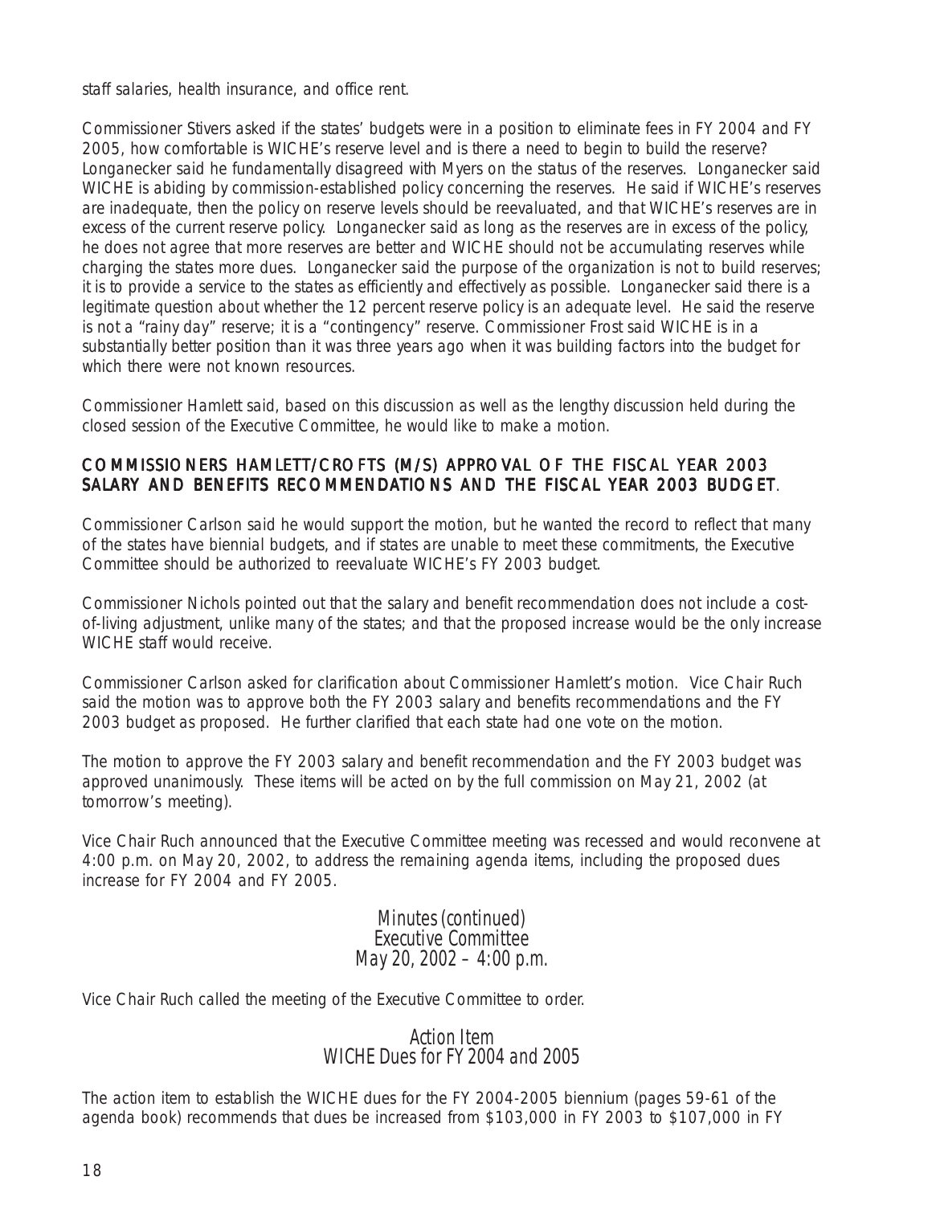staff salaries, health insurance, and office rent.

Commissioner Stivers asked if the states' budgets were in a position to eliminate fees in FY 2004 and FY 2005, how comfortable is WICHE's reserve level and is there a need to begin to build the reserve? Longanecker said he fundamentally disagreed with Myers on the status of the reserves. Longanecker said WICHE is abiding by commission-established policy concerning the reserves. He said if WICHE's reserves are inadequate, then the policy on reserve levels should be reevaluated, and that WICHE's reserves are in excess of the current reserve policy. Longanecker said as long as the reserves are in excess of the policy, he does not agree that more reserves are better and WICHE should not be accumulating reserves while charging the states more dues. Longanecker said the purpose of the organization is not to build reserves; it is to provide a service to the states as efficiently and effectively as possible. Longanecker said there is a legitimate question about whether the 12 percent reserve policy is an adequate level. He said the reserve is not a "rainy day" reserve; it is a "contingency" reserve. Commissioner Frost said WICHE is in a substantially better position than it was three years ago when it was building factors into the budget for which there were not known resources.

Commissioner Hamlett said, based on this discussion as well as the lengthy discussion held during the closed session of the Executive Committee, he would like to make a motion.

**COMMISSIONERS HAMLETT/CROFTS (M/S) APPROVAL OF THE FISCAL YEAR 2003 SALARY AND BENEFITS RECOMMENDATIONS AND THE FISCAL YEAR 2003 BUDGET**.

Commissioner Carlson said he would support the motion, but he wanted the record to reflect that many of the states have biennial budgets, and if states are unable to meet these commitments, the Executive Committee should be authorized to reevaluate WICHE's FY 2003 budget.

Commissioner Nichols pointed out that the salary and benefit recommendation does not include a cost-of-living adjustment, unlike many of the states; and that the proposed increase would be the only increase WICHE staff would receive.

Commissioner Carlson asked for clarification about Commissioner Hamlett's motion. Vice Chair Ruch said the motion was to approve both the FY 2003 salary and benefits recommendations and the FY 2003 budget as proposed. He further clarified that each state had one vote on the motion.

The motion to approve the FY 2003 salary and benefit recommendation and the FY 2003 budget was approved unanimously. These items will be acted on by the full commission on May 21, 2002 (at tomorrow's meeting).

Vice Chair Ruch announced that the Executive Committee meeting was recessed and would reconvene at 4:00 p.m. on May 20, 2002, to address the remaining agenda items, including the proposed dues increase for FY 2004 and FY 2005.

## Minutes (continued)
## Executive Committee
## May 20, 2002 – 4:00 p.m.

Vice Chair Ruch called the meeting of the Executive Committee to order.

### Action Item
### WICHE Dues for FY 2004 and 2005

The action item to establish the WICHE dues for the FY 2004-2005 biennium (pages 59-61 of the agenda book) recommends that dues be increased from $103,000 in FY 2003 to $107,000 in FY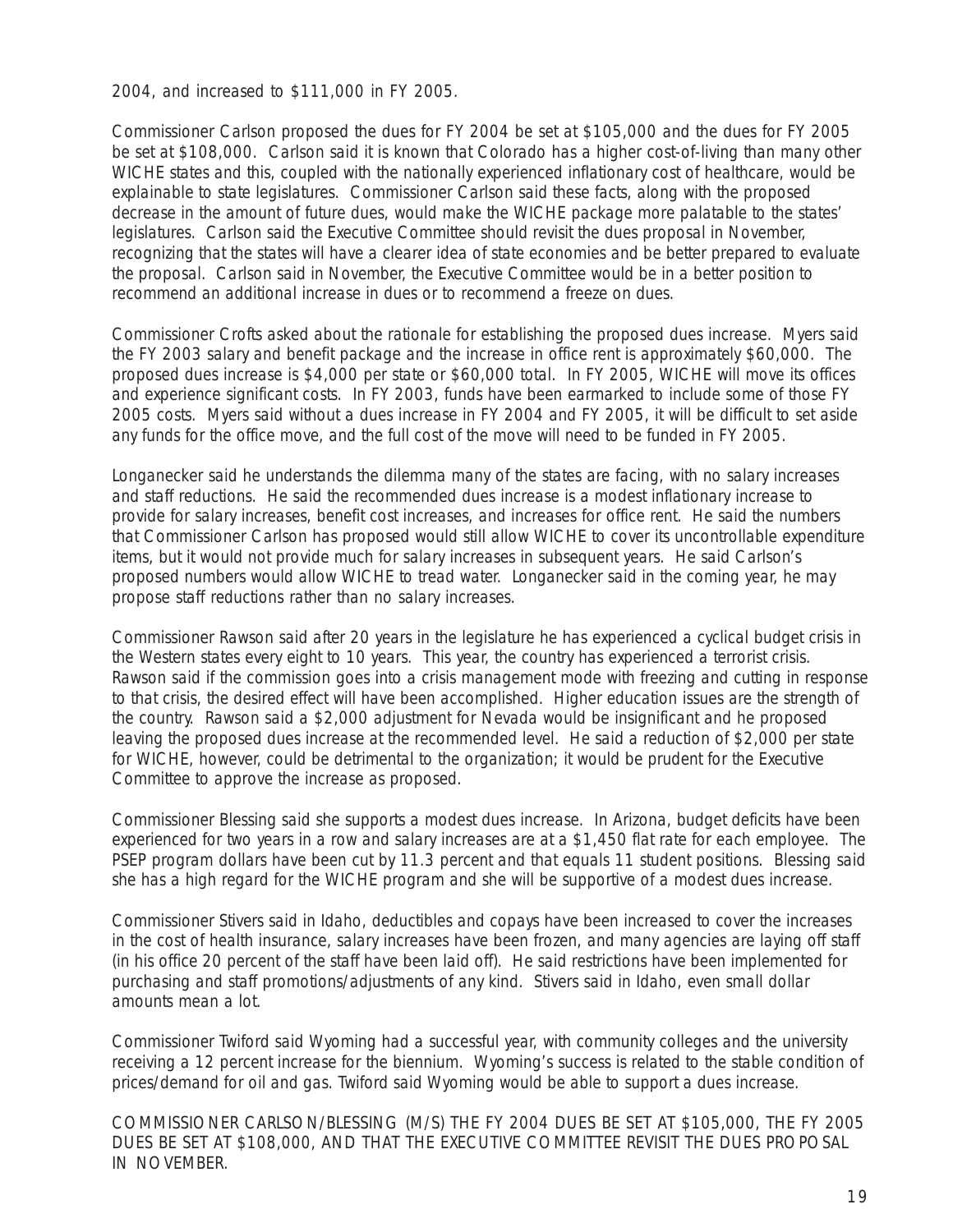2004, and increased to $111,000 in FY 2005.

Commissioner Carlson proposed the dues for FY 2004 be set at $105,000 and the dues for FY 2005 be set at $108,000. Carlson said it is known that Colorado has a higher cost-of-living than many other WICHE states and this, coupled with the nationally experienced inflationary cost of healthcare, would be explainable to state legislatures. Commissioner Carlson said these facts, along with the proposed decrease in the amount of future dues, would make the WICHE package more palatable to the states' legislatures. Carlson said the Executive Committee should revisit the dues proposal in November, recognizing that the states will have a clearer idea of state economies and be better prepared to evaluate the proposal. Carlson said in November, the Executive Committee would be in a better position to recommend an additional increase in dues or to recommend a freeze on dues.

Commissioner Crofts asked about the rationale for establishing the proposed dues increase. Myers said the FY 2003 salary and benefit package and the increase in office rent is approximately $60,000. The proposed dues increase is $4,000 per state or $60,000 total. In FY 2005, WICHE will move its offices and experience significant costs. In FY 2003, funds have been earmarked to include some of those FY 2005 costs. Myers said without a dues increase in FY 2004 and FY 2005, it will be difficult to set aside any funds for the office move, and the full cost of the move will need to be funded in FY 2005.

Longanecker said he understands the dilemma many of the states are facing, with no salary increases and staff reductions. He said the recommended dues increase is a modest inflationary increase to provide for salary increases, benefit cost increases, and increases for office rent. He said the numbers that Commissioner Carlson has proposed would still allow WICHE to cover its uncontrollable expenditure items, but it would not provide much for salary increases in subsequent years. He said Carlson's proposed numbers would allow WICHE to tread water. Longanecker said in the coming year, he may propose staff reductions rather than no salary increases.

Commissioner Rawson said after 20 years in the legislature he has experienced a cyclical budget crisis in the Western states every eight to 10 years. This year, the country has experienced a terrorist crisis. Rawson said if the commission goes into a crisis management mode with freezing and cutting in response to that crisis, the desired effect will have been accomplished. Higher education issues are the strength of the country. Rawson said a $2,000 adjustment for Nevada would be insignificant and he proposed leaving the proposed dues increase at the recommended level. He said a reduction of $2,000 per state for WICHE, however, could be detrimental to the organization; it would be prudent for the Executive Committee to approve the increase as proposed.

Commissioner Blessing said she supports a modest dues increase. In Arizona, budget deficits have been experienced for two years in a row and salary increases are at a $1,450 flat rate for each employee. The PSEP program dollars have been cut by 11.3 percent and that equals 11 student positions. Blessing said she has a high regard for the WICHE program and she will be supportive of a modest dues increase.

Commissioner Stivers said in Idaho, deductibles and copays have been increased to cover the increases in the cost of health insurance, salary increases have been frozen, and many agencies are laying off staff (in his office 20 percent of the staff have been laid off). He said restrictions have been implemented for purchasing and staff promotions/adjustments of any kind. Stivers said in Idaho, even small dollar amounts mean a lot.

Commissioner Twiford said Wyoming had a successful year, with community colleges and the university receiving a 12 percent increase for the biennium. Wyoming's success is related to the stable condition of prices/demand for oil and gas. Twiford said Wyoming would be able to support a dues increase.

COMMISSIONER CARLSON/BLESSING (M/S) THE FY 2004 DUES BE SET AT $105,000, THE FY 2005 DUES BE SET AT $108,000, AND THAT THE EXECUTIVE COMMITTEE REVISIT THE DUES PROPOSAL IN NOVEMBER.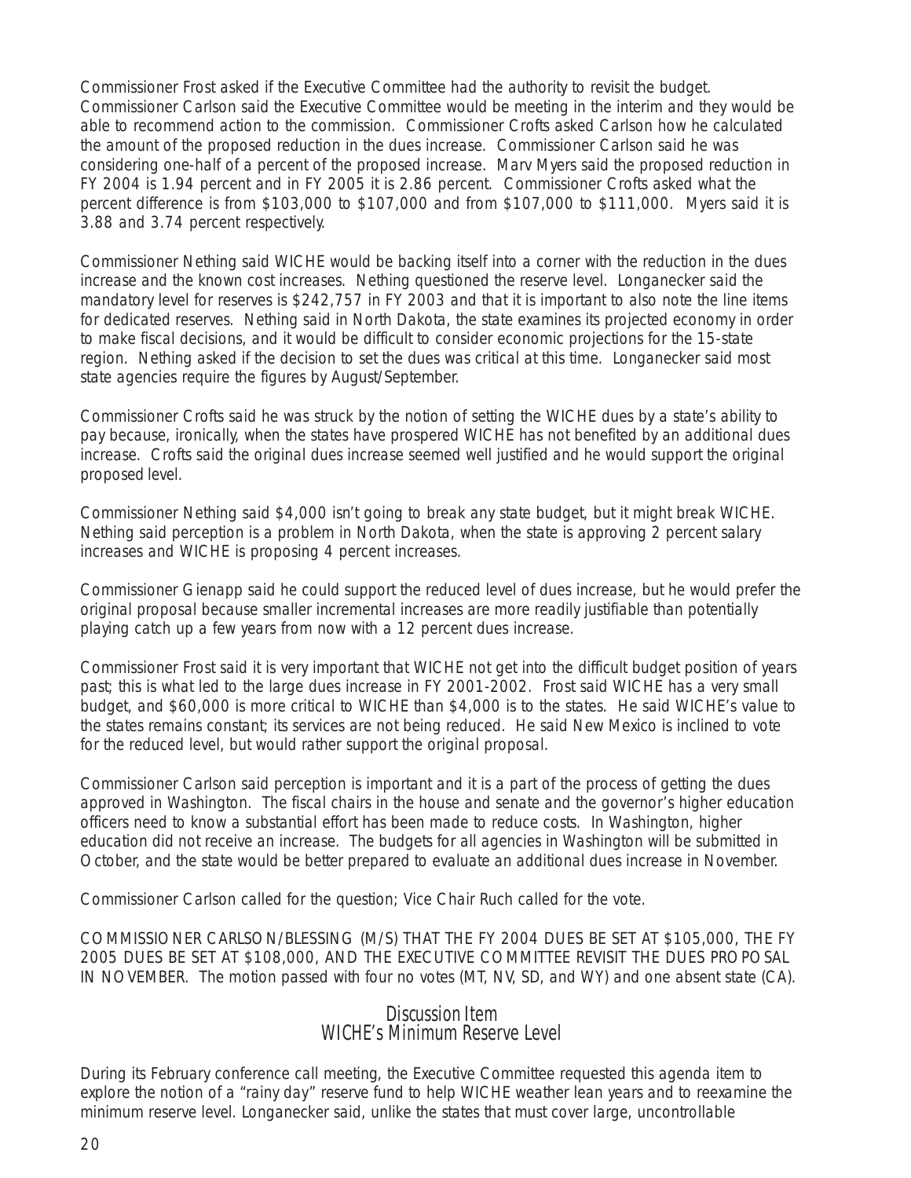Commissioner Frost asked if the Executive Committee had the authority to revisit the budget. Commissioner Carlson said the Executive Committee would be meeting in the interim and they would be able to recommend action to the commission. Commissioner Crofts asked Carlson how he calculated the amount of the proposed reduction in the dues increase. Commissioner Carlson said he was considering one-half of a percent of the proposed increase. Marv Myers said the proposed reduction in FY 2004 is 1.94 percent and in FY 2005 it is 2.86 percent. Commissioner Crofts asked what the percent difference is from $103,000 to $107,000 and from $107,000 to $111,000. Myers said it is 3.88 and 3.74 percent respectively.

Commissioner Nething said WICHE would be backing itself into a corner with the reduction in the dues increase and the known cost increases. Nething questioned the reserve level. Longanecker said the mandatory level for reserves is $242,757 in FY 2003 and that it is important to also note the line items for dedicated reserves. Nething said in North Dakota, the state examines its projected economy in order to make fiscal decisions, and it would be difficult to consider economic projections for the 15-state region. Nething asked if the decision to set the dues was critical at this time. Longanecker said most state agencies require the figures by August/September.

Commissioner Crofts said he was struck by the notion of setting the WICHE dues by a state's ability to pay because, ironically, when the states have prospered WICHE has not benefited by an additional dues increase. Crofts said the original dues increase seemed well justified and he would support the original proposed level.

Commissioner Nething said $4,000 isn't going to break any state budget, but it might break WICHE. Nething said perception is a problem in North Dakota, when the state is approving 2 percent salary increases and WICHE is proposing 4 percent increases.

Commissioner Gienapp said he could support the reduced level of dues increase, but he would prefer the original proposal because smaller incremental increases are more readily justifiable than potentially playing catch up a few years from now with a 12 percent dues increase.

Commissioner Frost said it is very important that WICHE not get into the difficult budget position of years past; this is what led to the large dues increase in FY 2001-2002. Frost said WICHE has a very small budget, and $60,000 is more critical to WICHE than $4,000 is to the states. He said WICHE's value to the states remains constant; its services are not being reduced. He said New Mexico is inclined to vote for the reduced level, but would rather support the original proposal.

Commissioner Carlson said perception is important and it is a part of the process of getting the dues approved in Washington. The fiscal chairs in the house and senate and the governor's higher education officers need to know a substantial effort has been made to reduce costs. In Washington, higher education did not receive an increase. The budgets for all agencies in Washington will be submitted in October, and the state would be better prepared to evaluate an additional dues increase in November.

Commissioner Carlson called for the question; Vice Chair Ruch called for the vote.

COMMISSIONER CARLSON/BLESSING (M/S) THAT THE FY 2004 DUES BE SET AT $105,000, THE FY 2005 DUES BE SET AT $108,000, AND THE EXECUTIVE COMMITTEE REVISIT THE DUES PROPOSAL IN NOVEMBER. The motion passed with four no votes (MT, NV, SD, and WY) and one absent state (CA).

## Discussion Item
## WICHE's Minimum Reserve Level

During its February conference call meeting, the Executive Committee requested this agenda item to explore the notion of a "rainy day" reserve fund to help WICHE weather lean years and to reexamine the minimum reserve level. Longanecker said, unlike the states that must cover large, uncontrollable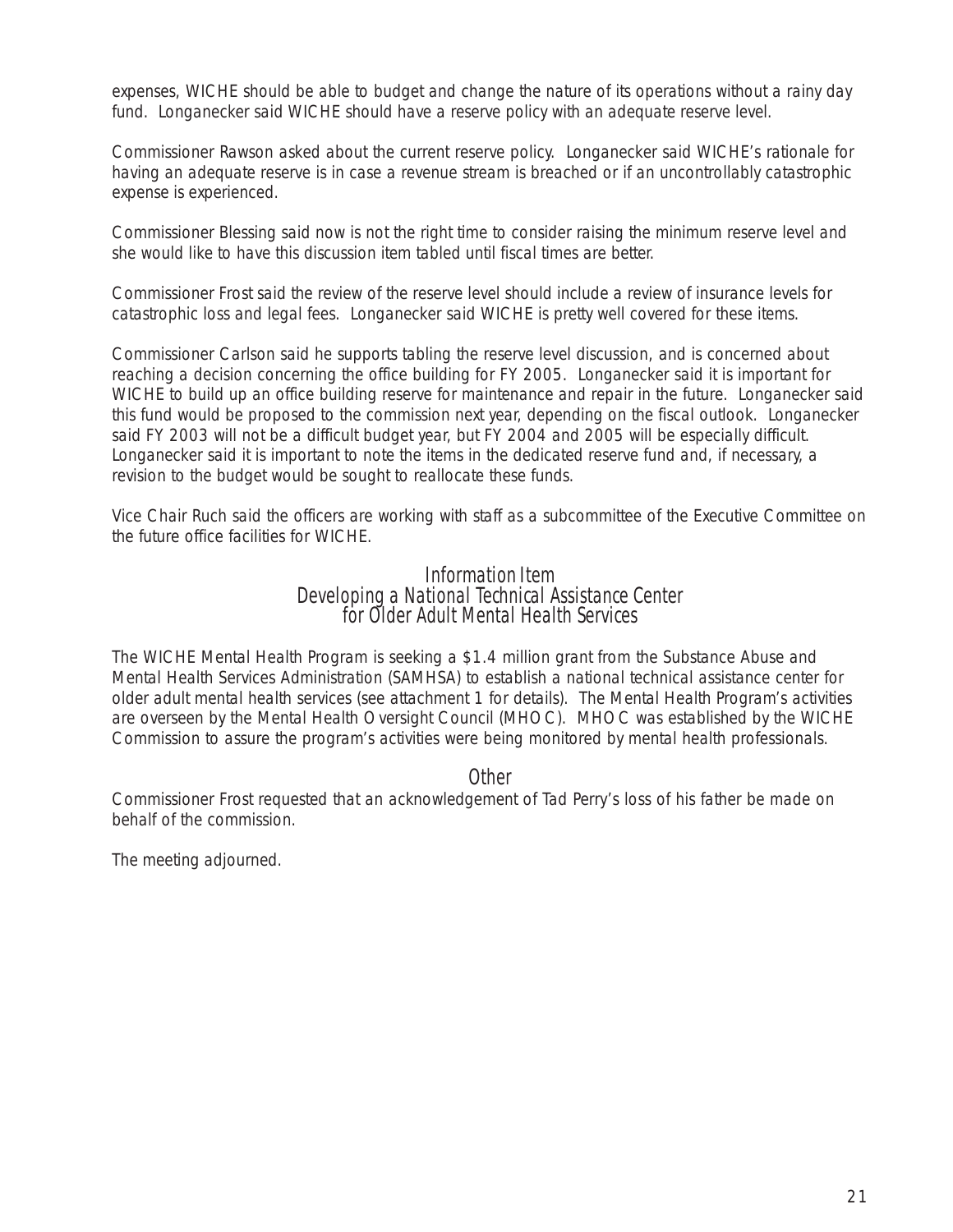expenses, WICHE should be able to budget and change the nature of its operations without a rainy day fund. Longanecker said WICHE should have a reserve policy with an adequate reserve level.

Commissioner Rawson asked about the current reserve policy. Longanecker said WICHE's rationale for having an adequate reserve is in case a revenue stream is breached or if an uncontrollably catastrophic expense is experienced.

Commissioner Blessing said now is not the right time to consider raising the minimum reserve level and she would like to have this discussion item tabled until fiscal times are better.

Commissioner Frost said the review of the reserve level should include a review of insurance levels for catastrophic loss and legal fees. Longanecker said WICHE is pretty well covered for these items.

Commissioner Carlson said he supports tabling the reserve level discussion, and is concerned about reaching a decision concerning the office building for FY 2005. Longanecker said it is important for WICHE to build up an office building reserve for maintenance and repair in the future. Longanecker said this fund would be proposed to the commission next year, depending on the fiscal outlook. Longanecker said FY 2003 will not be a difficult budget year, but FY 2004 and 2005 will be especially difficult. Longanecker said it is important to note the items in the dedicated reserve fund and, if necessary, a revision to the budget would be sought to reallocate these funds.

Vice Chair Ruch said the officers are working with staff as a subcommittee of the Executive Committee on the future office facilities for WICHE.

## Information Item
## Developing a National Technical Assistance Center for Older Adult Mental Health Services

The WICHE Mental Health Program is seeking a $1.4 million grant from the Substance Abuse and Mental Health Services Administration (SAMHSA) to establish a national technical assistance center for older adult mental health services (see attachment 1 for details). The Mental Health Program's activities are overseen by the Mental Health Oversight Council (MHOC). MHOC was established by the WICHE Commission to assure the program's activities were being monitored by mental health professionals.

## Other

Commissioner Frost requested that an acknowledgement of Tad Perry's loss of his father be made on behalf of the commission.

The meeting adjourned.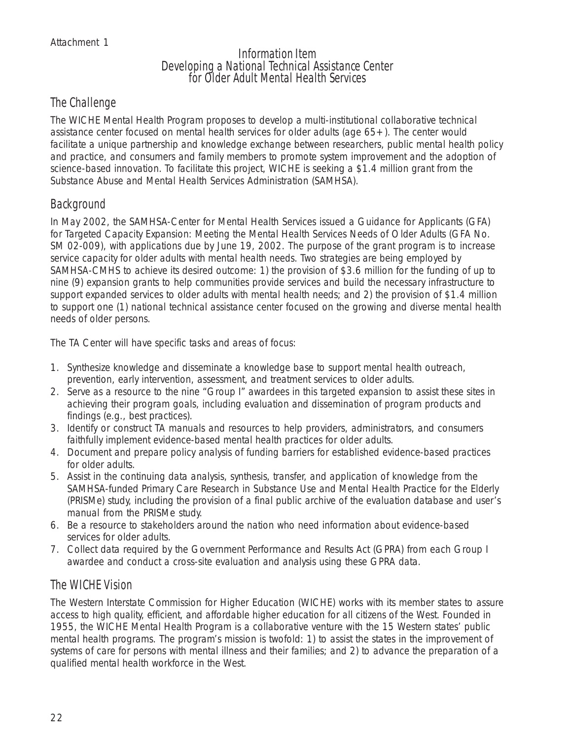Attachment 1

# Information Item
# Developing a National Technical Assistance Center for Older Adult Mental Health Services

## The Challenge

The WICHE Mental Health Program proposes to develop a multi-institutional collaborative technical assistance center focused on mental health services for older adults (age 65+). The center would facilitate a unique partnership and knowledge exchange between researchers, public mental health policy and practice, and consumers and family members to promote system improvement and the adoption of science-based innovation. To facilitate this project, WICHE is seeking a $1.4 million grant from the Substance Abuse and Mental Health Services Administration (SAMHSA).

## Background

In May 2002, the SAMHSA-Center for Mental Health Services issued a Guidance for Applicants (GFA) for Targeted Capacity Expansion: Meeting the Mental Health Services Needs of Older Adults (GFA No. SM 02-009), with applications due by June 19, 2002. The purpose of the grant program is to increase service capacity for older adults with mental health needs. Two strategies are being employed by SAMHSA-CMHS to achieve its desired outcome: 1) the provision of $3.6 million for the funding of up to nine (9) expansion grants to help communities provide services and build the necessary infrastructure to support expanded services to older adults with mental health needs; and 2) the provision of $1.4 million to support one (1) national technical assistance center focused on the growing and diverse mental health needs of older persons.

The TA Center will have specific tasks and areas of focus:

1. Synthesize knowledge and disseminate a knowledge base to support mental health outreach, prevention, early intervention, assessment, and treatment services to older adults.
2. Serve as a resource to the nine "Group I" awardees in this targeted expansion to assist these sites in achieving their program goals, including evaluation and dissemination of program products and findings (e.g., best practices).
3. Identify or construct TA manuals and resources to help providers, administrators, and consumers faithfully implement evidence-based mental health practices for older adults.
4. Document and prepare policy analysis of funding barriers for established evidence-based practices for older adults.
5. Assist in the continuing data analysis, synthesis, transfer, and application of knowledge from the SAMHSA-funded Primary Care Research in Substance Use and Mental Health Practice for the Elderly (PRISMe) study, including the provision of a final public archive of the evaluation database and user's manual from the PRISMe study.
6. Be a resource to stakeholders around the nation who need information about evidence-based services for older adults.
7. Collect data required by the Government Performance and Results Act (GPRA) from each Group I awardee and conduct a cross-site evaluation and analysis using these GPRA data.

## The WICHE Vision

The Western Interstate Commission for Higher Education (WICHE) works with its member states to assure access to high quality, efficient, and affordable higher education for all citizens of the West. Founded in 1955, the WICHE Mental Health Program is a collaborative venture with the 15 Western states' public mental health programs. The program's mission is twofold: 1) to assist the states in the improvement of systems of care for persons with mental illness and their families; and 2) to advance the preparation of a qualified mental health workforce in the West.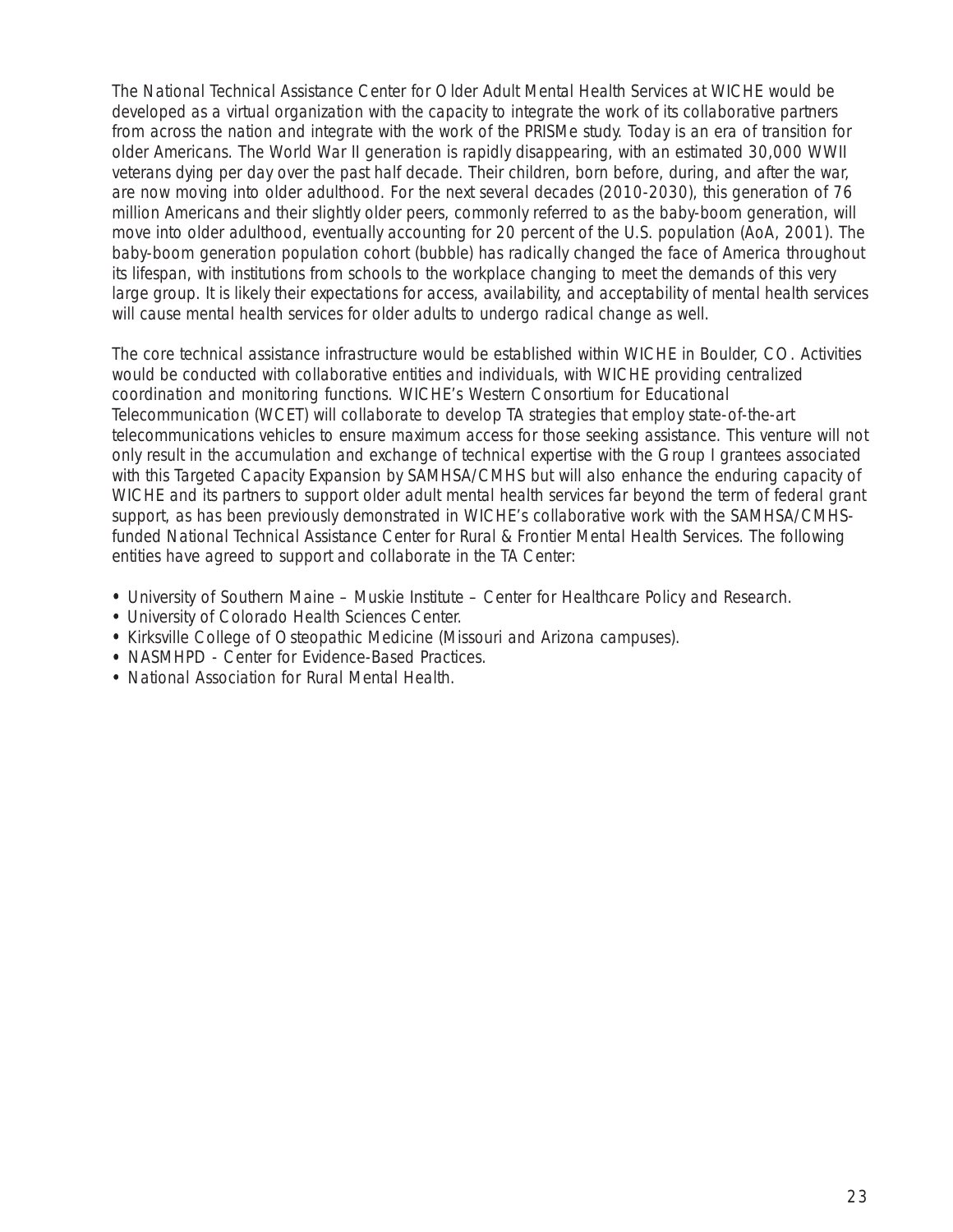The National Technical Assistance Center for Older Adult Mental Health Services at WICHE would be developed as a virtual organization with the capacity to integrate the work of its collaborative partners from across the nation and integrate with the work of the PRISMe study. Today is an era of transition for older Americans. The World War II generation is rapidly disappearing, with an estimated 30,000 WWII veterans dying per day over the past half decade. Their children, born before, during, and after the war, are now moving into older adulthood. For the next several decades (2010-2030), this generation of 76 million Americans and their slightly older peers, commonly referred to as the baby-boom generation, will move into older adulthood, eventually accounting for 20 percent of the U.S. population (AoA, 2001). The baby-boom generation population cohort (bubble) has radically changed the face of America throughout its lifespan, with institutions from schools to the workplace changing to meet the demands of this very large group. It is likely their expectations for access, availability, and acceptability of mental health services will cause mental health services for older adults to undergo radical change as well.

The core technical assistance infrastructure would be established within WICHE in Boulder, CO. Activities would be conducted with collaborative entities and individuals, with WICHE providing centralized coordination and monitoring functions. WICHE's Western Consortium for Educational Telecommunication (WCET) will collaborate to develop TA strategies that employ state-of-the-art telecommunications vehicles to ensure maximum access for those seeking assistance. This venture will not only result in the accumulation and exchange of technical expertise with the Group I grantees associated with this Targeted Capacity Expansion by SAMHSA/CMHS but will also enhance the enduring capacity of WICHE and its partners to support older adult mental health services far beyond the term of federal grant support, as has been previously demonstrated in WICHE's collaborative work with the SAMHSA/CMHS-funded National Technical Assistance Center for Rural & Frontier Mental Health Services. The following entities have agreed to support and collaborate in the TA Center:

- University of Southern Maine – Muskie Institute – Center for Healthcare Policy and Research.
- University of Colorado Health Sciences Center.
- Kirksville College of Osteopathic Medicine (Missouri and Arizona campuses).
- NASMHPD - Center for Evidence-Based Practices.
- National Association for Rural Mental Health.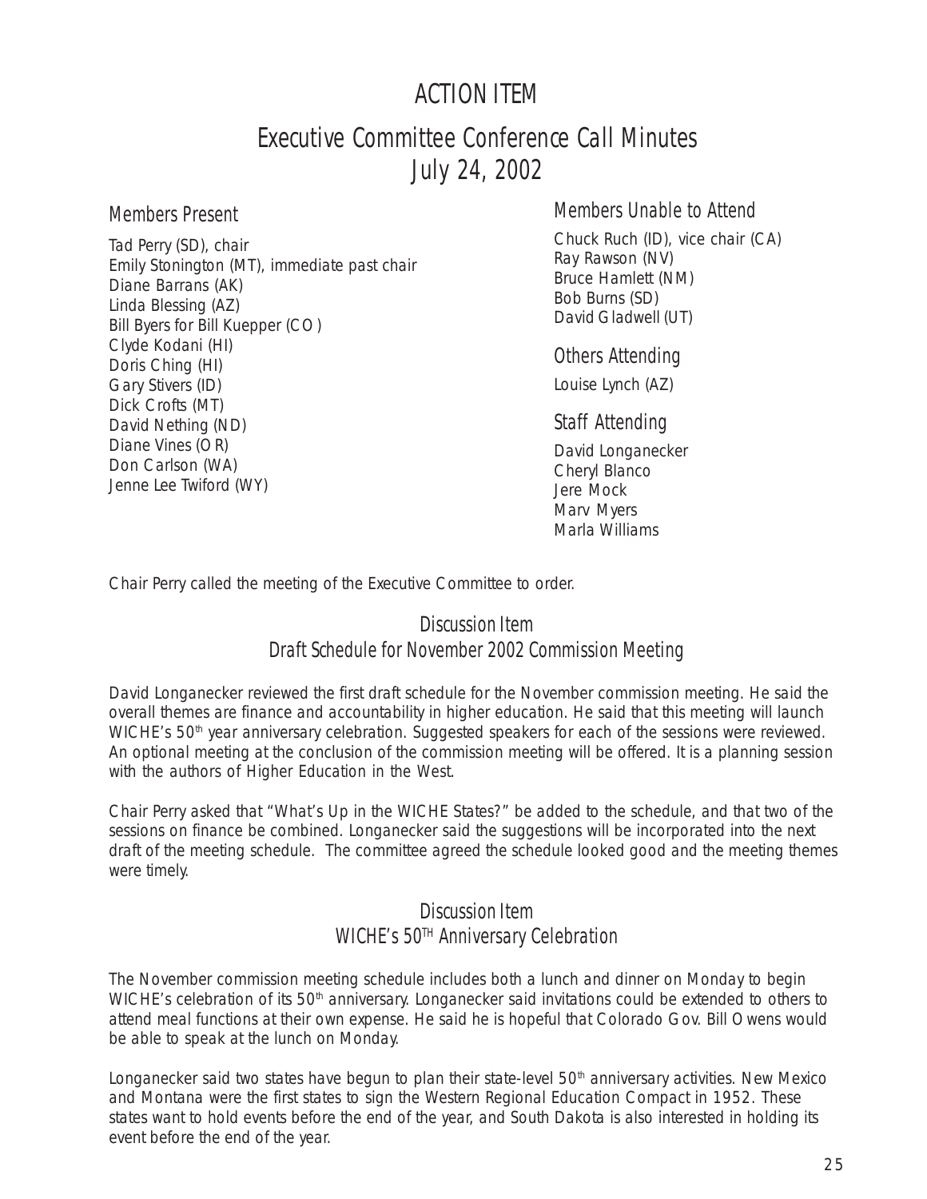# ACTION ITEM

## Executive Committee Conference Call Minutes
## July 24, 2002

### Members Present

Tad Perry (SD), chair
Emily Stonington (MT), immediate past chair
Diane Barrans (AK)
Linda Blessing (AZ)
Bill Byers for Bill Kuepper (CO)
Clyde Kodani (HI)
Doris Ching (HI)
Gary Stivers (ID)
Dick Crofts (MT)
David Nething (ND)
Diane Vines (OR)
Don Carlson (WA)
Jenne Lee Twiford (WY)

### Members Unable to Attend

Chuck Ruch (ID), vice chair (CA)
Ray Rawson (NV)
Bruce Hamlett (NM)
Bob Burns (SD)
David Gladwell (UT)

### Others Attending

Louise Lynch (AZ)

### Staff Attending

David Longanecker
Cheryl Blanco
Jere Mock
Marv Myers
Marla Williams

Chair Perry called the meeting of the Executive Committee to order.

### Discussion Item
### Draft Schedule for November 2002 Commission Meeting

David Longanecker reviewed the first draft schedule for the November commission meeting. He said the overall themes are finance and accountability in higher education. He said that this meeting will launch WICHE's 50th year anniversary celebration. Suggested speakers for each of the sessions were reviewed. An optional meeting at the conclusion of the commission meeting will be offered. It is a planning session with the authors of Higher Education in the West.

Chair Perry asked that "What's Up in the WICHE States?" be added to the schedule, and that two of the sessions on finance be combined. Longanecker said the suggestions will be incorporated into the next draft of the meeting schedule. The committee agreed the schedule looked good and the meeting themes were timely.

### Discussion Item
### WICHE's 50TH Anniversary Celebration

The November commission meeting schedule includes both a lunch and dinner on Monday to begin WICHE's celebration of its 50th anniversary. Longanecker said invitations could be extended to others to attend meal functions at their own expense. He said he is hopeful that Colorado Gov. Bill Owens would be able to speak at the lunch on Monday.

Longanecker said two states have begun to plan their state-level 50th anniversary activities. New Mexico and Montana were the first states to sign the Western Regional Education Compact in 1952. These states want to hold events before the end of the year, and South Dakota is also interested in holding its event before the end of the year.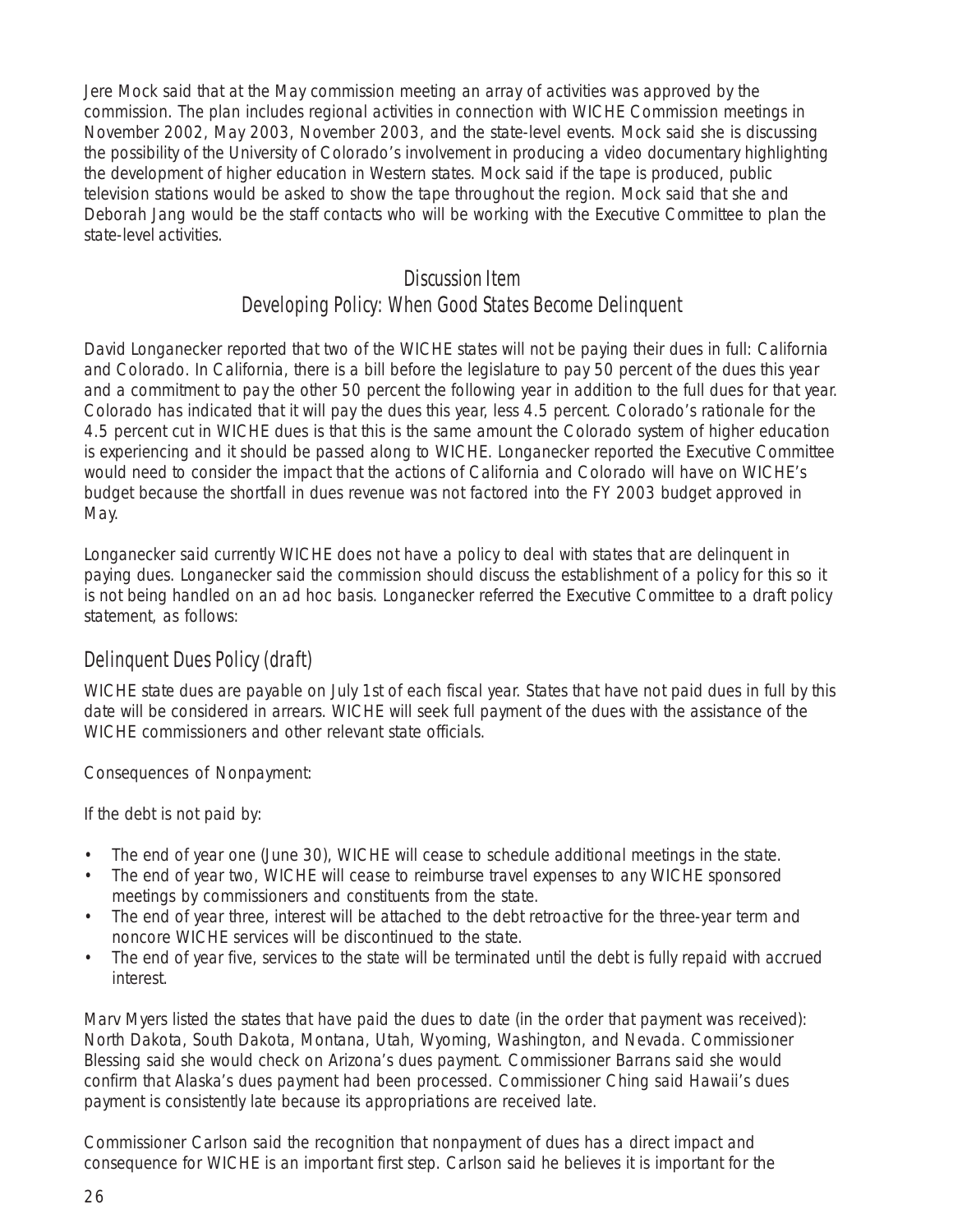Jere Mock said that at the May commission meeting an array of activities was approved by the commission. The plan includes regional activities in connection with WICHE Commission meetings in November 2002, May 2003, November 2003, and the state-level events. Mock said she is discussing the possibility of the University of Colorado's involvement in producing a video documentary highlighting the development of higher education in Western states. Mock said if the tape is produced, public television stations would be asked to show the tape throughout the region. Mock said that she and Deborah Jang would be the staff contacts who will be working with the Executive Committee to plan the state-level activities.

## Discussion Item
## Developing Policy: When Good States Become Delinquent

David Longanecker reported that two of the WICHE states will not be paying their dues in full: California and Colorado. In California, there is a bill before the legislature to pay 50 percent of the dues this year and a commitment to pay the other 50 percent the following year in addition to the full dues for that year. Colorado has indicated that it will pay the dues this year, less 4.5 percent. Colorado's rationale for the 4.5 percent cut in WICHE dues is that this is the same amount the Colorado system of higher education is experiencing and it should be passed along to WICHE. Longanecker reported the Executive Committee would need to consider the impact that the actions of California and Colorado will have on WICHE's budget because the shortfall in dues revenue was not factored into the FY 2003 budget approved in May.

Longanecker said currently WICHE does not have a policy to deal with states that are delinquent in paying dues. Longanecker said the commission should discuss the establishment of a policy for this so it is not being handled on an ad hoc basis. Longanecker referred the Executive Committee to a draft policy statement, as follows:

### Delinquent Dues Policy (draft)

WICHE state dues are payable on July 1st of each fiscal year. States that have not paid dues in full by this date will be considered in arrears. WICHE will seek full payment of the dues with the assistance of the WICHE commissioners and other relevant state officials.

Consequences of Nonpayment:

If the debt is not paid by:

- The end of year one (June 30), WICHE will cease to schedule additional meetings in the state.
- The end of year two, WICHE will cease to reimburse travel expenses to any WICHE sponsored meetings by commissioners and constituents from the state.
- The end of year three, interest will be attached to the debt retroactive for the three-year term and noncore WICHE services will be discontinued to the state.
- The end of year five, services to the state will be terminated until the debt is fully repaid with accrued interest.

Marv Myers listed the states that have paid the dues to date (in the order that payment was received): North Dakota, South Dakota, Montana, Utah, Wyoming, Washington, and Nevada. Commissioner Blessing said she would check on Arizona's dues payment. Commissioner Barrans said she would confirm that Alaska's dues payment had been processed. Commissioner Ching said Hawaii's dues payment is consistently late because its appropriations are received late.

Commissioner Carlson said the recognition that nonpayment of dues has a direct impact and consequence for WICHE is an important first step. Carlson said he believes it is important for the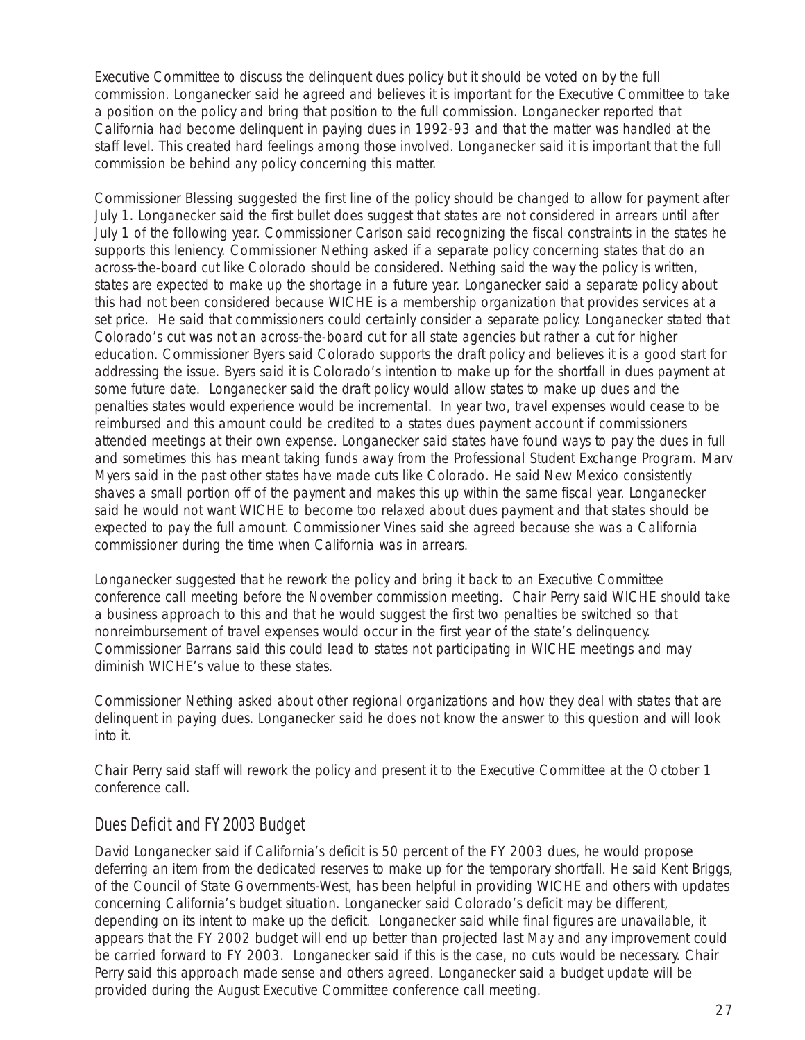Executive Committee to discuss the delinquent dues policy but it should be voted on by the full commission. Longanecker said he agreed and believes it is important for the Executive Committee to take a position on the policy and bring that position to the full commission. Longanecker reported that California had become delinquent in paying dues in 1992-93 and that the matter was handled at the staff level. This created hard feelings among those involved. Longanecker said it is important that the full commission be behind any policy concerning this matter.

Commissioner Blessing suggested the first line of the policy should be changed to allow for payment after July 1. Longanecker said the first bullet does suggest that states are not considered in arrears until after July 1 of the following year. Commissioner Carlson said recognizing the fiscal constraints in the states he supports this leniency. Commissioner Nething asked if a separate policy concerning states that do an across-the-board cut like Colorado should be considered. Nething said the way the policy is written, states are expected to make up the shortage in a future year. Longanecker said a separate policy about this had not been considered because WICHE is a membership organization that provides services at a set price. He said that commissioners could certainly consider a separate policy. Longanecker stated that Colorado's cut was not an across-the-board cut for all state agencies but rather a cut for higher education. Commissioner Byers said Colorado supports the draft policy and believes it is a good start for addressing the issue. Byers said it is Colorado's intention to make up for the shortfall in dues payment at some future date. Longanecker said the draft policy would allow states to make up dues and the penalties states would experience would be incremental. In year two, travel expenses would cease to be reimbursed and this amount could be credited to a states dues payment account if commissioners attended meetings at their own expense. Longanecker said states have found ways to pay the dues in full and sometimes this has meant taking funds away from the Professional Student Exchange Program. Marv Myers said in the past other states have made cuts like Colorado. He said New Mexico consistently shaves a small portion off of the payment and makes this up within the same fiscal year. Longanecker said he would not want WICHE to become too relaxed about dues payment and that states should be expected to pay the full amount. Commissioner Vines said she agreed because she was a California commissioner during the time when California was in arrears.

Longanecker suggested that he rework the policy and bring it back to an Executive Committee conference call meeting before the November commission meeting. Chair Perry said WICHE should take a business approach to this and that he would suggest the first two penalties be switched so that nonreimbursement of travel expenses would occur in the first year of the state's delinquency. Commissioner Barrans said this could lead to states not participating in WICHE meetings and may diminish WICHE's value to these states.

Commissioner Nething asked about other regional organizations and how they deal with states that are delinquent in paying dues. Longanecker said he does not know the answer to this question and will look into it.

Chair Perry said staff will rework the policy and present it to the Executive Committee at the October 1 conference call.

## Dues Deficit and FY 2003 Budget

David Longanecker said if California's deficit is 50 percent of the FY 2003 dues, he would propose deferring an item from the dedicated reserves to make up for the temporary shortfall. He said Kent Briggs, of the Council of State Governments-West, has been helpful in providing WICHE and others with updates concerning California's budget situation. Longanecker said Colorado's deficit may be different, depending on its intent to make up the deficit. Longanecker said while final figures are unavailable, it appears that the FY 2002 budget will end up better than projected last May and any improvement could be carried forward to FY 2003. Longanecker said if this is the case, no cuts would be necessary. Chair Perry said this approach made sense and others agreed. Longanecker said a budget update will be provided during the August Executive Committee conference call meeting.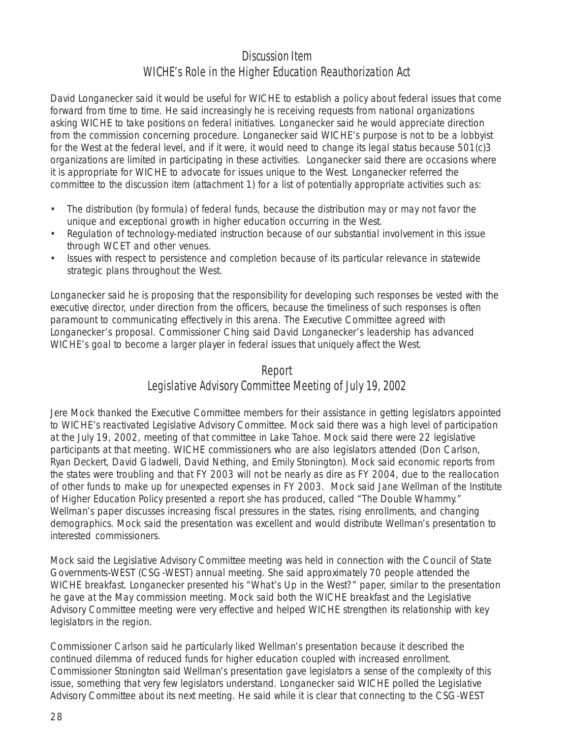## Discussion Item
## WICHE's Role in the Higher Education Reauthorization Act

David Longanecker said it would be useful for WICHE to establish a policy about federal issues that come forward from time to time. He said increasingly he is receiving requests from national organizations asking WICHE to take positions on federal initiatives. Longanecker said he would appreciate direction from the commission concerning procedure. Longanecker said WICHE's purpose is not to be a lobbyist for the West at the federal level, and if it were, it would need to change its legal status because 501(c)3 organizations are limited in participating in these activities. Longanecker said there are occasions where it is appropriate for WICHE to advocate for issues unique to the West. Longanecker referred the committee to the discussion item (attachment 1) for a list of potentially appropriate activities such as:

- The distribution (by formula) of federal funds, because the distribution may or may not favor the unique and exceptional growth in higher education occurring in the West.
- Regulation of technology-mediated instruction because of our substantial involvement in this issue through WCET and other venues.
- Issues with respect to persistence and completion because of its particular relevance in statewide strategic plans throughout the West.

Longanecker said he is proposing that the responsibility for developing such responses be vested with the executive director, under direction from the officers, because the timeliness of such responses is often paramount to communicating effectively in this arena. The Executive Committee agreed with Longanecker's proposal. Commissioner Ching said David Longanecker's leadership has advanced WICHE's goal to become a larger player in federal issues that uniquely affect the West.

## Report
## Legislative Advisory Committee Meeting of July 19, 2002

Jere Mock thanked the Executive Committee members for their assistance in getting legislators appointed to WICHE's reactivated Legislative Advisory Committee. Mock said there was a high level of participation at the July 19, 2002, meeting of that committee in Lake Tahoe. Mock said there were 22 legislative participants at that meeting. WICHE commissioners who are also legislators attended (Don Carlson, Ryan Deckert, David Gladwell, David Nething, and Emily Stonington). Mock said economic reports from the states were troubling and that FY 2003 will not be nearly as dire as FY 2004, due to the reallocation of other funds to make up for unexpected expenses in FY 2003. Mock said Jane Wellman of the Institute of Higher Education Policy presented a report she has produced, called "The Double Whammy." Wellman's paper discusses increasing fiscal pressures in the states, rising enrollments, and changing demographics. Mock said the presentation was excellent and would distribute Wellman's presentation to interested commissioners.

Mock said the Legislative Advisory Committee meeting was held in connection with the Council of State Governments-WEST (CSG-WEST) annual meeting. She said approximately 70 people attended the WICHE breakfast. Longanecker presented his "What's Up in the West?" paper, similar to the presentation he gave at the May commission meeting. Mock said both the WICHE breakfast and the Legislative Advisory Committee meeting were very effective and helped WICHE strengthen its relationship with key legislators in the region.

Commissioner Carlson said he particularly liked Wellman's presentation because it described the continued dilemma of reduced funds for higher education coupled with increased enrollment. Commissioner Stonington said Wellman's presentation gave legislators a sense of the complexity of this issue, something that very few legislators understand. Longanecker said WICHE polled the Legislative Advisory Committee about its next meeting. He said while it is clear that connecting to the CSG-WEST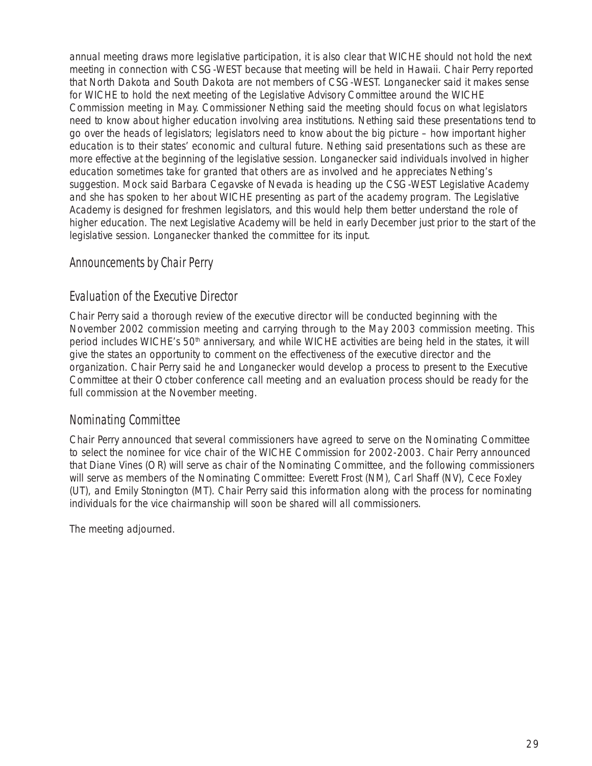annual meeting draws more legislative participation, it is also clear that WICHE should not hold the next meeting in connection with CSG-WEST because that meeting will be held in Hawaii. Chair Perry reported that North Dakota and South Dakota are not members of CSG-WEST. Longanecker said it makes sense for WICHE to hold the next meeting of the Legislative Advisory Committee around the WICHE Commission meeting in May. Commissioner Nething said the meeting should focus on what legislators need to know about higher education involving area institutions. Nething said these presentations tend to go over the heads of legislators; legislators need to know about the big picture – how important higher education is to their states' economic and cultural future. Nething said presentations such as these are more effective at the beginning of the legislative session. Longanecker said individuals involved in higher education sometimes take for granted that others are as involved and he appreciates Nething's suggestion. Mock said Barbara Cegavske of Nevada is heading up the CSG-WEST Legislative Academy and she has spoken to her about WICHE presenting as part of the academy program. The Legislative Academy is designed for freshmen legislators, and this would help them better understand the role of higher education. The next Legislative Academy will be held in early December just prior to the start of the legislative session. Longanecker thanked the committee for its input.

## Announcements by Chair Perry

## Evaluation of the Executive Director

Chair Perry said a thorough review of the executive director will be conducted beginning with the November 2002 commission meeting and carrying through to the May 2003 commission meeting. This period includes WICHE's 50th anniversary, and while WICHE activities are being held in the states, it will give the states an opportunity to comment on the effectiveness of the executive director and the organization. Chair Perry said he and Longanecker would develop a process to present to the Executive Committee at their October conference call meeting and an evaluation process should be ready for the full commission at the November meeting.

## Nominating Committee

Chair Perry announced that several commissioners have agreed to serve on the Nominating Committee to select the nominee for vice chair of the WICHE Commission for 2002-2003. Chair Perry announced that Diane Vines (OR) will serve as chair of the Nominating Committee, and the following commissioners will serve as members of the Nominating Committee: Everett Frost (NM), Carl Shaff (NV), Cece Foxley (UT), and Emily Stonington (MT). Chair Perry said this information along with the process for nominating individuals for the vice chairmanship will soon be shared will all commissioners.

The meeting adjourned.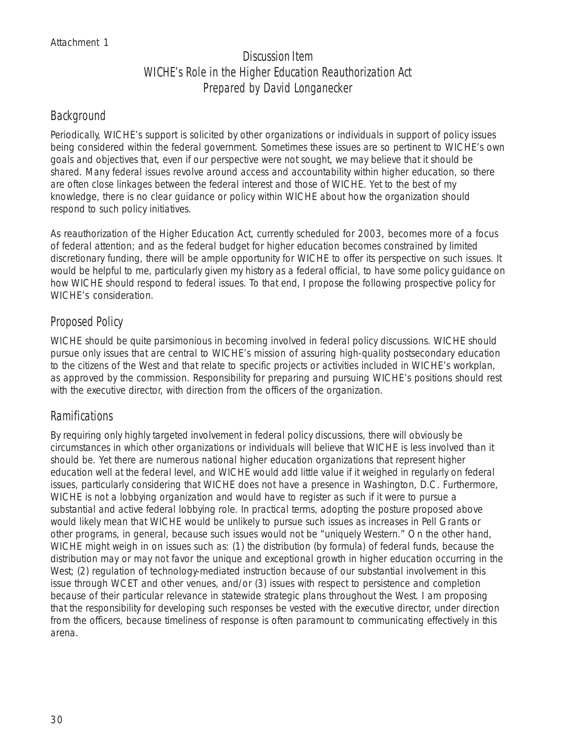Attachment 1

# Discussion Item
# WICHE's Role in the Higher Education Reauthorization Act
# Prepared by David Longanecker

## Background

Periodically, WICHE's support is solicited by other organizations or individuals in support of policy issues being considered within the federal government. Sometimes these issues are so pertinent to WICHE's own goals and objectives that, even if our perspective were not sought, we may believe that it should be shared. Many federal issues revolve around access and accountability within higher education, so there are often close linkages between the federal interest and those of WICHE. Yet to the best of my knowledge, there is no clear guidance or policy within WICHE about how the organization should respond to such policy initiatives.

As reauthorization of the Higher Education Act, currently scheduled for 2003, becomes more of a focus of federal attention; and as the federal budget for higher education becomes constrained by limited discretionary funding, there will be ample opportunity for WICHE to offer its perspective on such issues. It would be helpful to me, particularly given my history as a federal official, to have some policy guidance on how WICHE should respond to federal issues. To that end, I propose the following prospective policy for WICHE's consideration.

## Proposed Policy

WICHE should be quite parsimonious in becoming involved in federal policy discussions. WICHE should pursue only issues that are central to WICHE's mission of assuring high-quality postsecondary education to the citizens of the West and that relate to specific projects or activities included in WICHE's workplan, as approved by the commission. Responsibility for preparing and pursuing WICHE's positions should rest with the executive director, with direction from the officers of the organization.

## Ramifications

By requiring only highly targeted involvement in federal policy discussions, there will obviously be circumstances in which other organizations or individuals will believe that WICHE is less involved than it should be. Yet there are numerous national higher education organizations that represent higher education well at the federal level, and WICHE would add little value if it weighed in regularly on federal issues, particularly considering that WICHE does not have a presence in Washington, D.C. Furthermore, WICHE is not a lobbying organization and would have to register as such if it were to pursue a substantial and active federal lobbying role. In practical terms, adopting the posture proposed above would likely mean that WICHE would be unlikely to pursue such issues as increases in Pell Grants or other programs, in general, because such issues would not be "uniquely Western." On the other hand, WICHE might weigh in on issues such as: (1) the distribution (by formula) of federal funds, because the distribution may or may not favor the unique and exceptional growth in higher education occurring in the West; (2) regulation of technology-mediated instruction because of our substantial involvement in this issue through WCET and other venues, and/or (3) issues with respect to persistence and completion because of their particular relevance in statewide strategic plans throughout the West. I am proposing that the responsibility for developing such responses be vested with the executive director, under direction from the officers, because timeliness of response is often paramount to communicating effectively in this arena.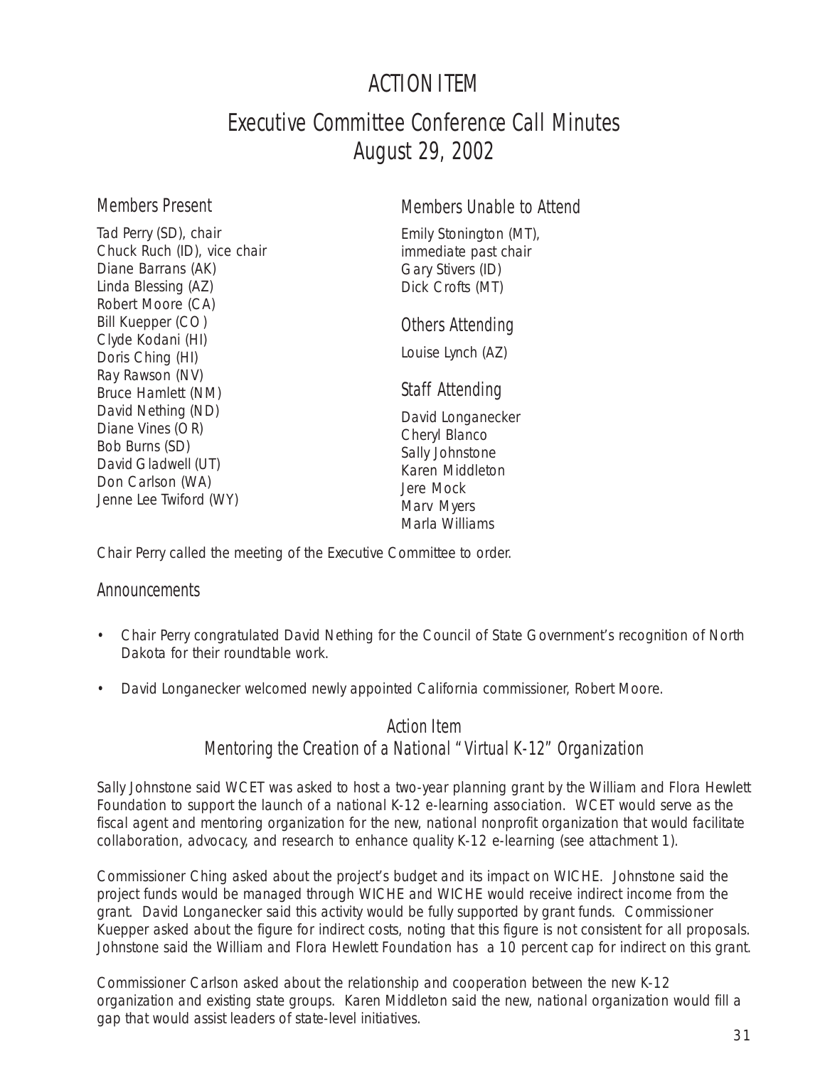# ACTION ITEM

# Executive Committee Conference Call Minutes
# August 29, 2002

## Members Present

Tad Perry (SD), chair
Chuck Ruch (ID), vice chair
Diane Barrans (AK)
Linda Blessing (AZ)
Robert Moore (CA)
Bill Kuepper (CO)
Clyde Kodani (HI)
Doris Ching (HI)
Ray Rawson (NV)
Bruce Hamlett (NM)
David Nething (ND)
Diane Vines (OR)
Bob Burns (SD)
David Gladwell (UT)
Don Carlson (WA)
Jenne Lee Twiford (WY)

## Members Unable to Attend

Emily Stonington (MT), immediate past chair
Gary Stivers (ID)
Dick Crofts (MT)

## Others Attending

Louise Lynch (AZ)

## Staff Attending

David Longanecker
Cheryl Blanco
Sally Johnstone
Karen Middleton
Jere Mock
Marv Myers
Marla Williams

Chair Perry called the meeting of the Executive Committee to order.

## Announcements

- Chair Perry congratulated David Nething for the Council of State Government's recognition of North Dakota for their roundtable work.
- David Longanecker welcomed newly appointed California commissioner, Robert Moore.

### Action Item
### Mentoring the Creation of a National "Virtual K-12" Organization

Sally Johnstone said WCET was asked to host a two-year planning grant by the William and Flora Hewlett Foundation to support the launch of a national K-12 e-learning association. WCET would serve as the fiscal agent and mentoring organization for the new, national nonprofit organization that would facilitate collaboration, advocacy, and research to enhance quality K-12 e-learning (see attachment 1).

Commissioner Ching asked about the project's budget and its impact on WICHE. Johnstone said the project funds would be managed through WICHE and WICHE would receive indirect income from the grant. David Longanecker said this activity would be fully supported by grant funds. Commissioner Kuepper asked about the figure for indirect costs, noting that this figure is not consistent for all proposals. Johnstone said the William and Flora Hewlett Foundation has a 10 percent cap for indirect on this grant.

Commissioner Carlson asked about the relationship and cooperation between the new K-12 organization and existing state groups. Karen Middleton said the new, national organization would fill a gap that would assist leaders of state-level initiatives.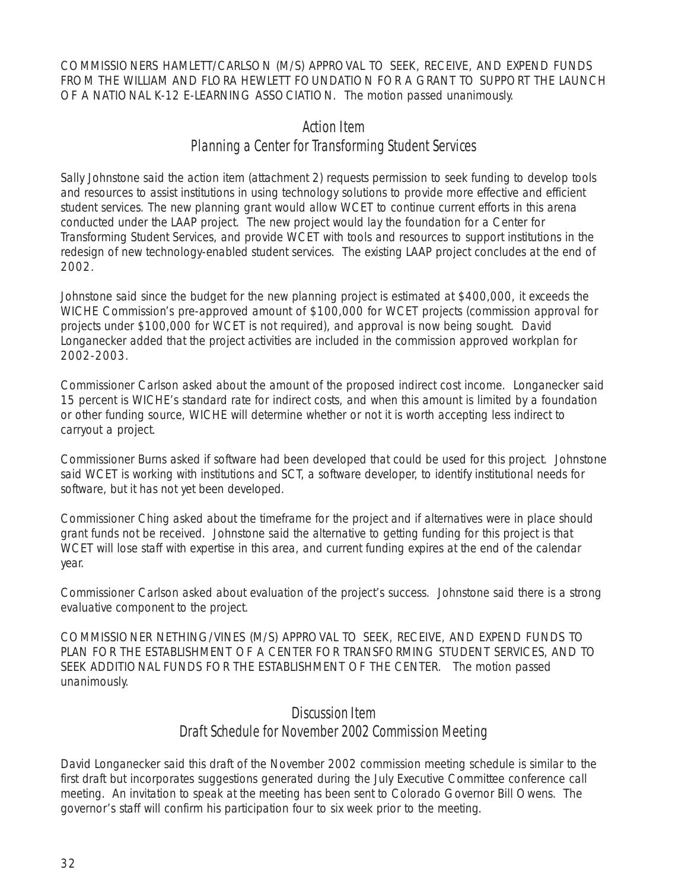COMMISSIONERS HAMLETT/CARLSON (M/S) APPROVAL TO SEEK, RECEIVE, AND EXPEND FUNDS FROM THE WILLIAM AND FLORA HEWLETT FOUNDATION FOR A GRANT TO SUPPORT THE LAUNCH OF A NATIONAL K-12 E-LEARNING ASSOCIATION. The motion passed unanimously.

## Action Item
## Planning a Center for Transforming Student Services

Sally Johnstone said the action item (attachment 2) requests permission to seek funding to develop tools and resources to assist institutions in using technology solutions to provide more effective and efficient student services. The new planning grant would allow WCET to continue current efforts in this arena conducted under the LAAP project. The new project would lay the foundation for a Center for Transforming Student Services, and provide WCET with tools and resources to support institutions in the redesign of new technology-enabled student services. The existing LAAP project concludes at the end of 2002.

Johnstone said since the budget for the new planning project is estimated at $400,000, it exceeds the WICHE Commission's pre-approved amount of $100,000 for WCET projects (commission approval for projects under $100,000 for WCET is not required), and approval is now being sought. David Longanecker added that the project activities are included in the commission approved workplan for 2002-2003.

Commissioner Carlson asked about the amount of the proposed indirect cost income. Longanecker said 15 percent is WICHE's standard rate for indirect costs, and when this amount is limited by a foundation or other funding source, WICHE will determine whether or not it is worth accepting less indirect to carryout a project.

Commissioner Burns asked if software had been developed that could be used for this project. Johnstone said WCET is working with institutions and SCT, a software developer, to identify institutional needs for software, but it has not yet been developed.

Commissioner Ching asked about the timeframe for the project and if alternatives were in place should grant funds not be received. Johnstone said the alternative to getting funding for this project is that WCET will lose staff with expertise in this area, and current funding expires at the end of the calendar year.

Commissioner Carlson asked about evaluation of the project's success. Johnstone said there is a strong evaluative component to the project.

COMMISSIONER NETHING/VINES (M/S) APPROVAL TO SEEK, RECEIVE, AND EXPEND FUNDS TO PLAN FOR THE ESTABLISHMENT OF A CENTER FOR TRANSFORMING STUDENT SERVICES, AND TO SEEK ADDITIONAL FUNDS FOR THE ESTABLISHMENT OF THE CENTER. The motion passed unanimously.

## Discussion Item
## Draft Schedule for November 2002 Commission Meeting

David Longanecker said this draft of the November 2002 commission meeting schedule is similar to the first draft but incorporates suggestions generated during the July Executive Committee conference call meeting. An invitation to speak at the meeting has been sent to Colorado Governor Bill Owens. The governor's staff will confirm his participation four to six week prior to the meeting.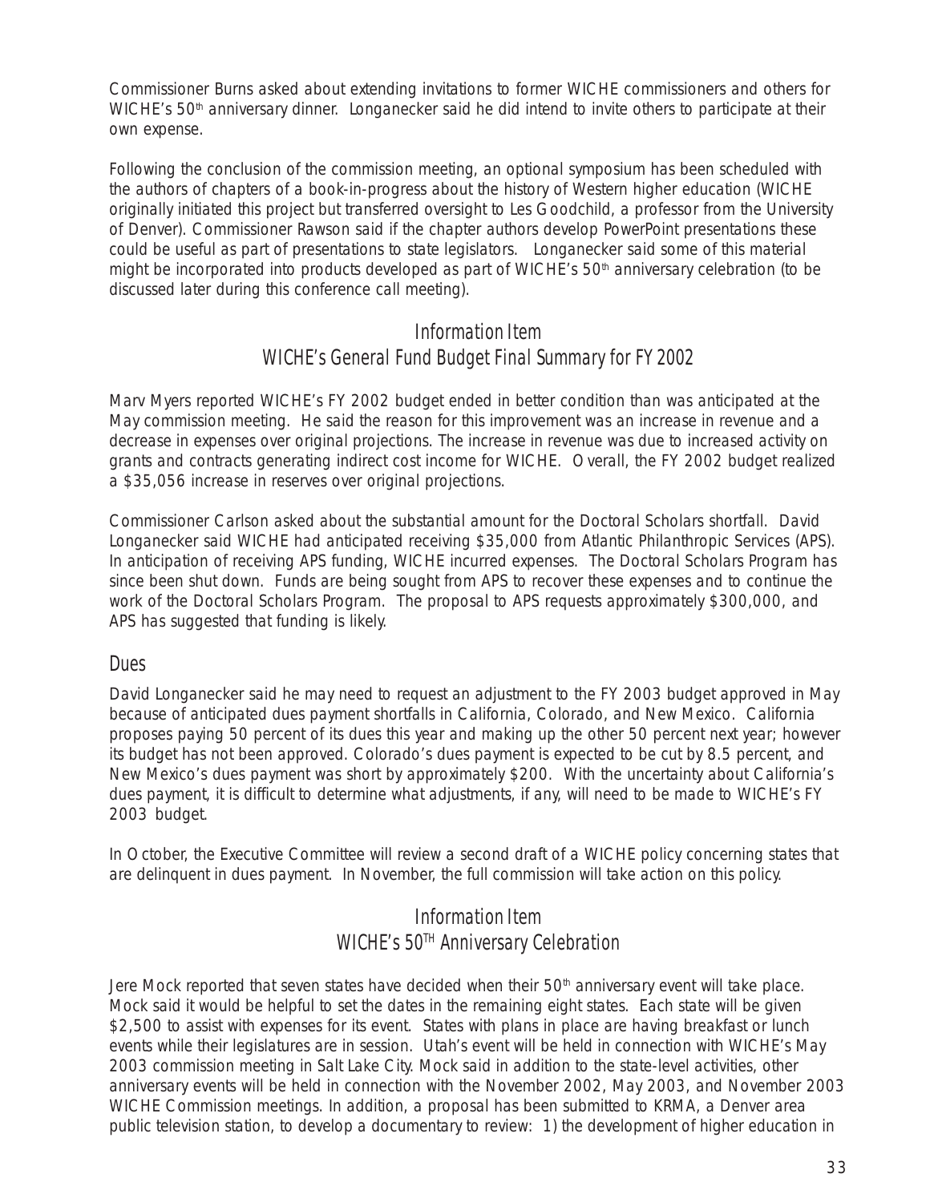Commissioner Burns asked about extending invitations to former WICHE commissioners and others for WICHE's 50th anniversary dinner. Longanecker said he did intend to invite others to participate at their own expense.

Following the conclusion of the commission meeting, an optional symposium has been scheduled with the authors of chapters of a book-in-progress about the history of Western higher education (WICHE originally initiated this project but transferred oversight to Les Goodchild, a professor from the University of Denver). Commissioner Rawson said if the chapter authors develop PowerPoint presentations these could be useful as part of presentations to state legislators. Longanecker said some of this material might be incorporated into products developed as part of WICHE's 50th anniversary celebration (to be discussed later during this conference call meeting).

## Information Item
## WICHE's General Fund Budget Final Summary for FY 2002

Marv Myers reported WICHE's FY 2002 budget ended in better condition than was anticipated at the May commission meeting. He said the reason for this improvement was an increase in revenue and a decrease in expenses over original projections. The increase in revenue was due to increased activity on grants and contracts generating indirect cost income for WICHE. Overall, the FY 2002 budget realized a $35,056 increase in reserves over original projections.

Commissioner Carlson asked about the substantial amount for the Doctoral Scholars shortfall. David Longanecker said WICHE had anticipated receiving $35,000 from Atlantic Philanthropic Services (APS). In anticipation of receiving APS funding, WICHE incurred expenses. The Doctoral Scholars Program has since been shut down. Funds are being sought from APS to recover these expenses and to continue the work of the Doctoral Scholars Program. The proposal to APS requests approximately $300,000, and APS has suggested that funding is likely.

### Dues

David Longanecker said he may need to request an adjustment to the FY 2003 budget approved in May because of anticipated dues payment shortfalls in California, Colorado, and New Mexico. California proposes paying 50 percent of its dues this year and making up the other 50 percent next year; however its budget has not been approved. Colorado's dues payment is expected to be cut by 8.5 percent, and New Mexico's dues payment was short by approximately $200. With the uncertainty about California's dues payment, it is difficult to determine what adjustments, if any, will need to be made to WICHE's FY 2003 budget.

In October, the Executive Committee will review a second draft of a WICHE policy concerning states that are delinquent in dues payment. In November, the full commission will take action on this policy.

## Information Item
## WICHE's 50TH Anniversary Celebration

Jere Mock reported that seven states have decided when their 50th anniversary event will take place. Mock said it would be helpful to set the dates in the remaining eight states. Each state will be given $2,500 to assist with expenses for its event. States with plans in place are having breakfast or lunch events while their legislatures are in session. Utah's event will be held in connection with WICHE's May 2003 commission meeting in Salt Lake City. Mock said in addition to the state-level activities, other anniversary events will be held in connection with the November 2002, May 2003, and November 2003 WICHE Commission meetings. In addition, a proposal has been submitted to KRMA, a Denver area public television station, to develop a documentary to review: 1) the development of higher education in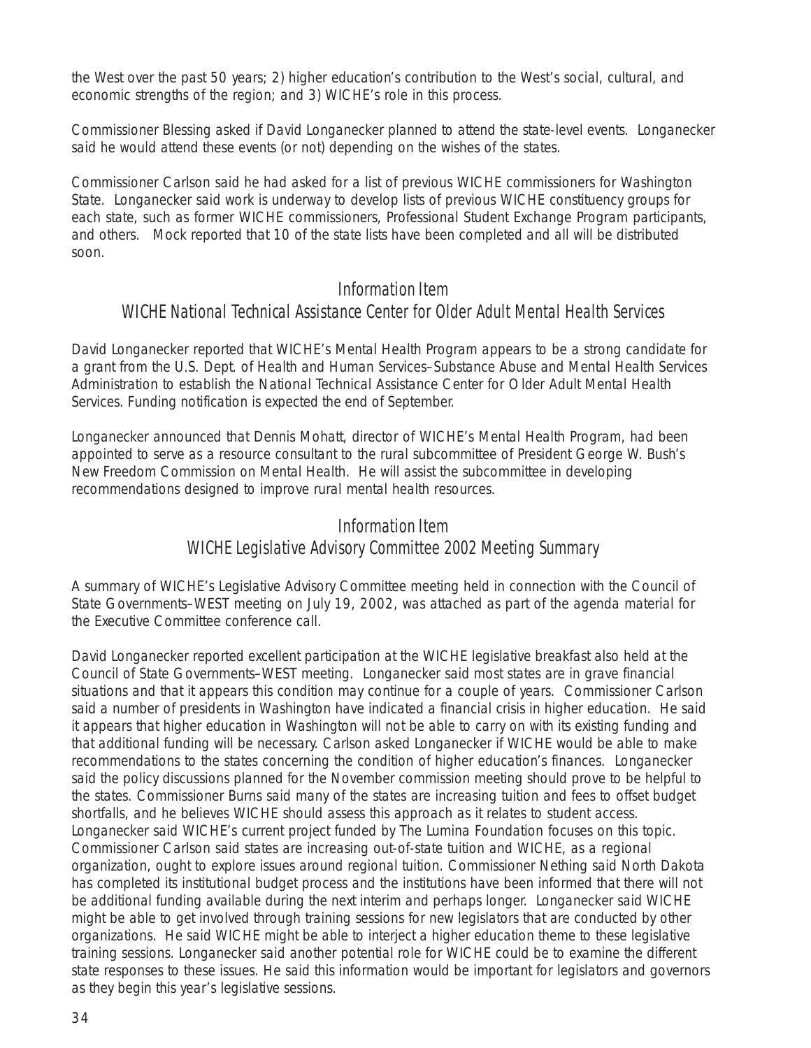the West over the past 50 years; 2) higher education's contribution to the West's social, cultural, and economic strengths of the region; and 3) WICHE's role in this process.

Commissioner Blessing asked if David Longanecker planned to attend the state-level events. Longanecker said he would attend these events (or not) depending on the wishes of the states.

Commissioner Carlson said he had asked for a list of previous WICHE commissioners for Washington State. Longanecker said work is underway to develop lists of previous WICHE constituency groups for each state, such as former WICHE commissioners, Professional Student Exchange Program participants, and others. Mock reported that 10 of the state lists have been completed and all will be distributed soon.

## Information Item
## WICHE National Technical Assistance Center for Older Adult Mental Health Services

David Longanecker reported that WICHE's Mental Health Program appears to be a strong candidate for a grant from the U.S. Dept. of Health and Human Services–Substance Abuse and Mental Health Services Administration to establish the National Technical Assistance Center for Older Adult Mental Health Services. Funding notification is expected the end of September.

Longanecker announced that Dennis Mohatt, director of WICHE's Mental Health Program, had been appointed to serve as a resource consultant to the rural subcommittee of President George W. Bush's New Freedom Commission on Mental Health. He will assist the subcommittee in developing recommendations designed to improve rural mental health resources.

## Information Item
## WICHE Legislative Advisory Committee 2002 Meeting Summary

A summary of WICHE's Legislative Advisory Committee meeting held in connection with the Council of State Governments–WEST meeting on July 19, 2002, was attached as part of the agenda material for the Executive Committee conference call.

David Longanecker reported excellent participation at the WICHE legislative breakfast also held at the Council of State Governments–WEST meeting. Longanecker said most states are in grave financial situations and that it appears this condition may continue for a couple of years. Commissioner Carlson said a number of presidents in Washington have indicated a financial crisis in higher education. He said it appears that higher education in Washington will not be able to carry on with its existing funding and that additional funding will be necessary. Carlson asked Longanecker if WICHE would be able to make recommendations to the states concerning the condition of higher education's finances. Longanecker said the policy discussions planned for the November commission meeting should prove to be helpful to the states. Commissioner Burns said many of the states are increasing tuition and fees to offset budget shortfalls, and he believes WICHE should assess this approach as it relates to student access. Longanecker said WICHE's current project funded by The Lumina Foundation focuses on this topic. Commissioner Carlson said states are increasing out-of-state tuition and WICHE, as a regional organization, ought to explore issues around regional tuition. Commissioner Nething said North Dakota has completed its institutional budget process and the institutions have been informed that there will not be additional funding available during the next interim and perhaps longer. Longanecker said WICHE might be able to get involved through training sessions for new legislators that are conducted by other organizations. He said WICHE might be able to interject a higher education theme to these legislative training sessions. Longanecker said another potential role for WICHE could be to examine the different state responses to these issues. He said this information would be important for legislators and governors as they begin this year's legislative sessions.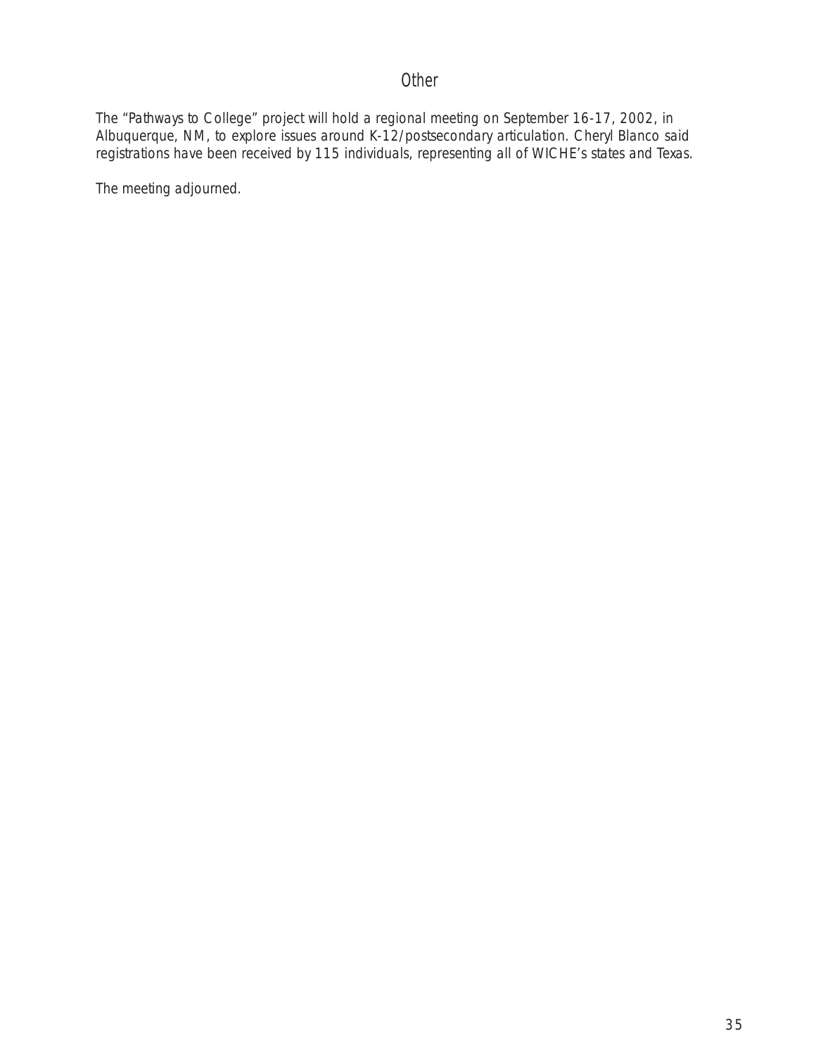## Other

The "Pathways to College" project will hold a regional meeting on September 16-17, 2002, in Albuquerque, NM, to explore issues around K-12/postsecondary articulation. Cheryl Blanco said registrations have been received by 115 individuals, representing all of WICHE's states and Texas.

The meeting adjourned.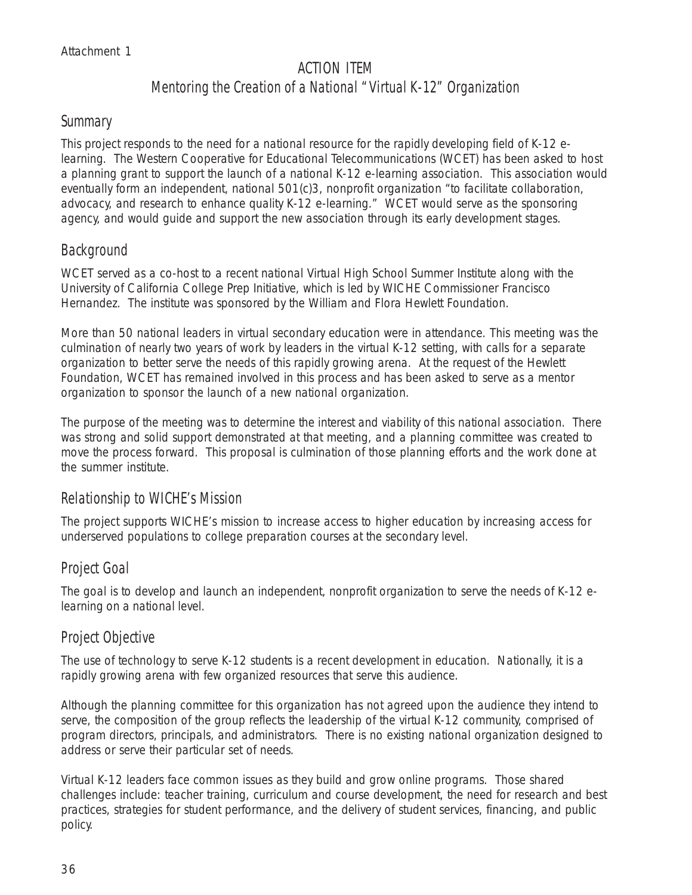Attachment 1

# ACTION ITEM
## Mentoring the Creation of a National "Virtual K-12" Organization

### Summary

This project responds to the need for a national resource for the rapidly developing field of K-12 e-learning. The Western Cooperative for Educational Telecommunications (WCET) has been asked to host a planning grant to support the launch of a national K-12 e-learning association. This association would eventually form an independent, national 501(c)3, nonprofit organization "to facilitate collaboration, advocacy, and research to enhance quality K-12 e-learning." WCET would serve as the sponsoring agency, and would guide and support the new association through its early development stages.

### Background

WCET served as a co-host to a recent national Virtual High School Summer Institute along with the University of California College Prep Initiative, which is led by WICHE Commissioner Francisco Hernandez. The institute was sponsored by the William and Flora Hewlett Foundation.

More than 50 national leaders in virtual secondary education were in attendance. This meeting was the culmination of nearly two years of work by leaders in the virtual K-12 setting, with calls for a separate organization to better serve the needs of this rapidly growing arena. At the request of the Hewlett Foundation, WCET has remained involved in this process and has been asked to serve as a mentor organization to sponsor the launch of a new national organization.

The purpose of the meeting was to determine the interest and viability of this national association. There was strong and solid support demonstrated at that meeting, and a planning committee was created to move the process forward. This proposal is culmination of those planning efforts and the work done at the summer institute.

### Relationship to WICHE's Mission

The project supports WICHE's mission to increase access to higher education by increasing access for underserved populations to college preparation courses at the secondary level.

### Project Goal

The goal is to develop and launch an independent, nonprofit organization to serve the needs of K-12 e-learning on a national level.

### Project Objective

The use of technology to serve K-12 students is a recent development in education. Nationally, it is a rapidly growing arena with few organized resources that serve this audience.

Although the planning committee for this organization has not agreed upon the audience they intend to serve, the composition of the group reflects the leadership of the virtual K-12 community, comprised of program directors, principals, and administrators. There is no existing national organization designed to address or serve their particular set of needs.

Virtual K-12 leaders face common issues as they build and grow online programs. Those shared challenges include: teacher training, curriculum and course development, the need for research and best practices, strategies for student performance, and the delivery of student services, financing, and public policy.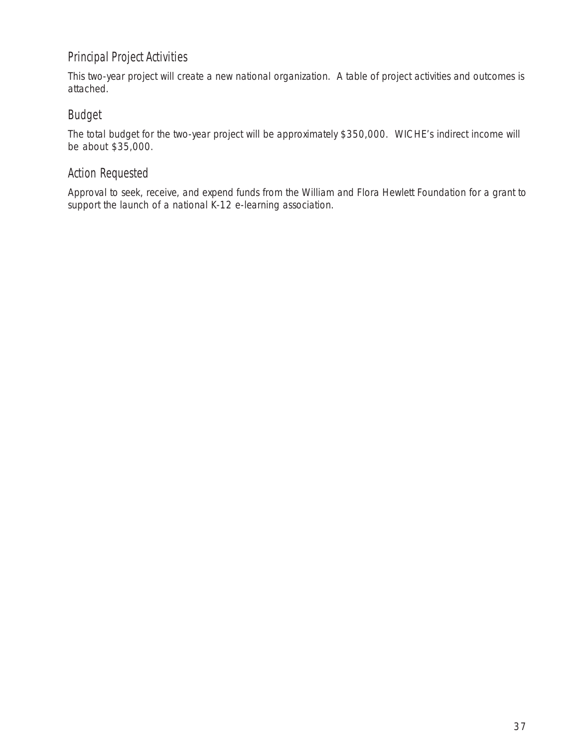## Principal Project Activities

This two-year project will create a new national organization. A table of project activities and outcomes is attached.

## Budget

The total budget for the two-year project will be approximately $350,000. WICHE's indirect income will be about $35,000.

## Action Requested

Approval to seek, receive, and expend funds from the William and Flora Hewlett Foundation for a grant to support the launch of a national K-12 e-learning association.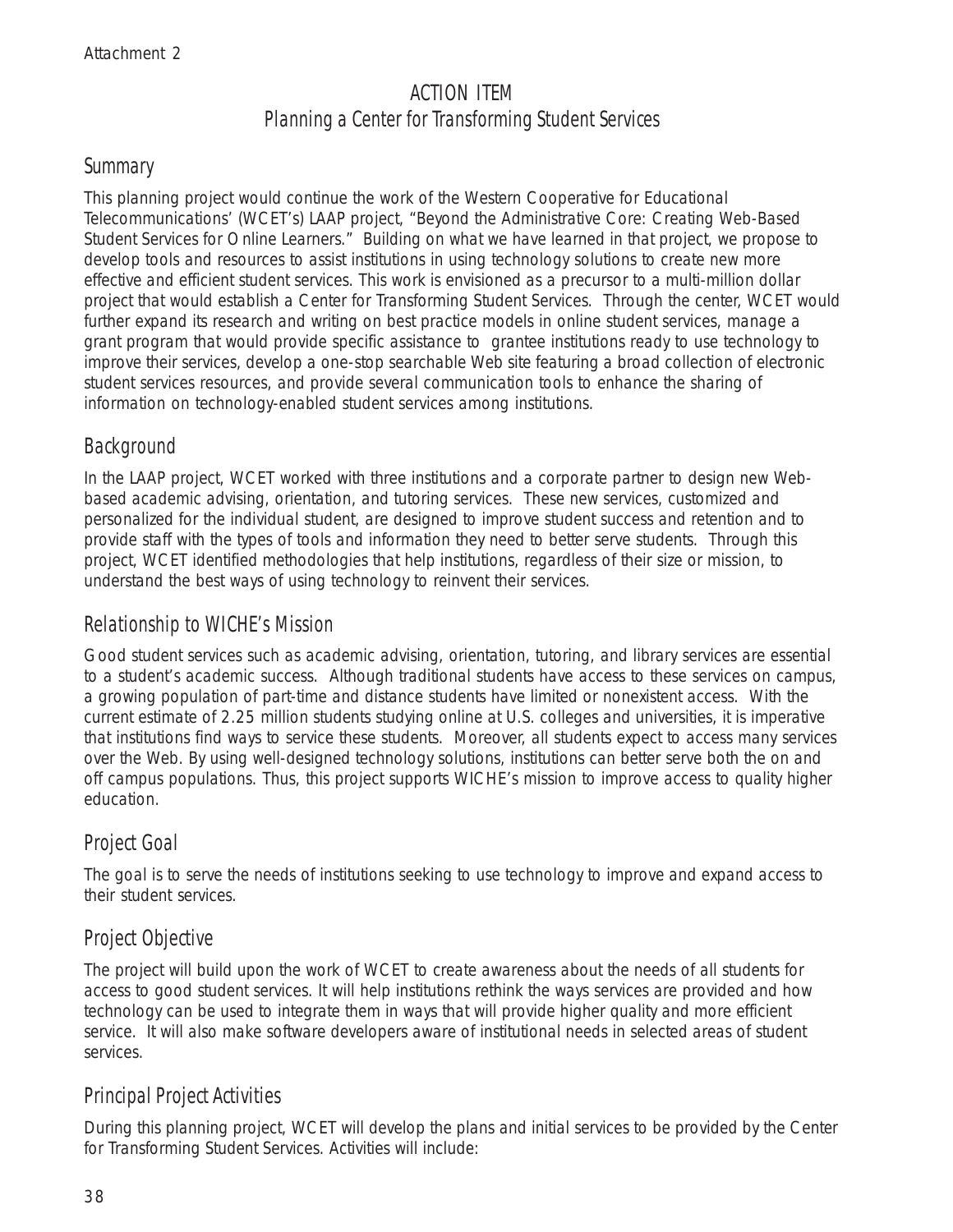Attachment 2

# ACTION ITEM
## Planning a Center for Transforming Student Services

### Summary

This planning project would continue the work of the Western Cooperative for Educational Telecommunications' (WCET's) LAAP project, "Beyond the Administrative Core: Creating Web-Based Student Services for Online Learners." Building on what we have learned in that project, we propose to develop tools and resources to assist institutions in using technology solutions to create new more effective and efficient student services. This work is envisioned as a precursor to a multi-million dollar project that would establish a Center for Transforming Student Services. Through the center, WCET would further expand its research and writing on best practice models in online student services, manage a grant program that would provide specific assistance to grantee institutions ready to use technology to improve their services, develop a one-stop searchable Web site featuring a broad collection of electronic student services resources, and provide several communication tools to enhance the sharing of information on technology-enabled student services among institutions.

### Background

In the LAAP project, WCET worked with three institutions and a corporate partner to design new Web-based academic advising, orientation, and tutoring services. These new services, customized and personalized for the individual student, are designed to improve student success and retention and to provide staff with the types of tools and information they need to better serve students. Through this project, WCET identified methodologies that help institutions, regardless of their size or mission, to understand the best ways of using technology to reinvent their services.

### Relationship to WICHE's Mission

Good student services such as academic advising, orientation, tutoring, and library services are essential to a student's academic success. Although traditional students have access to these services on campus, a growing population of part-time and distance students have limited or nonexistent access. With the current estimate of 2.25 million students studying online at U.S. colleges and universities, it is imperative that institutions find ways to service these students. Moreover, all students expect to access many services over the Web. By using well-designed technology solutions, institutions can better serve both the on and off campus populations. Thus, this project supports WICHE's mission to improve access to quality higher education.

### Project Goal

The goal is to serve the needs of institutions seeking to use technology to improve and expand access to their student services.

### Project Objective

The project will build upon the work of WCET to create awareness about the needs of all students for access to good student services. It will help institutions rethink the ways services are provided and how technology can be used to integrate them in ways that will provide higher quality and more efficient service. It will also make software developers aware of institutional needs in selected areas of student services.

### Principal Project Activities

During this planning project, WCET will develop the plans and initial services to be provided by the Center for Transforming Student Services. Activities will include: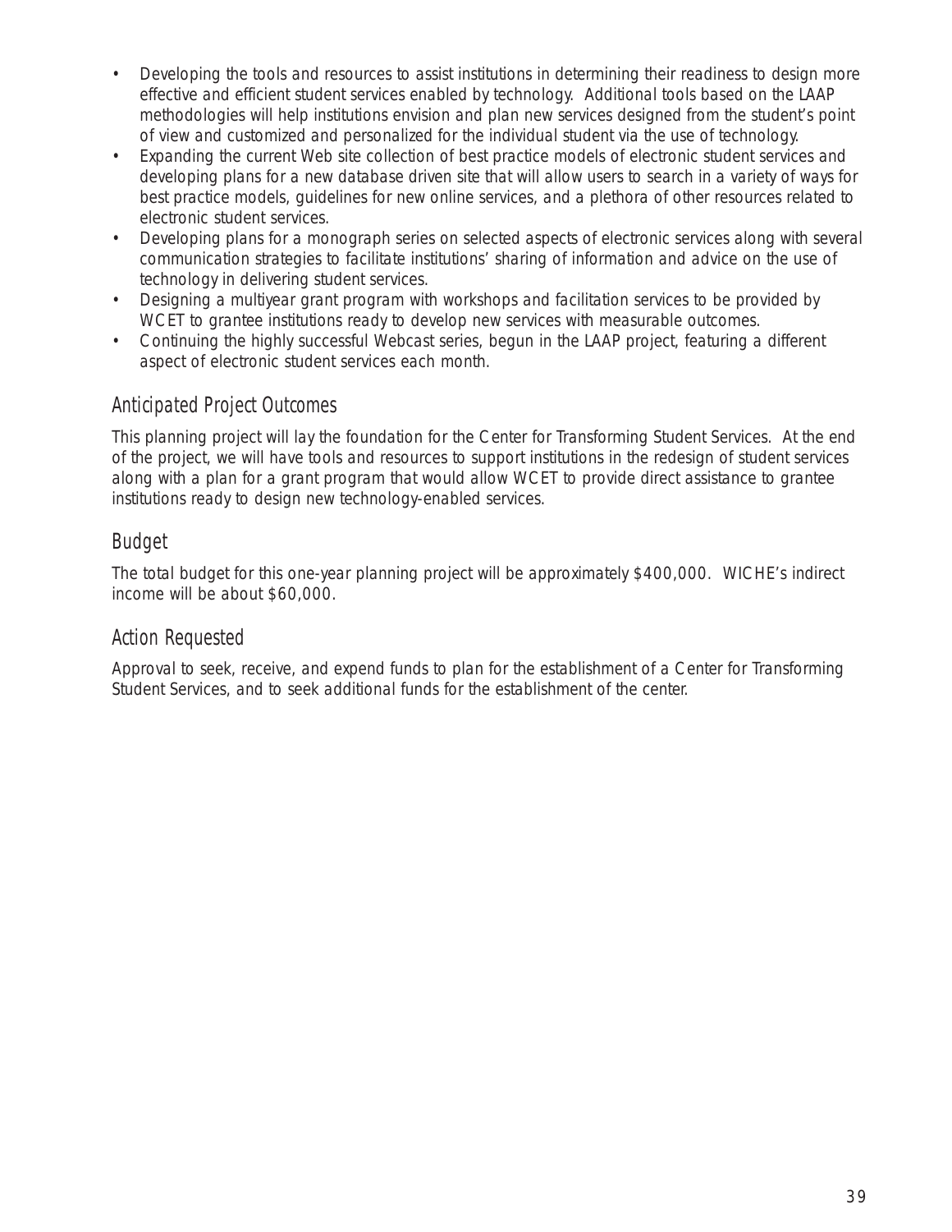- Developing the tools and resources to assist institutions in determining their readiness to design more effective and efficient student services enabled by technology. Additional tools based on the LAAP methodologies will help institutions envision and plan new services designed from the student's point of view and customized and personalized for the individual student via the use of technology.
- Expanding the current Web site collection of best practice models of electronic student services and developing plans for a new database driven site that will allow users to search in a variety of ways for best practice models, guidelines for new online services, and a plethora of other resources related to electronic student services.
- Developing plans for a monograph series on selected aspects of electronic services along with several communication strategies to facilitate institutions' sharing of information and advice on the use of technology in delivering student services.
- Designing a multiyear grant program with workshops and facilitation services to be provided by WCET to grantee institutions ready to develop new services with measurable outcomes.
- Continuing the highly successful Webcast series, begun in the LAAP project, featuring a different aspect of electronic student services each month.

## Anticipated Project Outcomes

This planning project will lay the foundation for the Center for Transforming Student Services. At the end of the project, we will have tools and resources to support institutions in the redesign of student services along with a plan for a grant program that would allow WCET to provide direct assistance to grantee institutions ready to design new technology-enabled services.

## Budget

The total budget for this one-year planning project will be approximately $400,000. WICHE's indirect income will be about $60,000.

## Action Requested

Approval to seek, receive, and expend funds to plan for the establishment of a Center for Transforming Student Services, and to seek additional funds for the establishment of the center.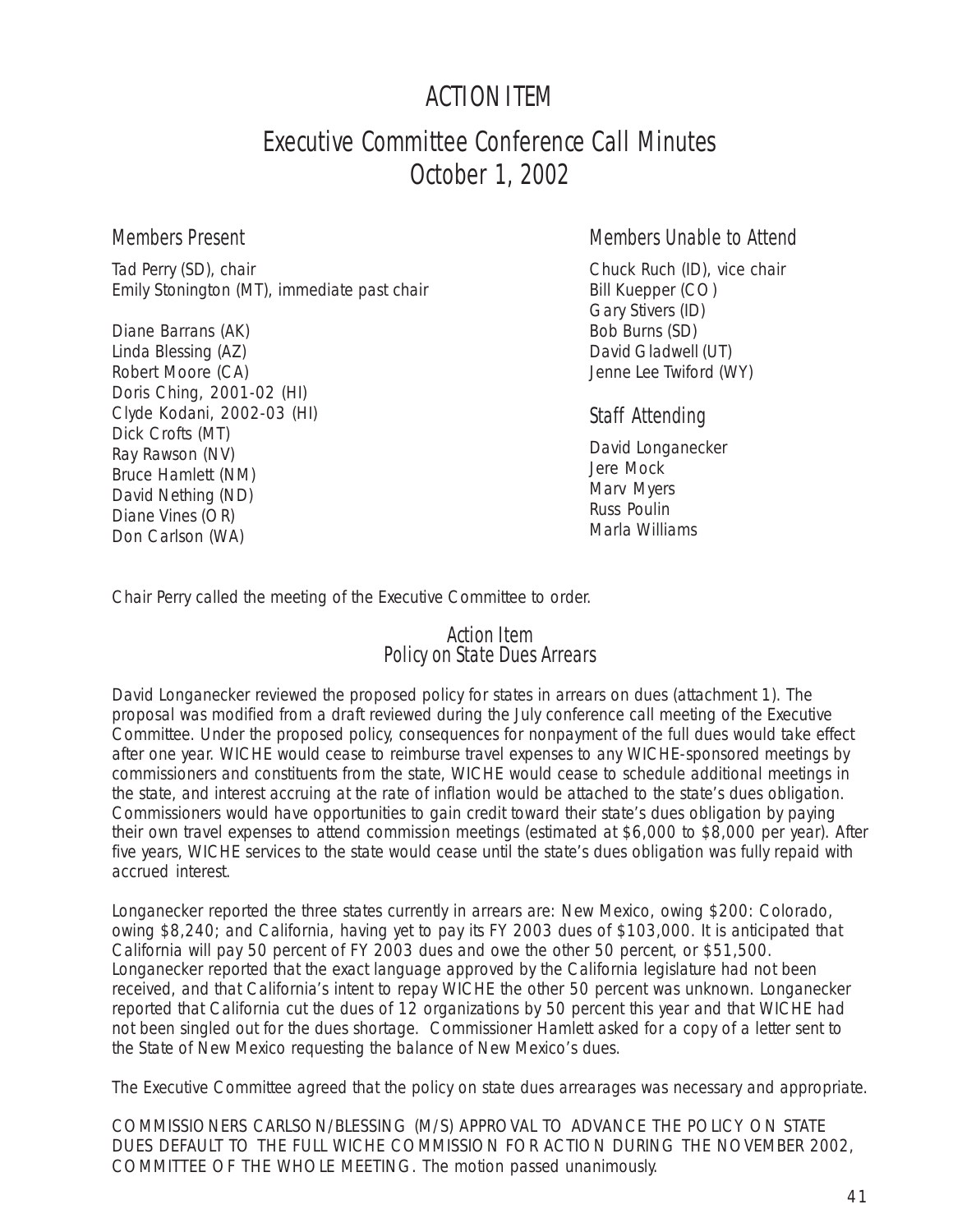# ACTION ITEM

## Executive Committee Conference Call Minutes
## October 1, 2002

### Members Present

Tad Perry (SD), chair
Emily Stonington (MT), immediate past chair

Diane Barrans (AK)
Linda Blessing (AZ)
Robert Moore (CA)
Doris Ching, 2001-02 (HI)
Clyde Kodani, 2002-03 (HI)
Dick Crofts (MT)
Ray Rawson (NV)
Bruce Hamlett (NM)
David Nething (ND)
Diane Vines (OR)
Don Carlson (WA)

### Members Unable to Attend

Chuck Ruch (ID), vice chair
Bill Kuepper (CO)
Gary Stivers (ID)
Bob Burns (SD)
David Gladwell (UT)
Jenne Lee Twiford (WY)

### Staff Attending

David Longanecker
Jere Mock
Marv Myers
Russ Poulin
Marla Williams

Chair Perry called the meeting of the Executive Committee to order.

### Action Item
### Policy on State Dues Arrears

David Longanecker reviewed the proposed policy for states in arrears on dues (attachment 1). The proposal was modified from a draft reviewed during the July conference call meeting of the Executive Committee. Under the proposed policy, consequences for nonpayment of the full dues would take effect after one year. WICHE would cease to reimburse travel expenses to any WICHE-sponsored meetings by commissioners and constituents from the state, WICHE would cease to schedule additional meetings in the state, and interest accruing at the rate of inflation would be attached to the state's dues obligation. Commissioners would have opportunities to gain credit toward their state's dues obligation by paying their own travel expenses to attend commission meetings (estimated at $6,000 to $8,000 per year). After five years, WICHE services to the state would cease until the state's dues obligation was fully repaid with accrued interest.

Longanecker reported the three states currently in arrears are: New Mexico, owing $200: Colorado, owing $8,240; and California, having yet to pay its FY 2003 dues of $103,000. It is anticipated that California will pay 50 percent of FY 2003 dues and owe the other 50 percent, or $51,500. Longanecker reported that the exact language approved by the California legislature had not been received, and that California's intent to repay WICHE the other 50 percent was unknown. Longanecker reported that California cut the dues of 12 organizations by 50 percent this year and that WICHE had not been singled out for the dues shortage. Commissioner Hamlett asked for a copy of a letter sent to the State of New Mexico requesting the balance of New Mexico's dues.

The Executive Committee agreed that the policy on state dues arrearages was necessary and appropriate.

COMMISSIONERS CARLSON/BLESSING (M/S) APPROVAL TO ADVANCE THE POLICY ON STATE DUES DEFAULT TO THE FULL WICHE COMMISSION FOR ACTION DURING THE NOVEMBER 2002, COMMITTEE OF THE WHOLE MEETING. The motion passed unanimously.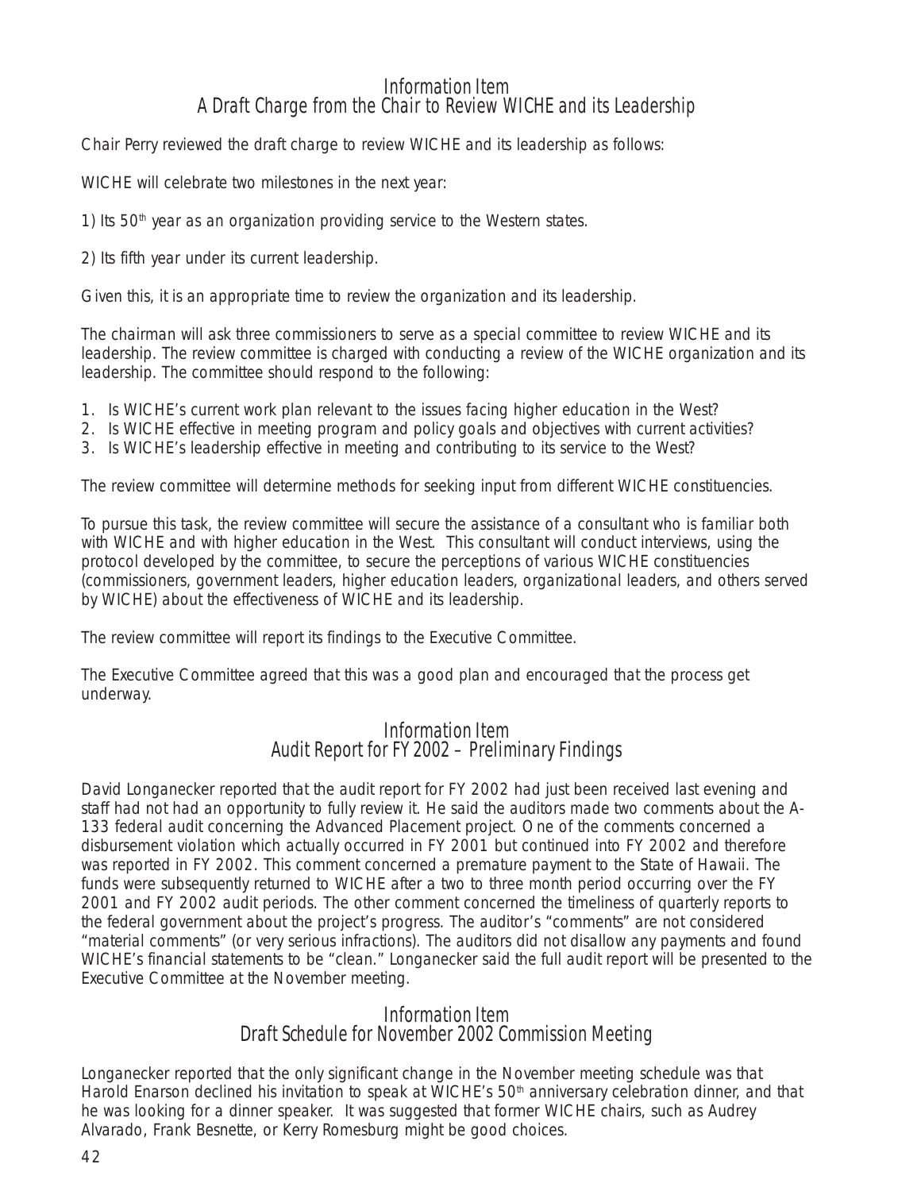## Information Item
## A Draft Charge from the Chair to Review WICHE and its Leadership

Chair Perry reviewed the draft charge to review WICHE and its leadership as follows:

WICHE will celebrate two milestones in the next year:

1) Its 50th year as an organization providing service to the Western states.

2) Its fifth year under its current leadership.

Given this, it is an appropriate time to review the organization and its leadership.

The chairman will ask three commissioners to serve as a special committee to review WICHE and its leadership. The review committee is charged with conducting a review of the WICHE organization and its leadership. The committee should respond to the following:

1. Is WICHE's current work plan relevant to the issues facing higher education in the West?
2. Is WICHE effective in meeting program and policy goals and objectives with current activities?
3. Is WICHE's leadership effective in meeting and contributing to its service to the West?

The review committee will determine methods for seeking input from different WICHE constituencies.

To pursue this task, the review committee will secure the assistance of a consultant who is familiar both with WICHE and with higher education in the West. This consultant will conduct interviews, using the protocol developed by the committee, to secure the perceptions of various WICHE constituencies (commissioners, government leaders, higher education leaders, organizational leaders, and others served by WICHE) about the effectiveness of WICHE and its leadership.

The review committee will report its findings to the Executive Committee.

The Executive Committee agreed that this was a good plan and encouraged that the process get underway.

## Information Item
## Audit Report for FY 2002 – Preliminary Findings

David Longanecker reported that the audit report for FY 2002 had just been received last evening and staff had not had an opportunity to fully review it. He said the auditors made two comments about the A-133 federal audit concerning the Advanced Placement project. One of the comments concerned a disbursement violation which actually occurred in FY 2001 but continued into FY 2002 and therefore was reported in FY 2002. This comment concerned a premature payment to the State of Hawaii. The funds were subsequently returned to WICHE after a two to three month period occurring over the FY 2001 and FY 2002 audit periods. The other comment concerned the timeliness of quarterly reports to the federal government about the project's progress. The auditor's "comments" are not considered "material comments" (or very serious infractions). The auditors did not disallow any payments and found WICHE's financial statements to be "clean." Longanecker said the full audit report will be presented to the Executive Committee at the November meeting.

## Information Item
## Draft Schedule for November 2002 Commission Meeting

Longanecker reported that the only significant change in the November meeting schedule was that Harold Enarson declined his invitation to speak at WICHE's 50th anniversary celebration dinner, and that he was looking for a dinner speaker. It was suggested that former WICHE chairs, such as Audrey Alvarado, Frank Besnette, or Kerry Romesburg might be good choices.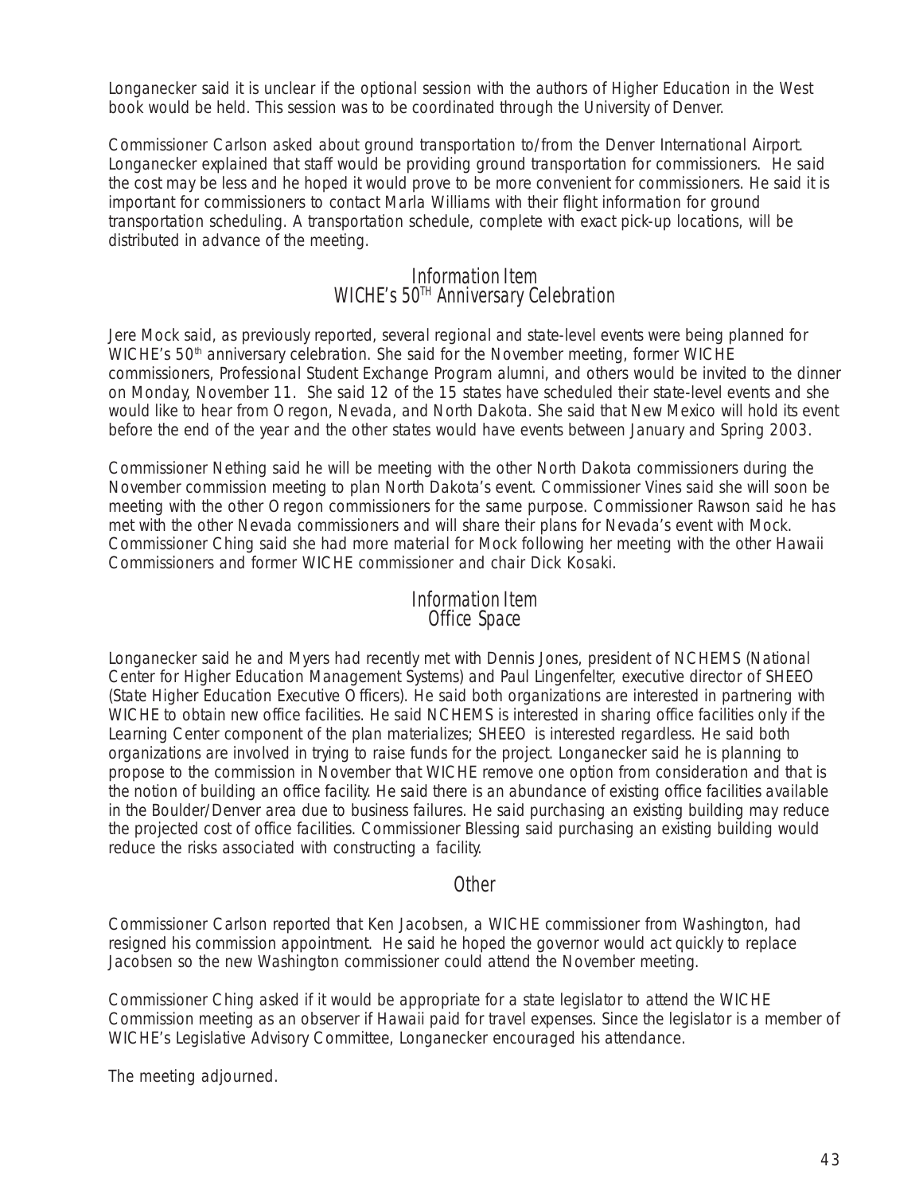Longanecker said it is unclear if the optional session with the authors of Higher Education in the West book would be held. This session was to be coordinated through the University of Denver.

Commissioner Carlson asked about ground transportation to/from the Denver International Airport. Longanecker explained that staff would be providing ground transportation for commissioners. He said the cost may be less and he hoped it would prove to be more convenient for commissioners. He said it is important for commissioners to contact Marla Williams with their flight information for ground transportation scheduling. A transportation schedule, complete with exact pick-up locations, will be distributed in advance of the meeting.

## Information Item
## WICHE's 50TH Anniversary Celebration

Jere Mock said, as previously reported, several regional and state-level events were being planned for WICHE's 50th anniversary celebration. She said for the November meeting, former WICHE commissioners, Professional Student Exchange Program alumni, and others would be invited to the dinner on Monday, November 11. She said 12 of the 15 states have scheduled their state-level events and she would like to hear from Oregon, Nevada, and North Dakota. She said that New Mexico will hold its event before the end of the year and the other states would have events between January and Spring 2003.

Commissioner Nething said he will be meeting with the other North Dakota commissioners during the November commission meeting to plan North Dakota's event. Commissioner Vines said she will soon be meeting with the other Oregon commissioners for the same purpose. Commissioner Rawson said he has met with the other Nevada commissioners and will share their plans for Nevada's event with Mock. Commissioner Ching said she had more material for Mock following her meeting with the other Hawaii Commissioners and former WICHE commissioner and chair Dick Kosaki.

## Information Item
## Office Space

Longanecker said he and Myers had recently met with Dennis Jones, president of NCHEMS (National Center for Higher Education Management Systems) and Paul Lingenfelter, executive director of SHEEO (State Higher Education Executive Officers). He said both organizations are interested in partnering with WICHE to obtain new office facilities. He said NCHEMS is interested in sharing office facilities only if the Learning Center component of the plan materializes; SHEEO is interested regardless. He said both organizations are involved in trying to raise funds for the project. Longanecker said he is planning to propose to the commission in November that WICHE remove one option from consideration and that is the notion of building an office facility. He said there is an abundance of existing office facilities available in the Boulder/Denver area due to business failures. He said purchasing an existing building may reduce the projected cost of office facilities. Commissioner Blessing said purchasing an existing building would reduce the risks associated with constructing a facility.

## Other

Commissioner Carlson reported that Ken Jacobsen, a WICHE commissioner from Washington, had resigned his commission appointment. He said he hoped the governor would act quickly to replace Jacobsen so the new Washington commissioner could attend the November meeting.

Commissioner Ching asked if it would be appropriate for a state legislator to attend the WICHE Commission meeting as an observer if Hawaii paid for travel expenses. Since the legislator is a member of WICHE's Legislative Advisory Committee, Longanecker encouraged his attendance.

The meeting adjourned.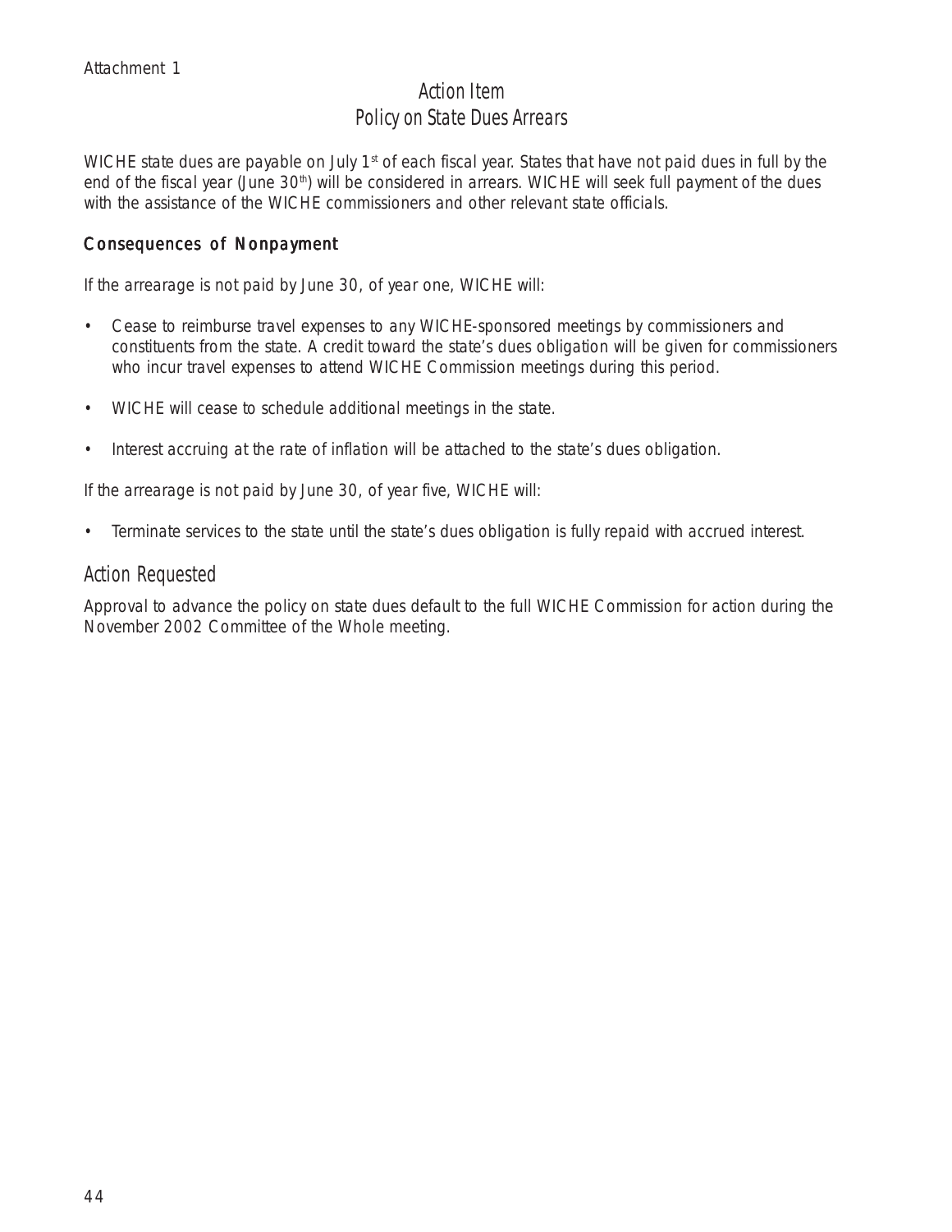Attachment 1

# Action Item
## Policy on State Dues Arrears

WICHE state dues are payable on July 1st of each fiscal year. States that have not paid dues in full by the end of the fiscal year (June 30th) will be considered in arrears. WICHE will seek full payment of the dues with the assistance of the WICHE commissioners and other relevant state officials.

### Consequences of Nonpayment

If the arrearage is not paid by June 30, of year one, WICHE will:

- Cease to reimburse travel expenses to any WICHE-sponsored meetings by commissioners and constituents from the state. A credit toward the state's dues obligation will be given for commissioners who incur travel expenses to attend WICHE Commission meetings during this period.
- WICHE will cease to schedule additional meetings in the state.
- Interest accruing at the rate of inflation will be attached to the state's dues obligation.

If the arrearage is not paid by June 30, of year five, WICHE will:

- Terminate services to the state until the state's dues obligation is fully repaid with accrued interest.

## Action Requested

Approval to advance the policy on state dues default to the full WICHE Commission for action during the November 2002 Committee of the Whole meeting.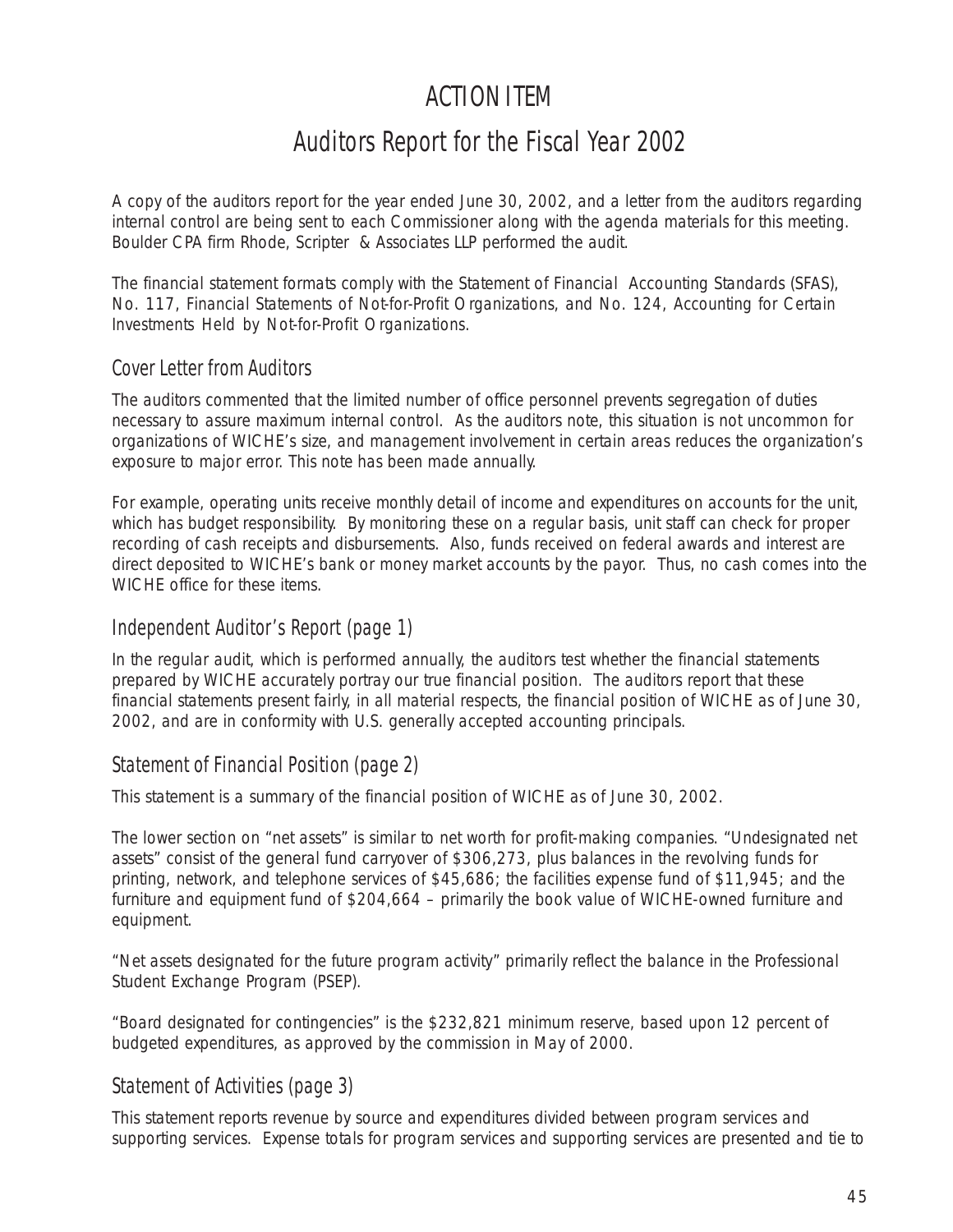# ACTION ITEM

# Auditors Report for the Fiscal Year 2002

A copy of the auditors report for the year ended June 30, 2002, and a letter from the auditors regarding internal control are being sent to each Commissioner along with the agenda materials for this meeting. Boulder CPA firm Rhode, Scripter & Associates LLP performed the audit.

The financial statement formats comply with the Statement of Financial Accounting Standards (SFAS), No. 117, Financial Statements of Not-for-Profit Organizations, and No. 124, Accounting for Certain Investments Held by Not-for-Profit Organizations.

## Cover Letter from Auditors

The auditors commented that the limited number of office personnel prevents segregation of duties necessary to assure maximum internal control. As the auditors note, this situation is not uncommon for organizations of WICHE's size, and management involvement in certain areas reduces the organization's exposure to major error. This note has been made annually.

For example, operating units receive monthly detail of income and expenditures on accounts for the unit, which has budget responsibility. By monitoring these on a regular basis, unit staff can check for proper recording of cash receipts and disbursements. Also, funds received on federal awards and interest are direct deposited to WICHE's bank or money market accounts by the payor. Thus, no cash comes into the WICHE office for these items.

## Independent Auditor's Report (page 1)

In the regular audit, which is performed annually, the auditors test whether the financial statements prepared by WICHE accurately portray our true financial position. The auditors report that these financial statements present fairly, in all material respects, the financial position of WICHE as of June 30, 2002, and are in conformity with U.S. generally accepted accounting principals.

## Statement of Financial Position (page 2)

This statement is a summary of the financial position of WICHE as of June 30, 2002.

The lower section on "net assets" is similar to net worth for profit-making companies. "Undesignated net assets" consist of the general fund carryover of $306,273, plus balances in the revolving funds for printing, network, and telephone services of $45,686; the facilities expense fund of $11,945; and the furniture and equipment fund of $204,664 – primarily the book value of WICHE-owned furniture and equipment.

"Net assets designated for the future program activity" primarily reflect the balance in the Professional Student Exchange Program (PSEP).

"Board designated for contingencies" is the $232,821 minimum reserve, based upon 12 percent of budgeted expenditures, as approved by the commission in May of 2000.

## Statement of Activities (page 3)

This statement reports revenue by source and expenditures divided between program services and supporting services. Expense totals for program services and supporting services are presented and tie to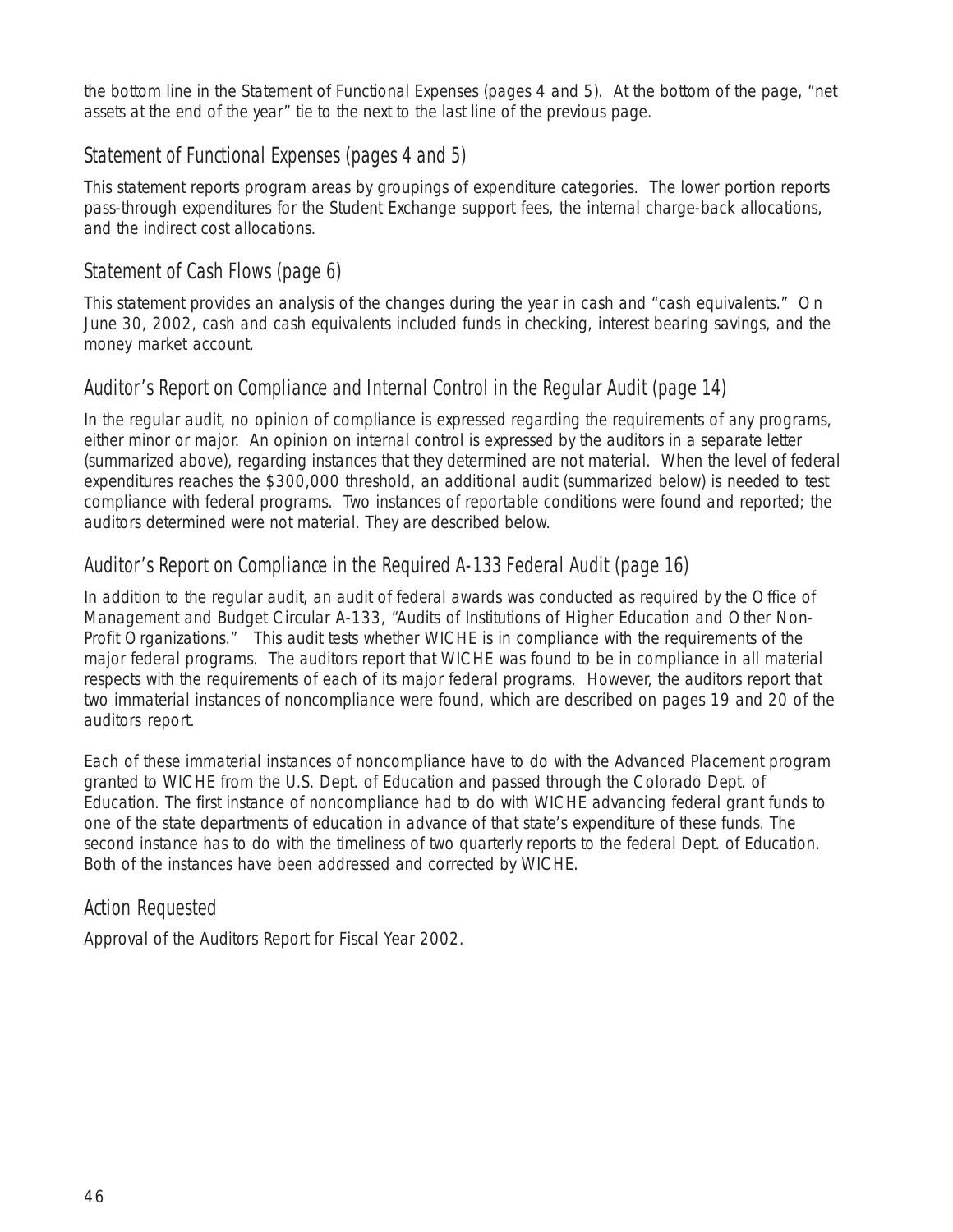the bottom line in the Statement of Functional Expenses (pages 4 and 5). At the bottom of the page, "net assets at the end of the year" tie to the next to the last line of the previous page.

## Statement of Functional Expenses (pages 4 and 5)

This statement reports program areas by groupings of expenditure categories. The lower portion reports pass-through expenditures for the Student Exchange support fees, the internal charge-back allocations, and the indirect cost allocations.

## Statement of Cash Flows (page 6)

This statement provides an analysis of the changes during the year in cash and "cash equivalents." On June 30, 2002, cash and cash equivalents included funds in checking, interest bearing savings, and the money market account.

## Auditor's Report on Compliance and Internal Control in the Regular Audit (page 14)

In the regular audit, no opinion of compliance is expressed regarding the requirements of any programs, either minor or major. An opinion on internal control is expressed by the auditors in a separate letter (summarized above), regarding instances that they determined are not material. When the level of federal expenditures reaches the $300,000 threshold, an additional audit (summarized below) is needed to test compliance with federal programs. Two instances of reportable conditions were found and reported; the auditors determined were not material. They are described below.

## Auditor's Report on Compliance in the Required A-133 Federal Audit (page 16)

In addition to the regular audit, an audit of federal awards was conducted as required by the Office of Management and Budget Circular A-133, "Audits of Institutions of Higher Education and Other Non-Profit Organizations." This audit tests whether WICHE is in compliance with the requirements of the major federal programs. The auditors report that WICHE was found to be in compliance in all material respects with the requirements of each of its major federal programs. However, the auditors report that two immaterial instances of noncompliance were found, which are described on pages 19 and 20 of the auditors report.

Each of these immaterial instances of noncompliance have to do with the Advanced Placement program granted to WICHE from the U.S. Dept. of Education and passed through the Colorado Dept. of Education. The first instance of noncompliance had to do with WICHE advancing federal grant funds to one of the state departments of education in advance of that state's expenditure of these funds. The second instance has to do with the timeliness of two quarterly reports to the federal Dept. of Education. Both of the instances have been addressed and corrected by WICHE.

## Action Requested

Approval of the Auditors Report for Fiscal Year 2002.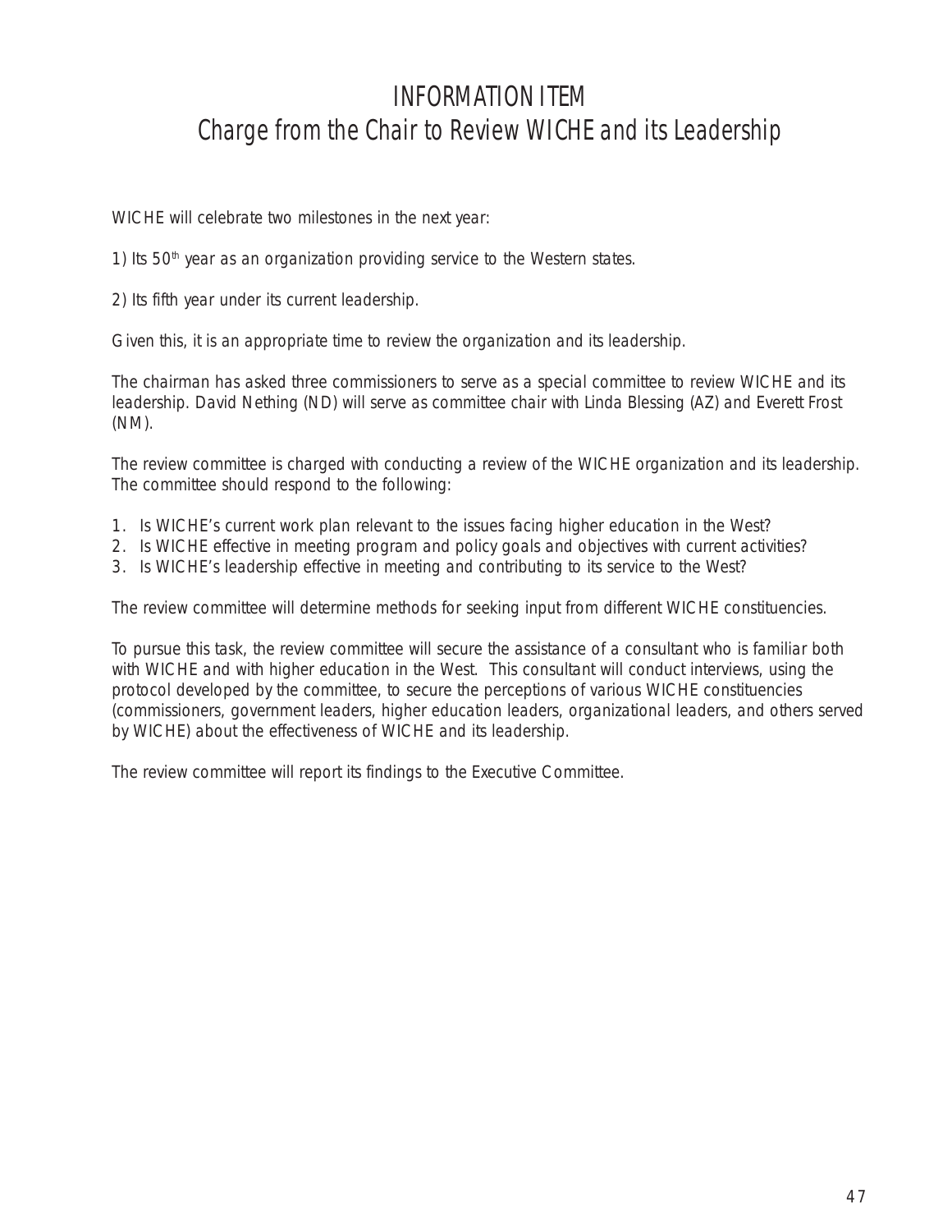# INFORMATION ITEM
## Charge from the Chair to Review WICHE and its Leadership

WICHE will celebrate two milestones in the next year:

1) Its 50th year as an organization providing service to the Western states.

2) Its fifth year under its current leadership.

Given this, it is an appropriate time to review the organization and its leadership.

The chairman has asked three commissioners to serve as a special committee to review WICHE and its leadership. David Nething (ND) will serve as committee chair with Linda Blessing (AZ) and Everett Frost (NM).

The review committee is charged with conducting a review of the WICHE organization and its leadership. The committee should respond to the following:

1. Is WICHE's current work plan relevant to the issues facing higher education in the West?
2. Is WICHE effective in meeting program and policy goals and objectives with current activities?
3. Is WICHE's leadership effective in meeting and contributing to its service to the West?

The review committee will determine methods for seeking input from different WICHE constituencies.

To pursue this task, the review committee will secure the assistance of a consultant who is familiar both with WICHE and with higher education in the West. This consultant will conduct interviews, using the protocol developed by the committee, to secure the perceptions of various WICHE constituencies (commissioners, government leaders, higher education leaders, organizational leaders, and others served by WICHE) about the effectiveness of WICHE and its leadership.

The review committee will report its findings to the Executive Committee.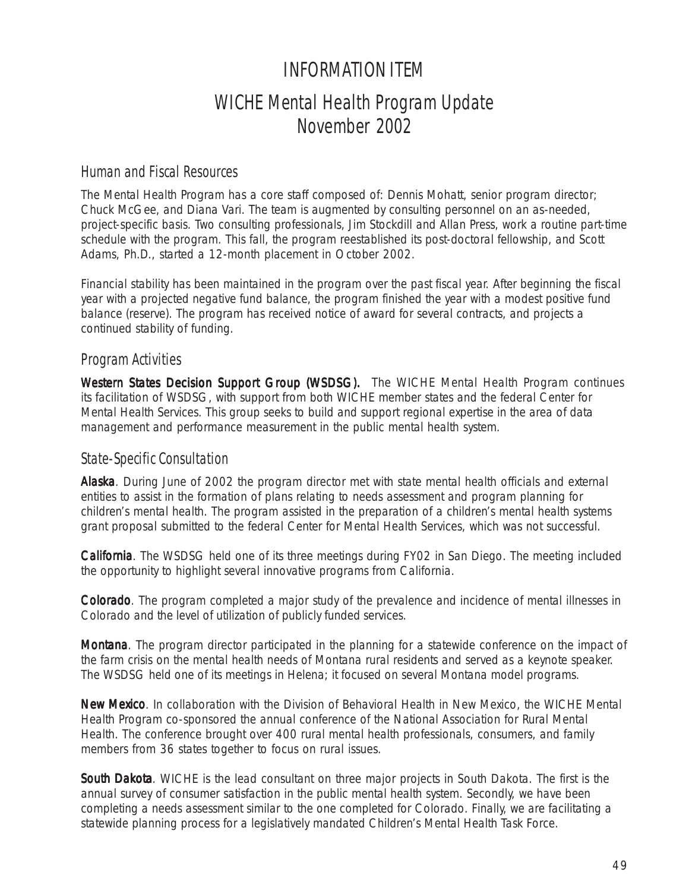# INFORMATION ITEM

# WICHE Mental Health Program Update November 2002

## Human and Fiscal Resources

The Mental Health Program has a core staff composed of: Dennis Mohatt, senior program director; Chuck McGee, and Diana Vari. The team is augmented by consulting personnel on an as-needed, project-specific basis. Two consulting professionals, Jim Stockdill and Allan Press, work a routine part-time schedule with the program. This fall, the program reestablished its post-doctoral fellowship, and Scott Adams, Ph.D., started a 12-month placement in October 2002.

Financial stability has been maintained in the program over the past fiscal year. After beginning the fiscal year with a projected negative fund balance, the program finished the year with a modest positive fund balance (reserve). The program has received notice of award for several contracts, and projects a continued stability of funding.

## Program Activities

**Western States Decision Support Group (WSDSG).** The WICHE Mental Health Program continues its facilitation of WSDSG, with support from both WICHE member states and the federal Center for Mental Health Services. This group seeks to build and support regional expertise in the area of data management and performance measurement in the public mental health system.

## State-Specific Consultation

**Alaska**. During June of 2002 the program director met with state mental health officials and external entities to assist in the formation of plans relating to needs assessment and program planning for children's mental health. The program assisted in the preparation of a children's mental health systems grant proposal submitted to the federal Center for Mental Health Services, which was not successful.

**California**. The WSDSG held one of its three meetings during FY02 in San Diego. The meeting included the opportunity to highlight several innovative programs from California.

**Colorado**. The program completed a major study of the prevalence and incidence of mental illnesses in Colorado and the level of utilization of publicly funded services.

**Montana**. The program director participated in the planning for a statewide conference on the impact of the farm crisis on the mental health needs of Montana rural residents and served as a keynote speaker. The WSDSG held one of its meetings in Helena; it focused on several Montana model programs.

**New Mexico**. In collaboration with the Division of Behavioral Health in New Mexico, the WICHE Mental Health Program co-sponsored the annual conference of the National Association for Rural Mental Health. The conference brought over 400 rural mental health professionals, consumers, and family members from 36 states together to focus on rural issues.

**South Dakota**. WICHE is the lead consultant on three major projects in South Dakota. The first is the annual survey of consumer satisfaction in the public mental health system. Secondly, we have been completing a needs assessment similar to the one completed for Colorado. Finally, we are facilitating a statewide planning process for a legislatively mandated Children's Mental Health Task Force.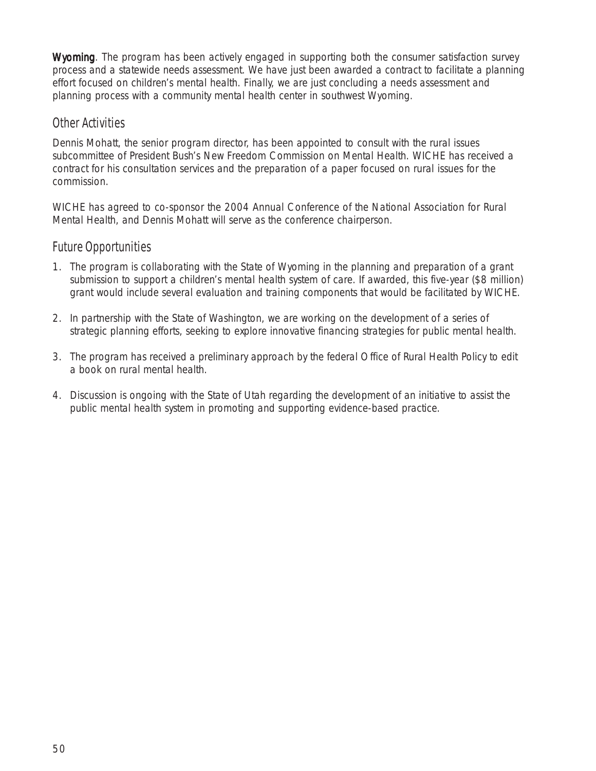**Wyoming**. The program has been actively engaged in supporting both the consumer satisfaction survey process and a statewide needs assessment. We have just been awarded a contract to facilitate a planning effort focused on children's mental health. Finally, we are just concluding a needs assessment and planning process with a community mental health center in southwest Wyoming.

## Other Activities

Dennis Mohatt, the senior program director, has been appointed to consult with the rural issues subcommittee of President Bush's New Freedom Commission on Mental Health. WICHE has received a contract for his consultation services and the preparation of a paper focused on rural issues for the commission.

WICHE has agreed to co-sponsor the 2004 Annual Conference of the National Association for Rural Mental Health, and Dennis Mohatt will serve as the conference chairperson.

## Future Opportunities

1. The program is collaborating with the State of Wyoming in the planning and preparation of a grant submission to support a children's mental health system of care. If awarded, this five-year ($8 million) grant would include several evaluation and training components that would be facilitated by WICHE.

2. In partnership with the State of Washington, we are working on the development of a series of strategic planning efforts, seeking to explore innovative financing strategies for public mental health.

3. The program has received a preliminary approach by the federal Office of Rural Health Policy to edit a book on rural mental health.

4. Discussion is ongoing with the State of Utah regarding the development of an initiative to assist the public mental health system in promoting and supporting evidence-based practice.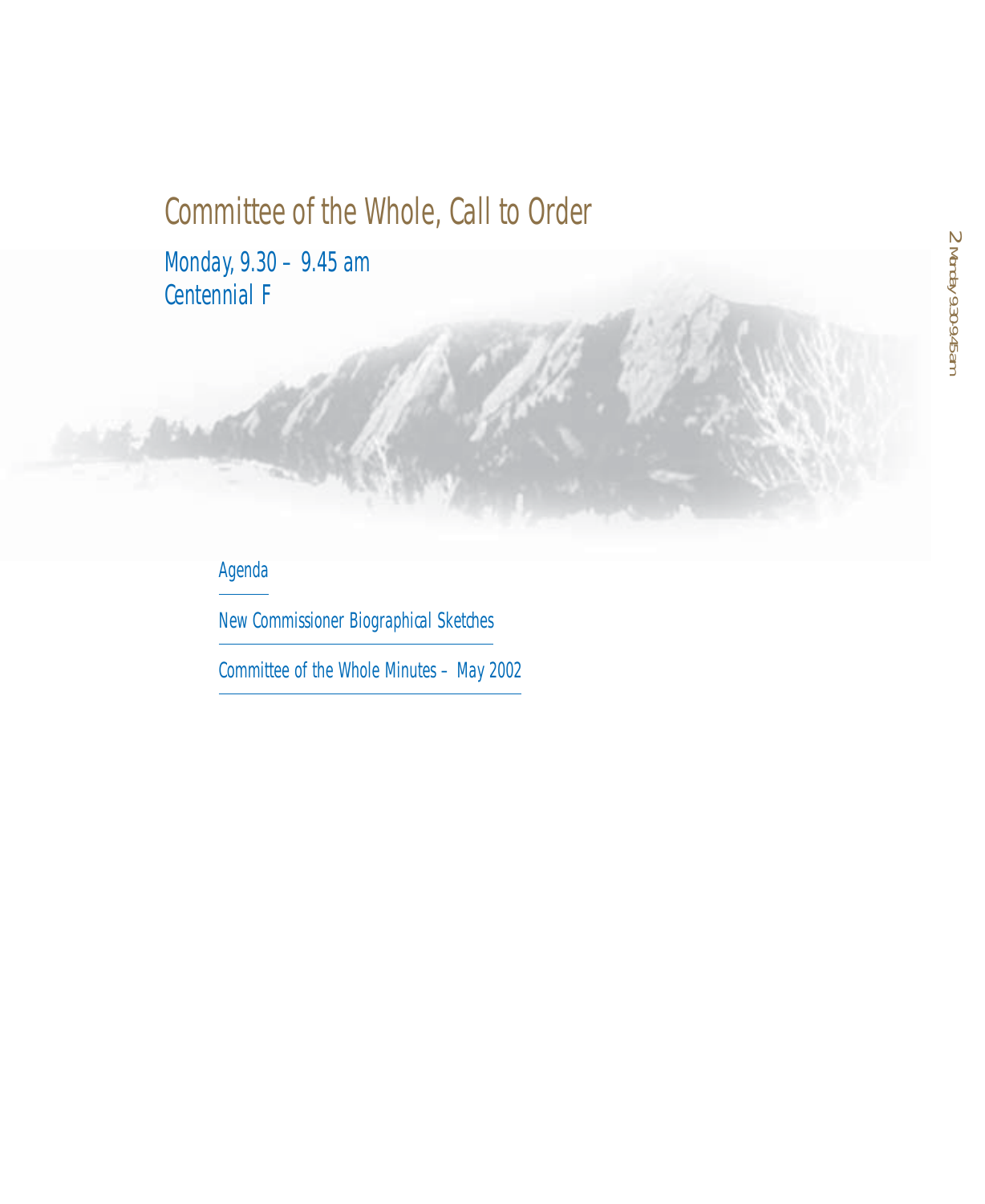# Committee of the Whole, Call to Order

Monday, 9.30 – 9.45 am
Centennial F

Agenda

New Commissioner Biographical Sketches

Committee of the Whole Minutes – May 2002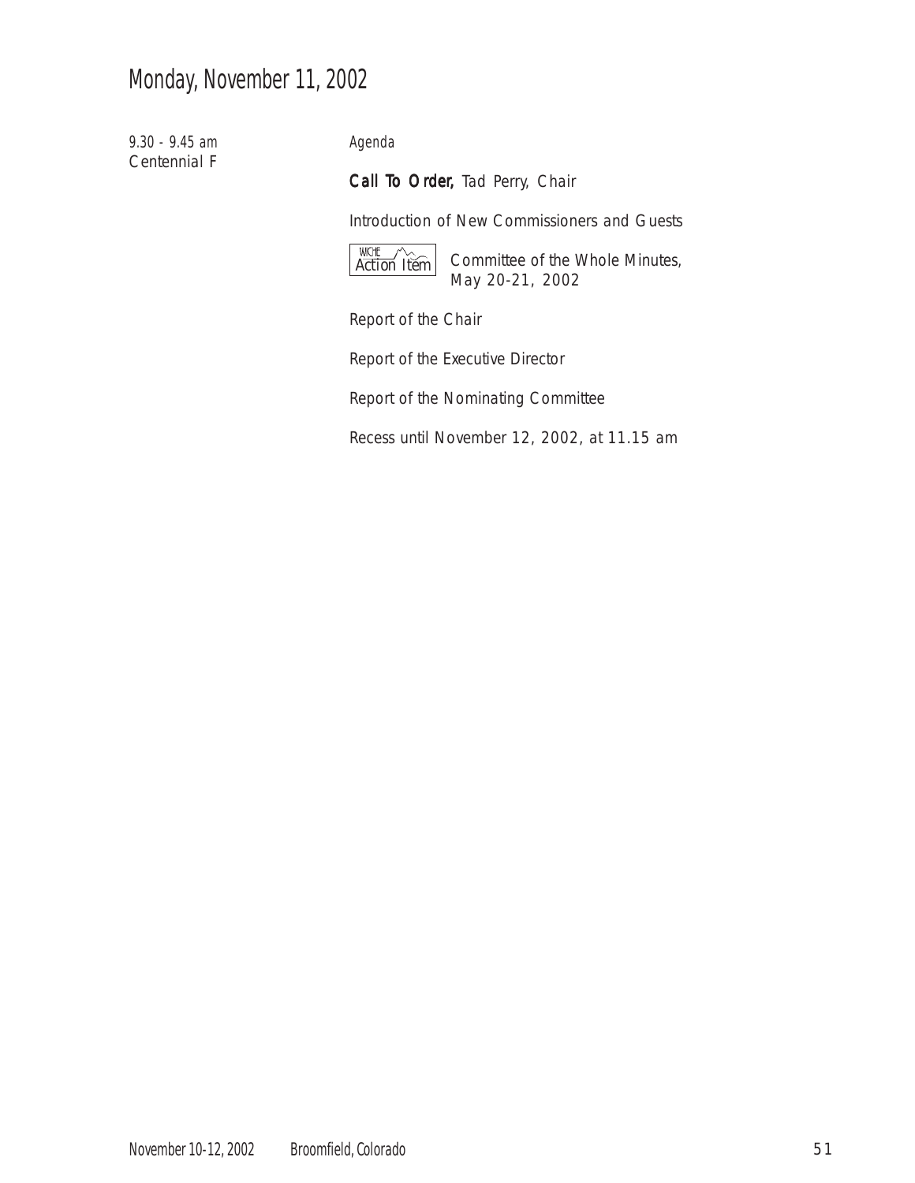# Monday, November 11, 2002

*9.30 - 9.45 am*
Centennial F

*Agenda*

**Call To Order,** Tad Perry, Chair

Introduction of New Commissioners and Guests

WICHE Action Item — Committee of the Whole Minutes, May 20-21, 2002

Report of the Chair

Report of the Executive Director

Report of the Nominating Committee

Recess until November 12, 2002, at 11.15 am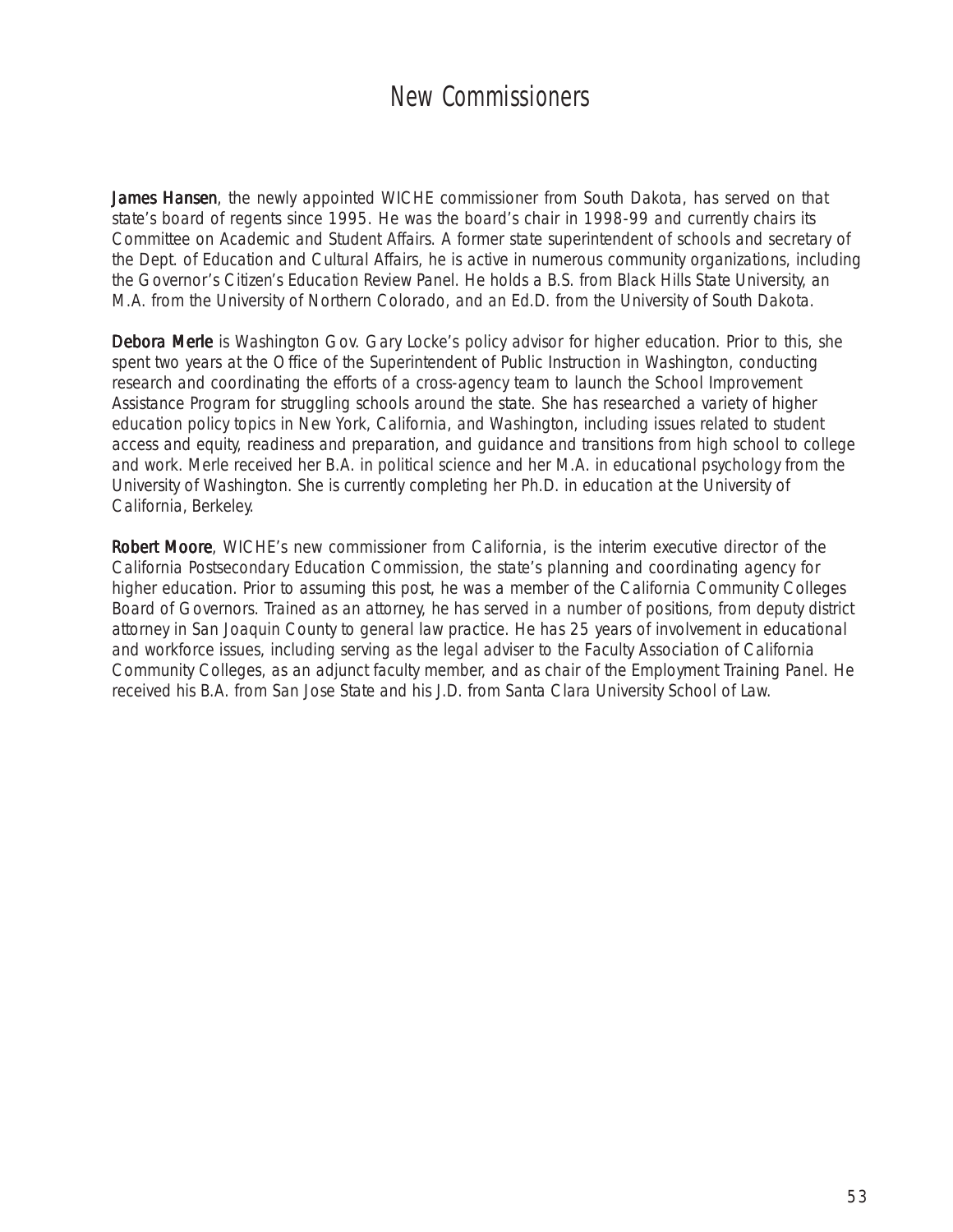# New Commissioners

**James Hansen**, the newly appointed WICHE commissioner from South Dakota, has served on that state's board of regents since 1995. He was the board's chair in 1998-99 and currently chairs its Committee on Academic and Student Affairs. A former state superintendent of schools and secretary of the Dept. of Education and Cultural Affairs, he is active in numerous community organizations, including the Governor's Citizen's Education Review Panel. He holds a B.S. from Black Hills State University, an M.A. from the University of Northern Colorado, and an Ed.D. from the University of South Dakota.

**Debora Merle** is Washington Gov. Gary Locke's policy advisor for higher education. Prior to this, she spent two years at the Office of the Superintendent of Public Instruction in Washington, conducting research and coordinating the efforts of a cross-agency team to launch the School Improvement Assistance Program for struggling schools around the state. She has researched a variety of higher education policy topics in New York, California, and Washington, including issues related to student access and equity, readiness and preparation, and guidance and transitions from high school to college and work. Merle received her B.A. in political science and her M.A. in educational psychology from the University of Washington. She is currently completing her Ph.D. in education at the University of California, Berkeley.

**Robert Moore**, WICHE's new commissioner from California, is the interim executive director of the California Postsecondary Education Commission, the state's planning and coordinating agency for higher education. Prior to assuming this post, he was a member of the California Community Colleges Board of Governors. Trained as an attorney, he has served in a number of positions, from deputy district attorney in San Joaquin County to general law practice. He has 25 years of involvement in educational and workforce issues, including serving as the legal adviser to the Faculty Association of California Community Colleges, as an adjunct faculty member, and as chair of the Employment Training Panel. He received his B.A. from San Jose State and his J.D. from Santa Clara University School of Law.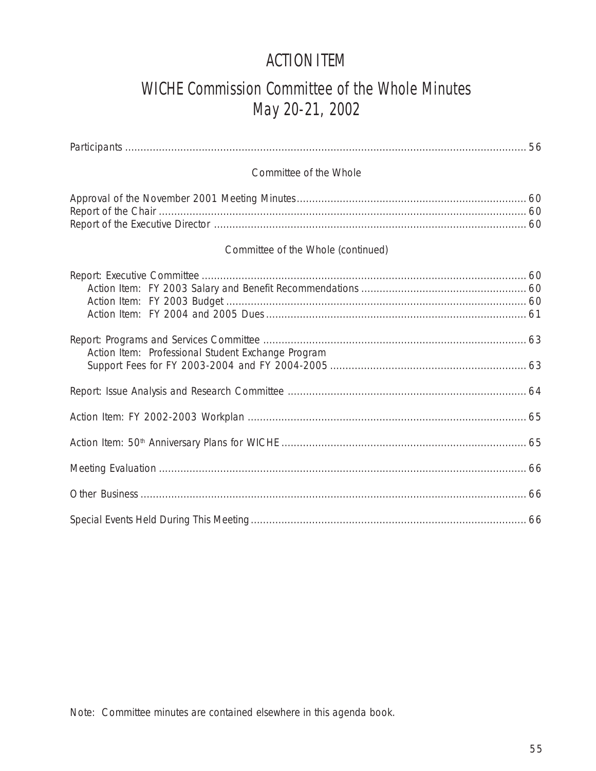# ACTION ITEM

## WICHE Commission Committee of the Whole Minutes
## May 20-21, 2002

Participants ........ 56

Committee of the Whole

Approval of the November 2001 Meeting Minutes ........ 60
Report of the Chair ........ 60
Report of the Executive Director ........ 60

Committee of the Whole (continued)

Report: Executive Committee ........ 60
- Action Item: FY 2003 Salary and Benefit Recommendations ........ 60
- Action Item: FY 2003 Budget ........ 60
- Action Item: FY 2004 and 2005 Dues ........ 61

Report: Programs and Services Committee ........ 63
- Action Item: Professional Student Exchange Program Support Fees for FY 2003-2004 and FY 2004-2005 ........ 63

Report: Issue Analysis and Research Committee ........ 64

Action Item: FY 2002-2003 Workplan ........ 65

Action Item: 50th Anniversary Plans for WICHE ........ 65

Meeting Evaluation ........ 66

Other Business ........ 66

Special Events Held During This Meeting ........ 66

Note: Committee minutes are contained elsewhere in this agenda book.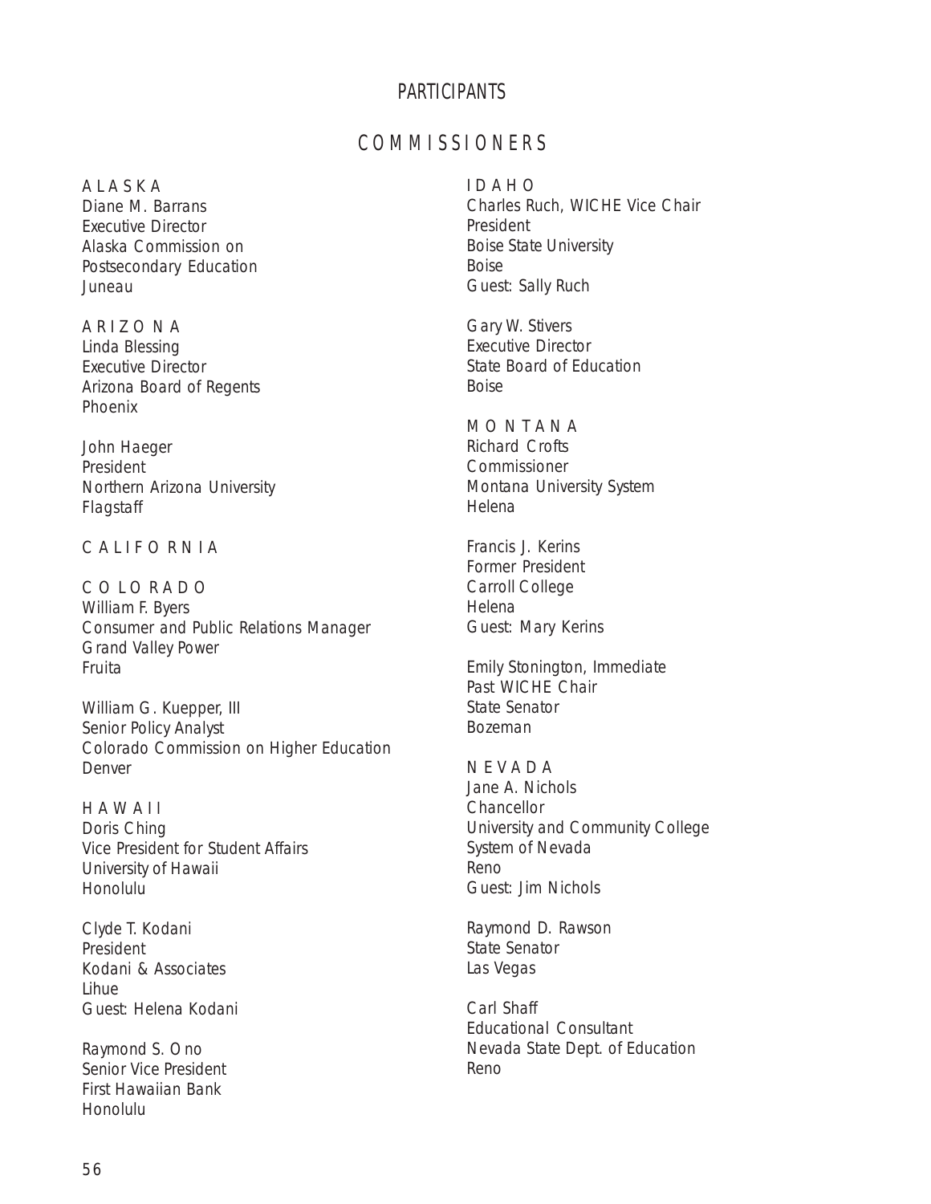# PARTICIPANTS

## COMMISSIONERS

### ALASKA

Diane M. Barrans
Executive Director
Alaska Commission on
Postsecondary Education
Juneau

### ARIZONA

Linda Blessing
Executive Director
Arizona Board of Regents
Phoenix

John Haeger
President
Northern Arizona University
Flagstaff

### CALIFORNIA

### COLORADO

William F. Byers
Consumer and Public Relations Manager
Grand Valley Power
Fruita

William G. Kuepper, III
Senior Policy Analyst
Colorado Commission on Higher Education
Denver

### HAWAII

Doris Ching
Vice President for Student Affairs
University of Hawaii
Honolulu

Clyde T. Kodani
President
Kodani & Associates
Lihue
Guest: Helena Kodani

Raymond S. Ono
Senior Vice President
First Hawaiian Bank
Honolulu

### IDAHO

Charles Ruch, WICHE Vice Chair
President
Boise State University
Boise
Guest: Sally Ruch

Gary W. Stivers
Executive Director
State Board of Education
Boise

### MONTANA

Richard Crofts
Commissioner
Montana University System
Helena

Francis J. Kerins
Former President
Carroll College
Helena
Guest: Mary Kerins

Emily Stonington, Immediate
Past WICHE Chair
State Senator
Bozeman

### NEVADA

Jane A. Nichols
Chancellor
University and Community College
System of Nevada
Reno
Guest: Jim Nichols

Raymond D. Rawson
State Senator
Las Vegas

Carl Shaff
Educational Consultant
Nevada State Dept. of Education
Reno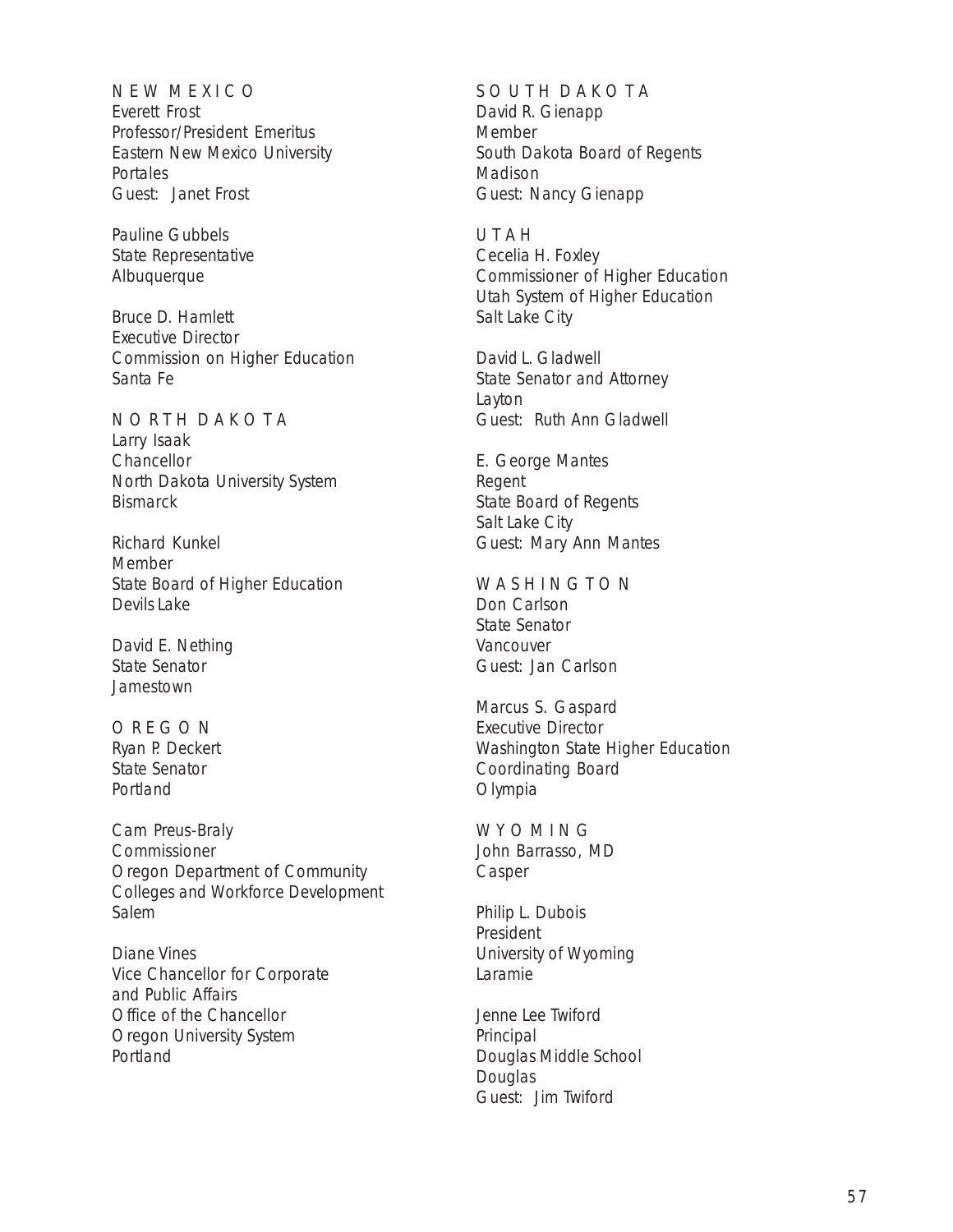NEW MEXICO

Everett Frost
Professor/President Emeritus
Eastern New Mexico University
Portales
Guest: Janet Frost

Pauline Gubbels
State Representative
Albuquerque

Bruce D. Hamlett
Executive Director
Commission on Higher Education
Santa Fe

NORTH DAKOTA

Larry Isaak
Chancellor
North Dakota University System
Bismarck

Richard Kunkel
Member
State Board of Higher Education
Devils Lake

David E. Nething
State Senator
Jamestown

OREGON

Ryan P. Deckert
State Senator
Portland

Cam Preus-Braly
Commissioner
Oregon Department of Community Colleges and Workforce Development
Salem

Diane Vines
Vice Chancellor for Corporate and Public Affairs
Office of the Chancellor
Oregon University System
Portland

SOUTH DAKOTA

David R. Gienapp
Member
South Dakota Board of Regents
Madison
Guest: Nancy Gienapp

UTAH

Cecelia H. Foxley
Commissioner of Higher Education
Utah System of Higher Education
Salt Lake City

David L. Gladwell
State Senator and Attorney
Layton
Guest: Ruth Ann Gladwell

E. George Mantes
Regent
State Board of Regents
Salt Lake City
Guest: Mary Ann Mantes

WASHINGTON

Don Carlson
State Senator
Vancouver
Guest: Jan Carlson

Marcus S. Gaspard
Executive Director
Washington State Higher Education Coordinating Board
Olympia

WYOMING

John Barrasso, MD
Casper

Philip L. Dubois
President
University of Wyoming
Laramie

Jenne Lee Twiford
Principal
Douglas Middle School
Douglas
Guest: Jim Twiford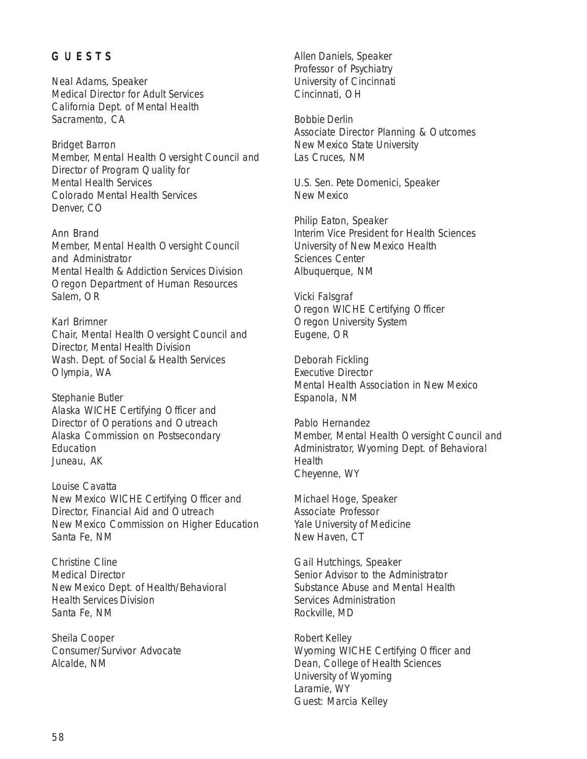## GUESTS

Neal Adams, Speaker
Medical Director for Adult Services
California Dept. of Mental Health
Sacramento, CA

Bridget Barron
Member, Mental Health Oversight Council and
Director of Program Quality for
Mental Health Services
Colorado Mental Health Services
Denver, CO

Ann Brand
Member, Mental Health Oversight Council
and Administrator
Mental Health & Addiction Services Division
Oregon Department of Human Resources
Salem, OR

Karl Brimner
Chair, Mental Health Oversight Council and
Director, Mental Health Division
Wash. Dept. of Social & Health Services
Olympia, WA

Stephanie Butler
Alaska WICHE Certifying Officer and
Director of Operations and Outreach
Alaska Commission on Postsecondary
Education
Juneau, AK

Louise Cavatta
New Mexico WICHE Certifying Officer and
Director, Financial Aid and Outreach
New Mexico Commission on Higher Education
Santa Fe, NM

Christine Cline
Medical Director
New Mexico Dept. of Health/Behavioral
Health Services Division
Santa Fe, NM

Sheila Cooper
Consumer/Survivor Advocate
Alcalde, NM

Allen Daniels, Speaker
Professor of Psychiatry
University of Cincinnati
Cincinnati, OH

Bobbie Derlin
Associate Director Planning & Outcomes
New Mexico State University
Las Cruces, NM

U.S. Sen. Pete Domenici, Speaker
New Mexico

Philip Eaton, Speaker
Interim Vice President for Health Sciences
University of New Mexico Health
Sciences Center
Albuquerque, NM

Vicki Falsgraf
Oregon WICHE Certifying Officer
Oregon University System
Eugene, OR

Deborah Fickling
Executive Director
Mental Health Association in New Mexico
Espanola, NM

Pablo Hernandez
Member, Mental Health Oversight Council and
Administrator, Wyoming Dept. of Behavioral
Health
Cheyenne, WY

Michael Hoge, Speaker
Associate Professor
Yale University of Medicine
New Haven, CT

Gail Hutchings, Speaker
Senior Advisor to the Administrator
Substance Abuse and Mental Health
Services Administration
Rockville, MD

Robert Kelley
Wyoming WICHE Certifying Officer and
Dean, College of Health Sciences
University of Wyoming
Laramie, WY
Guest: Marcia Kelley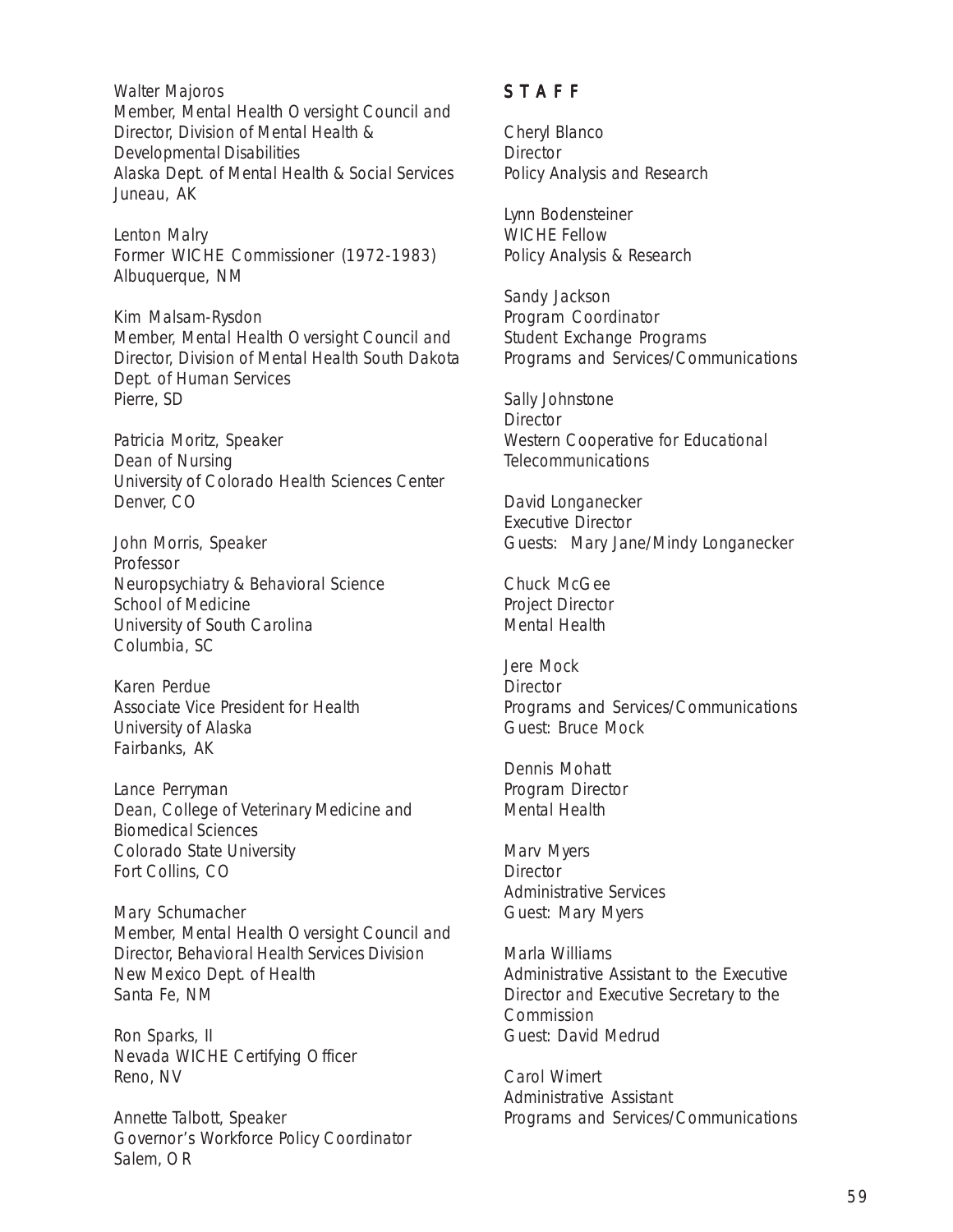Walter Majoros
Member, Mental Health Oversight Council and
Director, Division of Mental Health &
Developmental Disabilities
Alaska Dept. of Mental Health & Social Services
Juneau, AK

Lenton Malry
Former WICHE Commissioner (1972-1983)
Albuquerque, NM

Kim Malsam-Rysdon
Member, Mental Health Oversight Council and
Director, Division of Mental Health South Dakota
Dept. of Human Services
Pierre, SD

Patricia Moritz, Speaker
Dean of Nursing
University of Colorado Health Sciences Center
Denver, CO

John Morris, Speaker
Professor
Neuropsychiatry & Behavioral Science
School of Medicine
University of South Carolina
Columbia, SC

Karen Perdue
Associate Vice President for Health
University of Alaska
Fairbanks, AK

Lance Perryman
Dean, College of Veterinary Medicine and
Biomedical Sciences
Colorado State University
Fort Collins, CO

Mary Schumacher
Member, Mental Health Oversight Council and
Director, Behavioral Health Services Division
New Mexico Dept. of Health
Santa Fe, NM

Ron Sparks, II
Nevada WICHE Certifying Officer
Reno, NV

Annette Talbott, Speaker
Governor's Workforce Policy Coordinator
Salem, OR

## STAFF

Cheryl Blanco
Director
Policy Analysis and Research

Lynn Bodensteiner
WICHE Fellow
Policy Analysis & Research

Sandy Jackson
Program Coordinator
Student Exchange Programs
Programs and Services/Communications

Sally Johnstone
Director
Western Cooperative for Educational
Telecommunications

David Longanecker
Executive Director
Guests: Mary Jane/Mindy Longanecker

Chuck McGee
Project Director
Mental Health

Jere Mock
Director
Programs and Services/Communications
Guest: Bruce Mock

Dennis Mohatt
Program Director
Mental Health

Marv Myers
Director
Administrative Services
Guest: Mary Myers

Marla Williams
Administrative Assistant to the Executive
Director and Executive Secretary to the
Commission
Guest: David Medrud

Carol Wimert
Administrative Assistant
Programs and Services/Communications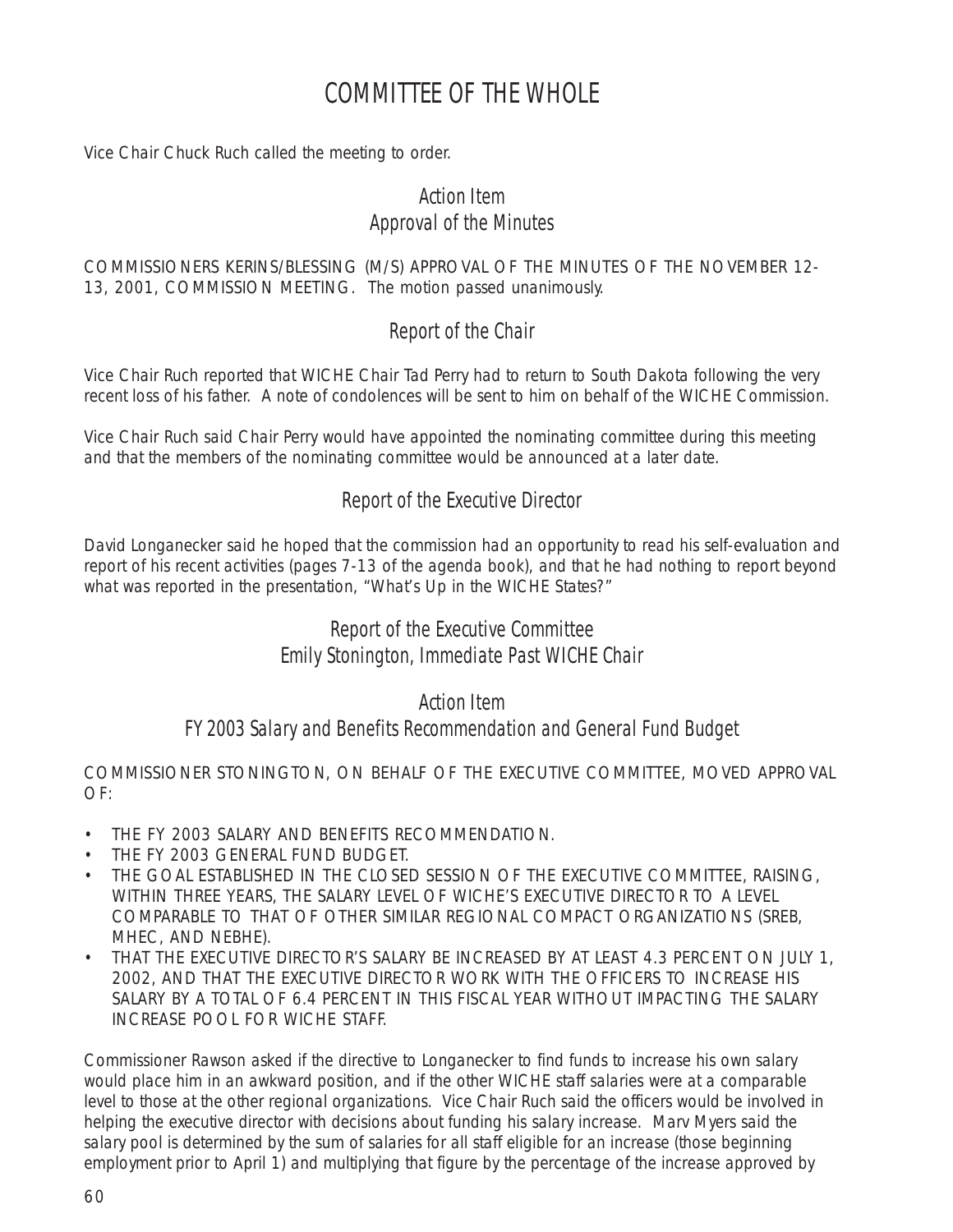# COMMITTEE OF THE WHOLE

Vice Chair Chuck Ruch called the meeting to order.

## Action Item
## Approval of the Minutes

COMMISSIONERS KERINS/BLESSING (M/S) APPROVAL OF THE MINUTES OF THE NOVEMBER 12-13, 2001, COMMISSION MEETING. The motion passed unanimously.

## Report of the Chair

Vice Chair Ruch reported that WICHE Chair Tad Perry had to return to South Dakota following the very recent loss of his father. A note of condolences will be sent to him on behalf of the WICHE Commission.

Vice Chair Ruch said Chair Perry would have appointed the nominating committee during this meeting and that the members of the nominating committee would be announced at a later date.

## Report of the Executive Director

David Longanecker said he hoped that the commission had an opportunity to read his self-evaluation and report of his recent activities (pages 7-13 of the agenda book), and that he had nothing to report beyond what was reported in the presentation, "What's Up in the WICHE States?"

## Report of the Executive Committee
## Emily Stonington, Immediate Past WICHE Chair

## Action Item
## FY 2003 Salary and Benefits Recommendation and General Fund Budget

COMMISSIONER STONINGTON, ON BEHALF OF THE EXECUTIVE COMMITTEE, MOVED APPROVAL OF:

- THE FY 2003 SALARY AND BENEFITS RECOMMENDATION.
- THE FY 2003 GENERAL FUND BUDGET.
- THE GOAL ESTABLISHED IN THE CLOSED SESSION OF THE EXECUTIVE COMMITTEE, RAISING, WITHIN THREE YEARS, THE SALARY LEVEL OF WICHE'S EXECUTIVE DIRECTOR TO A LEVEL COMPARABLE TO THAT OF OTHER SIMILAR REGIONAL COMPACT ORGANIZATIONS (SREB, MHEC, AND NEBHE).
- THAT THE EXECUTIVE DIRECTOR'S SALARY BE INCREASED BY AT LEAST 4.3 PERCENT ON JULY 1, 2002, AND THAT THE EXECUTIVE DIRECTOR WORK WITH THE OFFICERS TO INCREASE HIS SALARY BY A TOTAL OF 6.4 PERCENT IN THIS FISCAL YEAR WITHOUT IMPACTING THE SALARY INCREASE POOL FOR WICHE STAFF.

Commissioner Rawson asked if the directive to Longanecker to find funds to increase his own salary would place him in an awkward position, and if the other WICHE staff salaries were at a comparable level to those at the other regional organizations. Vice Chair Ruch said the officers would be involved in helping the executive director with decisions about funding his salary increase. Marv Myers said the salary pool is determined by the sum of salaries for all staff eligible for an increase (those beginning employment prior to April 1) and multiplying that figure by the percentage of the increase approved by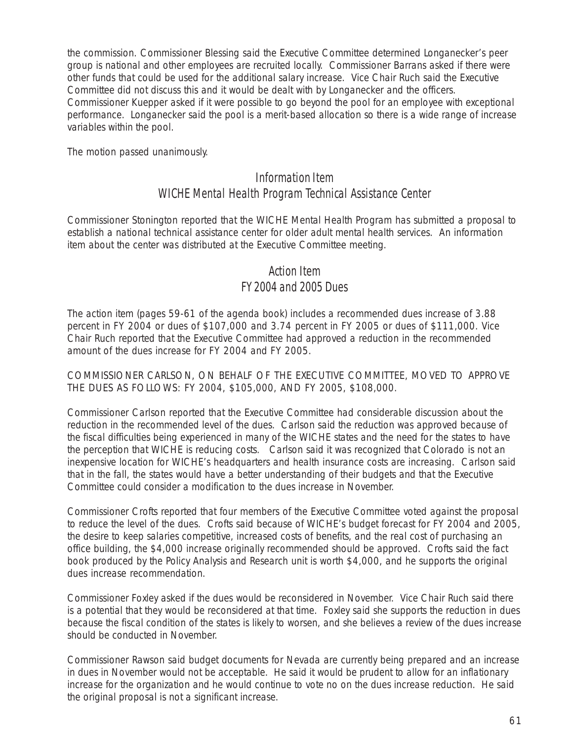the commission. Commissioner Blessing said the Executive Committee determined Longanecker's peer group is national and other employees are recruited locally. Commissioner Barrans asked if there were other funds that could be used for the additional salary increase. Vice Chair Ruch said the Executive Committee did not discuss this and it would be dealt with by Longanecker and the officers. Commissioner Kuepper asked if it were possible to go beyond the pool for an employee with exceptional performance. Longanecker said the pool is a merit-based allocation so there is a wide range of increase variables within the pool.

The motion passed unanimously.

## Information Item
## WICHE Mental Health Program Technical Assistance Center

Commissioner Stonington reported that the WICHE Mental Health Program has submitted a proposal to establish a national technical assistance center for older adult mental health services. An information item about the center was distributed at the Executive Committee meeting.

## Action Item
## FY 2004 and 2005 Dues

The action item (pages 59-61 of the agenda book) includes a recommended dues increase of 3.88 percent in FY 2004 or dues of $107,000 and 3.74 percent in FY 2005 or dues of $111,000. Vice Chair Ruch reported that the Executive Committee had approved a reduction in the recommended amount of the dues increase for FY 2004 and FY 2005.

COMMISSIONER CARLSON, ON BEHALF OF THE EXECUTIVE COMMITTEE, MOVED TO APPROVE THE DUES AS FOLLOWS: FY 2004, $105,000, AND FY 2005, $108,000.

Commissioner Carlson reported that the Executive Committee had considerable discussion about the reduction in the recommended level of the dues. Carlson said the reduction was approved because of the fiscal difficulties being experienced in many of the WICHE states and the need for the states to have the perception that WICHE is reducing costs. Carlson said it was recognized that Colorado is not an inexpensive location for WICHE's headquarters and health insurance costs are increasing. Carlson said that in the fall, the states would have a better understanding of their budgets and that the Executive Committee could consider a modification to the dues increase in November.

Commissioner Crofts reported that four members of the Executive Committee voted against the proposal to reduce the level of the dues. Crofts said because of WICHE's budget forecast for FY 2004 and 2005, the desire to keep salaries competitive, increased costs of benefits, and the real cost of purchasing an office building, the $4,000 increase originally recommended should be approved. Crofts said the fact book produced by the Policy Analysis and Research unit is worth $4,000, and he supports the original dues increase recommendation.

Commissioner Foxley asked if the dues would be reconsidered in November. Vice Chair Ruch said there is a potential that they would be reconsidered at that time. Foxley said she supports the reduction in dues because the fiscal condition of the states is likely to worsen, and she believes a review of the dues increase should be conducted in November.

Commissioner Rawson said budget documents for Nevada are currently being prepared and an increase in dues in November would not be acceptable. He said it would be prudent to allow for an inflationary increase for the organization and he would continue to vote no on the dues increase reduction. He said the original proposal is not a significant increase.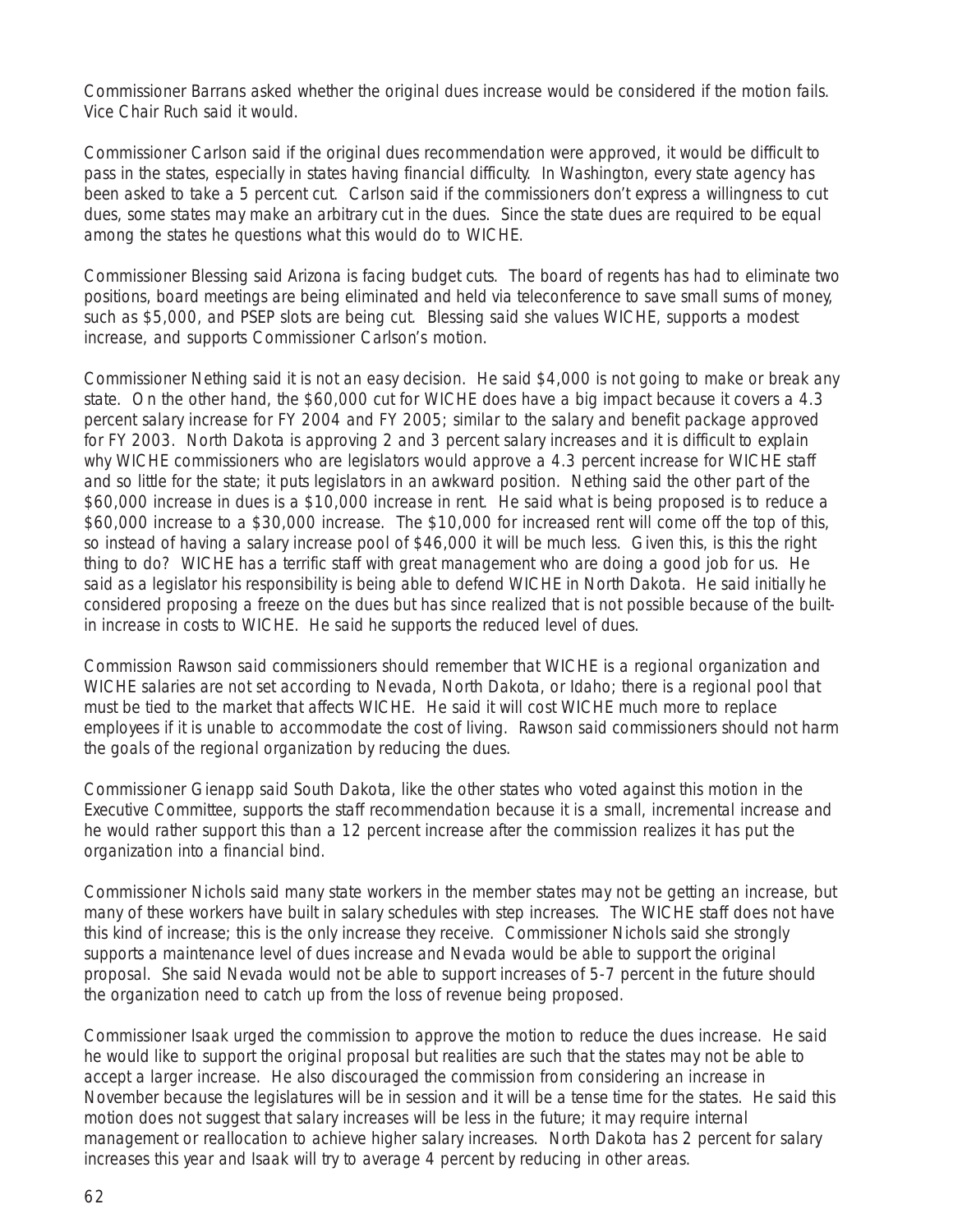Commissioner Barrans asked whether the original dues increase would be considered if the motion fails. Vice Chair Ruch said it would.

Commissioner Carlson said if the original dues recommendation were approved, it would be difficult to pass in the states, especially in states having financial difficulty. In Washington, every state agency has been asked to take a 5 percent cut. Carlson said if the commissioners don't express a willingness to cut dues, some states may make an arbitrary cut in the dues. Since the state dues are required to be equal among the states he questions what this would do to WICHE.

Commissioner Blessing said Arizona is facing budget cuts. The board of regents has had to eliminate two positions, board meetings are being eliminated and held via teleconference to save small sums of money, such as $5,000, and PSEP slots are being cut. Blessing said she values WICHE, supports a modest increase, and supports Commissioner Carlson's motion.

Commissioner Nething said it is not an easy decision. He said $4,000 is not going to make or break any state. On the other hand, the $60,000 cut for WICHE does have a big impact because it covers a 4.3 percent salary increase for FY 2004 and FY 2005; similar to the salary and benefit package approved for FY 2003. North Dakota is approving 2 and 3 percent salary increases and it is difficult to explain why WICHE commissioners who are legislators would approve a 4.3 percent increase for WICHE staff and so little for the state; it puts legislators in an awkward position. Nething said the other part of the $60,000 increase in dues is a $10,000 increase in rent. He said what is being proposed is to reduce a $60,000 increase to a $30,000 increase. The $10,000 for increased rent will come off the top of this, so instead of having a salary increase pool of $46,000 it will be much less. Given this, is this the right thing to do? WICHE has a terrific staff with great management who are doing a good job for us. He said as a legislator his responsibility is being able to defend WICHE in North Dakota. He said initially he considered proposing a freeze on the dues but has since realized that is not possible because of the built-in increase in costs to WICHE. He said he supports the reduced level of dues.

Commission Rawson said commissioners should remember that WICHE is a regional organization and WICHE salaries are not set according to Nevada, North Dakota, or Idaho; there is a regional pool that must be tied to the market that affects WICHE. He said it will cost WICHE much more to replace employees if it is unable to accommodate the cost of living. Rawson said commissioners should not harm the goals of the regional organization by reducing the dues.

Commissioner Gienapp said South Dakota, like the other states who voted against this motion in the Executive Committee, supports the staff recommendation because it is a small, incremental increase and he would rather support this than a 12 percent increase after the commission realizes it has put the organization into a financial bind.

Commissioner Nichols said many state workers in the member states may not be getting an increase, but many of these workers have built in salary schedules with step increases. The WICHE staff does not have this kind of increase; this is the only increase they receive. Commissioner Nichols said she strongly supports a maintenance level of dues increase and Nevada would be able to support the original proposal. She said Nevada would not be able to support increases of 5-7 percent in the future should the organization need to catch up from the loss of revenue being proposed.

Commissioner Isaak urged the commission to approve the motion to reduce the dues increase. He said he would like to support the original proposal but realities are such that the states may not be able to accept a larger increase. He also discouraged the commission from considering an increase in November because the legislatures will be in session and it will be a tense time for the states. He said this motion does not suggest that salary increases will be less in the future; it may require internal management or reallocation to achieve higher salary increases. North Dakota has 2 percent for salary increases this year and Isaak will try to average 4 percent by reducing in other areas.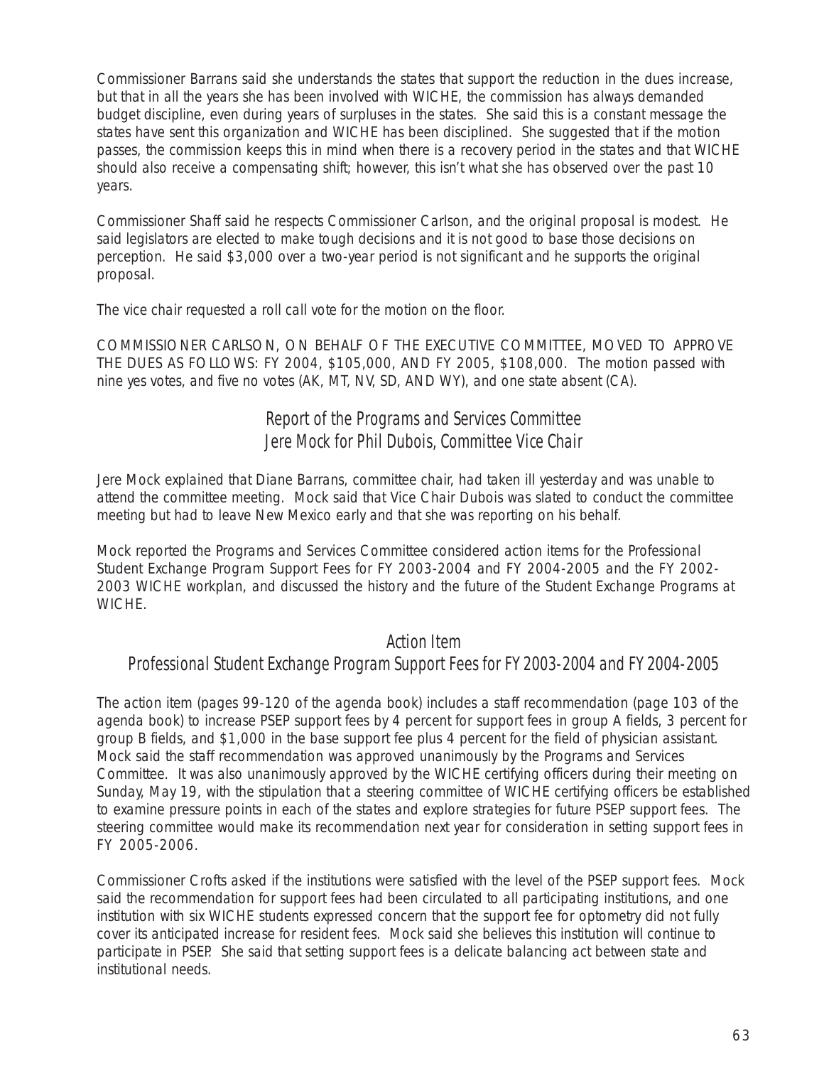Commissioner Barrans said she understands the states that support the reduction in the dues increase, but that in all the years she has been involved with WICHE, the commission has always demanded budget discipline, even during years of surpluses in the states. She said this is a constant message the states have sent this organization and WICHE has been disciplined. She suggested that if the motion passes, the commission keeps this in mind when there is a recovery period in the states and that WICHE should also receive a compensating shift; however, this isn't what she has observed over the past 10 years.

Commissioner Shaff said he respects Commissioner Carlson, and the original proposal is modest. He said legislators are elected to make tough decisions and it is not good to base those decisions on perception. He said $3,000 over a two-year period is not significant and he supports the original proposal.

The vice chair requested a roll call vote for the motion on the floor.

COMMISSIONER CARLSON, ON BEHALF OF THE EXECUTIVE COMMITTEE, MOVED TO APPROVE THE DUES AS FOLLOWS: FY 2004, $105,000, AND FY 2005, $108,000. The motion passed with nine yes votes, and five no votes (AK, MT, NV, SD, AND WY), and one state absent (CA).

## Report of the Programs and Services Committee
## Jere Mock for Phil Dubois, Committee Vice Chair

Jere Mock explained that Diane Barrans, committee chair, had taken ill yesterday and was unable to attend the committee meeting. Mock said that Vice Chair Dubois was slated to conduct the committee meeting but had to leave New Mexico early and that she was reporting on his behalf.

Mock reported the Programs and Services Committee considered action items for the Professional Student Exchange Program Support Fees for FY 2003-2004 and FY 2004-2005 and the FY 2002-2003 WICHE workplan, and discussed the history and the future of the Student Exchange Programs at WICHE.

### Action Item
### Professional Student Exchange Program Support Fees for FY 2003-2004 and FY 2004-2005

The action item (pages 99-120 of the agenda book) includes a staff recommendation (page 103 of the agenda book) to increase PSEP support fees by 4 percent for support fees in group A fields, 3 percent for group B fields, and $1,000 in the base support fee plus 4 percent for the field of physician assistant. Mock said the staff recommendation was approved unanimously by the Programs and Services Committee. It was also unanimously approved by the WICHE certifying officers during their meeting on Sunday, May 19, with the stipulation that a steering committee of WICHE certifying officers be established to examine pressure points in each of the states and explore strategies for future PSEP support fees. The steering committee would make its recommendation next year for consideration in setting support fees in FY 2005-2006.

Commissioner Crofts asked if the institutions were satisfied with the level of the PSEP support fees. Mock said the recommendation for support fees had been circulated to all participating institutions, and one institution with six WICHE students expressed concern that the support fee for optometry did not fully cover its anticipated increase for resident fees. Mock said she believes this institution will continue to participate in PSEP. She said that setting support fees is a delicate balancing act between state and institutional needs.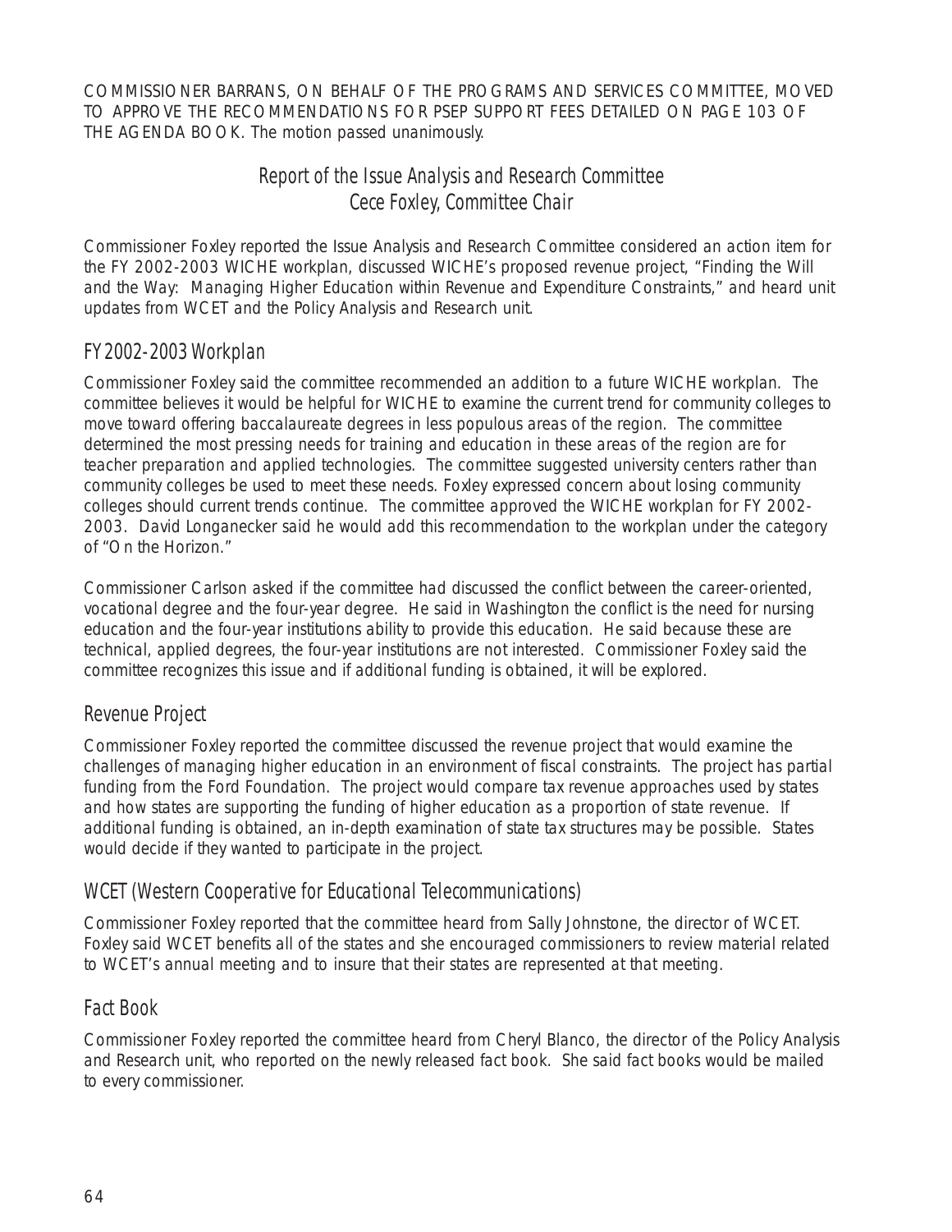COMMISSIONER BARRANS, ON BEHALF OF THE PROGRAMS AND SERVICES COMMITTEE, MOVED TO APPROVE THE RECOMMENDATIONS FOR PSEP SUPPORT FEES DETAILED ON PAGE 103 OF THE AGENDA BOOK. The motion passed unanimously.

## Report of the Issue Analysis and Research Committee
## Cece Foxley, Committee Chair

Commissioner Foxley reported the Issue Analysis and Research Committee considered an action item for the FY 2002-2003 WICHE workplan, discussed WICHE's proposed revenue project, "Finding the Will and the Way: Managing Higher Education within Revenue and Expenditure Constraints," and heard unit updates from WCET and the Policy Analysis and Research unit.

### FY 2002-2003 Workplan

Commissioner Foxley said the committee recommended an addition to a future WICHE workplan. The committee believes it would be helpful for WICHE to examine the current trend for community colleges to move toward offering baccalaureate degrees in less populous areas of the region. The committee determined the most pressing needs for training and education in these areas of the region are for teacher preparation and applied technologies. The committee suggested university centers rather than community colleges be used to meet these needs. Foxley expressed concern about losing community colleges should current trends continue. The committee approved the WICHE workplan for FY 2002-2003. David Longanecker said he would add this recommendation to the workplan under the category of "On the Horizon."

Commissioner Carlson asked if the committee had discussed the conflict between the career-oriented, vocational degree and the four-year degree. He said in Washington the conflict is the need for nursing education and the four-year institutions ability to provide this education. He said because these are technical, applied degrees, the four-year institutions are not interested. Commissioner Foxley said the committee recognizes this issue and if additional funding is obtained, it will be explored.

### Revenue Project

Commissioner Foxley reported the committee discussed the revenue project that would examine the challenges of managing higher education in an environment of fiscal constraints. The project has partial funding from the Ford Foundation. The project would compare tax revenue approaches used by states and how states are supporting the funding of higher education as a proportion of state revenue. If additional funding is obtained, an in-depth examination of state tax structures may be possible. States would decide if they wanted to participate in the project.

### WCET (Western Cooperative for Educational Telecommunications)

Commissioner Foxley reported that the committee heard from Sally Johnstone, the director of WCET. Foxley said WCET benefits all of the states and she encouraged commissioners to review material related to WCET's annual meeting and to insure that their states are represented at that meeting.

### Fact Book

Commissioner Foxley reported the committee heard from Cheryl Blanco, the director of the Policy Analysis and Research unit, who reported on the newly released fact book. She said fact books would be mailed to every commissioner.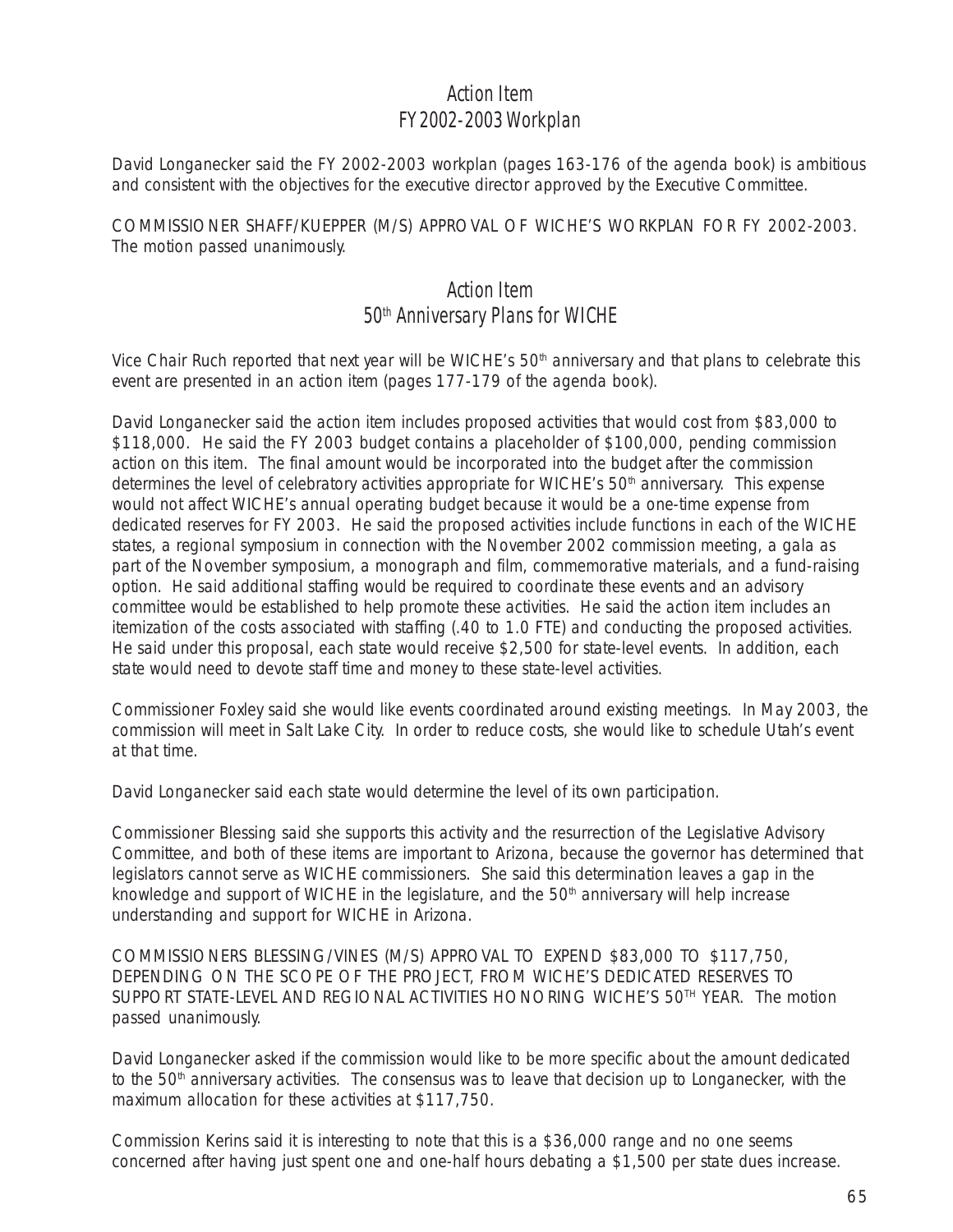## Action Item
## FY 2002-2003 Workplan

David Longanecker said the FY 2002-2003 workplan (pages 163-176 of the agenda book) is ambitious and consistent with the objectives for the executive director approved by the Executive Committee.

COMMISSIONER SHAFF/KUEPPER (M/S) APPROVAL OF WICHE'S WORKPLAN FOR FY 2002-2003. The motion passed unanimously.

## Action Item
## 50th Anniversary Plans for WICHE

Vice Chair Ruch reported that next year will be WICHE's 50th anniversary and that plans to celebrate this event are presented in an action item (pages 177-179 of the agenda book).

David Longanecker said the action item includes proposed activities that would cost from $83,000 to $118,000. He said the FY 2003 budget contains a placeholder of $100,000, pending commission action on this item. The final amount would be incorporated into the budget after the commission determines the level of celebratory activities appropriate for WICHE's 50th anniversary. This expense would not affect WICHE's annual operating budget because it would be a one-time expense from dedicated reserves for FY 2003. He said the proposed activities include functions in each of the WICHE states, a regional symposium in connection with the November 2002 commission meeting, a gala as part of the November symposium, a monograph and film, commemorative materials, and a fund-raising option. He said additional staffing would be required to coordinate these events and an advisory committee would be established to help promote these activities. He said the action item includes an itemization of the costs associated with staffing (.40 to 1.0 FTE) and conducting the proposed activities. He said under this proposal, each state would receive $2,500 for state-level events. In addition, each state would need to devote staff time and money to these state-level activities.

Commissioner Foxley said she would like events coordinated around existing meetings. In May 2003, the commission will meet in Salt Lake City. In order to reduce costs, she would like to schedule Utah's event at that time.

David Longanecker said each state would determine the level of its own participation.

Commissioner Blessing said she supports this activity and the resurrection of the Legislative Advisory Committee, and both of these items are important to Arizona, because the governor has determined that legislators cannot serve as WICHE commissioners. She said this determination leaves a gap in the knowledge and support of WICHE in the legislature, and the 50th anniversary will help increase understanding and support for WICHE in Arizona.

COMMISSIONERS BLESSING/VINES (M/S) APPROVAL TO EXPEND $83,000 TO $117,750, DEPENDING ON THE SCOPE OF THE PROJECT, FROM WICHE'S DEDICATED RESERVES TO SUPPORT STATE-LEVEL AND REGIONAL ACTIVITIES HONORING WICHE'S 50TH YEAR. The motion passed unanimously.

David Longanecker asked if the commission would like to be more specific about the amount dedicated to the 50th anniversary activities. The consensus was to leave that decision up to Longanecker, with the maximum allocation for these activities at $117,750.

Commission Kerins said it is interesting to note that this is a $36,000 range and no one seems concerned after having just spent one and one-half hours debating a $1,500 per state dues increase.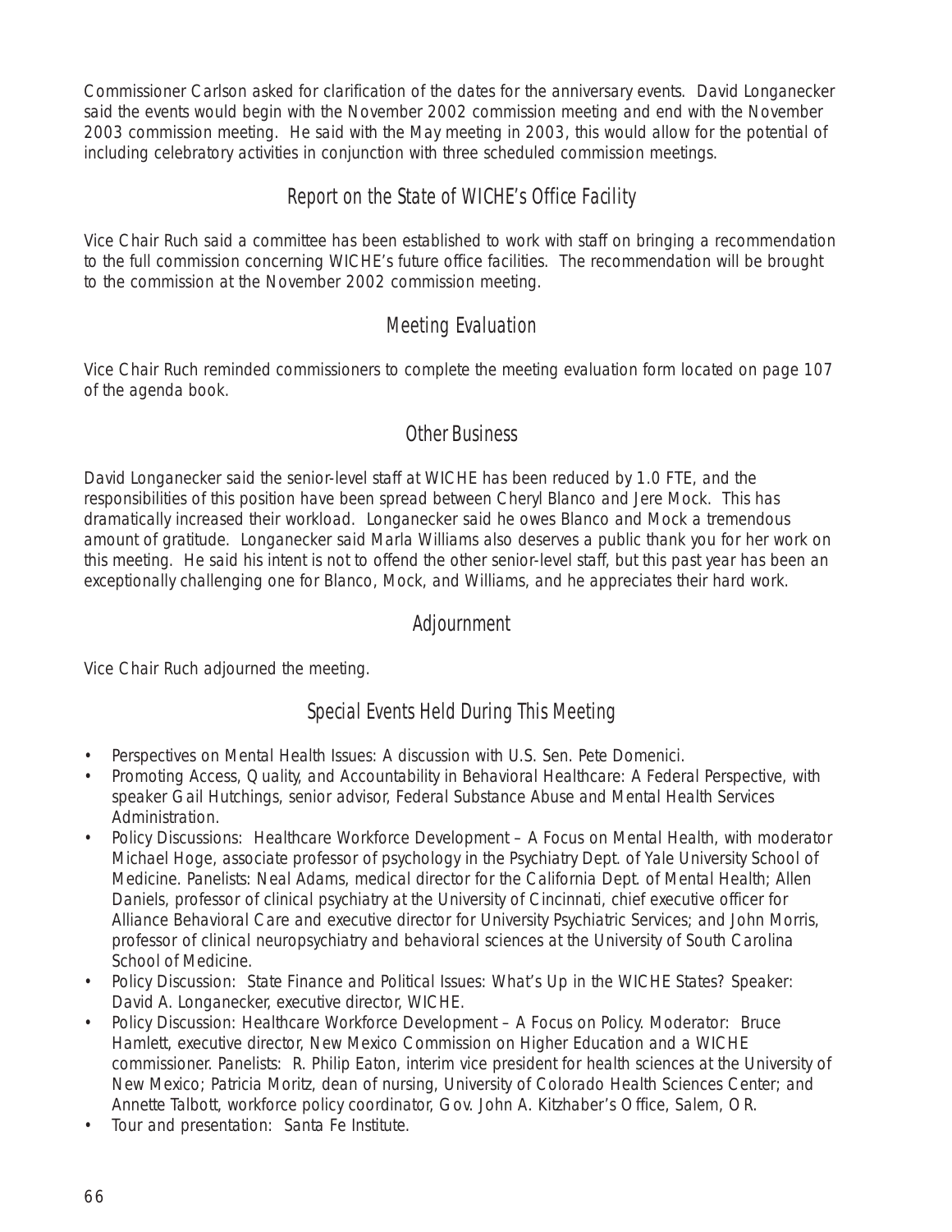Commissioner Carlson asked for clarification of the dates for the anniversary events. David Longanecker said the events would begin with the November 2002 commission meeting and end with the November 2003 commission meeting. He said with the May meeting in 2003, this would allow for the potential of including celebratory activities in conjunction with three scheduled commission meetings.

## Report on the State of WICHE's Office Facility

Vice Chair Ruch said a committee has been established to work with staff on bringing a recommendation to the full commission concerning WICHE's future office facilities. The recommendation will be brought to the commission at the November 2002 commission meeting.

## Meeting Evaluation

Vice Chair Ruch reminded commissioners to complete the meeting evaluation form located on page 107 of the agenda book.

## Other Business

David Longanecker said the senior-level staff at WICHE has been reduced by 1.0 FTE, and the responsibilities of this position have been spread between Cheryl Blanco and Jere Mock. This has dramatically increased their workload. Longanecker said he owes Blanco and Mock a tremendous amount of gratitude. Longanecker said Marla Williams also deserves a public thank you for her work on this meeting. He said his intent is not to offend the other senior-level staff, but this past year has been an exceptionally challenging one for Blanco, Mock, and Williams, and he appreciates their hard work.

## Adjournment

Vice Chair Ruch adjourned the meeting.

## Special Events Held During This Meeting

- Perspectives on Mental Health Issues: A discussion with U.S. Sen. Pete Domenici.
- Promoting Access, Quality, and Accountability in Behavioral Healthcare: A Federal Perspective, with speaker Gail Hutchings, senior advisor, Federal Substance Abuse and Mental Health Services Administration.
- Policy Discussions: Healthcare Workforce Development – A Focus on Mental Health, with moderator Michael Hoge, associate professor of psychology in the Psychiatry Dept. of Yale University School of Medicine. Panelists: Neal Adams, medical director for the California Dept. of Mental Health; Allen Daniels, professor of clinical psychiatry at the University of Cincinnati, chief executive officer for Alliance Behavioral Care and executive director for University Psychiatric Services; and John Morris, professor of clinical neuropsychiatry and behavioral sciences at the University of South Carolina School of Medicine.
- Policy Discussion: State Finance and Political Issues: What's Up in the WICHE States? Speaker: David A. Longanecker, executive director, WICHE.
- Policy Discussion: Healthcare Workforce Development – A Focus on Policy. Moderator: Bruce Hamlett, executive director, New Mexico Commission on Higher Education and a WICHE commissioner. Panelists: R. Philip Eaton, interim vice president for health sciences at the University of New Mexico; Patricia Moritz, dean of nursing, University of Colorado Health Sciences Center; and Annette Talbott, workforce policy coordinator, Gov. John A. Kitzhaber's Office, Salem, OR.
- Tour and presentation: Santa Fe Institute.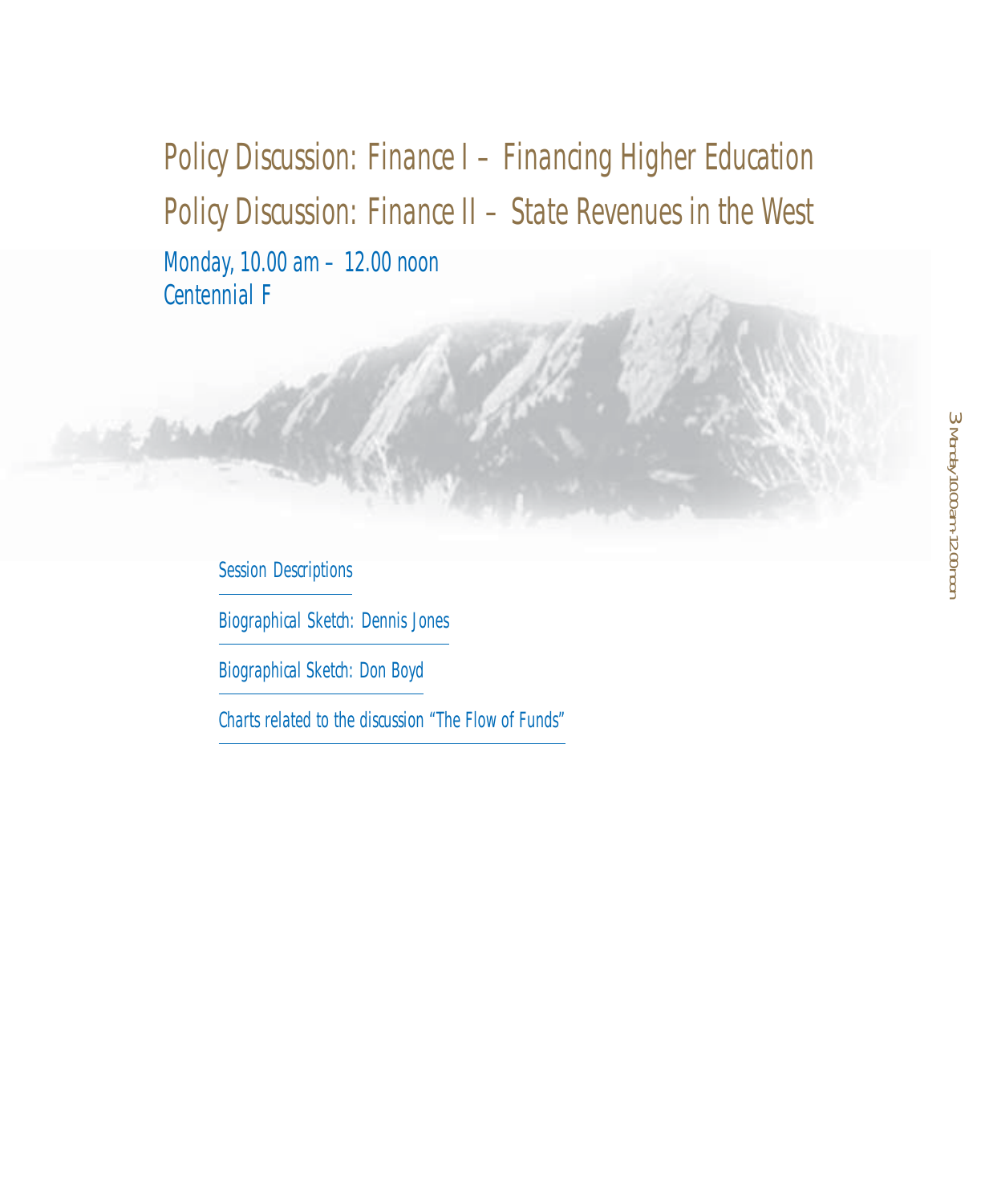# Policy Discussion: Finance I – Financing Higher Education

# Policy Discussion: Finance II – State Revenues in the West

Monday, 10.00 am – 12.00 noon
Centennial F

- Session Descriptions
- Biographical Sketch: Dennis Jones
- Biographical Sketch: Don Boyd
- Charts related to the discussion "The Flow of Funds"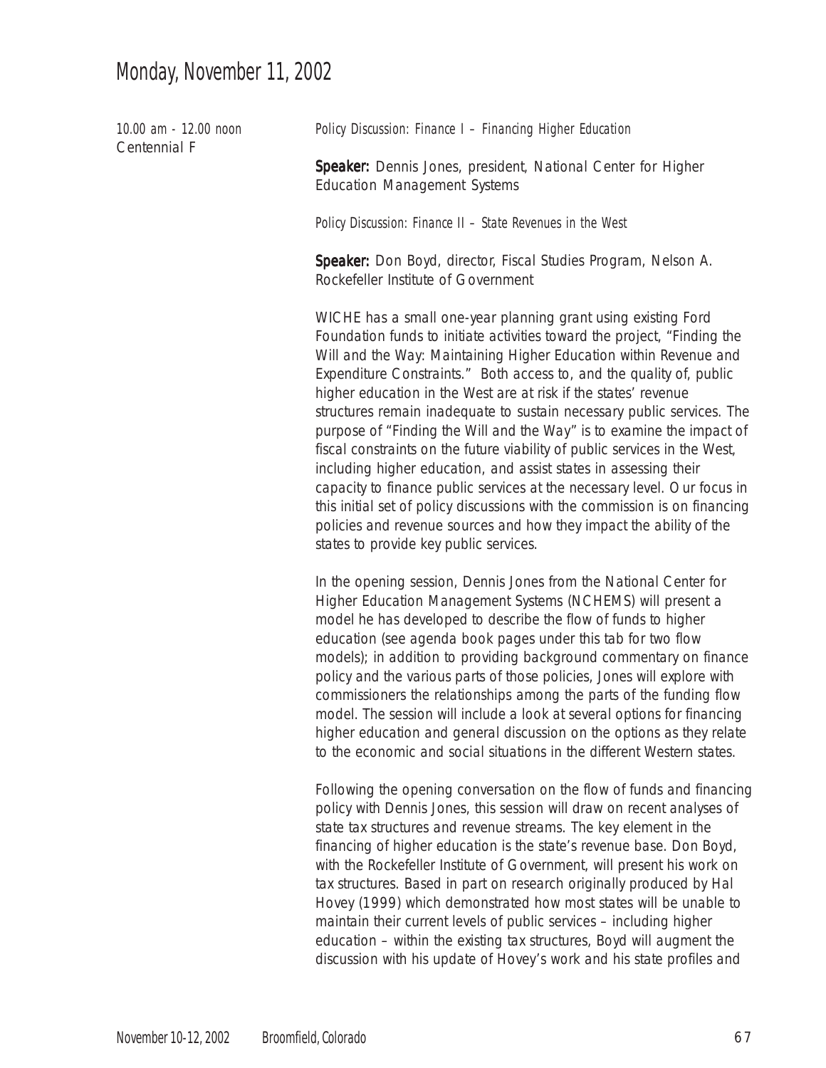# Monday, November 11, 2002

*10.00 am - 12.00 noon*
Centennial F

*Policy Discussion: Finance I – Financing Higher Education*

**Speaker:** Dennis Jones, president, National Center for Higher Education Management Systems

*Policy Discussion: Finance II – State Revenues in the West*

**Speaker:** Don Boyd, director, Fiscal Studies Program, Nelson A. Rockefeller Institute of Government

WICHE has a small one-year planning grant using existing Ford Foundation funds to initiate activities toward the project, "Finding the Will and the Way: Maintaining Higher Education within Revenue and Expenditure Constraints." Both access to, and the quality of, public higher education in the West are at risk if the states' revenue structures remain inadequate to sustain necessary public services. The purpose of "Finding the Will and the Way" is to examine the impact of fiscal constraints on the future viability of public services in the West, including higher education, and assist states in assessing their capacity to finance public services at the necessary level. Our focus in this initial set of policy discussions with the commission is on financing policies and revenue sources and how they impact the ability of the states to provide key public services.

In the opening session, Dennis Jones from the National Center for Higher Education Management Systems (NCHEMS) will present a model he has developed to describe the flow of funds to higher education (see agenda book pages under this tab for two flow models); in addition to providing background commentary on finance policy and the various parts of those policies, Jones will explore with commissioners the relationships among the parts of the funding flow model. The session will include a look at several options for financing higher education and general discussion on the options as they relate to the economic and social situations in the different Western states.

Following the opening conversation on the flow of funds and financing policy with Dennis Jones, this session will draw on recent analyses of state tax structures and revenue streams. The key element in the financing of higher education is the state's revenue base. Don Boyd, with the Rockefeller Institute of Government, will present his work on tax structures. Based in part on research originally produced by Hal Hovey (1999) which demonstrated how most states will be unable to maintain their current levels of public services – including higher education – within the existing tax structures, Boyd will augment the discussion with his update of Hovey's work and his state profiles and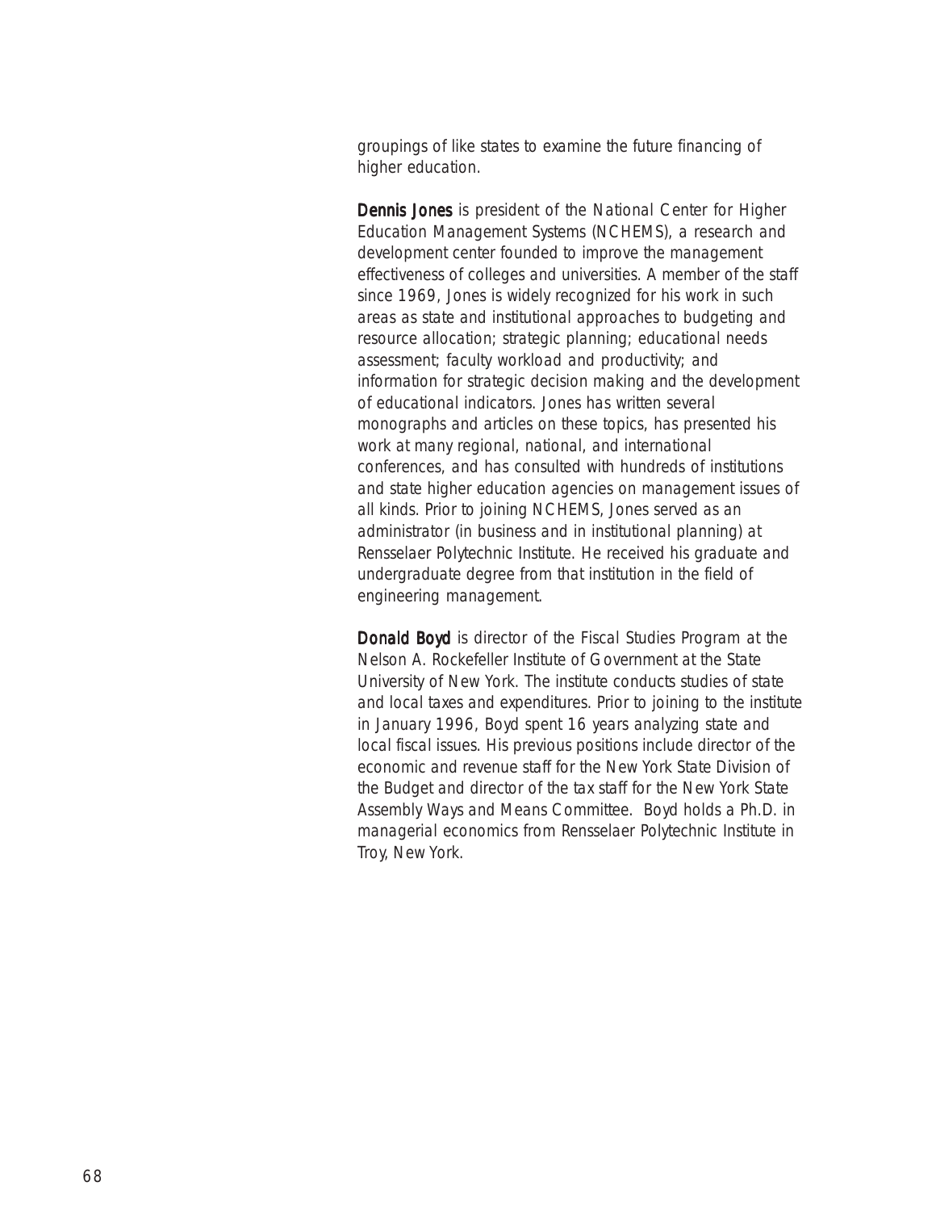groupings of like states to examine the future financing of higher education.

**Dennis Jones** is president of the National Center for Higher Education Management Systems (NCHEMS), a research and development center founded to improve the management effectiveness of colleges and universities. A member of the staff since 1969, Jones is widely recognized for his work in such areas as state and institutional approaches to budgeting and resource allocation; strategic planning; educational needs assessment; faculty workload and productivity; and information for strategic decision making and the development of educational indicators. Jones has written several monographs and articles on these topics, has presented his work at many regional, national, and international conferences, and has consulted with hundreds of institutions and state higher education agencies on management issues of all kinds. Prior to joining NCHEMS, Jones served as an administrator (in business and in institutional planning) at Rensselaer Polytechnic Institute. He received his graduate and undergraduate degree from that institution in the field of engineering management.

**Donald Boyd** is director of the Fiscal Studies Program at the Nelson A. Rockefeller Institute of Government at the State University of New York. The institute conducts studies of state and local taxes and expenditures. Prior to joining to the institute in January 1996, Boyd spent 16 years analyzing state and local fiscal issues. His previous positions include director of the economic and revenue staff for the New York State Division of the Budget and director of the tax staff for the New York State Assembly Ways and Means Committee. Boyd holds a Ph.D. in managerial economics from Rensselaer Polytechnic Institute in Troy, New York.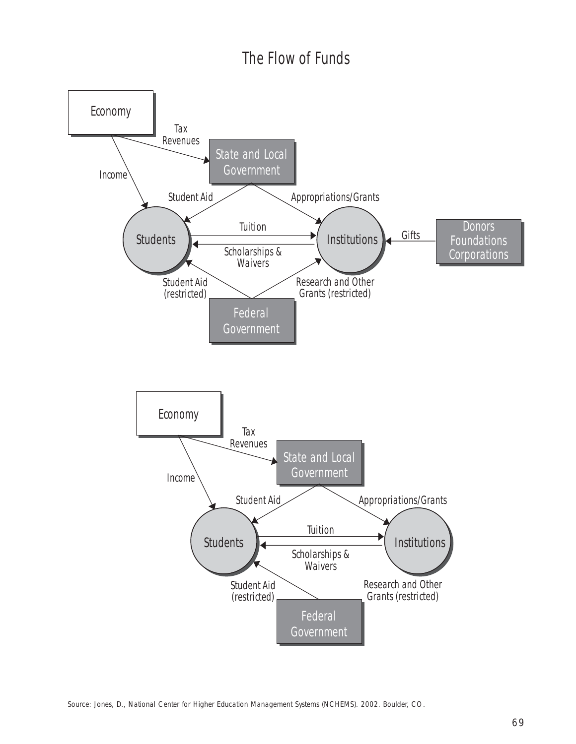# The Flow of Funds

Economy

Tax Revenues

Income

State and Local Government

Student Aid

Appropriations/Grants

Students

Tuition

Scholarships & Waivers

Institutions

Gifts

Donors Foundations Corporations

Student Aid (restricted)

Research and Other Grants (restricted)

Federal Government

Economy

Tax Revenues

Income

State and Local Government

Student Aid

Appropriations/Grants

Students

Tuition

Scholarships & Waivers

Institutions

Student Aid (restricted)

Research and Other Grants (restricted)

Federal Government

Source: Jones, D., National Center for Higher Education Management Systems (NCHEMS). 2002. Boulder, CO.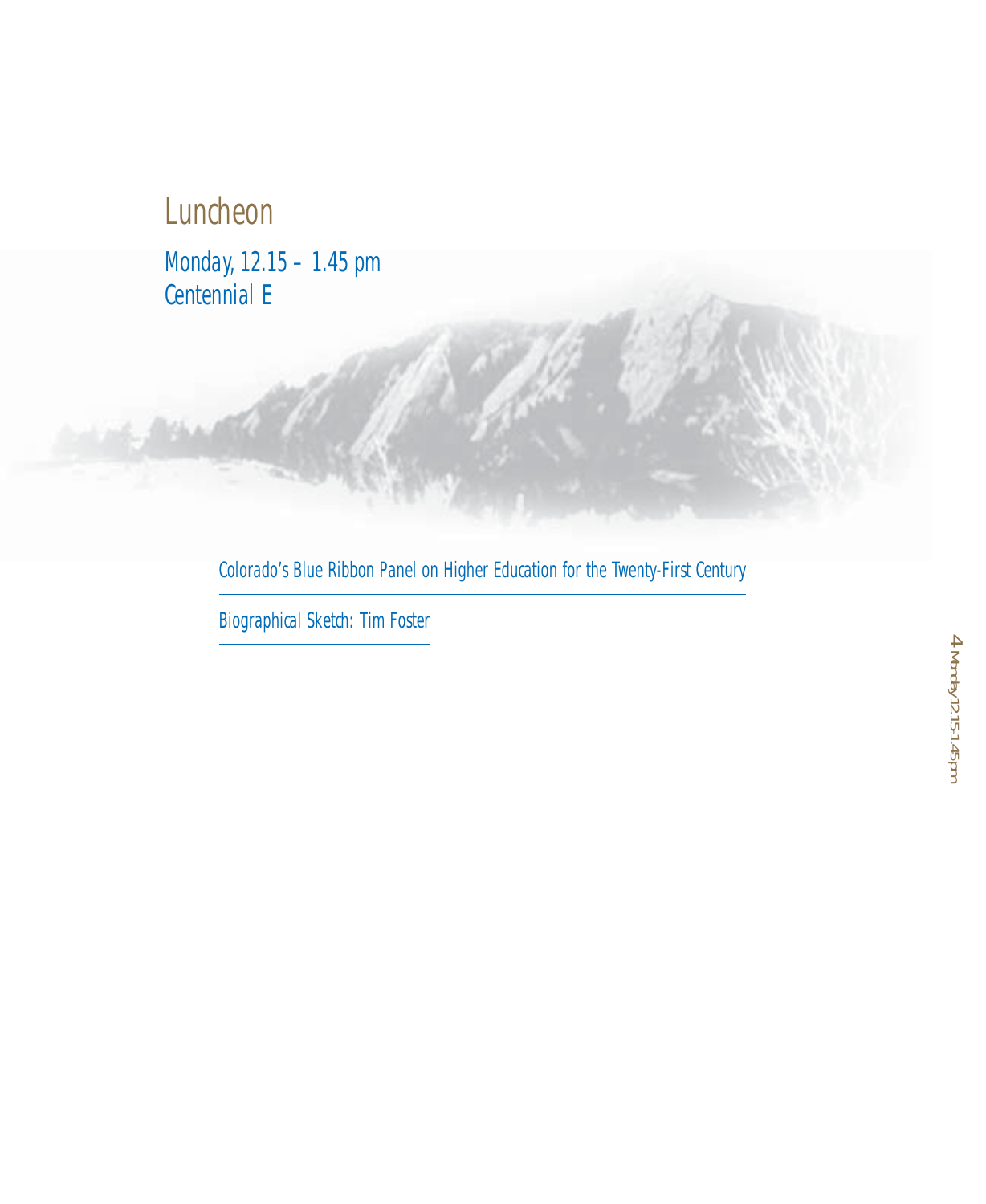# Luncheon

Monday, 12.15 – 1.45 pm
Centennial E

Colorado's Blue Ribbon Panel on Higher Education for the Twenty-First Century

Biographical Sketch: Tim Foster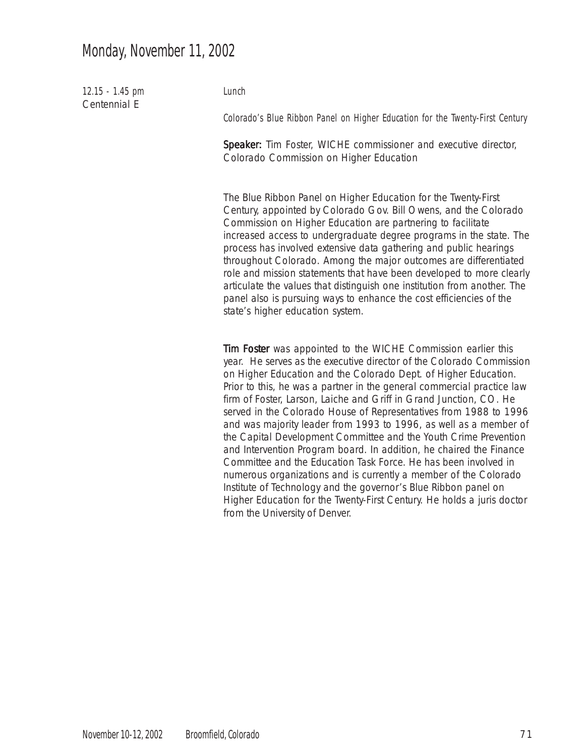# Monday, November 11, 2002

12.15 - 1.45 pm
Centennial E

*Lunch*

*Colorado's Blue Ribbon Panel on Higher Education for the Twenty-First Century*

**Speaker:** Tim Foster, WICHE commissioner and executive director, Colorado Commission on Higher Education

The Blue Ribbon Panel on Higher Education for the Twenty-First Century, appointed by Colorado Gov. Bill Owens, and the Colorado Commission on Higher Education are partnering to facilitate increased access to undergraduate degree programs in the state. The process has involved extensive data gathering and public hearings throughout Colorado. Among the major outcomes are differentiated role and mission statements that have been developed to more clearly articulate the values that distinguish one institution from another. The panel also is pursuing ways to enhance the cost efficiencies of the state's higher education system.

**Tim Foster** was appointed to the WICHE Commission earlier this year. He serves as the executive director of the Colorado Commission on Higher Education and the Colorado Dept. of Higher Education. Prior to this, he was a partner in the general commercial practice law firm of Foster, Larson, Laiche and Griff in Grand Junction, CO. He served in the Colorado House of Representatives from 1988 to 1996 and was majority leader from 1993 to 1996, as well as a member of the Capital Development Committee and the Youth Crime Prevention and Intervention Program board. In addition, he chaired the Finance Committee and the Education Task Force. He has been involved in numerous organizations and is currently a member of the Colorado Institute of Technology and the governor's Blue Ribbon panel on Higher Education for the Twenty-First Century. He holds a juris doctor from the University of Denver.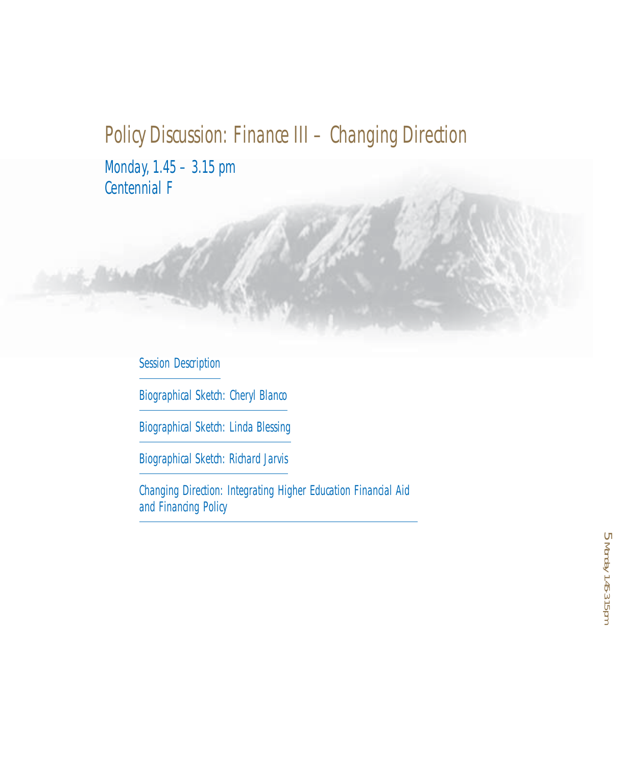# Policy Discussion: Finance III – Changing Direction

Monday, 1.45 – 3.15 pm
Centennial F

Session Description

Biographical Sketch: Cheryl Blanco

Biographical Sketch: Linda Blessing

Biographical Sketch: Richard Jarvis

Changing Direction: Integrating Higher Education Financial Aid and Financing Policy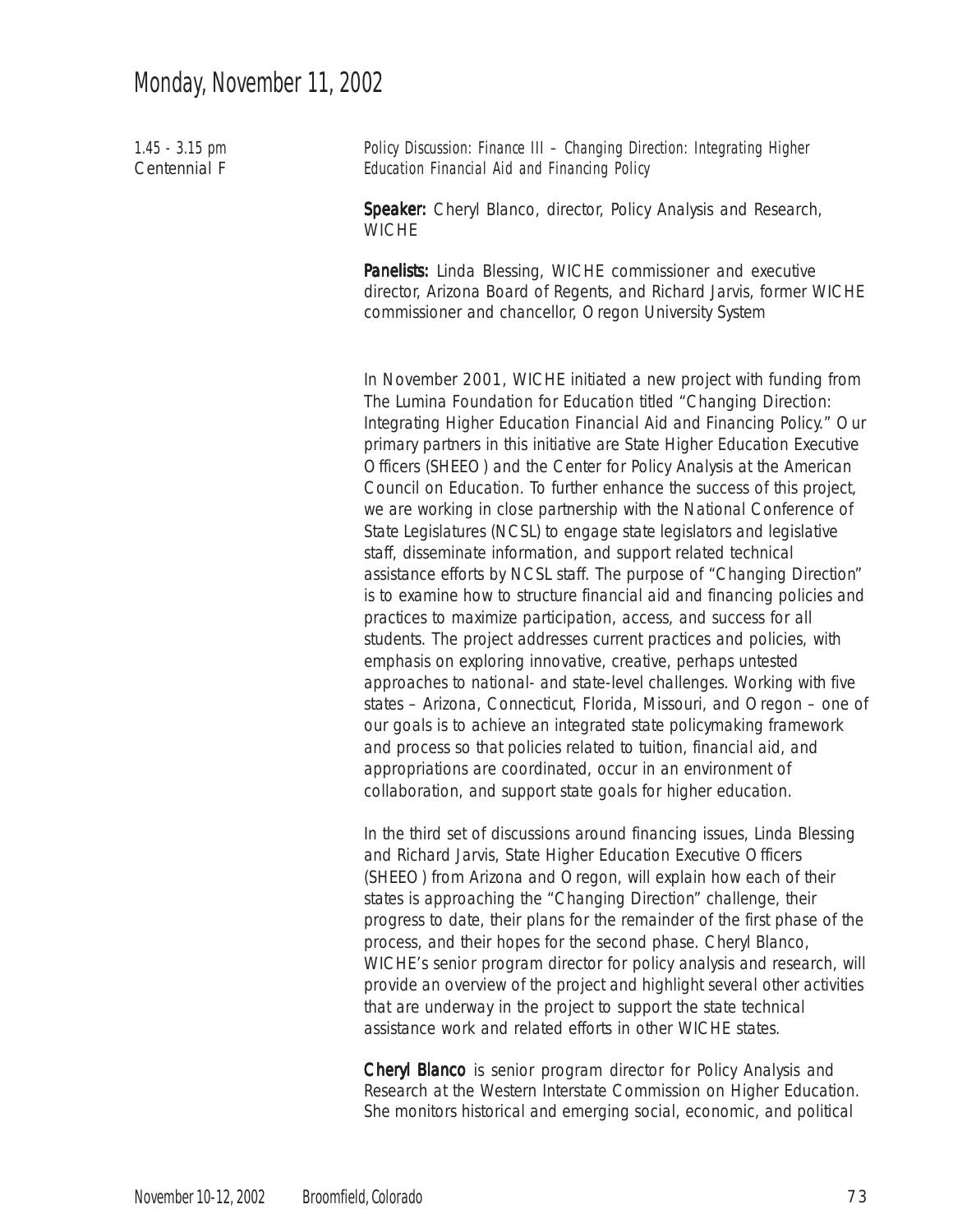## Monday, November 11, 2002

1.45 - 3.15 pm
Centennial F

*Policy Discussion: Finance III – Changing Direction: Integrating Higher Education Financial Aid and Financing Policy*

**Speaker:** Cheryl Blanco, director, Policy Analysis and Research, WICHE

**Panelists:** Linda Blessing, WICHE commissioner and executive director, Arizona Board of Regents, and Richard Jarvis, former WICHE commissioner and chancellor, Oregon University System

In November 2001, WICHE initiated a new project with funding from The Lumina Foundation for Education titled "Changing Direction: Integrating Higher Education Financial Aid and Financing Policy." Our primary partners in this initiative are State Higher Education Executive Officers (SHEEO) and the Center for Policy Analysis at the American Council on Education. To further enhance the success of this project, we are working in close partnership with the National Conference of State Legislatures (NCSL) to engage state legislators and legislative staff, disseminate information, and support related technical assistance efforts by NCSL staff. The purpose of "Changing Direction" is to examine how to structure financial aid and financing policies and practices to maximize participation, access, and success for all students. The project addresses current practices and policies, with emphasis on exploring innovative, creative, perhaps untested approaches to national- and state-level challenges. Working with five states – Arizona, Connecticut, Florida, Missouri, and Oregon – one of our goals is to achieve an integrated state policymaking framework and process so that policies related to tuition, financial aid, and appropriations are coordinated, occur in an environment of collaboration, and support state goals for higher education.

In the third set of discussions around financing issues, Linda Blessing and Richard Jarvis, State Higher Education Executive Officers (SHEEO) from Arizona and Oregon, will explain how each of their states is approaching the "Changing Direction" challenge, their progress to date, their plans for the remainder of the first phase of the process, and their hopes for the second phase. Cheryl Blanco, WICHE's senior program director for policy analysis and research, will provide an overview of the project and highlight several other activities that are underway in the project to support the state technical assistance work and related efforts in other WICHE states.

**Cheryl Blanco** is senior program director for Policy Analysis and Research at the Western Interstate Commission on Higher Education. She monitors historical and emerging social, economic, and political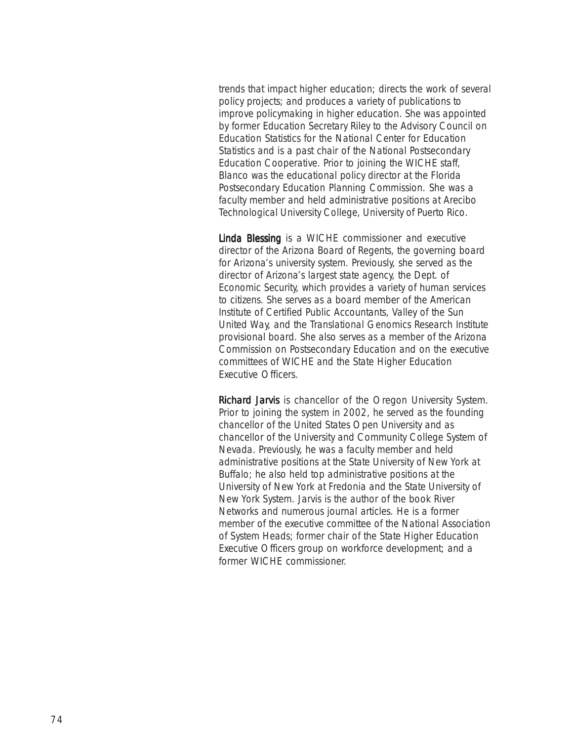trends that impact higher education; directs the work of several policy projects; and produces a variety of publications to improve policymaking in higher education. She was appointed by former Education Secretary Riley to the Advisory Council on Education Statistics for the National Center for Education Statistics and is a past chair of the National Postsecondary Education Cooperative. Prior to joining the WICHE staff, Blanco was the educational policy director at the Florida Postsecondary Education Planning Commission. She was a faculty member and held administrative positions at Arecibo Technological University College, University of Puerto Rico.

**Linda Blessing** is a WICHE commissioner and executive director of the Arizona Board of Regents, the governing board for Arizona's university system. Previously, she served as the director of Arizona's largest state agency, the Dept. of Economic Security, which provides a variety of human services to citizens. She serves as a board member of the American Institute of Certified Public Accountants, Valley of the Sun United Way, and the Translational Genomics Research Institute provisional board. She also serves as a member of the Arizona Commission on Postsecondary Education and on the executive committees of WICHE and the State Higher Education Executive Officers.

**Richard Jarvis** is chancellor of the Oregon University System. Prior to joining the system in 2002, he served as the founding chancellor of the United States Open University and as chancellor of the University and Community College System of Nevada. Previously, he was a faculty member and held administrative positions at the State University of New York at Buffalo; he also held top administrative positions at the University of New York at Fredonia and the State University of New York System. Jarvis is the author of the book River Networks and numerous journal articles. He is a former member of the executive committee of the National Association of System Heads; former chair of the State Higher Education Executive Officers group on workforce development; and a former WICHE commissioner.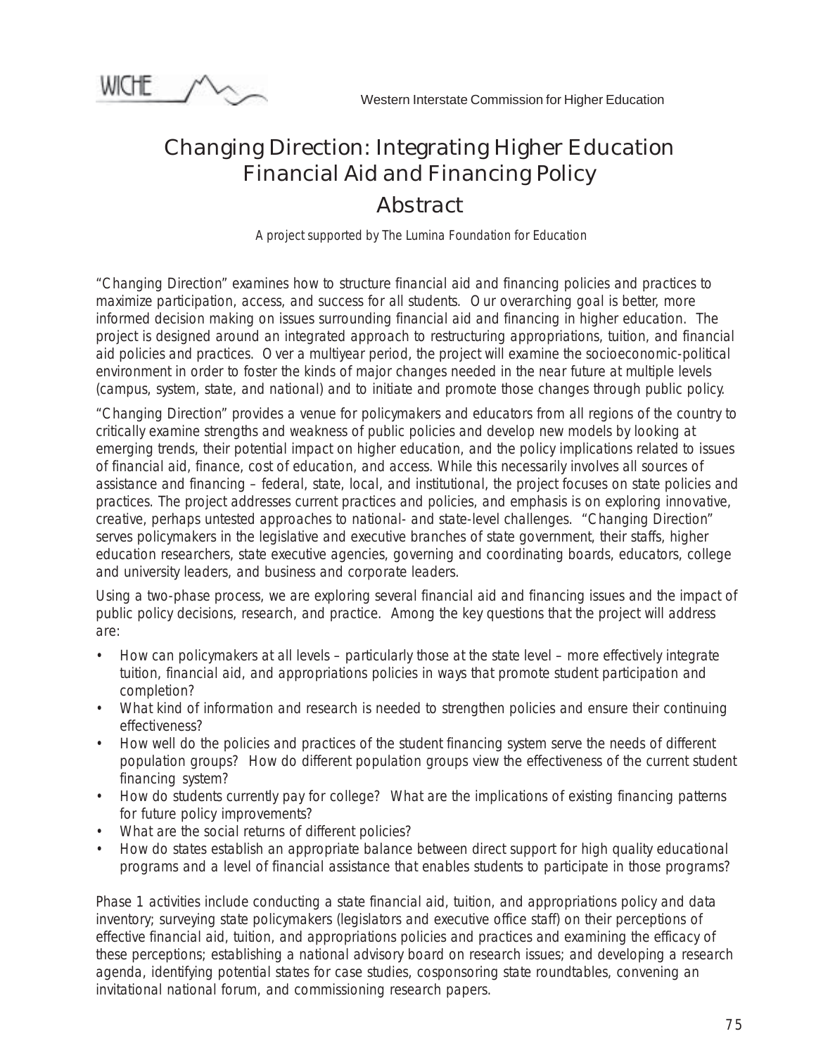WICHE — Western Interstate Commission for Higher Education

# Changing Direction: Integrating Higher Education Financial Aid and Financing Policy

## Abstract

*A project supported by The Lumina Foundation for Education*

"Changing Direction" examines how to structure financial aid and financing policies and practices to maximize participation, access, and success for all students. Our overarching goal is better, more informed decision making on issues surrounding financial aid and financing in higher education. The project is designed around an integrated approach to restructuring appropriations, tuition, and financial aid policies and practices. Over a multiyear period, the project will examine the socioeconomic-political environment in order to foster the kinds of major changes needed in the near future at multiple levels (campus, system, state, and national) and to initiate and promote those changes through public policy.

"Changing Direction" provides a venue for policymakers and educators from all regions of the country to critically examine strengths and weakness of public policies and develop new models by looking at emerging trends, their potential impact on higher education, and the policy implications related to issues of financial aid, finance, cost of education, and access. While this necessarily involves all sources of assistance and financing – federal, state, local, and institutional, the project focuses on state policies and practices. The project addresses current practices and policies, and emphasis is on exploring innovative, creative, perhaps untested approaches to national- and state-level challenges. "Changing Direction" serves policymakers in the legislative and executive branches of state government, their staffs, higher education researchers, state executive agencies, governing and coordinating boards, educators, college and university leaders, and business and corporate leaders.

Using a two-phase process, we are exploring several financial aid and financing issues and the impact of public policy decisions, research, and practice. Among the key questions that the project will address are:

- How can policymakers at all levels – particularly those at the state level – more effectively integrate tuition, financial aid, and appropriations policies in ways that promote student participation and completion?
- What kind of information and research is needed to strengthen policies and ensure their continuing effectiveness?
- How well do the policies and practices of the student financing system serve the needs of different population groups? How do different population groups view the effectiveness of the current student financing system?
- How do students currently pay for college? What are the implications of existing financing patterns for future policy improvements?
- What are the social returns of different policies?
- How do states establish an appropriate balance between direct support for high quality educational programs and a level of financial assistance that enables students to participate in those programs?

Phase 1 activities include conducting a state financial aid, tuition, and appropriations policy and data inventory; surveying state policymakers (legislators and executive office staff) on their perceptions of effective financial aid, tuition, and appropriations policies and practices and examining the efficacy of these perceptions; establishing a national advisory board on research issues; and developing a research agenda, identifying potential states for case studies, cosponsoring state roundtables, convening an invitational national forum, and commissioning research papers.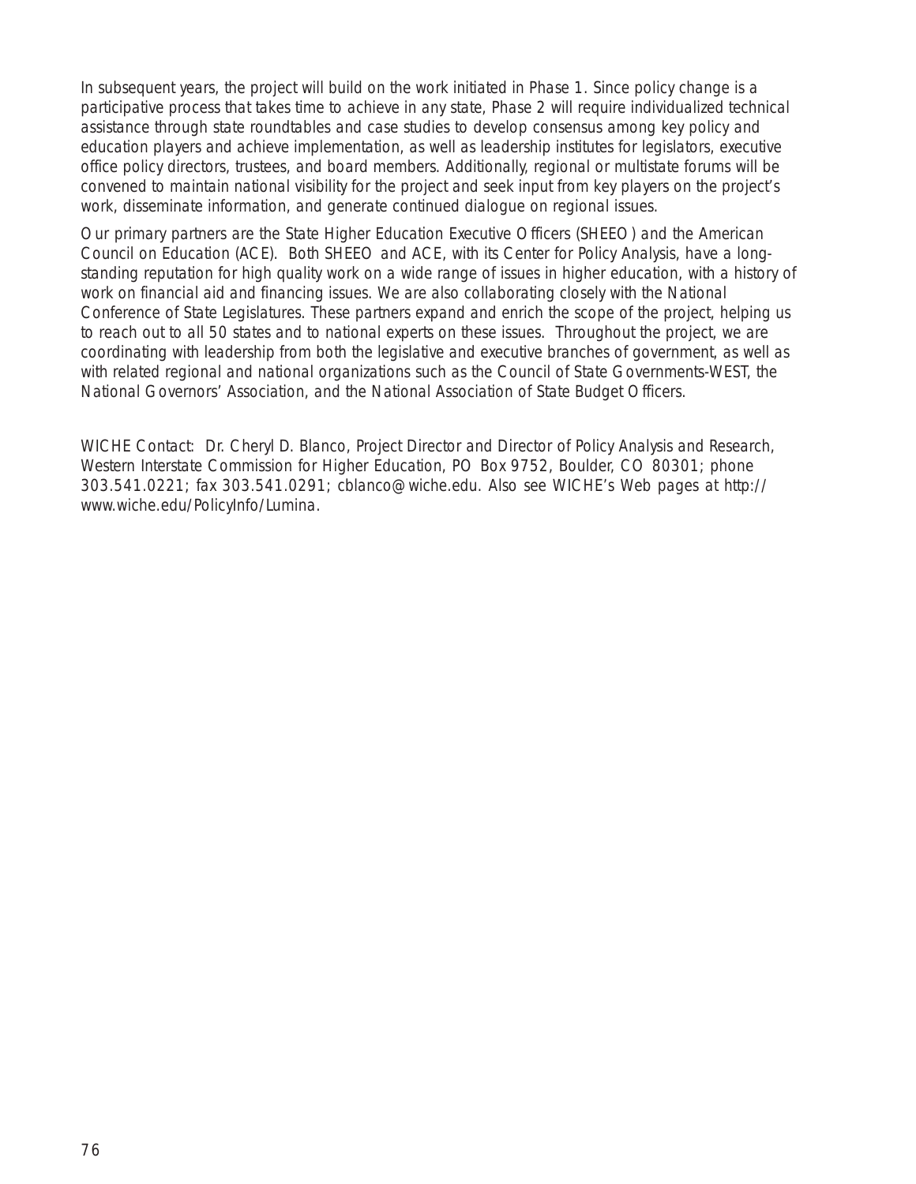In subsequent years, the project will build on the work initiated in Phase 1. Since policy change is a participative process that takes time to achieve in any state, Phase 2 will require individualized technical assistance through state roundtables and case studies to develop consensus among key policy and education players and achieve implementation, as well as leadership institutes for legislators, executive office policy directors, trustees, and board members. Additionally, regional or multistate forums will be convened to maintain national visibility for the project and seek input from key players on the project's work, disseminate information, and generate continued dialogue on regional issues.

Our primary partners are the State Higher Education Executive Officers (SHEEO) and the American Council on Education (ACE). Both SHEEO and ACE, with its Center for Policy Analysis, have a long-standing reputation for high quality work on a wide range of issues in higher education, with a history of work on financial aid and financing issues. We are also collaborating closely with the National Conference of State Legislatures. These partners expand and enrich the scope of the project, helping us to reach out to all 50 states and to national experts on these issues. Throughout the project, we are coordinating with leadership from both the legislative and executive branches of government, as well as with related regional and national organizations such as the Council of State Governments-WEST, the National Governors' Association, and the National Association of State Budget Officers.

WICHE Contact: Dr. Cheryl D. Blanco, Project Director and Director of Policy Analysis and Research, Western Interstate Commission for Higher Education, PO Box 9752, Boulder, CO 80301; phone 303.541.0221; fax 303.541.0291; cblanco@wiche.edu. Also see WICHE's Web pages at http://www.wiche.edu/PolicyInfo/Lumina.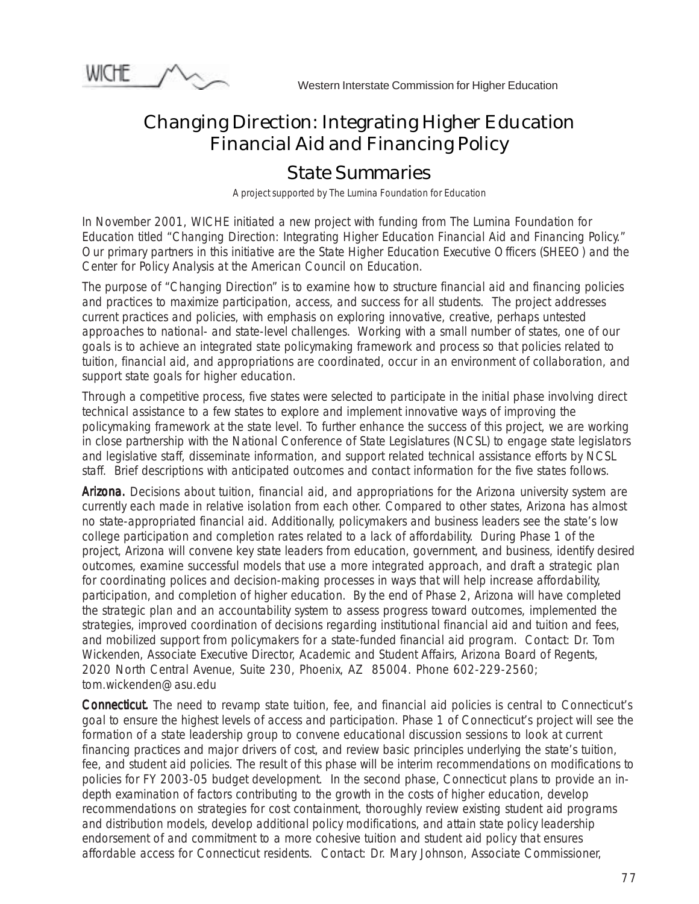WICHE — Western Interstate Commission for Higher Education

# Changing Direction: Integrating Higher Education Financial Aid and Financing Policy

## State Summaries

*A project supported by The Lumina Foundation for Education*

In November 2001, WICHE initiated a new project with funding from The Lumina Foundation for Education titled "Changing Direction: Integrating Higher Education Financial Aid and Financing Policy." Our primary partners in this initiative are the State Higher Education Executive Officers (SHEEO) and the Center for Policy Analysis at the American Council on Education.

The purpose of "Changing Direction" is to examine how to structure financial aid and financing policies and practices to maximize participation, access, and success for all students. The project addresses current practices and policies, with emphasis on exploring innovative, creative, perhaps untested approaches to national- and state-level challenges. Working with a small number of states, one of our goals is to achieve an integrated state policymaking framework and process so that policies related to tuition, financial aid, and appropriations are coordinated, occur in an environment of collaboration, and support state goals for higher education.

Through a competitive process, five states were selected to participate in the initial phase involving direct technical assistance to a few states to explore and implement innovative ways of improving the policymaking framework at the state level. To further enhance the success of this project, we are working in close partnership with the National Conference of State Legislatures (NCSL) to engage state legislators and legislative staff, disseminate information, and support related technical assistance efforts by NCSL staff. Brief descriptions with anticipated outcomes and contact information for the five states follows.

**Arizona.** Decisions about tuition, financial aid, and appropriations for the Arizona university system are currently each made in relative isolation from each other. Compared to other states, Arizona has almost no state-appropriated financial aid. Additionally, policymakers and business leaders see the state's low college participation and completion rates related to a lack of affordability. During Phase 1 of the project, Arizona will convene key state leaders from education, government, and business, identify desired outcomes, examine successful models that use a more integrated approach, and draft a strategic plan for coordinating polices and decision-making processes in ways that will help increase affordability, participation, and completion of higher education. By the end of Phase 2, Arizona will have completed the strategic plan and an accountability system to assess progress toward outcomes, implemented the strategies, improved coordination of decisions regarding institutional financial aid and tuition and fees, and mobilized support from policymakers for a state-funded financial aid program. Contact: Dr. Tom Wickenden, Associate Executive Director, Academic and Student Affairs, Arizona Board of Regents, 2020 North Central Avenue, Suite 230, Phoenix, AZ 85004. Phone 602-229-2560; tom.wickenden@asu.edu

**Connecticut.** The need to revamp state tuition, fee, and financial aid policies is central to Connecticut's goal to ensure the highest levels of access and participation. Phase 1 of Connecticut's project will see the formation of a state leadership group to convene educational discussion sessions to look at current financing practices and major drivers of cost, and review basic principles underlying the state's tuition, fee, and student aid policies. The result of this phase will be interim recommendations on modifications to policies for FY 2003-05 budget development. In the second phase, Connecticut plans to provide an in-depth examination of factors contributing to the growth in the costs of higher education, develop recommendations on strategies for cost containment, thoroughly review existing student aid programs and distribution models, develop additional policy modifications, and attain state policy leadership endorsement of and commitment to a more cohesive tuition and student aid policy that ensures affordable access for Connecticut residents. Contact: Dr. Mary Johnson, Associate Commissioner,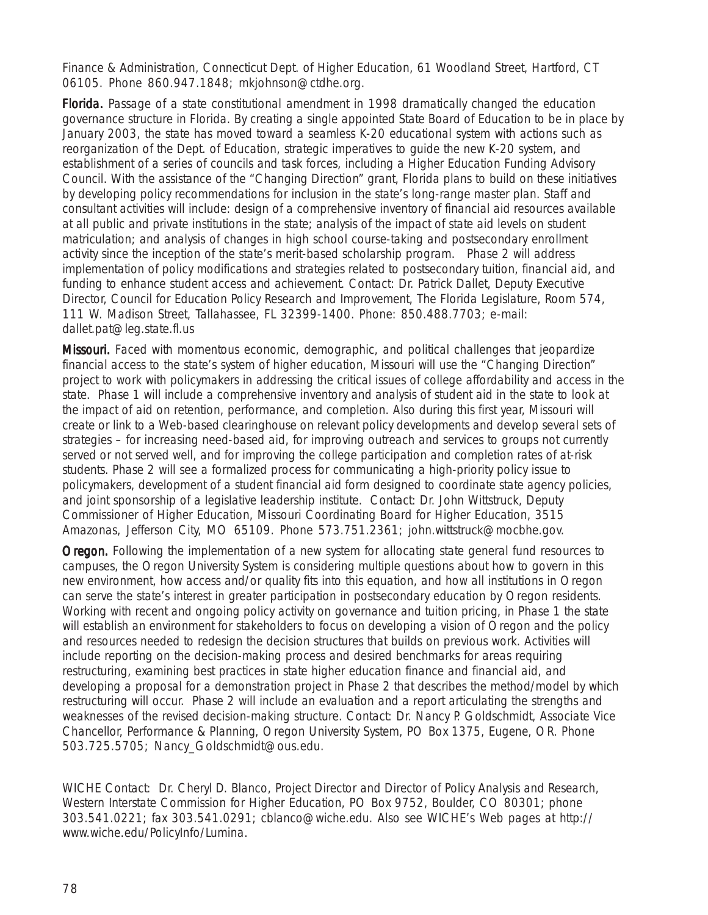Finance & Administration, Connecticut Dept. of Higher Education, 61 Woodland Street, Hartford, CT 06105. Phone 860.947.1848; mkjohnson@ctdhe.org.

**Florida.** Passage of a state constitutional amendment in 1998 dramatically changed the education governance structure in Florida. By creating a single appointed State Board of Education to be in place by January 2003, the state has moved toward a seamless K-20 educational system with actions such as reorganization of the Dept. of Education, strategic imperatives to guide the new K-20 system, and establishment of a series of councils and task forces, including a Higher Education Funding Advisory Council. With the assistance of the "Changing Direction" grant, Florida plans to build on these initiatives by developing policy recommendations for inclusion in the state's long-range master plan. Staff and consultant activities will include: design of a comprehensive inventory of financial aid resources available at all public and private institutions in the state; analysis of the impact of state aid levels on student matriculation; and analysis of changes in high school course-taking and postsecondary enrollment activity since the inception of the state's merit-based scholarship program. Phase 2 will address implementation of policy modifications and strategies related to postsecondary tuition, financial aid, and funding to enhance student access and achievement. Contact: Dr. Patrick Dallet, Deputy Executive Director, Council for Education Policy Research and Improvement, The Florida Legislature, Room 574, 111 W. Madison Street, Tallahassee, FL 32399-1400. Phone: 850.488.7703; e-mail: dallet.pat@leg.state.fl.us

**Missouri.** Faced with momentous economic, demographic, and political challenges that jeopardize financial access to the state's system of higher education, Missouri will use the "Changing Direction" project to work with policymakers in addressing the critical issues of college affordability and access in the state. Phase 1 will include a comprehensive inventory and analysis of student aid in the state to look at the impact of aid on retention, performance, and completion. Also during this first year, Missouri will create or link to a Web-based clearinghouse on relevant policy developments and develop several sets of strategies – for increasing need-based aid, for improving outreach and services to groups not currently served or not served well, and for improving the college participation and completion rates of at-risk students. Phase 2 will see a formalized process for communicating a high-priority policy issue to policymakers, development of a student financial aid form designed to coordinate state agency policies, and joint sponsorship of a legislative leadership institute. Contact: Dr. John Wittstruck, Deputy Commissioner of Higher Education, Missouri Coordinating Board for Higher Education, 3515 Amazonas, Jefferson City, MO 65109. Phone 573.751.2361; john.wittstruck@mocbhe.gov.

**Oregon.** Following the implementation of a new system for allocating state general fund resources to campuses, the Oregon University System is considering multiple questions about how to govern in this new environment, how access and/or quality fits into this equation, and how all institutions in Oregon can serve the state's interest in greater participation in postsecondary education by Oregon residents. Working with recent and ongoing policy activity on governance and tuition pricing, in Phase 1 the state will establish an environment for stakeholders to focus on developing a vision of Oregon and the policy and resources needed to redesign the decision structures that builds on previous work. Activities will include reporting on the decision-making process and desired benchmarks for areas requiring restructuring, examining best practices in state higher education finance and financial aid, and developing a proposal for a demonstration project in Phase 2 that describes the method/model by which restructuring will occur. Phase 2 will include an evaluation and a report articulating the strengths and weaknesses of the revised decision-making structure. Contact: Dr. Nancy P. Goldschmidt, Associate Vice Chancellor, Performance & Planning, Oregon University System, PO Box 1375, Eugene, OR. Phone 503.725.5705; Nancy_Goldschmidt@ous.edu.

WICHE Contact: Dr. Cheryl D. Blanco, Project Director and Director of Policy Analysis and Research, Western Interstate Commission for Higher Education, PO Box 9752, Boulder, CO 80301; phone 303.541.0221; fax 303.541.0291; cblanco@wiche.edu. Also see WICHE's Web pages at http://www.wiche.edu/PolicyInfo/Lumina.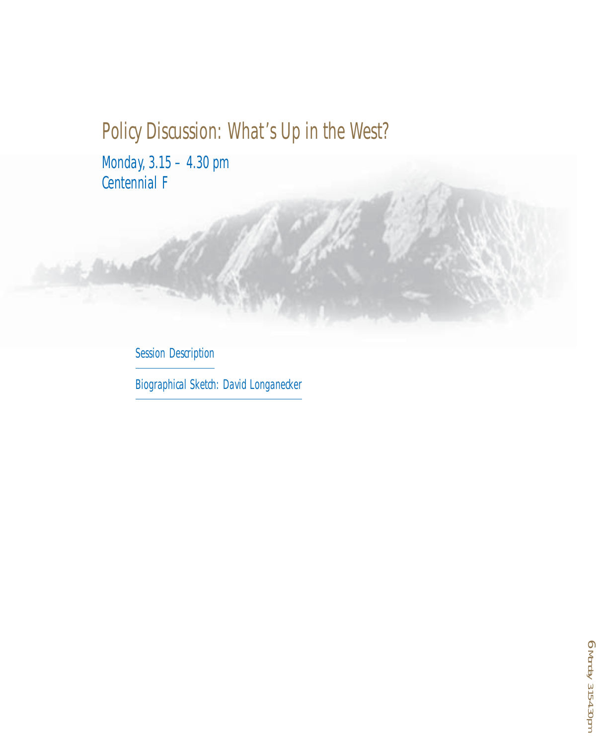# Policy Discussion: What's Up in the West?

Monday, 3.15 – 4.30 pm
Centennial F

Session Description

Biographical Sketch: David Longanecker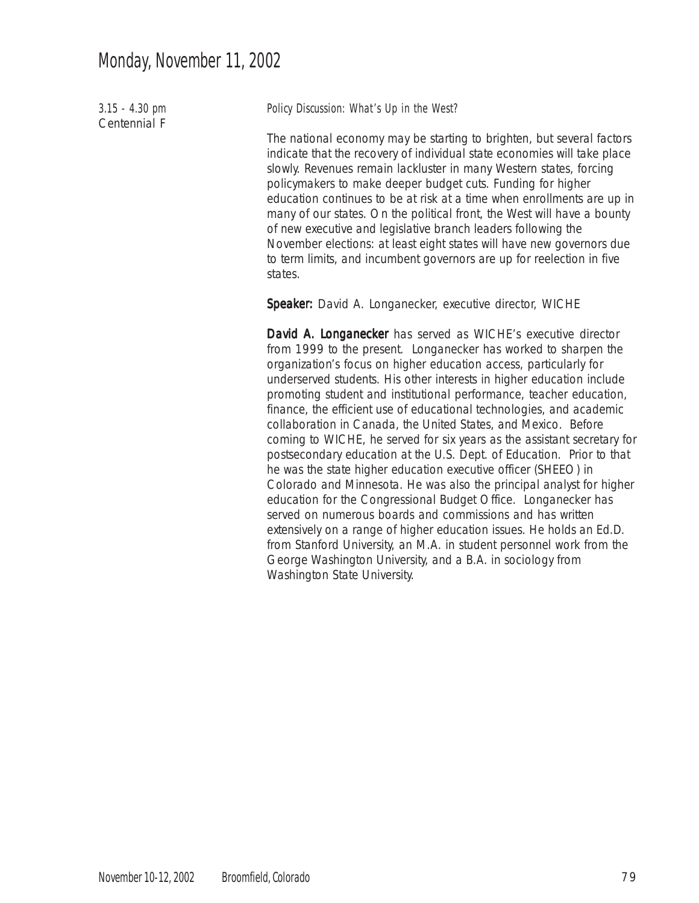# Monday, November 11, 2002

*3.15 - 4.30 pm*
Centennial F

*Policy Discussion: What's Up in the West?*

The national economy may be starting to brighten, but several factors indicate that the recovery of individual state economies will take place slowly. Revenues remain lackluster in many Western states, forcing policymakers to make deeper budget cuts. Funding for higher education continues to be at risk at a time when enrollments are up in many of our states. On the political front, the West will have a bounty of new executive and legislative branch leaders following the November elections: at least eight states will have new governors due to term limits, and incumbent governors are up for reelection in five states.

**Speaker:** David A. Longanecker, executive director, WICHE

**David A. Longanecker** has served as WICHE's executive director from 1999 to the present. Longanecker has worked to sharpen the organization's focus on higher education access, particularly for underserved students. His other interests in higher education include promoting student and institutional performance, teacher education, finance, the efficient use of educational technologies, and academic collaboration in Canada, the United States, and Mexico. Before coming to WICHE, he served for six years as the assistant secretary for postsecondary education at the U.S. Dept. of Education. Prior to that he was the state higher education executive officer (SHEEO) in Colorado and Minnesota. He was also the principal analyst for higher education for the Congressional Budget Office. Longanecker has served on numerous boards and commissions and has written extensively on a range of higher education issues. He holds an Ed.D. from Stanford University, an M.A. in student personnel work from the George Washington University, and a B.A. in sociology from Washington State University.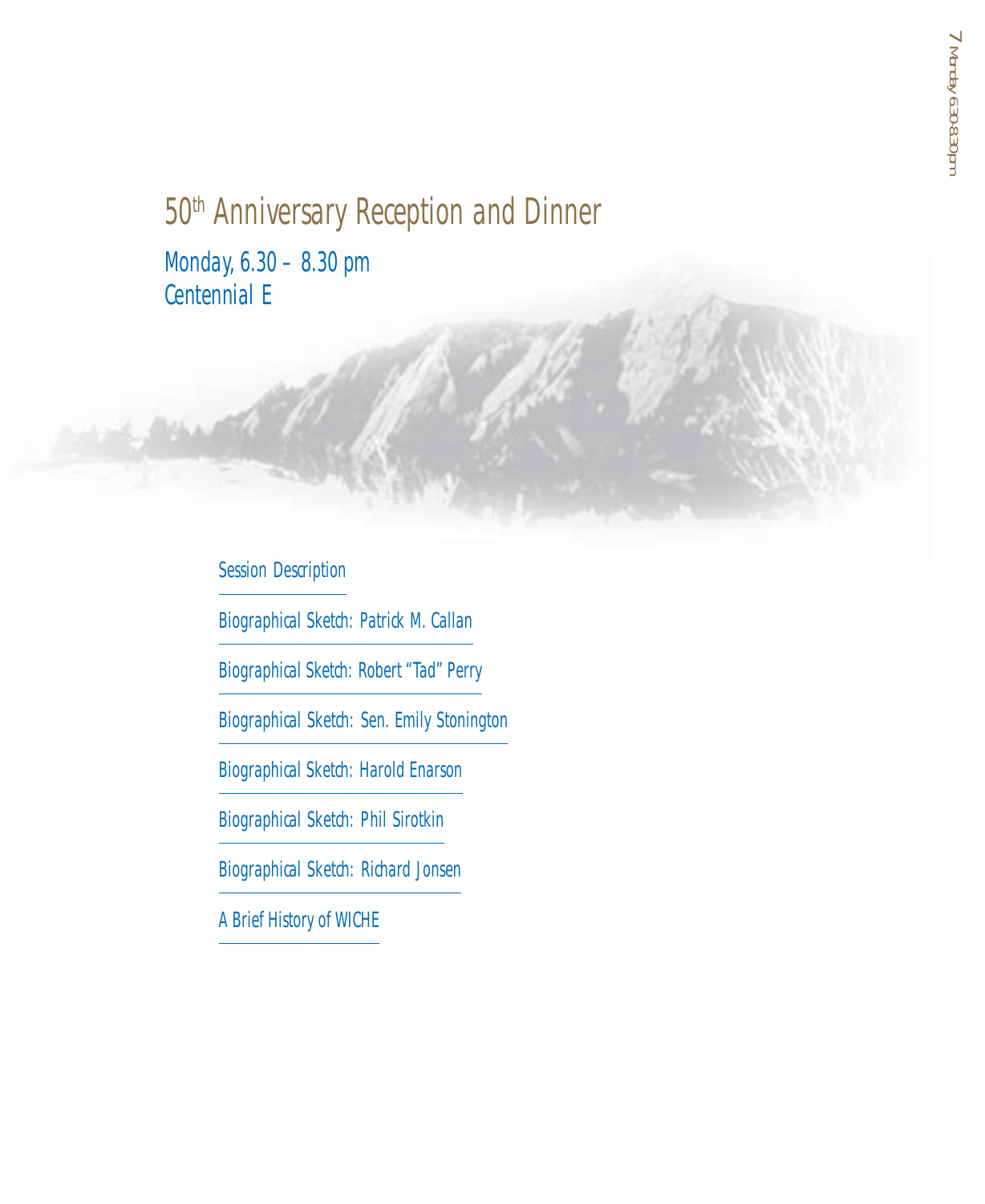# 50th Anniversary Reception and Dinner

Monday, 6.30 – 8.30 pm
Centennial E

Session Description

Biographical Sketch: Patrick M. Callan

Biographical Sketch: Robert "Tad" Perry

Biographical Sketch: Sen. Emily Stonington

Biographical Sketch: Harold Enarson

Biographical Sketch: Phil Sirotkin

Biographical Sketch: Richard Jonsen

A Brief History of WICHE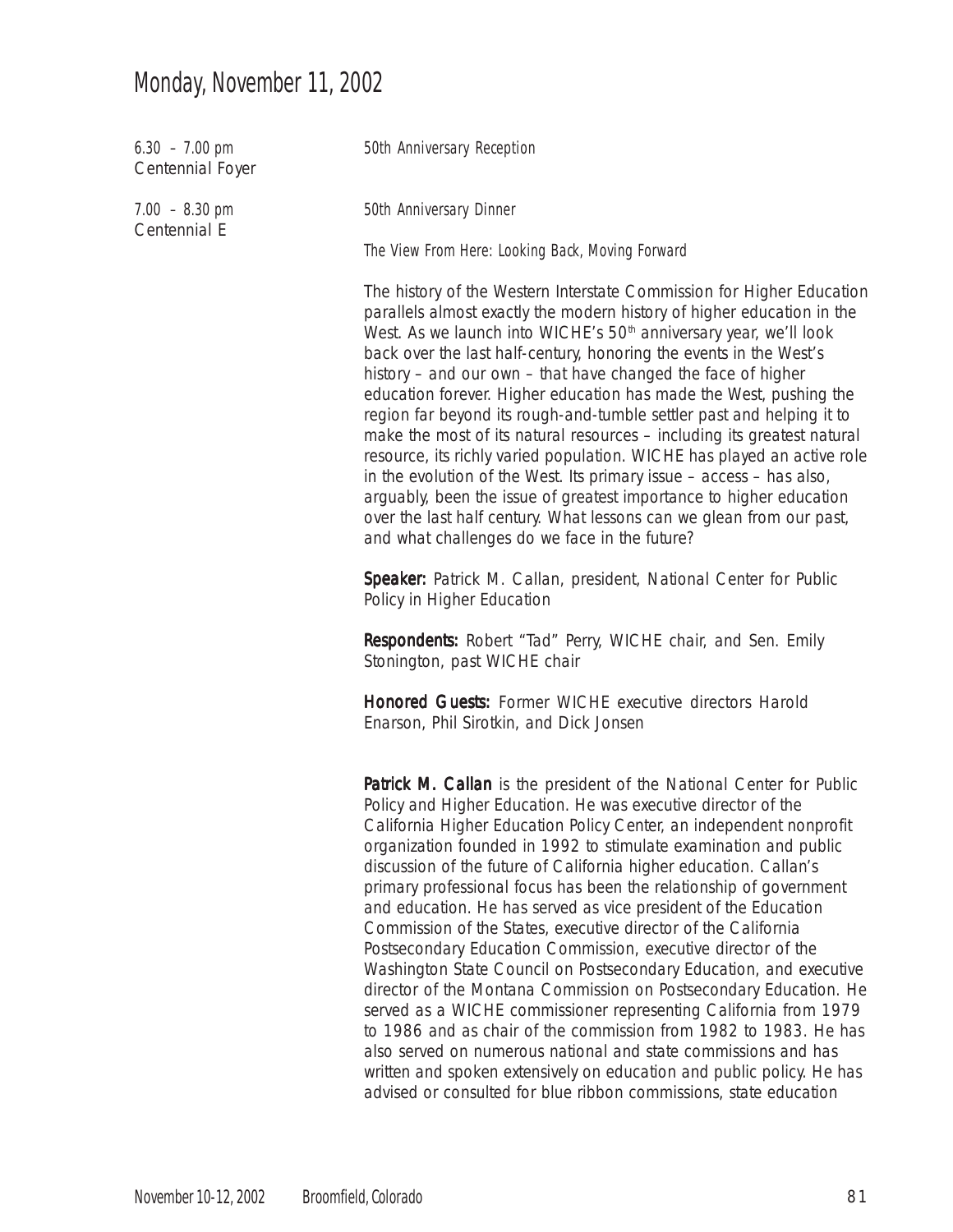# Monday, November 11, 2002

6.30 – 7.00 pm
Centennial Foyer

*50th Anniversary Reception*

7.00 – 8.30 pm
Centennial E

*50th Anniversary Dinner*

*The View From Here: Looking Back, Moving Forward*

The history of the Western Interstate Commission for Higher Education parallels almost exactly the modern history of higher education in the West. As we launch into WICHE's 50th anniversary year, we'll look back over the last half-century, honoring the events in the West's history – and our own – that have changed the face of higher education forever. Higher education has made the West, pushing the region far beyond its rough-and-tumble settler past and helping it to make the most of its natural resources – including its greatest natural resource, its richly varied population. WICHE has played an active role in the evolution of the West. Its primary issue – access – has also, arguably, been the issue of greatest importance to higher education over the last half century. What lessons can we glean from our past, and what challenges do we face in the future?

**Speaker:** Patrick M. Callan, president, National Center for Public Policy in Higher Education

**Respondents:** Robert "Tad" Perry, WICHE chair, and Sen. Emily Stonington, past WICHE chair

**Honored Guests:** Former WICHE executive directors Harold Enarson, Phil Sirotkin, and Dick Jonsen

**Patrick M. Callan** is the president of the National Center for Public Policy and Higher Education. He was executive director of the California Higher Education Policy Center, an independent nonprofit organization founded in 1992 to stimulate examination and public discussion of the future of California higher education. Callan's primary professional focus has been the relationship of government and education. He has served as vice president of the Education Commission of the States, executive director of the California Postsecondary Education Commission, executive director of the Washington State Council on Postsecondary Education, and executive director of the Montana Commission on Postsecondary Education. He served as a WICHE commissioner representing California from 1979 to 1986 and as chair of the commission from 1982 to 1983. He has also served on numerous national and state commissions and has written and spoken extensively on education and public policy. He has advised or consulted for blue ribbon commissions, state education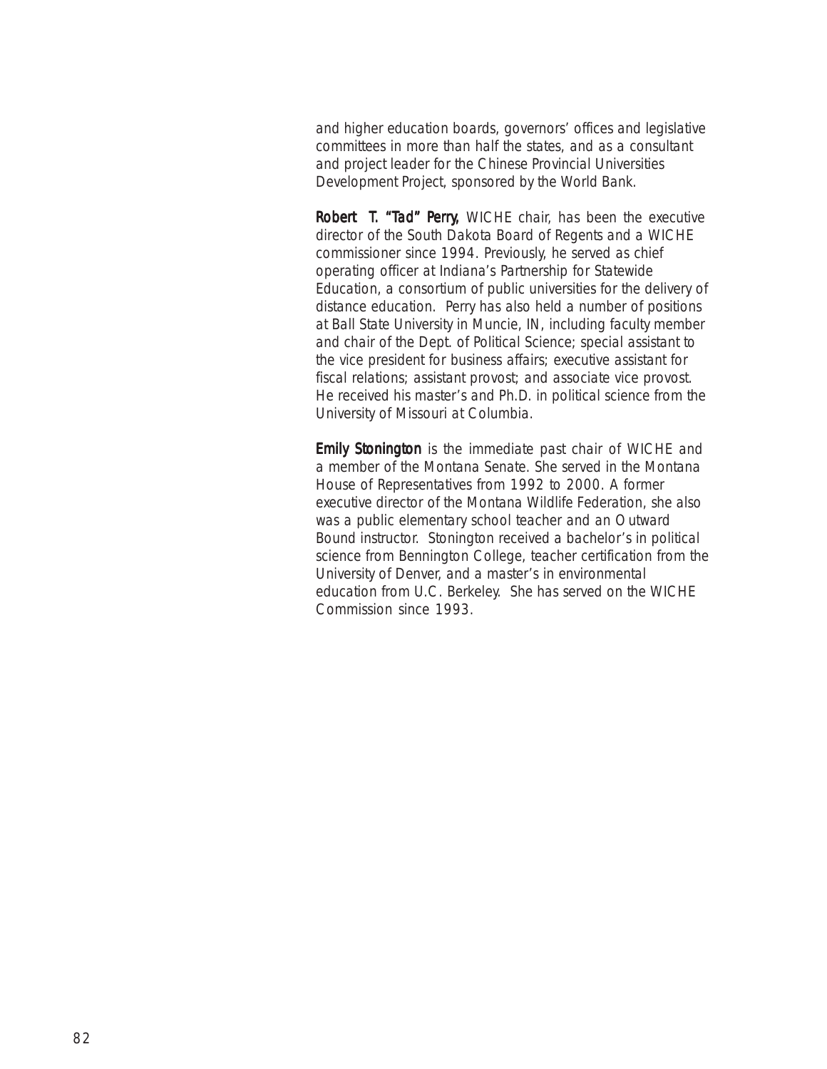and higher education boards, governors' offices and legislative committees in more than half the states, and as a consultant and project leader for the Chinese Provincial Universities Development Project, sponsored by the World Bank.

**Robert T. "Tad" Perry,** WICHE chair, has been the executive director of the South Dakota Board of Regents and a WICHE commissioner since 1994. Previously, he served as chief operating officer at Indiana's Partnership for Statewide Education, a consortium of public universities for the delivery of distance education. Perry has also held a number of positions at Ball State University in Muncie, IN, including faculty member and chair of the Dept. of Political Science; special assistant to the vice president for business affairs; executive assistant for fiscal relations; assistant provost; and associate vice provost. He received his master's and Ph.D. in political science from the University of Missouri at Columbia.

**Emily Stonington** is the immediate past chair of WICHE and a member of the Montana Senate. She served in the Montana House of Representatives from 1992 to 2000. A former executive director of the Montana Wildlife Federation, she also was a public elementary school teacher and an Outward Bound instructor. Stonington received a bachelor's in political science from Bennington College, teacher certification from the University of Denver, and a master's in environmental education from U.C. Berkeley. She has served on the WICHE Commission since 1993.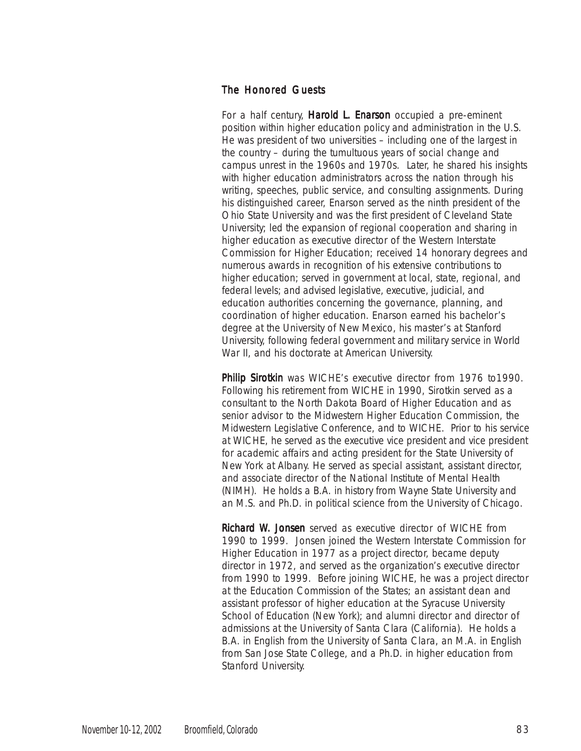## The Honored Guests

For a half century, **Harold L. Enarson** occupied a pre-eminent position within higher education policy and administration in the U.S. He was president of two universities – including one of the largest in the country – during the tumultuous years of social change and campus unrest in the 1960s and 1970s. Later, he shared his insights with higher education administrators across the nation through his writing, speeches, public service, and consulting assignments. During his distinguished career, Enarson served as the ninth president of the Ohio State University and was the first president of Cleveland State University; led the expansion of regional cooperation and sharing in higher education as executive director of the Western Interstate Commission for Higher Education; received 14 honorary degrees and numerous awards in recognition of his extensive contributions to higher education; served in government at local, state, regional, and federal levels; and advised legislative, executive, judicial, and education authorities concerning the governance, planning, and coordination of higher education. Enarson earned his bachelor's degree at the University of New Mexico, his master's at Stanford University, following federal government and military service in World War II, and his doctorate at American University.

**Philip Sirotkin** was WICHE's executive director from 1976 to1990. Following his retirement from WICHE in 1990, Sirotkin served as a consultant to the North Dakota Board of Higher Education and as senior advisor to the Midwestern Higher Education Commission, the Midwestern Legislative Conference, and to WICHE. Prior to his service at WICHE, he served as the executive vice president and vice president for academic affairs and acting president for the State University of New York at Albany. He served as special assistant, assistant director, and associate director of the National Institute of Mental Health (NIMH). He holds a B.A. in history from Wayne State University and an M.S. and Ph.D. in political science from the University of Chicago.

**Richard W. Jonsen** served as executive director of WICHE from 1990 to 1999. Jonsen joined the Western Interstate Commission for Higher Education in 1977 as a project director, became deputy director in 1972, and served as the organization's executive director from 1990 to 1999. Before joining WICHE, he was a project director at the Education Commission of the States; an assistant dean and assistant professor of higher education at the Syracuse University School of Education (New York); and alumni director and director of admissions at the University of Santa Clara (California). He holds a B.A. in English from the University of Santa Clara, an M.A. in English from San Jose State College, and a Ph.D. in higher education from Stanford University.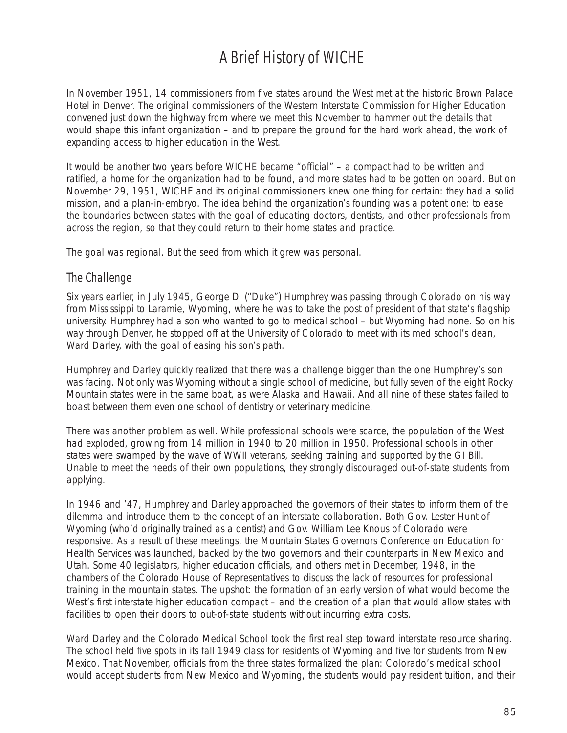# A Brief History of WICHE

In November 1951, 14 commissioners from five states around the West met at the historic Brown Palace Hotel in Denver. The original commissioners of the Western Interstate Commission for Higher Education convened just down the highway from where we meet this November to hammer out the details that would shape this infant organization – and to prepare the ground for the hard work ahead, the work of expanding access to higher education in the West.

It would be another two years before WICHE became "official" – a compact had to be written and ratified, a home for the organization had to be found, and more states had to be gotten on board. But on November 29, 1951, WICHE and its original commissioners knew one thing for certain: they had a solid mission, and a plan-in-embryo. The idea behind the organization's founding was a potent one: to ease the boundaries between states with the goal of educating doctors, dentists, and other professionals from across the region, so that they could return to their home states and practice.

The goal was regional. But the seed from which it grew was personal.

## The Challenge

Six years earlier, in July 1945, George D. ("Duke") Humphrey was passing through Colorado on his way from Mississippi to Laramie, Wyoming, where he was to take the post of president of that state's flagship university. Humphrey had a son who wanted to go to medical school – but Wyoming had none. So on his way through Denver, he stopped off at the University of Colorado to meet with its med school's dean, Ward Darley, with the goal of easing his son's path.

Humphrey and Darley quickly realized that there was a challenge bigger than the one Humphrey's son was facing. Not only was Wyoming without a single school of medicine, but fully seven of the eight Rocky Mountain states were in the same boat, as were Alaska and Hawaii. And all nine of these states failed to boast between them even one school of dentistry or veterinary medicine.

There was another problem as well. While professional schools were scarce, the population of the West had exploded, growing from 14 million in 1940 to 20 million in 1950. Professional schools in other states were swamped by the wave of WWII veterans, seeking training and supported by the GI Bill. Unable to meet the needs of their own populations, they strongly discouraged out-of-state students from applying.

In 1946 and '47, Humphrey and Darley approached the governors of their states to inform them of the dilemma and introduce them to the concept of an interstate collaboration. Both Gov. Lester Hunt of Wyoming (who'd originally trained as a dentist) and Gov. William Lee Knous of Colorado were responsive. As a result of these meetings, the Mountain States Governors Conference on Education for Health Services was launched, backed by the two governors and their counterparts in New Mexico and Utah. Some 40 legislators, higher education officials, and others met in December, 1948, in the chambers of the Colorado House of Representatives to discuss the lack of resources for professional training in the mountain states. The upshot: the formation of an early version of what would become the West's first interstate higher education compact – and the creation of a plan that would allow states with facilities to open their doors to out-of-state students without incurring extra costs.

Ward Darley and the Colorado Medical School took the first real step toward interstate resource sharing. The school held five spots in its fall 1949 class for residents of Wyoming and five for students from New Mexico. That November, officials from the three states formalized the plan: Colorado's medical school would accept students from New Mexico and Wyoming, the students would pay resident tuition, and their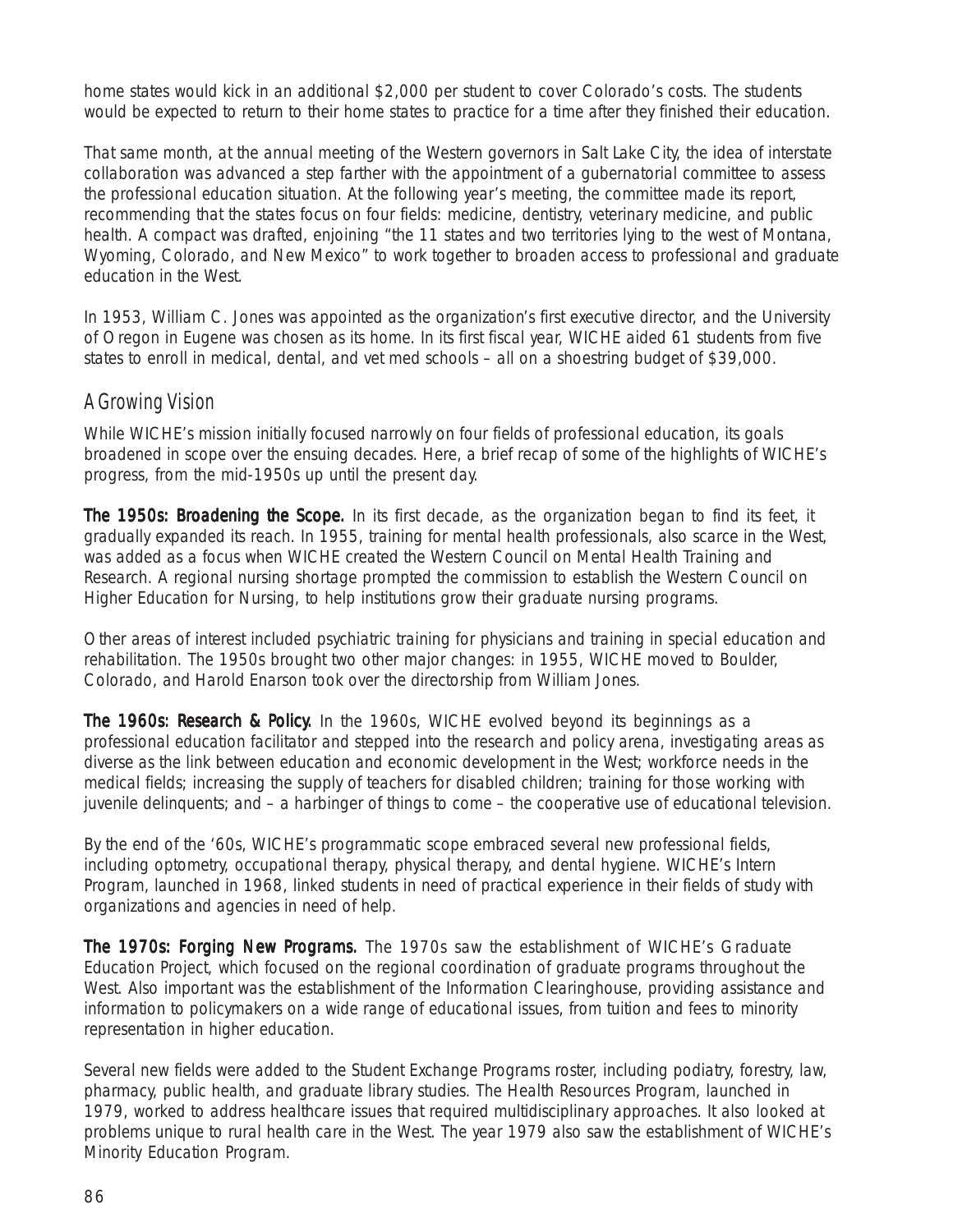home states would kick in an additional $2,000 per student to cover Colorado's costs. The students would be expected to return to their home states to practice for a time after they finished their education.

That same month, at the annual meeting of the Western governors in Salt Lake City, the idea of interstate collaboration was advanced a step farther with the appointment of a gubernatorial committee to assess the professional education situation. At the following year's meeting, the committee made its report, recommending that the states focus on four fields: medicine, dentistry, veterinary medicine, and public health. A compact was drafted, enjoining "the 11 states and two territories lying to the west of Montana, Wyoming, Colorado, and New Mexico" to work together to broaden access to professional and graduate education in the West.

In 1953, William C. Jones was appointed as the organization's first executive director, and the University of Oregon in Eugene was chosen as its home. In its first fiscal year, WICHE aided 61 students from five states to enroll in medical, dental, and vet med schools – all on a shoestring budget of $39,000.

## A Growing Vision

While WICHE's mission initially focused narrowly on four fields of professional education, its goals broadened in scope over the ensuing decades. Here, a brief recap of some of the highlights of WICHE's progress, from the mid-1950s up until the present day.

**The 1950s: Broadening the Scope.** In its first decade, as the organization began to find its feet, it gradually expanded its reach. In 1955, training for mental health professionals, also scarce in the West, was added as a focus when WICHE created the Western Council on Mental Health Training and Research. A regional nursing shortage prompted the commission to establish the Western Council on Higher Education for Nursing, to help institutions grow their graduate nursing programs.

Other areas of interest included psychiatric training for physicians and training in special education and rehabilitation. The 1950s brought two other major changes: in 1955, WICHE moved to Boulder, Colorado, and Harold Enarson took over the directorship from William Jones.

**The 1960s: Research & Policy.** In the 1960s, WICHE evolved beyond its beginnings as a professional education facilitator and stepped into the research and policy arena, investigating areas as diverse as the link between education and economic development in the West; workforce needs in the medical fields; increasing the supply of teachers for disabled children; training for those working with juvenile delinquents; and – a harbinger of things to come – the cooperative use of educational television.

By the end of the '60s, WICHE's programmatic scope embraced several new professional fields, including optometry, occupational therapy, physical therapy, and dental hygiene. WICHE's Intern Program, launched in 1968, linked students in need of practical experience in their fields of study with organizations and agencies in need of help.

**The 1970s: Forging New Programs.** The 1970s saw the establishment of WICHE's Graduate Education Project, which focused on the regional coordination of graduate programs throughout the West. Also important was the establishment of the Information Clearinghouse, providing assistance and information to policymakers on a wide range of educational issues, from tuition and fees to minority representation in higher education.

Several new fields were added to the Student Exchange Programs roster, including podiatry, forestry, law, pharmacy, public health, and graduate library studies. The Health Resources Program, launched in 1979, worked to address healthcare issues that required multidisciplinary approaches. It also looked at problems unique to rural health care in the West. The year 1979 also saw the establishment of WICHE's Minority Education Program.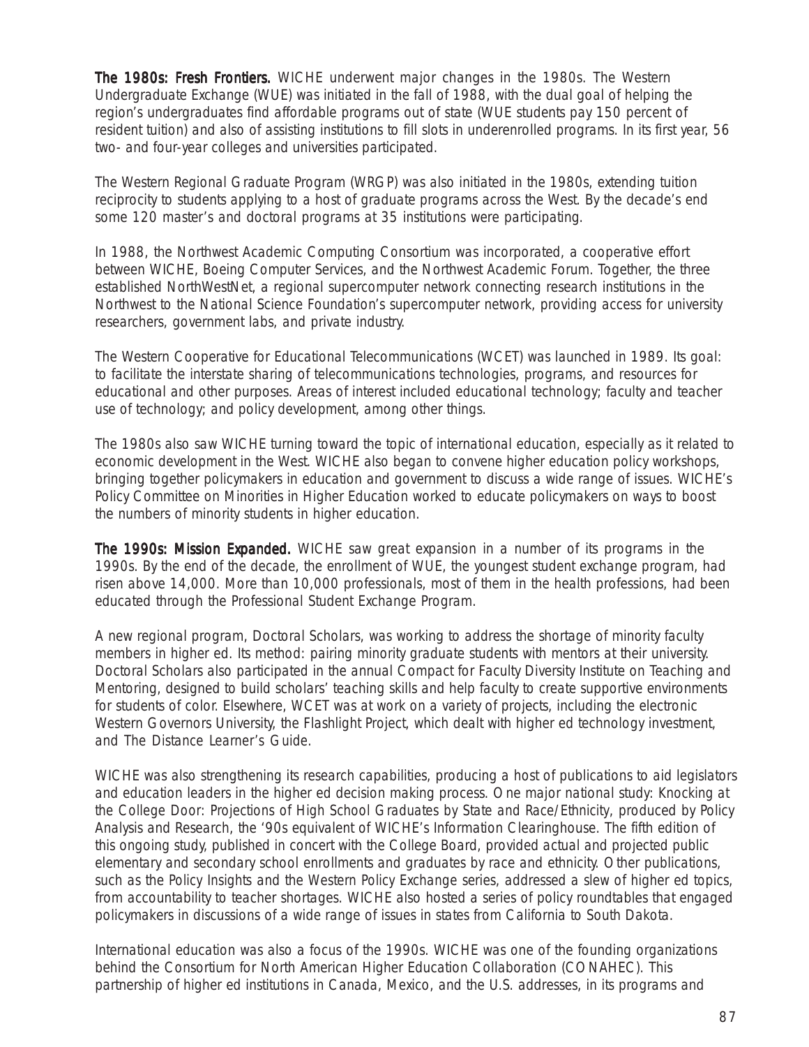**The 1980s: Fresh Frontiers.** WICHE underwent major changes in the 1980s. The Western Undergraduate Exchange (WUE) was initiated in the fall of 1988, with the dual goal of helping the region's undergraduates find affordable programs out of state (WUE students pay 150 percent of resident tuition) and also of assisting institutions to fill slots in underenrolled programs. In its first year, 56 two- and four-year colleges and universities participated.

The Western Regional Graduate Program (WRGP) was also initiated in the 1980s, extending tuition reciprocity to students applying to a host of graduate programs across the West. By the decade's end some 120 master's and doctoral programs at 35 institutions were participating.

In 1988, the Northwest Academic Computing Consortium was incorporated, a cooperative effort between WICHE, Boeing Computer Services, and the Northwest Academic Forum. Together, the three established NorthWestNet, a regional supercomputer network connecting research institutions in the Northwest to the National Science Foundation's supercomputer network, providing access for university researchers, government labs, and private industry.

The Western Cooperative for Educational Telecommunications (WCET) was launched in 1989. Its goal: to facilitate the interstate sharing of telecommunications technologies, programs, and resources for educational and other purposes. Areas of interest included educational technology; faculty and teacher use of technology; and policy development, among other things.

The 1980s also saw WICHE turning toward the topic of international education, especially as it related to economic development in the West. WICHE also began to convene higher education policy workshops, bringing together policymakers in education and government to discuss a wide range of issues. WICHE's Policy Committee on Minorities in Higher Education worked to educate policymakers on ways to boost the numbers of minority students in higher education.

**The 1990s: Mission Expanded.** WICHE saw great expansion in a number of its programs in the 1990s. By the end of the decade, the enrollment of WUE, the youngest student exchange program, had risen above 14,000. More than 10,000 professionals, most of them in the health professions, had been educated through the Professional Student Exchange Program.

A new regional program, Doctoral Scholars, was working to address the shortage of minority faculty members in higher ed. Its method: pairing minority graduate students with mentors at their university. Doctoral Scholars also participated in the annual Compact for Faculty Diversity Institute on Teaching and Mentoring, designed to build scholars' teaching skills and help faculty to create supportive environments for students of color. Elsewhere, WCET was at work on a variety of projects, including the electronic Western Governors University, the Flashlight Project, which dealt with higher ed technology investment, and The Distance Learner's Guide.

WICHE was also strengthening its research capabilities, producing a host of publications to aid legislators and education leaders in the higher ed decision making process. One major national study: Knocking at the College Door: Projections of High School Graduates by State and Race/Ethnicity, produced by Policy Analysis and Research, the '90s equivalent of WICHE's Information Clearinghouse. The fifth edition of this ongoing study, published in concert with the College Board, provided actual and projected public elementary and secondary school enrollments and graduates by race and ethnicity. Other publications, such as the Policy Insights and the Western Policy Exchange series, addressed a slew of higher ed topics, from accountability to teacher shortages. WICHE also hosted a series of policy roundtables that engaged policymakers in discussions of a wide range of issues in states from California to South Dakota.

International education was also a focus of the 1990s. WICHE was one of the founding organizations behind the Consortium for North American Higher Education Collaboration (CONAHEC). This partnership of higher ed institutions in Canada, Mexico, and the U.S. addresses, in its programs and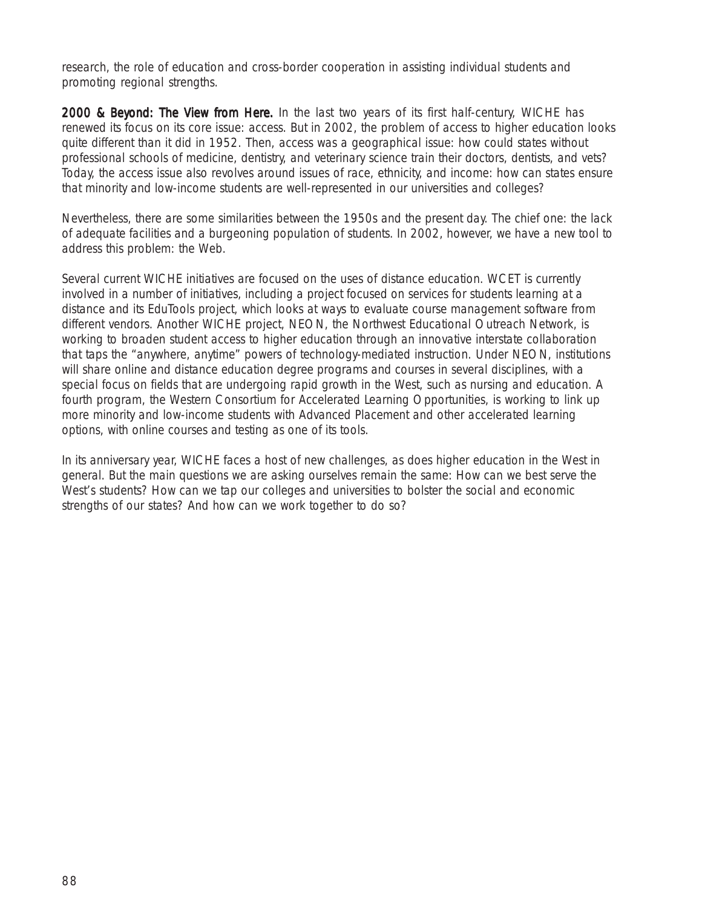research, the role of education and cross-border cooperation in assisting individual students and promoting regional strengths.

**2000 & Beyond: The View from Here.** In the last two years of its first half-century, WICHE has renewed its focus on its core issue: access. But in 2002, the problem of access to higher education looks quite different than it did in 1952. Then, access was a geographical issue: how could states without professional schools of medicine, dentistry, and veterinary science train their doctors, dentists, and vets? Today, the access issue also revolves around issues of race, ethnicity, and income: how can states ensure that minority and low-income students are well-represented in our universities and colleges?

Nevertheless, there are some similarities between the 1950s and the present day. The chief one: the lack of adequate facilities and a burgeoning population of students. In 2002, however, we have a new tool to address this problem: the Web.

Several current WICHE initiatives are focused on the uses of distance education. WCET is currently involved in a number of initiatives, including a project focused on services for students learning at a distance and its EduTools project, which looks at ways to evaluate course management software from different vendors. Another WICHE project, NEON, the Northwest Educational Outreach Network, is working to broaden student access to higher education through an innovative interstate collaboration that taps the "anywhere, anytime" powers of technology-mediated instruction. Under NEON, institutions will share online and distance education degree programs and courses in several disciplines, with a special focus on fields that are undergoing rapid growth in the West, such as nursing and education. A fourth program, the Western Consortium for Accelerated Learning Opportunities, is working to link up more minority and low-income students with Advanced Placement and other accelerated learning options, with online courses and testing as one of its tools.

In its anniversary year, WICHE faces a host of new challenges, as does higher education in the West in general. But the main questions we are asking ourselves remain the same: How can we best serve the West's students? How can we tap our colleges and universities to bolster the social and economic strengths of our states? And how can we work together to do so?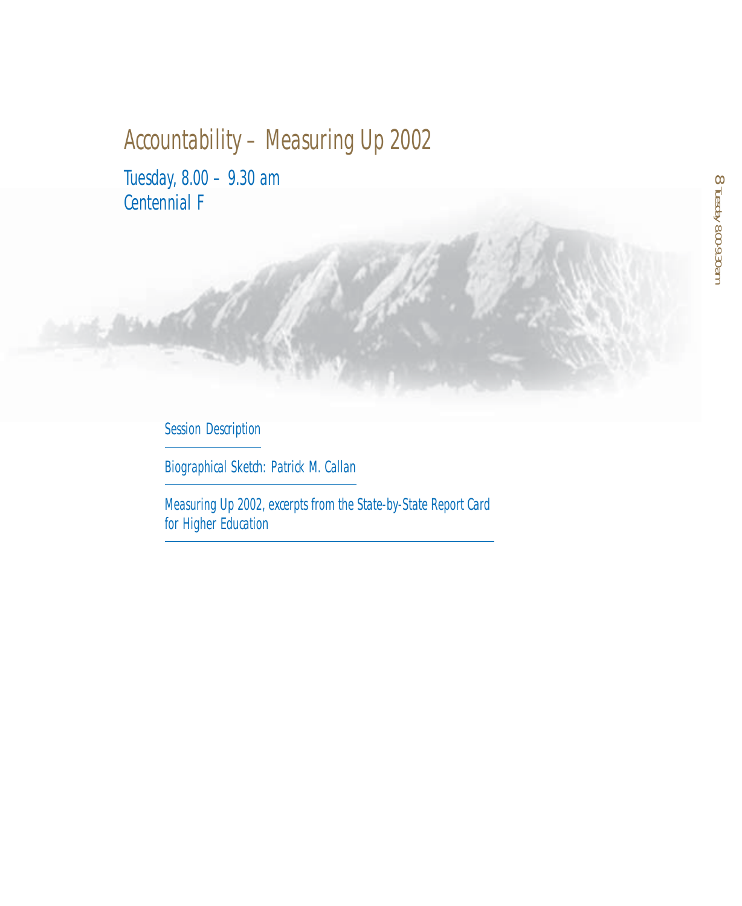# Accountability – Measuring Up 2002

Tuesday, 8.00 – 9.30 am
Centennial F

- Session Description
- Biographical Sketch: Patrick M. Callan
- Measuring Up 2002, excerpts from the State-by-State Report Card for Higher Education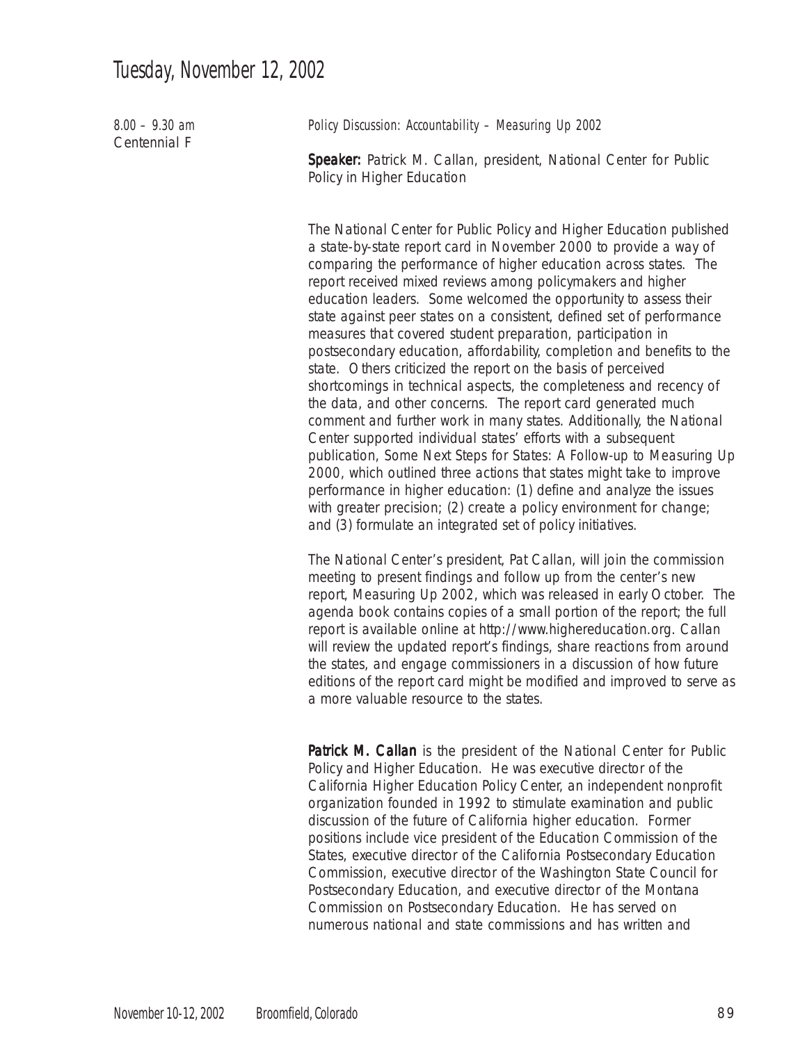# Tuesday, November 12, 2002

*8.00 – 9.30 am*
Centennial F

*Policy Discussion: Accountability – Measuring Up 2002*

**Speaker:** Patrick M. Callan, president, National Center for Public Policy in Higher Education

The National Center for Public Policy and Higher Education published a state-by-state report card in November 2000 to provide a way of comparing the performance of higher education across states. The report received mixed reviews among policymakers and higher education leaders. Some welcomed the opportunity to assess their state against peer states on a consistent, defined set of performance measures that covered student preparation, participation in postsecondary education, affordability, completion and benefits to the state. Others criticized the report on the basis of perceived shortcomings in technical aspects, the completeness and recency of the data, and other concerns. The report card generated much comment and further work in many states. Additionally, the National Center supported individual states' efforts with a subsequent publication, Some Next Steps for States: A Follow-up to Measuring Up 2000, which outlined three actions that states might take to improve performance in higher education: (1) define and analyze the issues with greater precision; (2) create a policy environment for change; and (3) formulate an integrated set of policy initiatives.

The National Center's president, Pat Callan, will join the commission meeting to present findings and follow up from the center's new report, Measuring Up 2002, which was released in early October. The agenda book contains copies of a small portion of the report; the full report is available online at http://www.highereducation.org. Callan will review the updated report's findings, share reactions from around the states, and engage commissioners in a discussion of how future editions of the report card might be modified and improved to serve as a more valuable resource to the states.

**Patrick M. Callan** is the president of the National Center for Public Policy and Higher Education. He was executive director of the California Higher Education Policy Center, an independent nonprofit organization founded in 1992 to stimulate examination and public discussion of the future of California higher education. Former positions include vice president of the Education Commission of the States, executive director of the California Postsecondary Education Commission, executive director of the Washington State Council for Postsecondary Education, and executive director of the Montana Commission on Postsecondary Education. He has served on numerous national and state commissions and has written and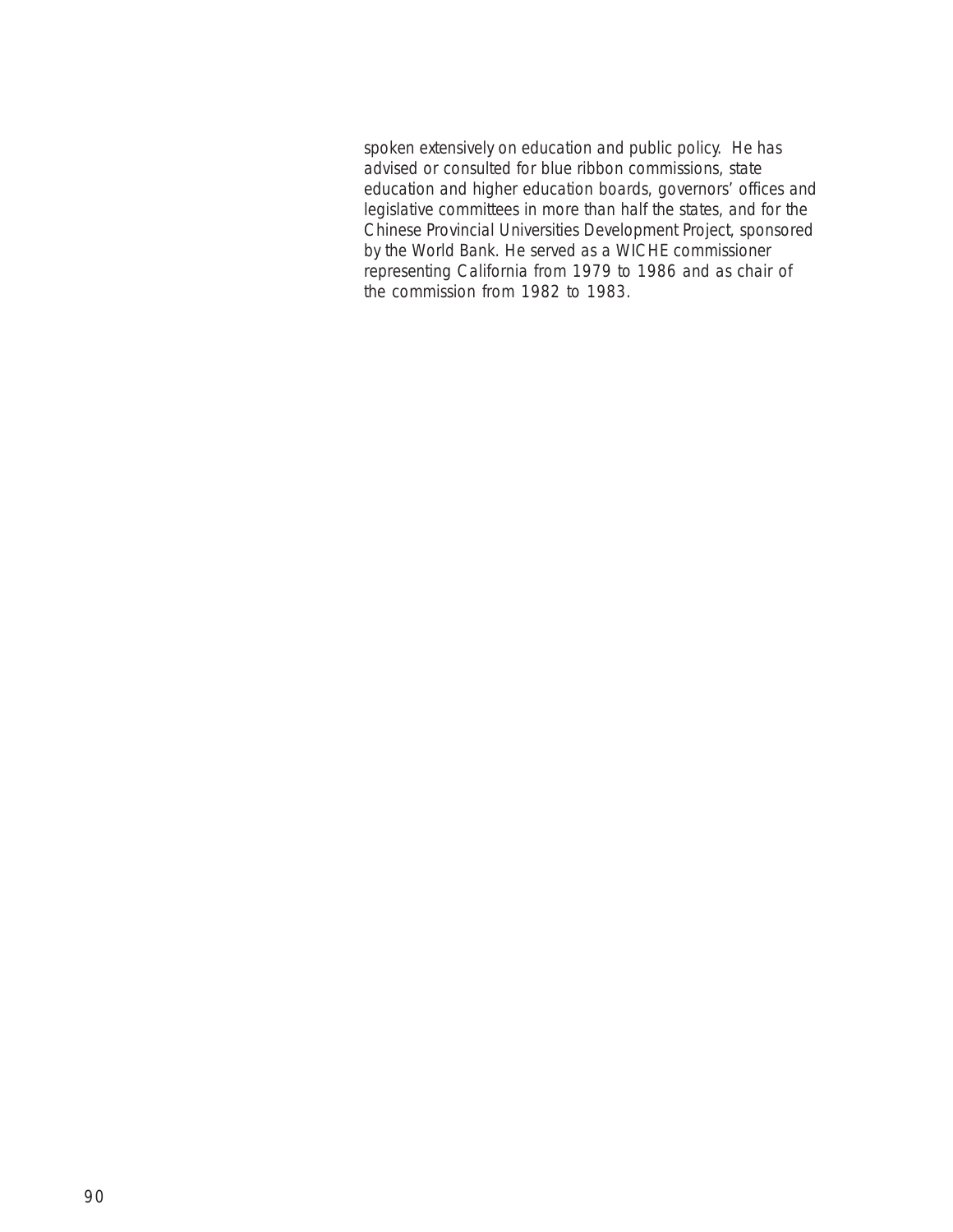spoken extensively on education and public policy.  He has advised or consulted for blue ribbon commissions, state education and higher education boards, governors' offices and legislative committees in more than half the states, and for the Chinese Provincial Universities Development Project, sponsored by the World Bank. He served as a WICHE commissioner representing California from 1979 to 1986 and as chair of the commission from 1982 to 1983.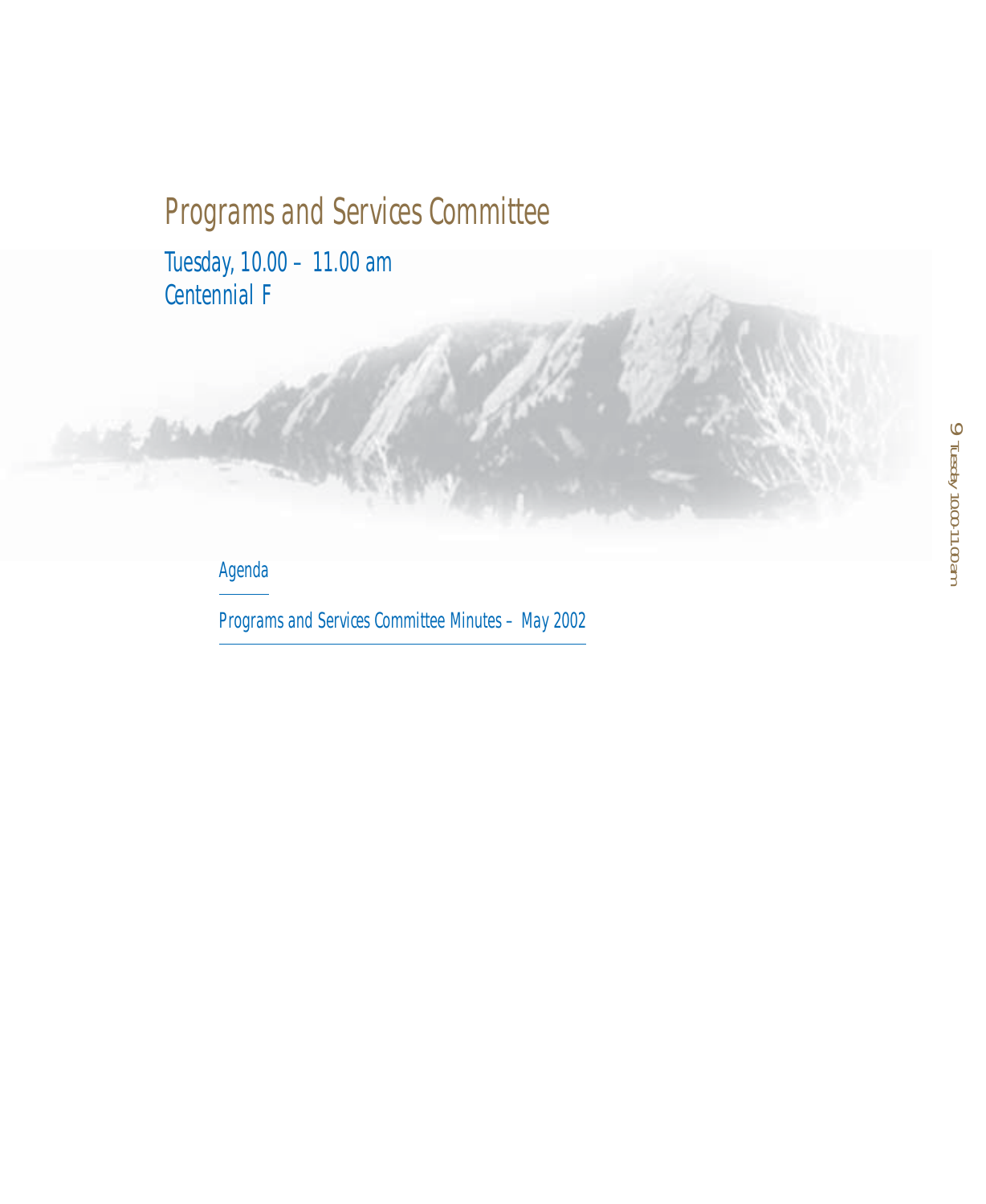# Programs and Services Committee

## Tuesday, 10.00 – 11.00 am
## Centennial F

Agenda

Programs and Services Committee Minutes – May 2002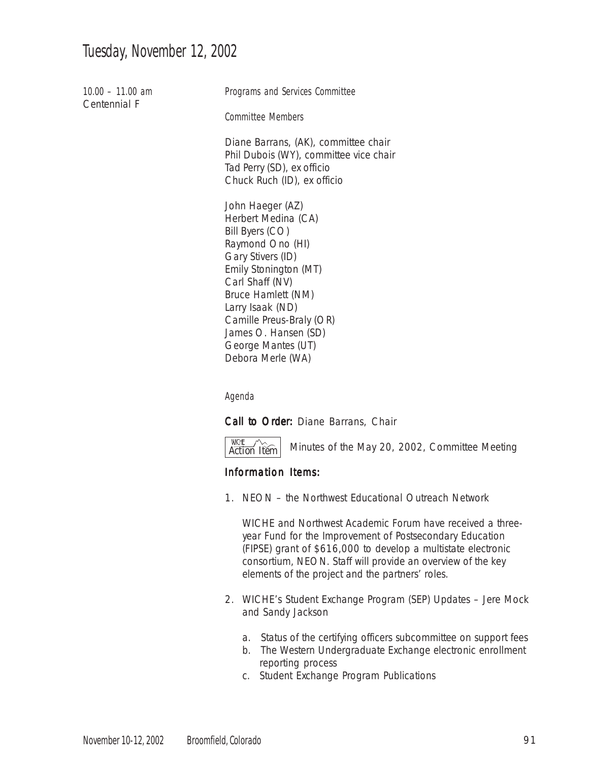# Tuesday, November 12, 2002

*10.00 – 11.00 am*
Centennial F

*Programs and Services Committee*

*Committee Members*

Diane Barrans, (AK), committee chair
Phil Dubois (WY), committee vice chair
Tad Perry (SD), ex officio
Chuck Ruch (ID), ex officio

John Haeger (AZ)
Herbert Medina (CA)
Bill Byers (CO)
Raymond Ono (HI)
Gary Stivers (ID)
Emily Stonington (MT)
Carl Shaff (NV)
Bruce Hamlett (NM)
Larry Isaak (ND)
Camille Preus-Braly (OR)
James O. Hansen (SD)
George Mantes (UT)
Debora Merle (WA)

*Agenda*

**Call to Order:** Diane Barrans, Chair

WICHE Action Item — Minutes of the May 20, 2002, Committee Meeting

**Information Items:**

1. NEON – the Northwest Educational Outreach Network

   WICHE and Northwest Academic Forum have received a three-year Fund for the Improvement of Postsecondary Education (FIPSE) grant of $616,000 to develop a multistate electronic consortium, NEON. Staff will provide an overview of the key elements of the project and the partners' roles.

2. WICHE's Student Exchange Program (SEP) Updates – Jere Mock and Sandy Jackson

   a. Status of the certifying officers subcommittee on support fees
   b. The Western Undergraduate Exchange electronic enrollment reporting process
   c. Student Exchange Program Publications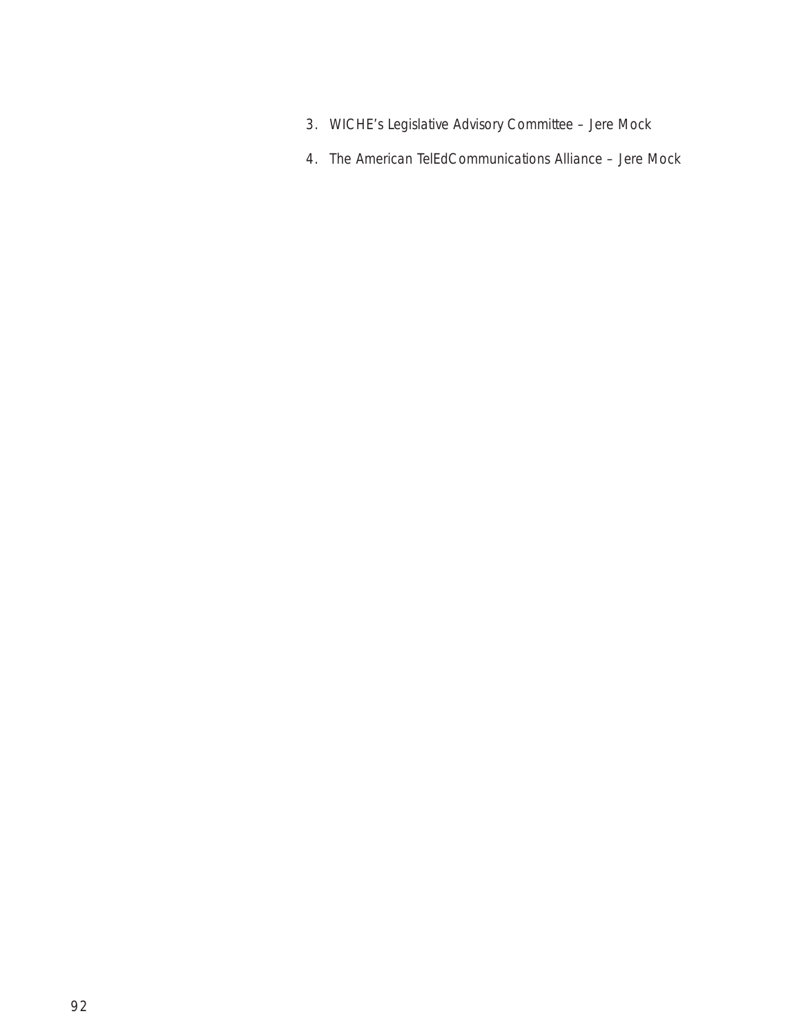3. WICHE's Legislative Advisory Committee – Jere Mock

4. The American TelEdCommunications Alliance – Jere Mock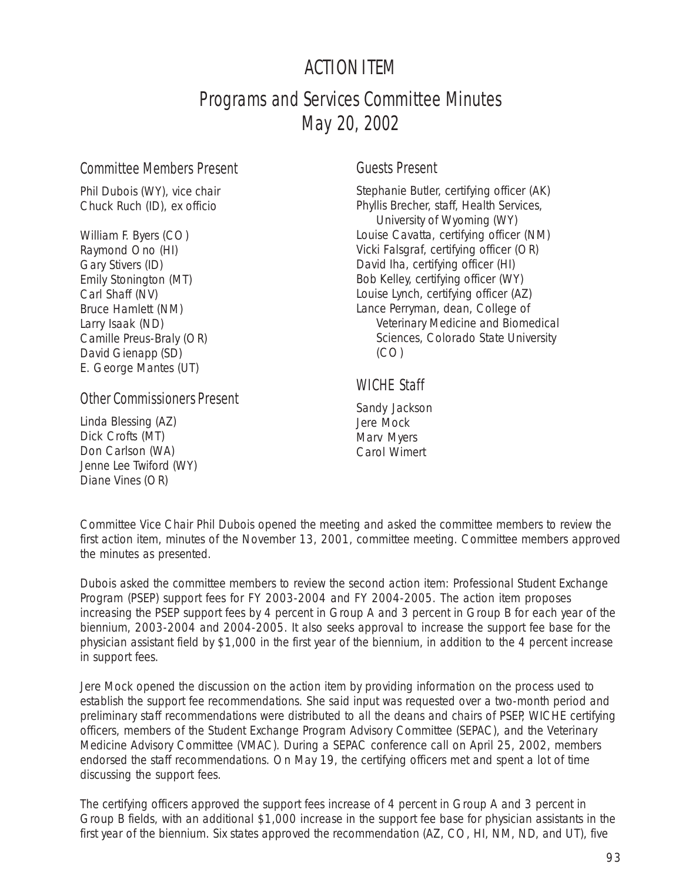# ACTION ITEM

## Programs and Services Committee Minutes May 20, 2002

### Committee Members Present

Phil Dubois (WY), vice chair
Chuck Ruch (ID), ex officio

William F. Byers (CO)
Raymond Ono (HI)
Gary Stivers (ID)
Emily Stonington (MT)
Carl Shaff (NV)
Bruce Hamlett (NM)
Larry Isaak (ND)
Camille Preus-Braly (OR)
David Gienapp (SD)
E. George Mantes (UT)

### Other Commissioners Present

Linda Blessing (AZ)
Dick Crofts (MT)
Don Carlson (WA)
Jenne Lee Twiford (WY)
Diane Vines (OR)

### Guests Present

Stephanie Butler, certifying officer (AK)
Phyllis Brecher, staff, Health Services, University of Wyoming (WY)
Louise Cavatta, certifying officer (NM)
Vicki Falsgraf, certifying officer (OR)
David Iha, certifying officer (HI)
Bob Kelley, certifying officer (WY)
Louise Lynch, certifying officer (AZ)
Lance Perryman, dean, College of Veterinary Medicine and Biomedical Sciences, Colorado State University (CO)

### WICHE Staff

Sandy Jackson
Jere Mock
Marv Myers
Carol Wimert

Committee Vice Chair Phil Dubois opened the meeting and asked the committee members to review the first action item, minutes of the November 13, 2001, committee meeting. Committee members approved the minutes as presented.

Dubois asked the committee members to review the second action item: Professional Student Exchange Program (PSEP) support fees for FY 2003-2004 and FY 2004-2005. The action item proposes increasing the PSEP support fees by 4 percent in Group A and 3 percent in Group B for each year of the biennium, 2003-2004 and 2004-2005. It also seeks approval to increase the support fee base for the physician assistant field by $1,000 in the first year of the biennium, in addition to the 4 percent increase in support fees.

Jere Mock opened the discussion on the action item by providing information on the process used to establish the support fee recommendations. She said input was requested over a two-month period and preliminary staff recommendations were distributed to all the deans and chairs of PSEP, WICHE certifying officers, members of the Student Exchange Program Advisory Committee (SEPAC), and the Veterinary Medicine Advisory Committee (VMAC). During a SEPAC conference call on April 25, 2002, members endorsed the staff recommendations. On May 19, the certifying officers met and spent a lot of time discussing the support fees.

The certifying officers approved the support fees increase of 4 percent in Group A and 3 percent in Group B fields, with an additional $1,000 increase in the support fee base for physician assistants in the first year of the biennium. Six states approved the recommendation (AZ, CO, HI, NM, ND, and UT), five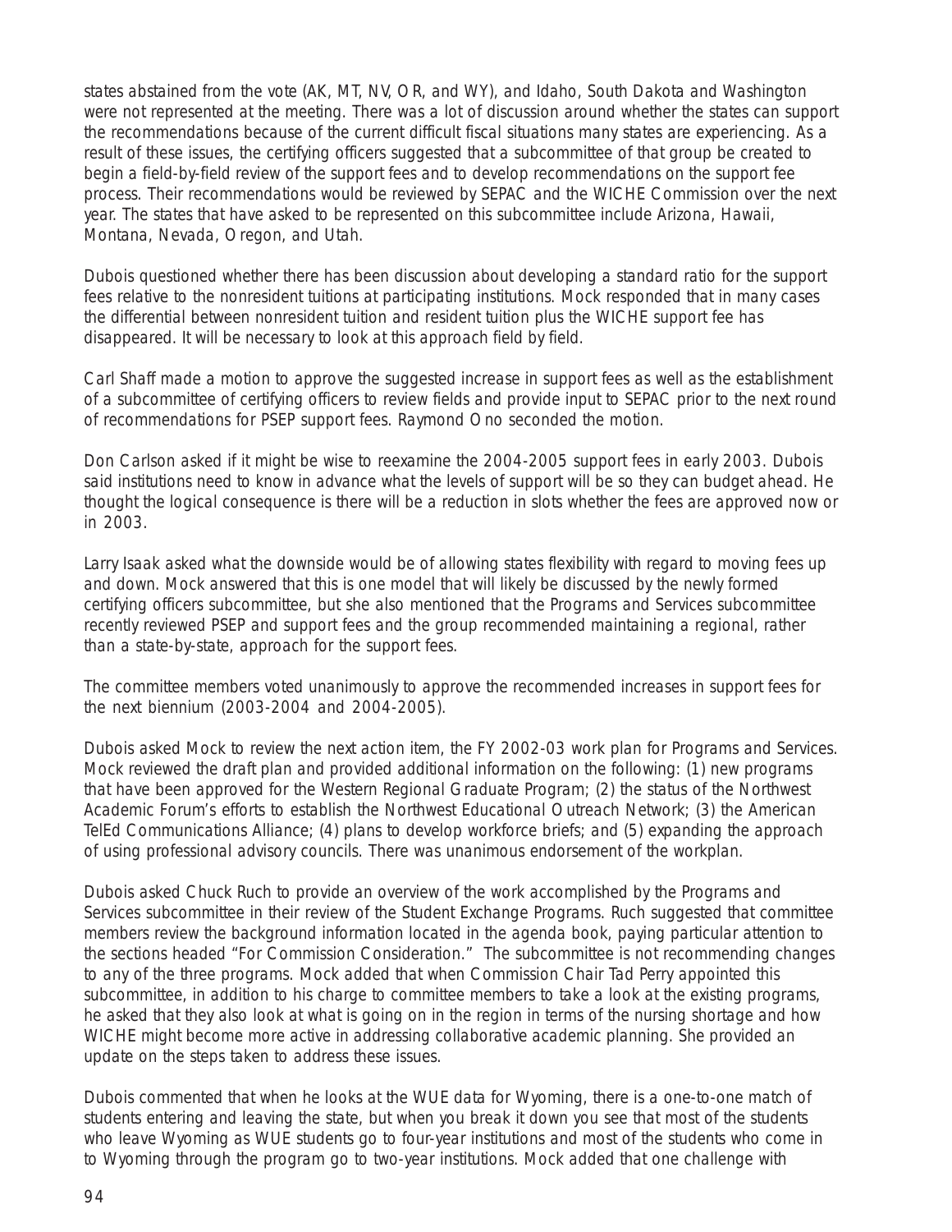states abstained from the vote (AK, MT, NV, OR, and WY), and Idaho, South Dakota and Washington were not represented at the meeting. There was a lot of discussion around whether the states can support the recommendations because of the current difficult fiscal situations many states are experiencing. As a result of these issues, the certifying officers suggested that a subcommittee of that group be created to begin a field-by-field review of the support fees and to develop recommendations on the support fee process. Their recommendations would be reviewed by SEPAC and the WICHE Commission over the next year. The states that have asked to be represented on this subcommittee include Arizona, Hawaii, Montana, Nevada, Oregon, and Utah.

Dubois questioned whether there has been discussion about developing a standard ratio for the support fees relative to the nonresident tuitions at participating institutions. Mock responded that in many cases the differential between nonresident tuition and resident tuition plus the WICHE support fee has disappeared. It will be necessary to look at this approach field by field.

Carl Shaff made a motion to approve the suggested increase in support fees as well as the establishment of a subcommittee of certifying officers to review fields and provide input to SEPAC prior to the next round of recommendations for PSEP support fees. Raymond Ono seconded the motion.

Don Carlson asked if it might be wise to reexamine the 2004-2005 support fees in early 2003. Dubois said institutions need to know in advance what the levels of support will be so they can budget ahead. He thought the logical consequence is there will be a reduction in slots whether the fees are approved now or in 2003.

Larry Isaak asked what the downside would be of allowing states flexibility with regard to moving fees up and down. Mock answered that this is one model that will likely be discussed by the newly formed certifying officers subcommittee, but she also mentioned that the Programs and Services subcommittee recently reviewed PSEP and support fees and the group recommended maintaining a regional, rather than a state-by-state, approach for the support fees.

The committee members voted unanimously to approve the recommended increases in support fees for the next biennium (2003-2004 and 2004-2005).

Dubois asked Mock to review the next action item, the FY 2002-03 work plan for Programs and Services. Mock reviewed the draft plan and provided additional information on the following: (1) new programs that have been approved for the Western Regional Graduate Program; (2) the status of the Northwest Academic Forum's efforts to establish the Northwest Educational Outreach Network; (3) the American TelEd Communications Alliance; (4) plans to develop workforce briefs; and (5) expanding the approach of using professional advisory councils. There was unanimous endorsement of the workplan.

Dubois asked Chuck Ruch to provide an overview of the work accomplished by the Programs and Services subcommittee in their review of the Student Exchange Programs. Ruch suggested that committee members review the background information located in the agenda book, paying particular attention to the sections headed "For Commission Consideration." The subcommittee is not recommending changes to any of the three programs. Mock added that when Commission Chair Tad Perry appointed this subcommittee, in addition to his charge to committee members to take a look at the existing programs, he asked that they also look at what is going on in the region in terms of the nursing shortage and how WICHE might become more active in addressing collaborative academic planning. She provided an update on the steps taken to address these issues.

Dubois commented that when he looks at the WUE data for Wyoming, there is a one-to-one match of students entering and leaving the state, but when you break it down you see that most of the students who leave Wyoming as WUE students go to four-year institutions and most of the students who come in to Wyoming through the program go to two-year institutions. Mock added that one challenge with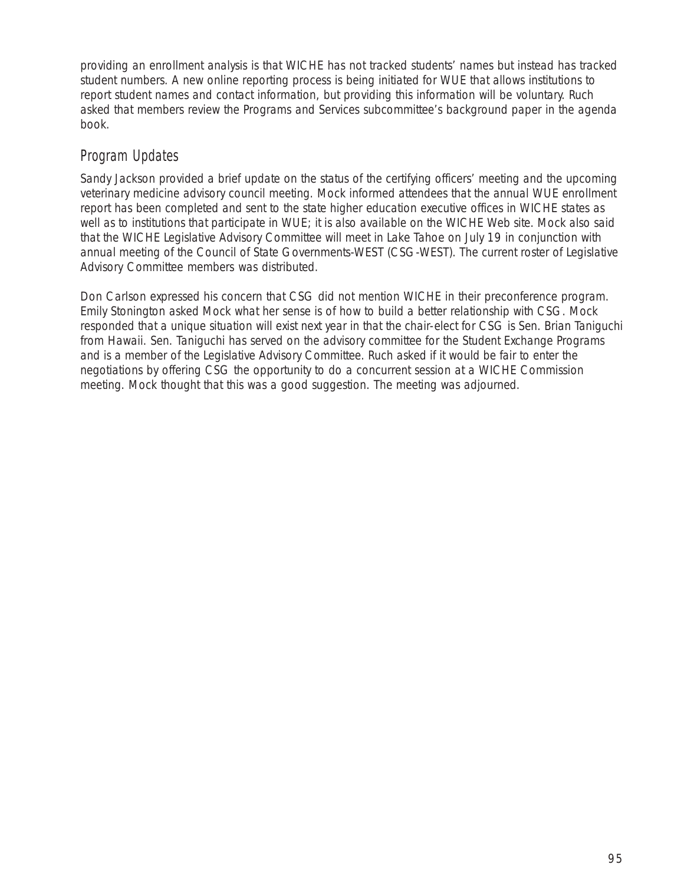providing an enrollment analysis is that WICHE has not tracked students' names but instead has tracked student numbers. A new online reporting process is being initiated for WUE that allows institutions to report student names and contact information, but providing this information will be voluntary. Ruch asked that members review the Programs and Services subcommittee's background paper in the agenda book.

## Program Updates

Sandy Jackson provided a brief update on the status of the certifying officers' meeting and the upcoming veterinary medicine advisory council meeting. Mock informed attendees that the annual WUE enrollment report has been completed and sent to the state higher education executive offices in WICHE states as well as to institutions that participate in WUE; it is also available on the WICHE Web site. Mock also said that the WICHE Legislative Advisory Committee will meet in Lake Tahoe on July 19 in conjunction with annual meeting of the Council of State Governments-WEST (CSG-WEST). The current roster of Legislative Advisory Committee members was distributed.

Don Carlson expressed his concern that CSG did not mention WICHE in their preconference program. Emily Stonington asked Mock what her sense is of how to build a better relationship with CSG. Mock responded that a unique situation will exist next year in that the chair-elect for CSG is Sen. Brian Taniguchi from Hawaii. Sen. Taniguchi has served on the advisory committee for the Student Exchange Programs and is a member of the Legislative Advisory Committee. Ruch asked if it would be fair to enter the negotiations by offering CSG the opportunity to do a concurrent session at a WICHE Commission meeting. Mock thought that this was a good suggestion. The meeting was adjourned.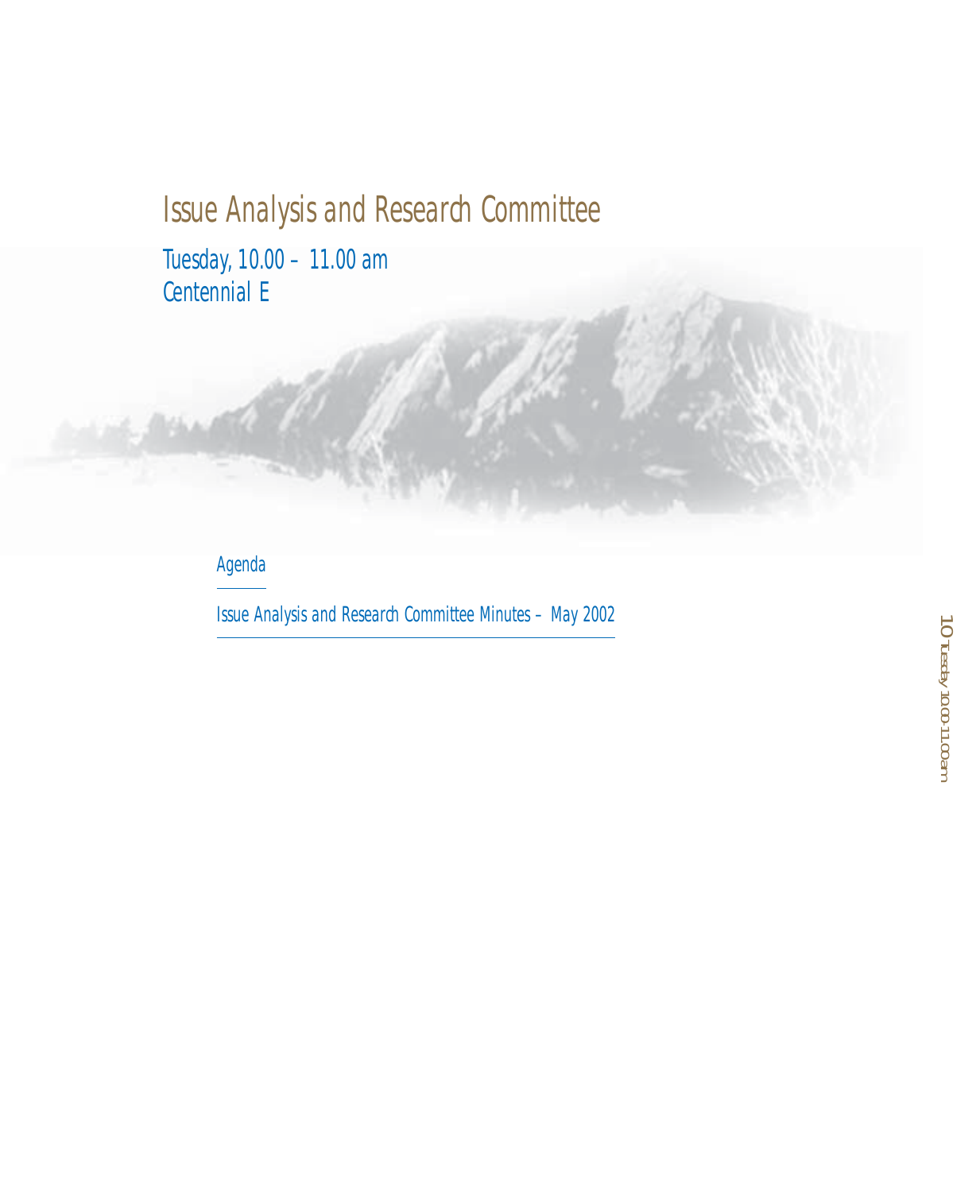# Issue Analysis and Research Committee

Tuesday, 10.00 – 11.00 am
Centennial E

Agenda

Issue Analysis and Research Committee Minutes – May 2002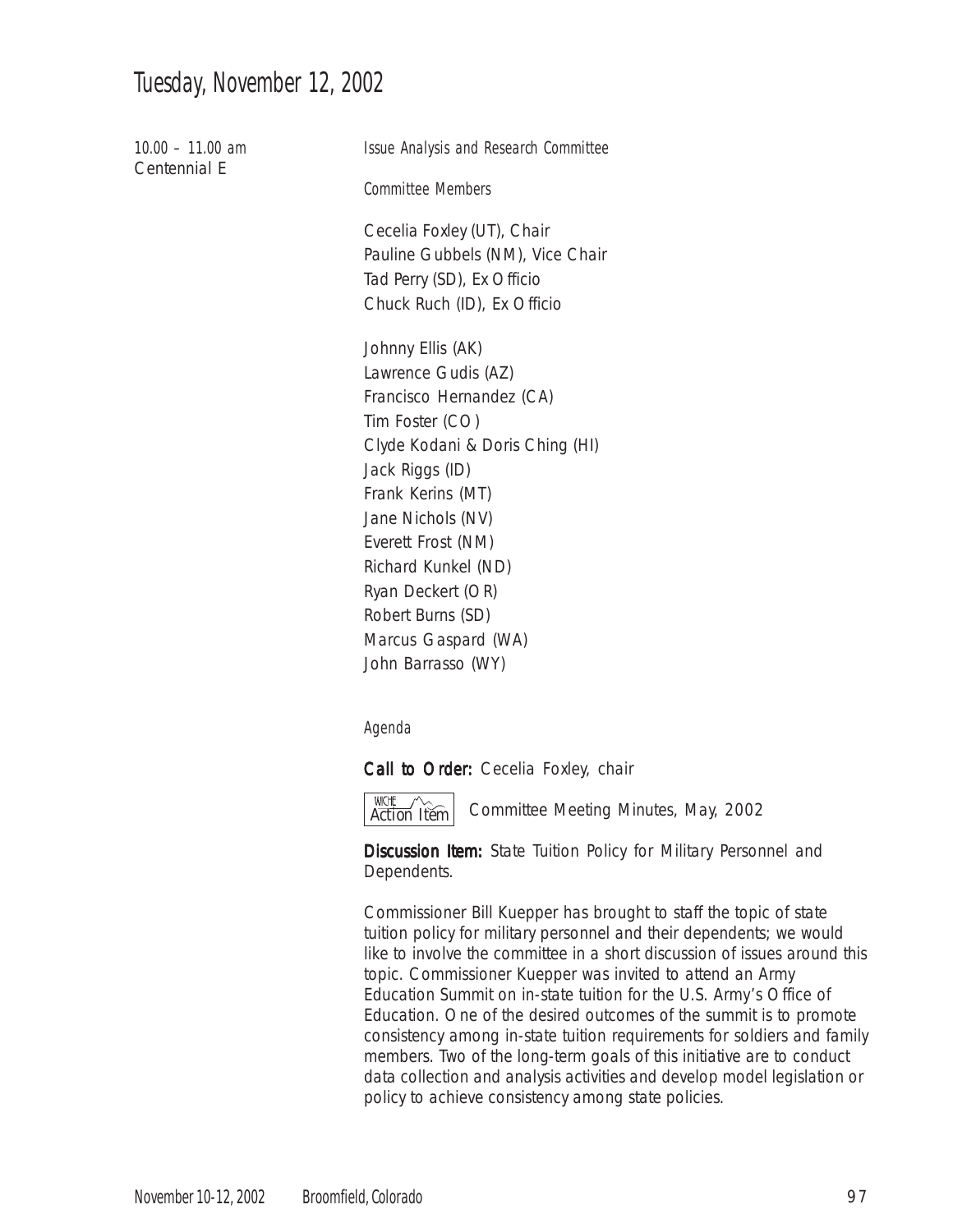# Tuesday, November 12, 2002

*10.00 – 11.00 am*
Centennial E

*Issue Analysis and Research Committee*

*Committee Members*

Cecelia Foxley (UT), Chair
Pauline Gubbels (NM), Vice Chair
Tad Perry (SD), Ex Officio
Chuck Ruch (ID), Ex Officio

Johnny Ellis (AK)
Lawrence Gudis (AZ)
Francisco Hernandez (CA)
Tim Foster (CO)
Clyde Kodani & Doris Ching (HI)
Jack Riggs (ID)
Frank Kerins (MT)
Jane Nichols (NV)
Everett Frost (NM)
Richard Kunkel (ND)
Ryan Deckert (OR)
Robert Burns (SD)
Marcus Gaspard (WA)
John Barrasso (WY)

*Agenda*

**Call to Order:** Cecelia Foxley, chair

WICHE Action Item — Committee Meeting Minutes, May, 2002

**Discussion Item:** State Tuition Policy for Military Personnel and Dependents.

Commissioner Bill Kuepper has brought to staff the topic of state tuition policy for military personnel and their dependents; we would like to involve the committee in a short discussion of issues around this topic. Commissioner Kuepper was invited to attend an Army Education Summit on in-state tuition for the U.S. Army's Office of Education. One of the desired outcomes of the summit is to promote consistency among in-state tuition requirements for soldiers and family members. Two of the long-term goals of this initiative are to conduct data collection and analysis activities and develop model legislation or policy to achieve consistency among state policies.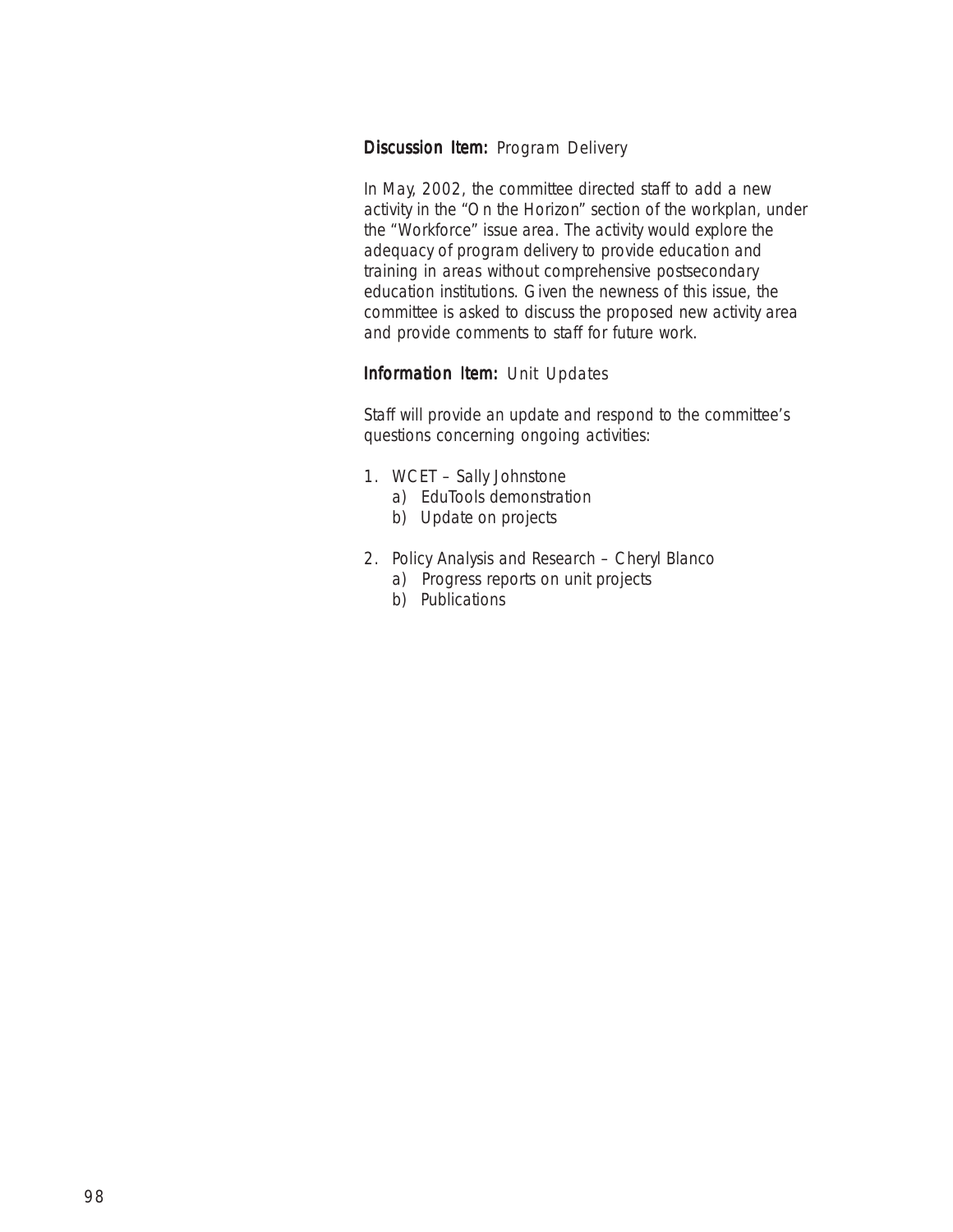**Discussion Item:** Program Delivery

In May, 2002, the committee directed staff to add a new activity in the "On the Horizon" section of the workplan, under the "Workforce" issue area. The activity would explore the adequacy of program delivery to provide education and training in areas without comprehensive postsecondary education institutions. Given the newness of this issue, the committee is asked to discuss the proposed new activity area and provide comments to staff for future work.

**Information Item:** Unit Updates

Staff will provide an update and respond to the committee's questions concerning ongoing activities:

1. WCET – Sally Johnstone
   a) EduTools demonstration
   b) Update on projects
2. Policy Analysis and Research – Cheryl Blanco
   a) Progress reports on unit projects
   b) Publications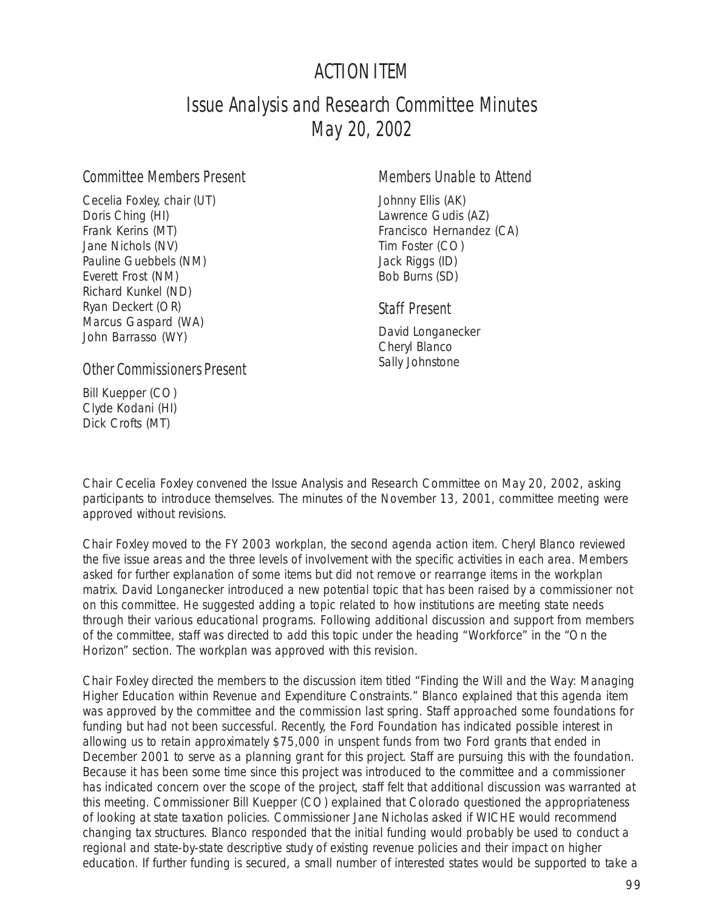# ACTION ITEM

## Issue Analysis and Research Committee Minutes May 20, 2002

### Committee Members Present

Cecelia Foxley, chair (UT)
Doris Ching (HI)
Frank Kerins (MT)
Jane Nichols (NV)
Pauline Guebbels (NM)
Everett Frost (NM)
Richard Kunkel (ND)
Ryan Deckert (OR)
Marcus Gaspard (WA)
John Barrasso (WY)

### Other Commissioners Present

Bill Kuepper (CO)
Clyde Kodani (HI)
Dick Crofts (MT)

### Members Unable to Attend

Johnny Ellis (AK)
Lawrence Gudis (AZ)
Francisco Hernandez (CA)
Tim Foster (CO)
Jack Riggs (ID)
Bob Burns (SD)

### Staff Present

David Longanecker
Cheryl Blanco
Sally Johnstone

Chair Cecelia Foxley convened the Issue Analysis and Research Committee on May 20, 2002, asking participants to introduce themselves. The minutes of the November 13, 2001, committee meeting were approved without revisions.

Chair Foxley moved to the FY 2003 workplan, the second agenda action item. Cheryl Blanco reviewed the five issue areas and the three levels of involvement with the specific activities in each area. Members asked for further explanation of some items but did not remove or rearrange items in the workplan matrix. David Longanecker introduced a new potential topic that has been raised by a commissioner not on this committee. He suggested adding a topic related to how institutions are meeting state needs through their various educational programs. Following additional discussion and support from members of the committee, staff was directed to add this topic under the heading "Workforce" in the "On the Horizon" section. The workplan was approved with this revision.

Chair Foxley directed the members to the discussion item titled "Finding the Will and the Way: Managing Higher Education within Revenue and Expenditure Constraints." Blanco explained that this agenda item was approved by the committee and the commission last spring. Staff approached some foundations for funding but had not been successful. Recently, the Ford Foundation has indicated possible interest in allowing us to retain approximately $75,000 in unspent funds from two Ford grants that ended in December 2001 to serve as a planning grant for this project. Staff are pursuing this with the foundation. Because it has been some time since this project was introduced to the committee and a commissioner has indicated concern over the scope of the project, staff felt that additional discussion was warranted at this meeting. Commissioner Bill Kuepper (CO) explained that Colorado questioned the appropriateness of looking at state taxation policies. Commissioner Jane Nicholas asked if WICHE would recommend changing tax structures. Blanco responded that the initial funding would probably be used to conduct a regional and state-by-state descriptive study of existing revenue policies and their impact on higher education. If further funding is secured, a small number of interested states would be supported to take a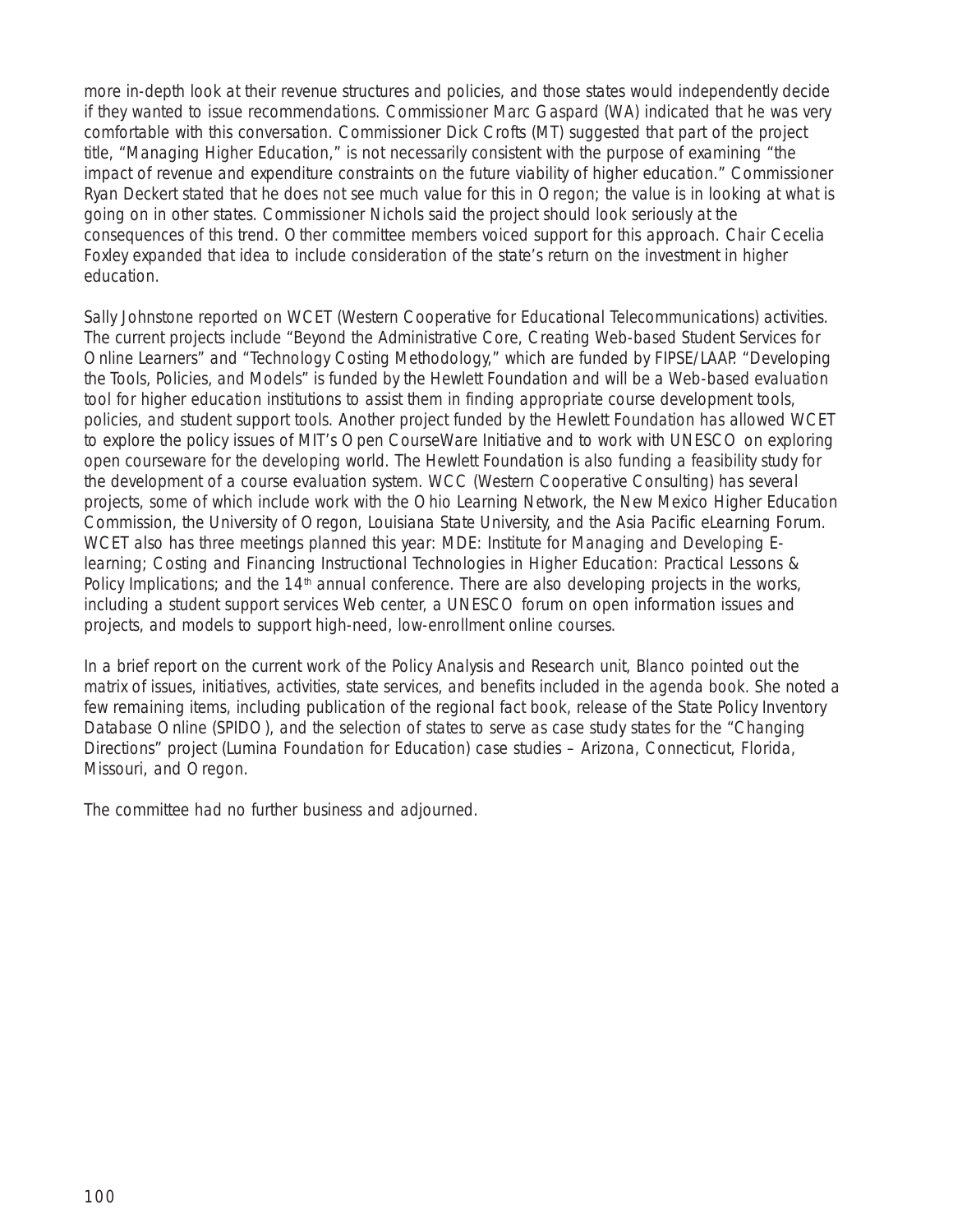more in-depth look at their revenue structures and policies, and those states would independently decide if they wanted to issue recommendations. Commissioner Marc Gaspard (WA) indicated that he was very comfortable with this conversation. Commissioner Dick Crofts (MT) suggested that part of the project title, "Managing Higher Education," is not necessarily consistent with the purpose of examining "the impact of revenue and expenditure constraints on the future viability of higher education." Commissioner Ryan Deckert stated that he does not see much value for this in Oregon; the value is in looking at what is going on in other states. Commissioner Nichols said the project should look seriously at the consequences of this trend. Other committee members voiced support for this approach. Chair Cecelia Foxley expanded that idea to include consideration of the state's return on the investment in higher education.

Sally Johnstone reported on WCET (Western Cooperative for Educational Telecommunications) activities. The current projects include "Beyond the Administrative Core, Creating Web-based Student Services for Online Learners" and "Technology Costing Methodology," which are funded by FIPSE/LAAP. "Developing the Tools, Policies, and Models" is funded by the Hewlett Foundation and will be a Web-based evaluation tool for higher education institutions to assist them in finding appropriate course development tools, policies, and student support tools. Another project funded by the Hewlett Foundation has allowed WCET to explore the policy issues of MIT's Open CourseWare Initiative and to work with UNESCO on exploring open courseware for the developing world. The Hewlett Foundation is also funding a feasibility study for the development of a course evaluation system. WCC (Western Cooperative Consulting) has several projects, some of which include work with the Ohio Learning Network, the New Mexico Higher Education Commission, the University of Oregon, Louisiana State University, and the Asia Pacific eLearning Forum. WCET also has three meetings planned this year: MDE: Institute for Managing and Developing E-learning; Costing and Financing Instructional Technologies in Higher Education: Practical Lessons & Policy Implications; and the 14th annual conference. There are also developing projects in the works, including a student support services Web center, a UNESCO forum on open information issues and projects, and models to support high-need, low-enrollment online courses.

In a brief report on the current work of the Policy Analysis and Research unit, Blanco pointed out the matrix of issues, initiatives, activities, state services, and benefits included in the agenda book. She noted a few remaining items, including publication of the regional fact book, release of the State Policy Inventory Database Online (SPIDO), and the selection of states to serve as case study states for the "Changing Directions" project (Lumina Foundation for Education) case studies – Arizona, Connecticut, Florida, Missouri, and Oregon.

The committee had no further business and adjourned.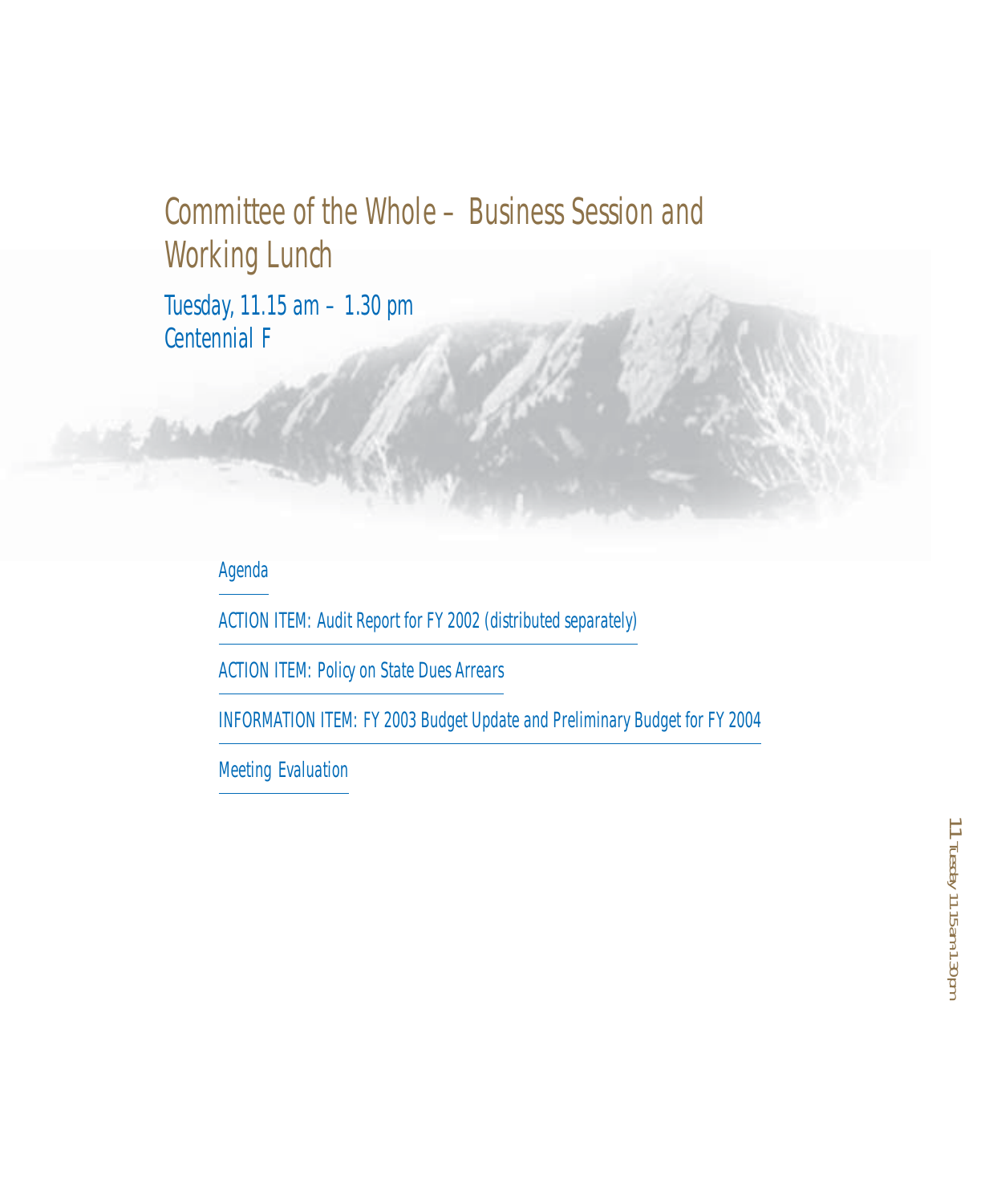# Committee of the Whole – Business Session and Working Lunch

Tuesday, 11.15 am – 1.30 pm
Centennial F

## Agenda

ACTION ITEM: Audit Report for FY 2002 (distributed separately)

ACTION ITEM: Policy on State Dues Arrears

INFORMATION ITEM: FY 2003 Budget Update and Preliminary Budget for FY 2004

Meeting Evaluation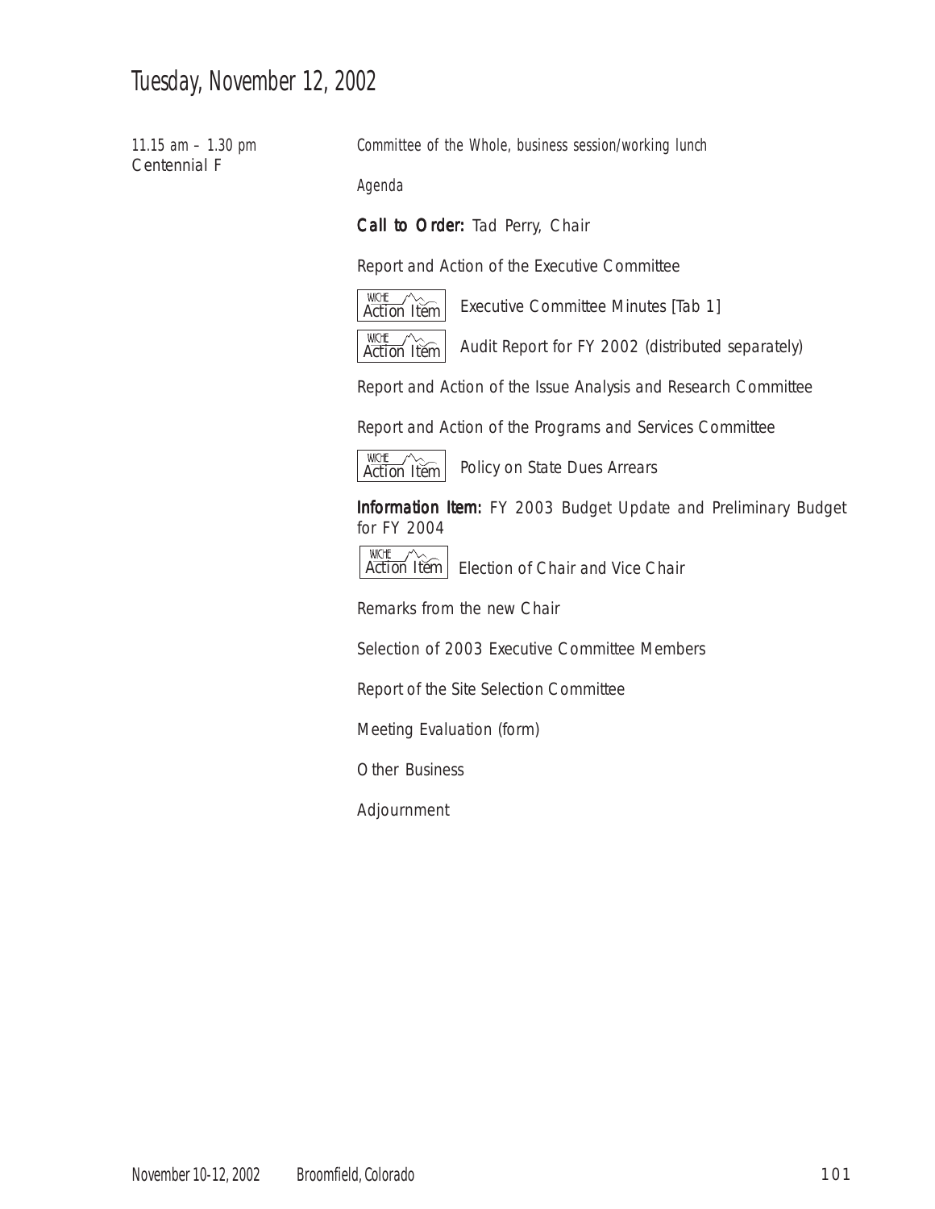# Tuesday, November 12, 2002

11.15 am – 1.30 pm
Centennial F

*Committee of the Whole, business session/working lunch*

*Agenda*

**Call to Order:** Tad Perry, Chair

Report and Action of the Executive Committee

- WICHE Action Item: Executive Committee Minutes [Tab 1]
- WICHE Action Item: Audit Report for FY 2002 (distributed separately)

Report and Action of the Issue Analysis and Research Committee

Report and Action of the Programs and Services Committee

- WICHE Action Item: Policy on State Dues Arrears

**Information Item:** FY 2003 Budget Update and Preliminary Budget for FY 2004

- WICHE Action Item: Election of Chair and Vice Chair

Remarks from the new Chair

Selection of 2003 Executive Committee Members

Report of the Site Selection Committee

Meeting Evaluation (form)

Other Business

Adjournment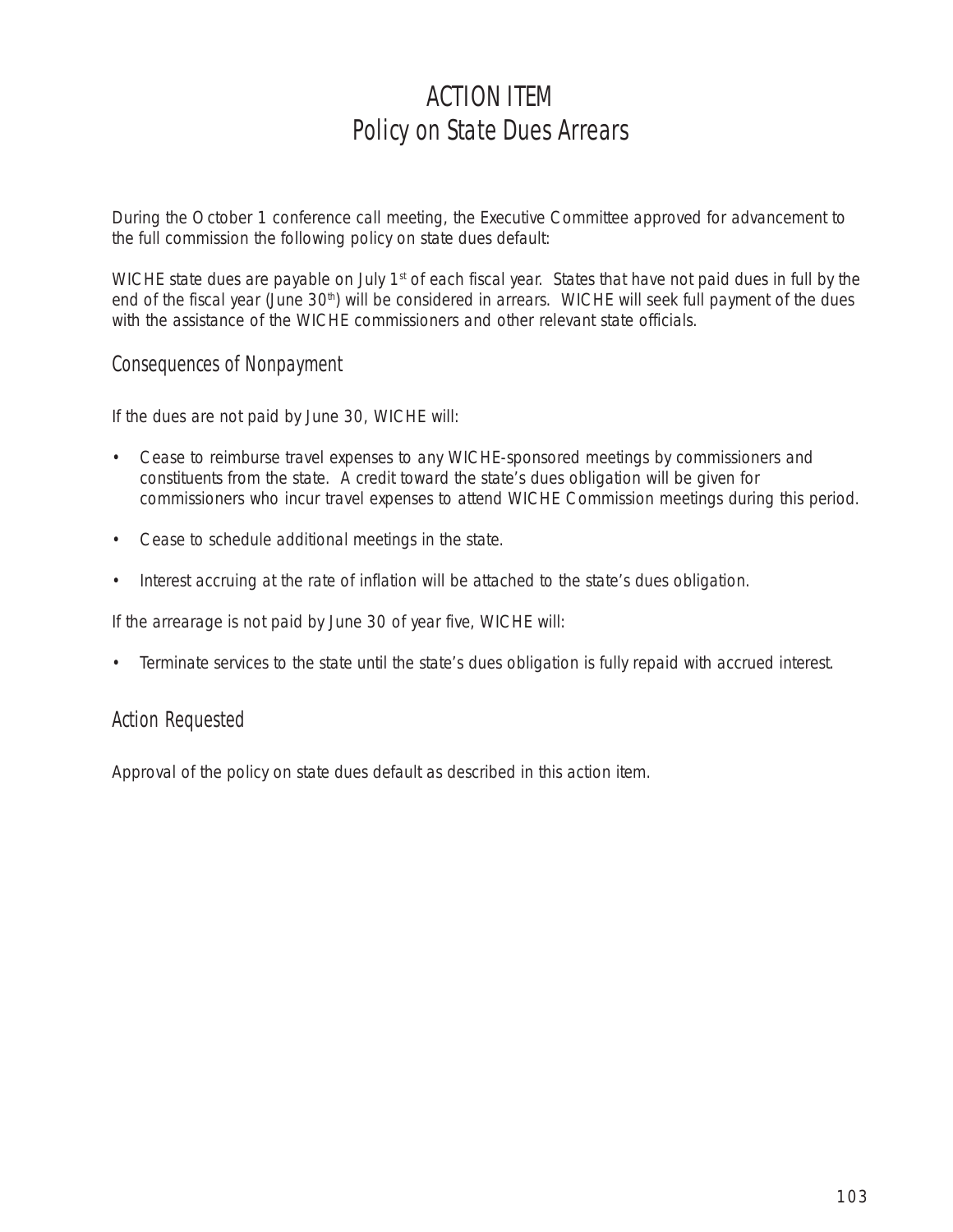# ACTION ITEM
# Policy on State Dues Arrears

During the October 1 conference call meeting, the Executive Committee approved for advancement to the full commission the following policy on state dues default:

WICHE state dues are payable on July 1st of each fiscal year. States that have not paid dues in full by the end of the fiscal year (June 30th) will be considered in arrears. WICHE will seek full payment of the dues with the assistance of the WICHE commissioners and other relevant state officials.

## Consequences of Nonpayment

If the dues are not paid by June 30, WICHE will:

- Cease to reimburse travel expenses to any WICHE-sponsored meetings by commissioners and constituents from the state. A credit toward the state's dues obligation will be given for commissioners who incur travel expenses to attend WICHE Commission meetings during this period.
- Cease to schedule additional meetings in the state.
- Interest accruing at the rate of inflation will be attached to the state's dues obligation.

If the arrearage is not paid by June 30 of year five, WICHE will:

- Terminate services to the state until the state's dues obligation is fully repaid with accrued interest.

## Action Requested

Approval of the policy on state dues default as described in this action item.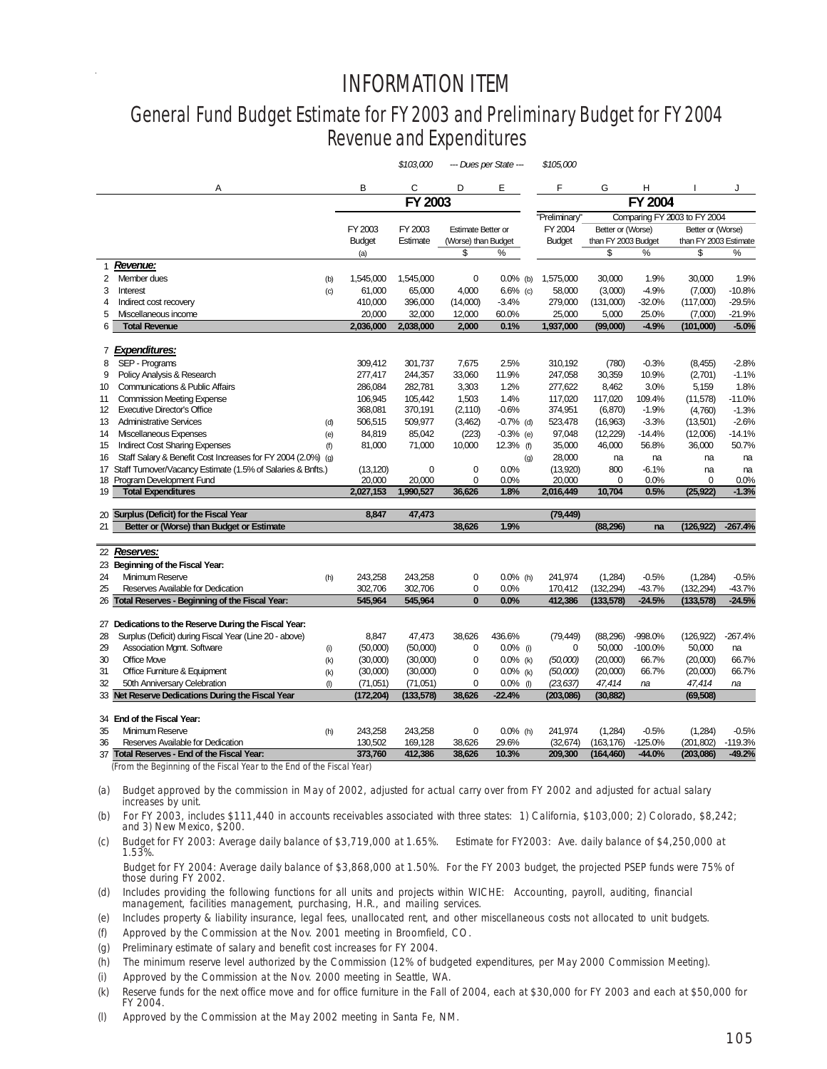# INFORMATION ITEM

## General Fund Budget Estimate for FY 2003 and Preliminary Budget for FY 2004 Revenue and Expenditures

| | A | | B | C | D | E | | F | G | H | I | J |
|---|---|---|---|---|---|---|---|---|---|---|---|---|
| | | | | *$103,000* | *--- Dues per State ---* | | | *$105,000* | | | | |
| | | | **FY 2003** | | | | | **FY 2004** | | | | |
| | | | FY 2003 Budget (a) | FY 2003 Estimate | Estimate Better or (Worse) than Budget $ | % | | "Preliminary" FY 2004 Budget | Comparing FY 2003 to FY 2004: Better or (Worse) than FY 2003 Budget $ | % | Better or (Worse) than FY 2003 Estimate $ | % |
| 1 | ***Revenue:*** | | | | | | | | | | | |
| 2 | Member dues | (b) | 1,545,000 | 1,545,000 | 0 | 0.0% | (b) | 1,575,000 | 30,000 | 1.9% | 30,000 | 1.9% |
| 3 | Interest | (c) | 61,000 | 65,000 | 4,000 | 6.6% | (c) | 58,000 | (3,000) | -4.9% | (7,000) | -10.8% |
| 4 | Indirect cost recovery | | 410,000 | 396,000 | (14,000) | -3.4% | | 279,000 | (131,000) | -32.0% | (117,000) | -29.5% |
| 5 | Miscellaneous income | | 20,000 | 32,000 | 12,000 | 60.0% | | 25,000 | 5,000 | 25.0% | (7,000) | -21.9% |
| 6 | **Total Revenue** | | **2,036,000** | **2,038,000** | **2,000** | **0.1%** | | **1,937,000** | **(99,000)** | **-4.9%** | **(101,000)** | **-5.0%** |
| 7 | ***Expenditures:*** | | | | | | | | | | | |
| 8 | SEP - Programs | | 309,412 | 301,737 | 7,675 | 2.5% | | 310,192 | (780) | -0.3% | (8,455) | -2.8% |
| 9 | Policy Analysis & Research | | 277,417 | 244,357 | 33,060 | 11.9% | | 247,058 | 30,359 | 10.9% | (2,701) | -1.1% |
| 10 | Communications & Public Affairs | | 286,084 | 282,781 | 3,303 | 1.2% | | 277,622 | 8,462 | 3.0% | 5,159 | 1.8% |
| 11 | Commission Meeting Expense | | 106,945 | 105,442 | 1,503 | 1.4% | | 117,020 | 117,020 | 109.4% | (11,578) | -11.0% |
| 12 | Executive Director's Office | | 368,081 | 370,191 | (2,110) | -0.6% | | 374,951 | (6,870) | -1.9% | (4,760) | -1.3% |
| 13 | Administrative Services | (d) | 506,515 | 509,977 | (3,462) | -0.7% | (d) | 523,478 | (16,963) | -3.3% | (13,501) | -2.6% |
| 14 | Miscellaneous Expenses | (e) | 84,819 | 85,042 | (223) | -0.3% | (e) | 97,048 | (12,229) | -14.4% | (12,006) | -14.1% |
| 15 | Indirect Cost Sharing Expenses | (f) | 81,000 | 71,000 | 10,000 | 12.3% | (f) | 35,000 | 46,000 | 56.8% | 36,000 | 50.7% |
| 16 | Staff Salary & Benefit Cost Increases for FY 2004 (2.0%) | (g) | | | | | (g) | 28,000 | na | na | na | na |
| 17 | Staff Turnover/Vacancy Estimate (1.5% of Salaries & Bnfts.) | | (13,120) | 0 | 0 | 0.0% | | (13,920) | 800 | -6.1% | na | na |
| 18 | Program Development Fund | | 20,000 | 20,000 | 0 | 0.0% | | 20,000 | 0 | 0.0% | 0 | 0.0% |
| 19 | **Total Expenditures** | | **2,027,153** | **1,990,527** | **36,626** | **1.8%** | | **2,016,449** | **10,704** | **0.5%** | **(25,922)** | **-1.3%** |
| 20 | **Surplus (Deficit) for the Fiscal Year** | | **8,847** | **47,473** | | | | **(79,449)** | | | | |
| 21 | **Better or (Worse) than Budget or Estimate** | | | | **38,626** | **1.9%** | | | **(88,296)** | **na** | **(126,922)** | **-267.4%** |
| 22 | ***Reserves:*** | | | | | | | | | | | |
| 23 | **Beginning of the Fiscal Year:** | | | | | | | | | | | |
| 24 | Minimum Reserve | (h) | 243,258 | 243,258 | 0 | 0.0% | (h) | 241,974 | (1,284) | -0.5% | (1,284) | -0.5% |
| 25 | Reserves Available for Dedication | | 302,706 | 302,706 | 0 | 0.0% | | 170,412 | (132,294) | -43.7% | (132,294) | -43.7% |
| 26 | **Total Reserves - Beginning of the Fiscal Year:** | | **545,964** | **545,964** | **0** | **0.0%** | | **412,386** | **(133,578)** | **-24.5%** | **(133,578)** | **-24.5%** |
| 27 | **Dedications to the Reserve During the Fiscal Year:** | | | | | | | | | | | |
| 28 | Surplus (Deficit) during Fiscal Year (Line 20 - above) | | 8,847 | 47,473 | 38,626 | 436.6% | | (79,449) | (88,296) | -998.0% | (126,922) | -267.4% |
| 29 | Association Mgmt. Software | (i) | (50,000) | (50,000) | 0 | 0.0% | (i) | 0 | 50,000 | -100.0% | 50,000 | na |
| 30 | Office Move | (k) | (30,000) | (30,000) | 0 | 0.0% | (k) | *(50,000)* | (20,000) | 66.7% | (20,000) | 66.7% |
| 31 | Office Furniture & Equipment | (k) | (30,000) | (30,000) | 0 | 0.0% | (k) | *(50,000)* | (20,000) | 66.7% | (20,000) | 66.7% |
| 32 | 50th Anniversary Celebration | (l) | (71,051) | (71,051) | 0 | 0.0% | (l) | *(23,637)* | *47,414* | *na* | *47,414* | *na* |
| 33 | **Net Reserve Dedications During the Fiscal Year** | | **(172,204)** | **(133,578)** | **38,626** | **-22.4%** | | **(203,086)** | **(30,882)** | | **(69,508)** | |
| 34 | **End of the Fiscal Year:** | | | | | | | | | | | |
| 35 | Minimum Reserve | (h) | 243,258 | 243,258 | 0 | 0.0% | (h) | 241,974 | (1,284) | -0.5% | (1,284) | -0.5% |
| 36 | Reserves Available for Dedication | | 130,502 | 169,128 | 38,626 | 29.6% | | (32,674) | (163,176) | -125.0% | (201,802) | -119.3% |
| 37 | **Total Reserves - End of the Fiscal Year:** | | **373,760** | **412,386** | **38,626** | **10.3%** | | **209,300** | **(164,460)** | **-44.0%** | **(203,086)** | **-49.2%** |

(From the Beginning of the Fiscal Year to the End of the Fiscal Year)

(a) Budget approved by the commission in May of 2002, adjusted for actual carry over from FY 2002 and adjusted for actual salary increases by unit.

(b) For FY 2003, includes $111,440 in accounts receivables associated with three states: 1) California, $103,000; 2) Colorado, $8,242; and 3) New Mexico, $200.

(c) Budget for FY 2003: Average daily balance of $3,719,000 at 1.65%. Estimate for FY2003: Ave. daily balance of $4,250,000 at 1.53%.
Budget for FY 2004: Average daily balance of $3,868,000 at 1.50%. For the FY 2003 budget, the projected PSEP funds were 75% of those during FY 2002.

(d) Includes providing the following functions for all units and projects within WICHE: Accounting, payroll, auditing, financial management, facilities management, purchasing, H.R., and mailing services.

(e) Includes property & liability insurance, legal fees, unallocated rent, and other miscellaneous costs not allocated to unit budgets.

(f) Approved by the Commission at the Nov. 2001 meeting in Broomfield, CO.

(g) Preliminary estimate of salary and benefit cost increases for FY 2004.

(h) The minimum reserve level authorized by the Commission (12% of budgeted expenditures, per May 2000 Commission Meeting).

(i) Approved by the Commission at the Nov. 2000 meeting in Seattle, WA.

(k) Reserve funds for the next office move and for office furniture in the Fall of 2004, each at $30,000 for FY 2003 and each at $50,000 for FY 2004.

(l) Approved by the Commission at the May 2002 meeting in Santa Fe, NM.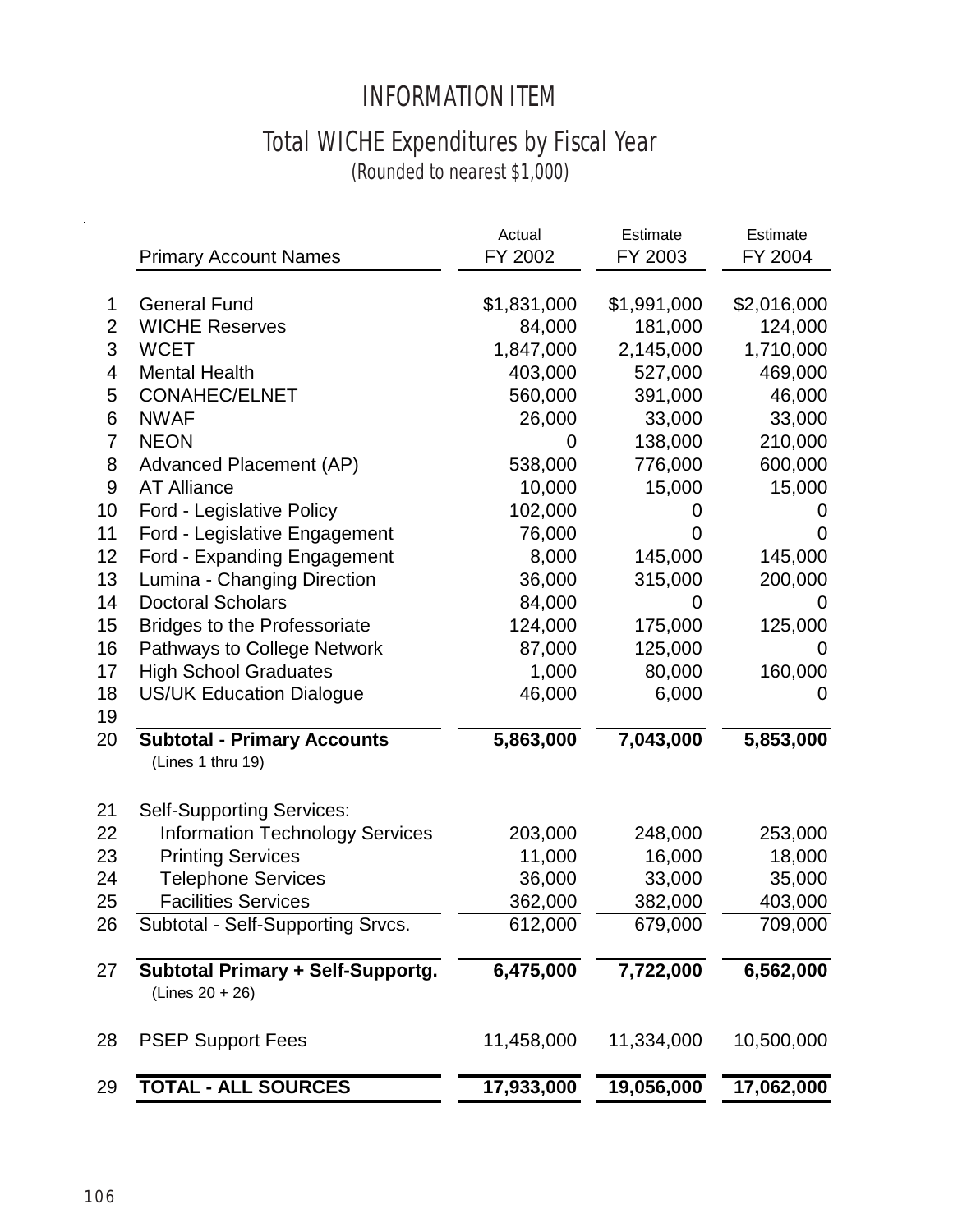# INFORMATION ITEM

## Total WICHE Expenditures by Fiscal Year

*(Rounded to nearest $1,000)*

| | Primary Account Names | Actual FY 2002 | Estimate FY 2003 | Estimate FY 2004 |
|---|---|---|---|---|
| 1 | General Fund | $1,831,000 | $1,991,000 | $2,016,000 |
| 2 | WICHE Reserves | 84,000 | 181,000 | 124,000 |
| 3 | WCET | 1,847,000 | 2,145,000 | 1,710,000 |
| 4 | Mental Health | 403,000 | 527,000 | 469,000 |
| 5 | CONAHEC/ELNET | 560,000 | 391,000 | 46,000 |
| 6 | NWAF | 26,000 | 33,000 | 33,000 |
| 7 | NEON | 0 | 138,000 | 210,000 |
| 8 | Advanced Placement (AP) | 538,000 | 776,000 | 600,000 |
| 9 | AT Alliance | 10,000 | 15,000 | 15,000 |
| 10 | Ford - Legislative Policy | 102,000 | 0 | 0 |
| 11 | Ford - Legislative Engagement | 76,000 | 0 | 0 |
| 12 | Ford - Expanding Engagement | 8,000 | 145,000 | 145,000 |
| 13 | Lumina - Changing Direction | 36,000 | 315,000 | 200,000 |
| 14 | Doctoral Scholars | 84,000 | 0 | 0 |
| 15 | Bridges to the Professoriate | 124,000 | 175,000 | 125,000 |
| 16 | Pathways to College Network | 87,000 | 125,000 | 0 |
| 17 | High School Graduates | 1,000 | 80,000 | 160,000 |
| 18 | US/UK Education Dialogue | 46,000 | 6,000 | 0 |
| 19 | | | | |
| 20 | **Subtotal - Primary Accounts** (Lines 1 thru 19) | **5,863,000** | **7,043,000** | **5,853,000** |
| 21 | Self-Supporting Services: | | | |
| 22 | Information Technology Services | 203,000 | 248,000 | 253,000 |
| 23 | Printing Services | 11,000 | 16,000 | 18,000 |
| 24 | Telephone Services | 36,000 | 33,000 | 35,000 |
| 25 | Facilities Services | 362,000 | 382,000 | 403,000 |
| 26 | Subtotal - Self-Supporting Srvcs. | 612,000 | 679,000 | 709,000 |
| 27 | **Subtotal Primary + Self-Supportg.** (Lines 20 + 26) | **6,475,000** | **7,722,000** | **6,562,000** |
| 28 | PSEP Support Fees | 11,458,000 | 11,334,000 | 10,500,000 |
| 29 | **TOTAL - ALL SOURCES** | **17,933,000** | **19,056,000** | **17,062,000** |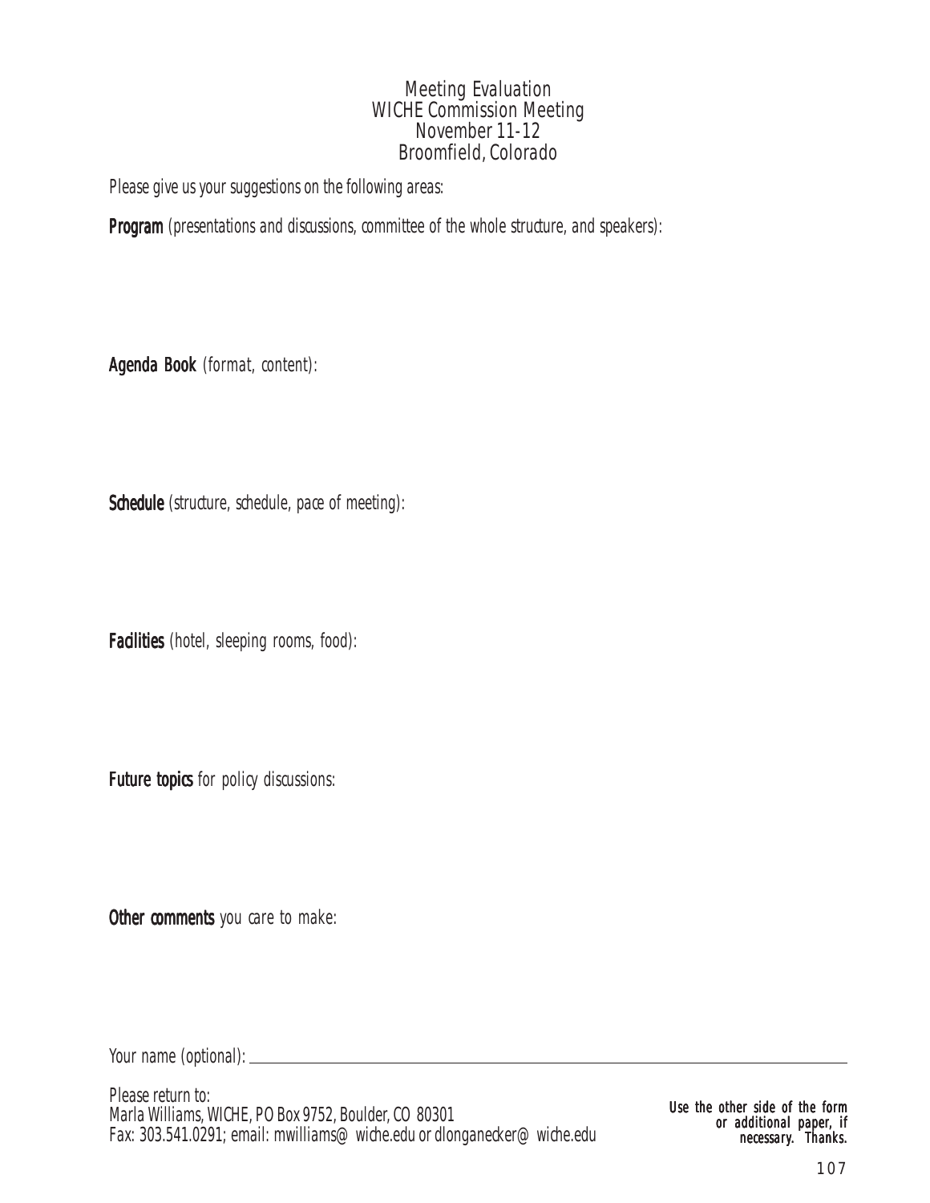# Meeting Evaluation
## WICHE Commission Meeting
### November 11-12
### Broomfield, Colorado

*Please give us your suggestions on the following areas:*

**Program** *(presentations and discussions, committee of the whole structure, and speakers):*

**Agenda Book** *(format, content):*

**Schedule** *(structure, schedule, pace of meeting):*

**Facilities** *(hotel, sleeping rooms, food):*

**Future topics** *for policy discussions:*

**Other comments** *you care to make:*

*Your name (optional):* ______________________________________________

*Please return to:*
*Marla Williams, WICHE, PO Box 9752, Boulder, CO 80301*
*Fax: 303.541.0291; email: mwilliams@wiche.edu or dlonganecker@wiche.edu*

***Use the other side of the form or additional paper, if necessary. Thanks.***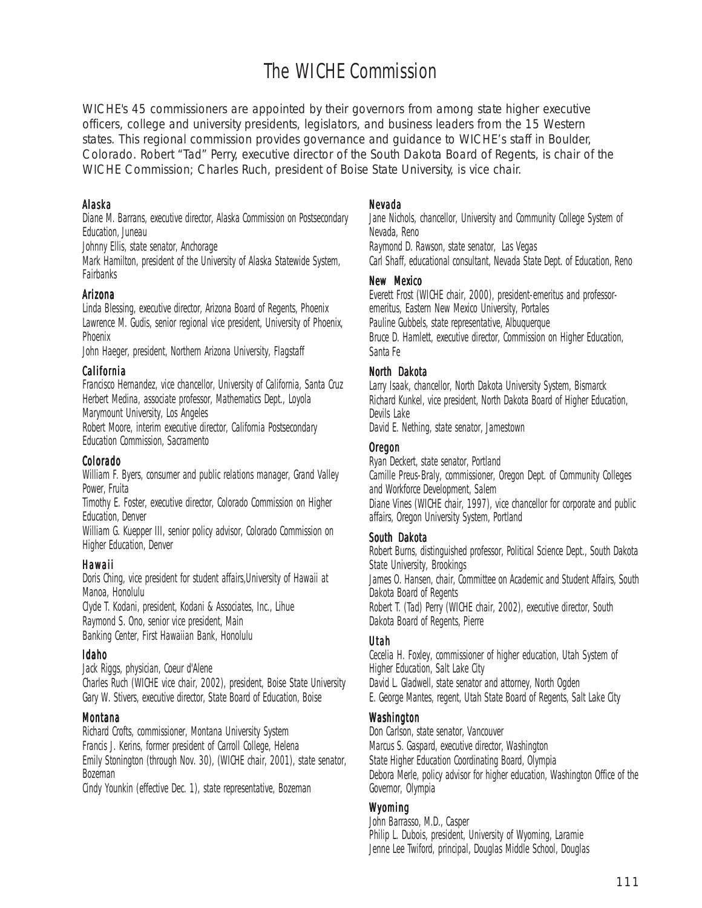# The WICHE Commission

WICHE's 45 commissioners are appointed by their governors from among state higher executive officers, college and university presidents, legislators, and business leaders from the 15 Western states. This regional commission provides governance and guidance to WICHE's staff in Boulder, Colorado. Robert "Tad" Perry, executive director of the South Dakota Board of Regents, is chair of the WICHE Commission; Charles Ruch, president of Boise State University, is vice chair.

### Alaska

Diane M. Barrans, executive director, Alaska Commission on Postsecondary Education, Juneau
Johnny Ellis, state senator, Anchorage
Mark Hamilton, president of the University of Alaska Statewide System, Fairbanks

### Arizona

Linda Blessing, executive director, Arizona Board of Regents, Phoenix
Lawrence M. Gudis, senior regional vice president, University of Phoenix, Phoenix
John Haeger, president, Northern Arizona University, Flagstaff

### California

Francisco Hernandez, vice chancellor, University of California, Santa Cruz
Herbert Medina, associate professor, Mathematics Dept., Loyola Marymount University, Los Angeles
Robert Moore, interim executive director, California Postsecondary Education Commission, Sacramento

### Colorado

William F. Byers, consumer and public relations manager, Grand Valley Power, Fruita
Timothy E. Foster, executive director, Colorado Commission on Higher Education, Denver
William G. Kuepper III, senior policy advisor, Colorado Commission on Higher Education, Denver

### Hawaii

Doris Ching, vice president for student affairs,University of Hawaii at Manoa, Honolulu
Clyde T. Kodani, president, Kodani & Associates, Inc., Lihue
Raymond S. Ono, senior vice president, Main Banking Center, First Hawaiian Bank, Honolulu

### Idaho

Jack Riggs, physician, Coeur d'Alene
Charles Ruch (WICHE vice chair, 2002), president, Boise State University
Gary W. Stivers, executive director, State Board of Education, Boise

### Montana

Richard Crofts, commissioner, Montana University System
Francis J. Kerins, former president of Carroll College, Helena
Emily Stonington (through Nov. 30), (WICHE chair, 2001), state senator, Bozeman
Cindy Younkin (effective Dec. 1), state representative, Bozeman

### Nevada

Jane Nichols, chancellor, University and Community College System of Nevada, Reno
Raymond D. Rawson, state senator, Las Vegas
Carl Shaff, educational consultant, Nevada State Dept. of Education, Reno

### New Mexico

Everett Frost (WICHE chair, 2000), president-emeritus and professor-emeritus, Eastern New Mexico University, Portales
Pauline Gubbels, state representative, Albuquerque
Bruce D. Hamlett, executive director, Commission on Higher Education, Santa Fe

### North Dakota

Larry Isaak, chancellor, North Dakota University System, Bismarck
Richard Kunkel, vice president, North Dakota Board of Higher Education, Devils Lake
David E. Nething, state senator, Jamestown

### Oregon

Ryan Deckert, state senator, Portland
Camille Preus-Braly, commissioner, Oregon Dept. of Community Colleges and Workforce Development, Salem
Diane Vines (WICHE chair, 1997), vice chancellor for corporate and public affairs, Oregon University System, Portland

### South Dakota

Robert Burns, distinguished professor, Political Science Dept., South Dakota State University, Brookings
James O. Hansen, chair, Committee on Academic and Student Affairs, South Dakota Board of Regents
Robert T. (Tad) Perry (WICHE chair, 2002), executive director, South Dakota Board of Regents, Pierre

### Utah

Cecelia H. Foxley, commissioner of higher education, Utah System of Higher Education, Salt Lake City
David L. Gladwell, state senator and attorney, North Ogden
E. George Mantes, regent, Utah State Board of Regents, Salt Lake City

### Washington

Don Carlson, state senator, Vancouver
Marcus S. Gaspard, executive director, Washington State Higher Education Coordinating Board, Olympia
Debora Merle, policy advisor for higher education, Washington Office of the Governor, Olympia

### Wyoming

John Barrasso, M.D., Casper
Philip L. Dubois, president, University of Wyoming, Laramie
Jenne Lee Twiford, principal, Douglas Middle School, Douglas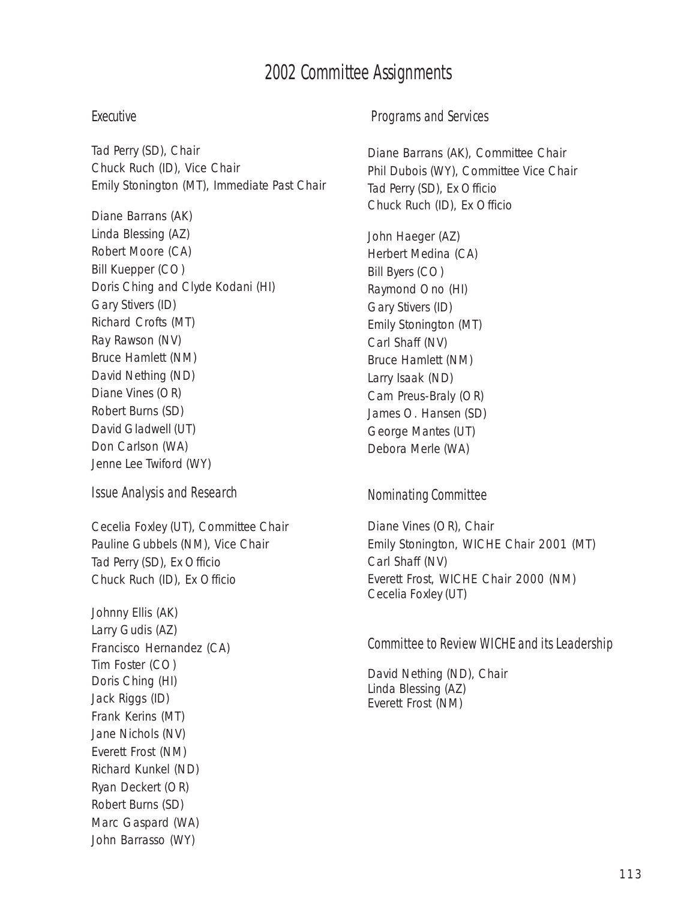# 2002 Committee Assignments

## Executive

Tad Perry (SD), Chair
Chuck Ruch (ID), Vice Chair
Emily Stonington (MT), Immediate Past Chair

Diane Barrans (AK)
Linda Blessing (AZ)
Robert Moore (CA)
Bill Kuepper (CO)
Doris Ching and Clyde Kodani (HI)
Gary Stivers (ID)
Richard Crofts (MT)
Ray Rawson (NV)
Bruce Hamlett (NM)
David Nething (ND)
Diane Vines (OR)
Robert Burns (SD)
David Gladwell (UT)
Don Carlson (WA)
Jenne Lee Twiford (WY)

## Issue Analysis and Research

Cecelia Foxley (UT), Committee Chair
Pauline Gubbels (NM), Vice Chair
Tad Perry (SD), Ex Officio
Chuck Ruch (ID), Ex Officio

Johnny Ellis (AK)
Larry Gudis (AZ)
Francisco Hernandez (CA)
Tim Foster (CO)
Doris Ching (HI)
Jack Riggs (ID)
Frank Kerins (MT)
Jane Nichols (NV)
Everett Frost (NM)
Richard Kunkel (ND)
Ryan Deckert (OR)
Robert Burns (SD)
Marc Gaspard (WA)
John Barrasso (WY)

## Programs and Services

Diane Barrans (AK), Committee Chair
Phil Dubois (WY), Committee Vice Chair
Tad Perry (SD), Ex Officio
Chuck Ruch (ID), Ex Officio

John Haeger (AZ)
Herbert Medina (CA)
Bill Byers (CO)
Raymond Ono (HI)
Gary Stivers (ID)
Emily Stonington (MT)
Carl Shaff (NV)
Bruce Hamlett (NM)
Larry Isaak (ND)
Cam Preus-Braly (OR)
James O. Hansen (SD)
George Mantes (UT)
Debora Merle (WA)

## Nominating Committee

Diane Vines (OR), Chair
Emily Stonington, WICHE Chair 2001 (MT)
Carl Shaff (NV)
Everett Frost, WICHE Chair 2000 (NM)
Cecelia Foxley (UT)

## Committee to Review WICHE and its Leadership

David Nething (ND), Chair
Linda Blessing (AZ)
Everett Frost (NM)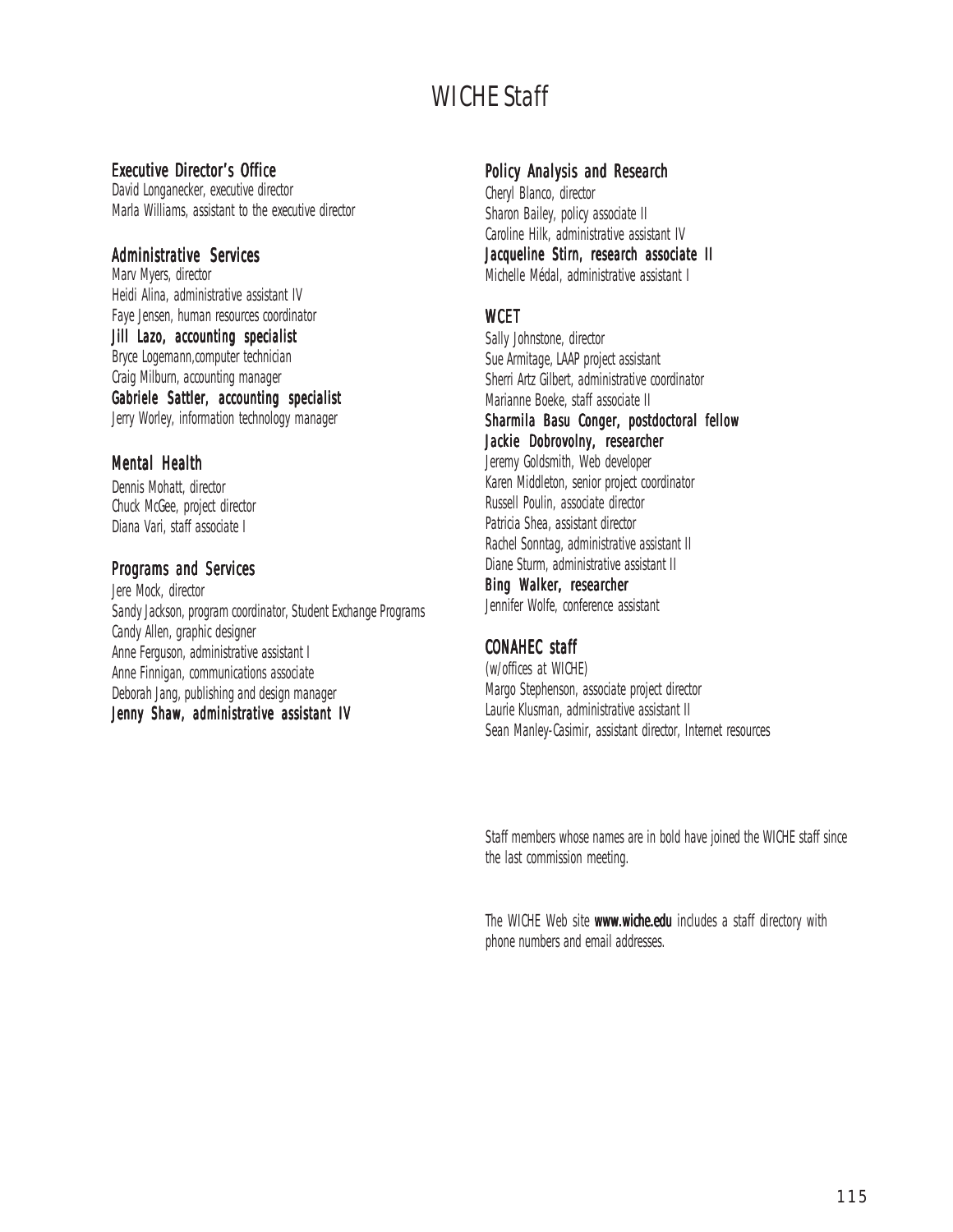# WICHE Staff

## Executive Director's Office

David Longanecker, executive director
Marla Williams, assistant to the executive director

## Administrative Services

Marv Myers, director
Heidi Alina, administrative assistant IV
Faye Jensen, human resources coordinator
**Jill Lazo, accounting specialist**
Bryce Logemann,computer technician
Craig Milburn, accounting manager
**Gabriele Sattler, accounting specialist**
Jerry Worley, information technology manager

## Mental Health

Dennis Mohatt, director
Chuck McGee, project director
Diana Vari, staff associate I

## Programs and Services

Jere Mock, director
Sandy Jackson, program coordinator, Student Exchange Programs
Candy Allen, graphic designer
Anne Ferguson, administrative assistant I
Anne Finnigan, communications associate
Deborah Jang, publishing and design manager
**Jenny Shaw, administrative assistant IV**

## Policy Analysis and Research

Cheryl Blanco, director
Sharon Bailey, policy associate II
Caroline Hilk, administrative assistant IV
**Jacqueline Stirn, research associate II**
Michelle Médal, administrative assistant I

## WCET

Sally Johnstone, director
Sue Armitage, LAAP project assistant
Sherri Artz Gilbert, administrative coordinator
Marianne Boeke, staff associate II
**Sharmila Basu Conger, postdoctoral fellow**
**Jackie Dobrovolny, researcher**
Jeremy Goldsmith, Web developer
Karen Middleton, senior project coordinator
Russell Poulin, associate director
Patricia Shea, assistant director
Rachel Sonntag, administrative assistant II
Diane Sturm, administrative assistant II
**Bing Walker, researcher**
Jennifer Wolfe, conference assistant

## CONAHEC staff

(w/offices at WICHE)
Margo Stephenson, associate project director
Laurie Klusman, administrative assistant II
Sean Manley-Casimir, assistant director, Internet resources

Staff members whose names are in bold have joined the WICHE staff since the last commission meeting.

The WICHE Web site **www.wiche.edu** includes a staff directory with phone numbers and email addresses.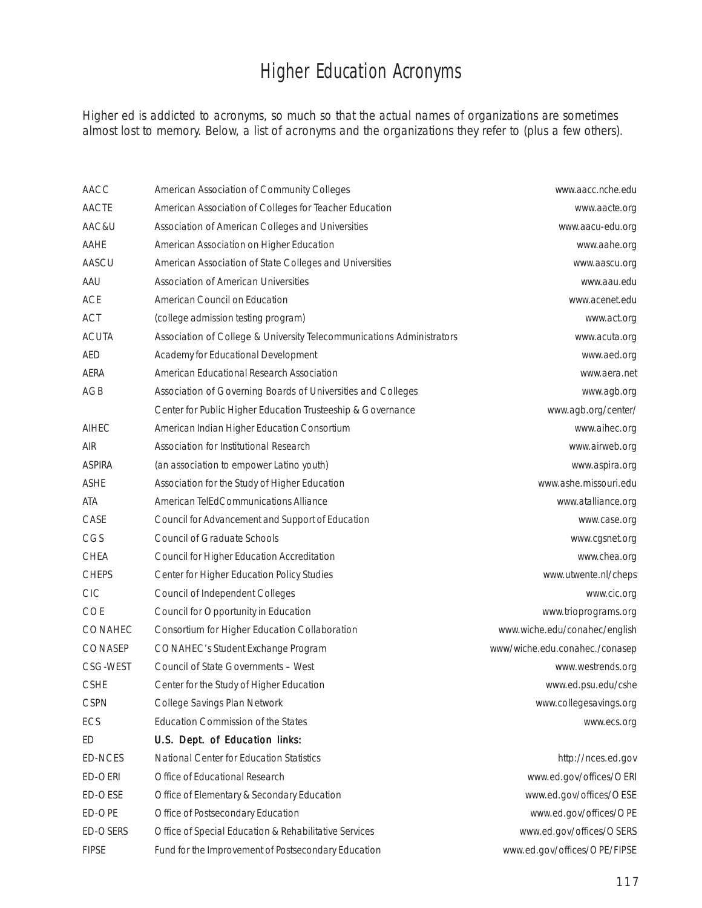# Higher Education Acronyms

Higher ed is addicted to acronyms, so much so that the actual names of organizations are sometimes almost lost to memory. Below, a list of acronyms and the organizations they refer to (plus a few others).

| | | |
|---|---|---|
| AACC | American Association of Community Colleges | www.aacc.nche.edu |
| AACTE | American Association of Colleges for Teacher Education | www.aacte.org |
| AAC&U | Association of American Colleges and Universities | www.aacu-edu.org |
| AAHE | American Association on Higher Education | www.aahe.org |
| AASCU | American Association of State Colleges and Universities | www.aascu.org |
| AAU | Association of American Universities | www.aau.edu |
| ACE | American Council on Education | www.acenet.edu |
| ACT | (college admission testing program) | www.act.org |
| ACUTA | Association of College & University Telecommunications Administrators | www.acuta.org |
| AED | Academy for Educational Development | www.aed.org |
| AERA | American Educational Research Association | www.aera.net |
| AGB | Association of Governing Boards of Universities and Colleges | www.agb.org |
| | Center for Public Higher Education Trusteeship & Governance | www.agb.org/center/ |
| AIHEC | American Indian Higher Education Consortium | www.aihec.org |
| AIR | Association for Institutional Research | www.airweb.org |
| ASPIRA | (an association to empower Latino youth) | www.aspira.org |
| ASHE | Association for the Study of Higher Education | www.ashe.missouri.edu |
| ATA | American TelEdCommunications Alliance | www.atalliance.org |
| CASE | Council for Advancement and Support of Education | www.case.org |
| CGS | Council of Graduate Schools | www.cgsnet.org |
| CHEA | Council for Higher Education Accreditation | www.chea.org |
| CHEPS | Center for Higher Education Policy Studies | www.utwente.nl/cheps |
| CIC | Council of Independent Colleges | www.cic.org |
| COE | Council for Opportunity in Education | www.trioprograms.org |
| CONAHEC | Consortium for Higher Education Collaboration | www.wiche.edu/conahec/english |
| CONASEP | CONAHEC's Student Exchange Program | www/wiche.edu.conahec./conasep |
| CSG-WEST | Council of State Governments – West | www.westrends.org |
| CSHE | Center for the Study of Higher Education | www.ed.psu.edu/cshe |
| CSPN | College Savings Plan Network | www.collegesavings.org |
| ECS | Education Commission of the States | www.ecs.org |
| ED | **U.S. Dept. of Education links:** | |
| ED-NCES | National Center for Education Statistics | http://nces.ed.gov |
| ED-OERI | Office of Educational Research | www.ed.gov/offices/OERI |
| ED-OESE | Office of Elementary & Secondary Education | www.ed.gov/offices/OESE |
| ED-OPE | Office of Postsecondary Education | www.ed.gov/offices/OPE |
| ED-OSERS | Office of Special Education & Rehabilitative Services | www.ed.gov/offices/OSERS |
| FIPSE | Fund for the Improvement of Postsecondary Education | www.ed.gov/offices/OPE/FIPSE |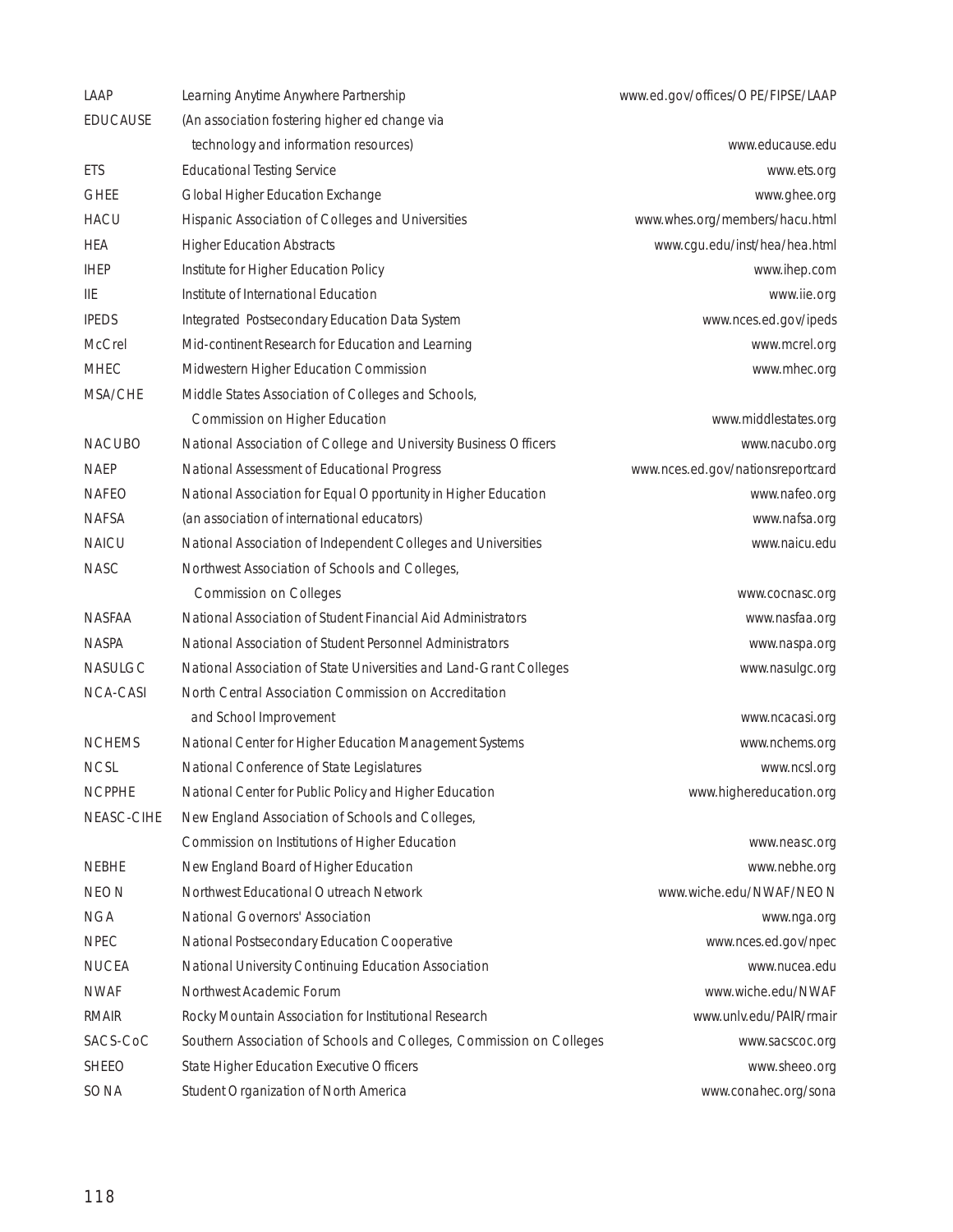| | | |
|---|---|---|
| LAAP | Learning Anytime Anywhere Partnership | www.ed.gov/offices/OPE/FIPSE/LAAP |
| EDUCAUSE | (An association fostering higher ed change via technology and information resources) | www.educause.edu |
| ETS | Educational Testing Service | www.ets.org |
| GHEE | Global Higher Education Exchange | www.ghee.org |
| HACU | Hispanic Association of Colleges and Universities | www.whes.org/members/hacu.html |
| HEA | Higher Education Abstracts | www.cgu.edu/inst/hea/hea.html |
| IHEP | Institute for Higher Education Policy | www.ihep.com |
| IIE | Institute of International Education | www.iie.org |
| IPEDS | Integrated Postsecondary Education Data System | www.nces.ed.gov/ipeds |
| McCrel | Mid-continent Research for Education and Learning | www.mcrel.org |
| MHEC | Midwestern Higher Education Commission | www.mhec.org |
| MSA/CHE | Middle States Association of Colleges and Schools, Commission on Higher Education | www.middlestates.org |
| NACUBO | National Association of College and University Business Officers | www.nacubo.org |
| NAEP | National Assessment of Educational Progress | www.nces.ed.gov/nationsreportcard |
| NAFEO | National Association for Equal Opportunity in Higher Education | www.nafeo.org |
| NAFSA | (an association of international educators) | www.nafsa.org |
| NAICU | National Association of Independent Colleges and Universities | www.naicu.edu |
| NASC | Northwest Association of Schools and Colleges, Commission on Colleges | www.cocnasc.org |
| NASFAA | National Association of Student Financial Aid Administrators | www.nasfaa.org |
| NASPA | National Association of Student Personnel Administrators | www.naspa.org |
| NASULGC | National Association of State Universities and Land-Grant Colleges | www.nasulgc.org |
| NCA-CASI | North Central Association Commission on Accreditation and School Improvement | www.ncacasi.org |
| NCHEMS | National Center for Higher Education Management Systems | www.nchems.org |
| NCSL | National Conference of State Legislatures | www.ncsl.org |
| NCPPHE | National Center for Public Policy and Higher Education | www.highereducation.org |
| NEASC-CIHE | New England Association of Schools and Colleges, Commission on Institutions of Higher Education | www.neasc.org |
| NEBHE | New England Board of Higher Education | www.nebhe.org |
| NEON | Northwest Educational Outreach Network | www.wiche.edu/NWAF/NEON |
| NGA | National Governors' Association | www.nga.org |
| NPEC | National Postsecondary Education Cooperative | www.nces.ed.gov/npec |
| NUCEA | National University Continuing Education Association | www.nucea.edu |
| NWAF | Northwest Academic Forum | www.wiche.edu/NWAF |
| RMAIR | Rocky Mountain Association for Institutional Research | www.unlv.edu/PAIR/rmair |
| SACS-CoC | Southern Association of Schools and Colleges, Commission on Colleges | www.sacscoc.org |
| SHEEO | State Higher Education Executive Officers | www.sheeo.org |
| SONA | Student Organization of North America | www.conahec.org/sona |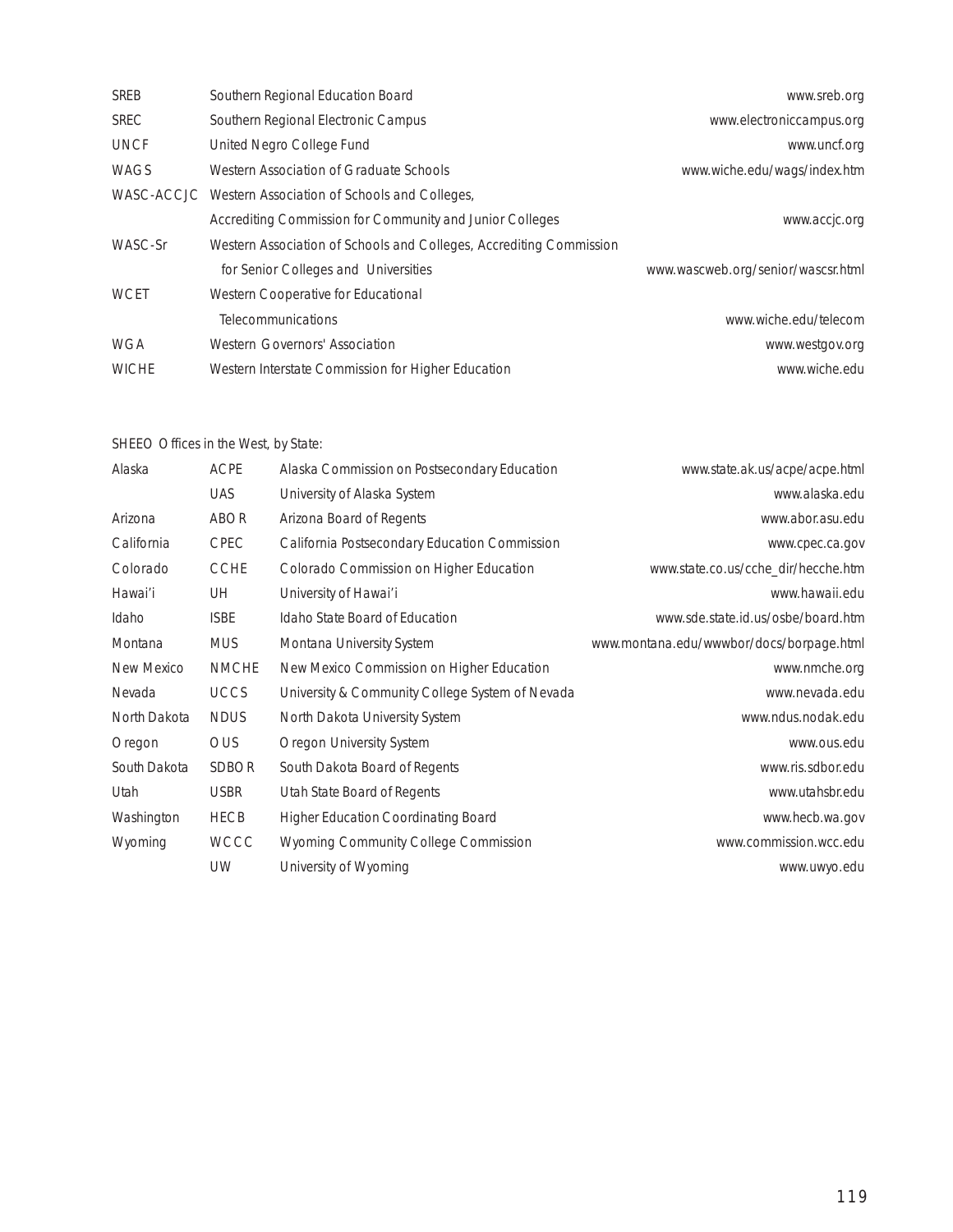| | | |
|---|---|---|
| SREB | Southern Regional Education Board | www.sreb.org |
| SREC | Southern Regional Electronic Campus | www.electroniccampus.org |
| UNCF | United Negro College Fund | www.uncf.org |
| WAGS | Western Association of Graduate Schools | www.wiche.edu/wags/index.htm |
| WASC-ACCJC | Western Association of Schools and Colleges, Accrediting Commission for Community and Junior Colleges | www.accjc.org |
| WASC-Sr | Western Association of Schools and Colleges, Accrediting Commission for Senior Colleges and Universities | www.wascweb.org/senior/wascsr.html |
| WCET | Western Cooperative for Educational Telecommunications | www.wiche.edu/telecom |
| WGA | Western Governors' Association | www.westgov.org |
| WICHE | Western Interstate Commission for Higher Education | www.wiche.edu |

SHEEO Offices in the West, by State:

| | | | |
|---|---|---|---|
| Alaska | ACPE | Alaska Commission on Postsecondary Education | www.state.ak.us/acpe/acpe.html |
| | UAS | University of Alaska System | www.alaska.edu |
| Arizona | ABOR | Arizona Board of Regents | www.abor.asu.edu |
| California | CPEC | California Postsecondary Education Commission | www.cpec.ca.gov |
| Colorado | CCHE | Colorado Commission on Higher Education | www.state.co.us/cche_dir/hecche.htm |
| Hawai'i | UH | University of Hawai'i | www.hawaii.edu |
| Idaho | ISBE | Idaho State Board of Education | www.sde.state.id.us/osbe/board.htm |
| Montana | MUS | Montana University System | www.montana.edu/wwwbor/docs/borpage.html |
| New Mexico | NMCHE | New Mexico Commission on Higher Education | www.nmche.org |
| Nevada | UCCS | University & Community College System of Nevada | www.nevada.edu |
| North Dakota | NDUS | North Dakota University System | www.ndus.nodak.edu |
| Oregon | OUS | Oregon University System | www.ous.edu |
| South Dakota | SDBOR | South Dakota Board of Regents | www.ris.sdbor.edu |
| Utah | USBR | Utah State Board of Regents | www.utahsbr.edu |
| Washington | HECB | Higher Education Coordinating Board | www.hecb.wa.gov |
| Wyoming | WCCC | Wyoming Community College Commission | www.commission.wcc.edu |
| | UW | University of Wyoming | www.uwyo.edu |